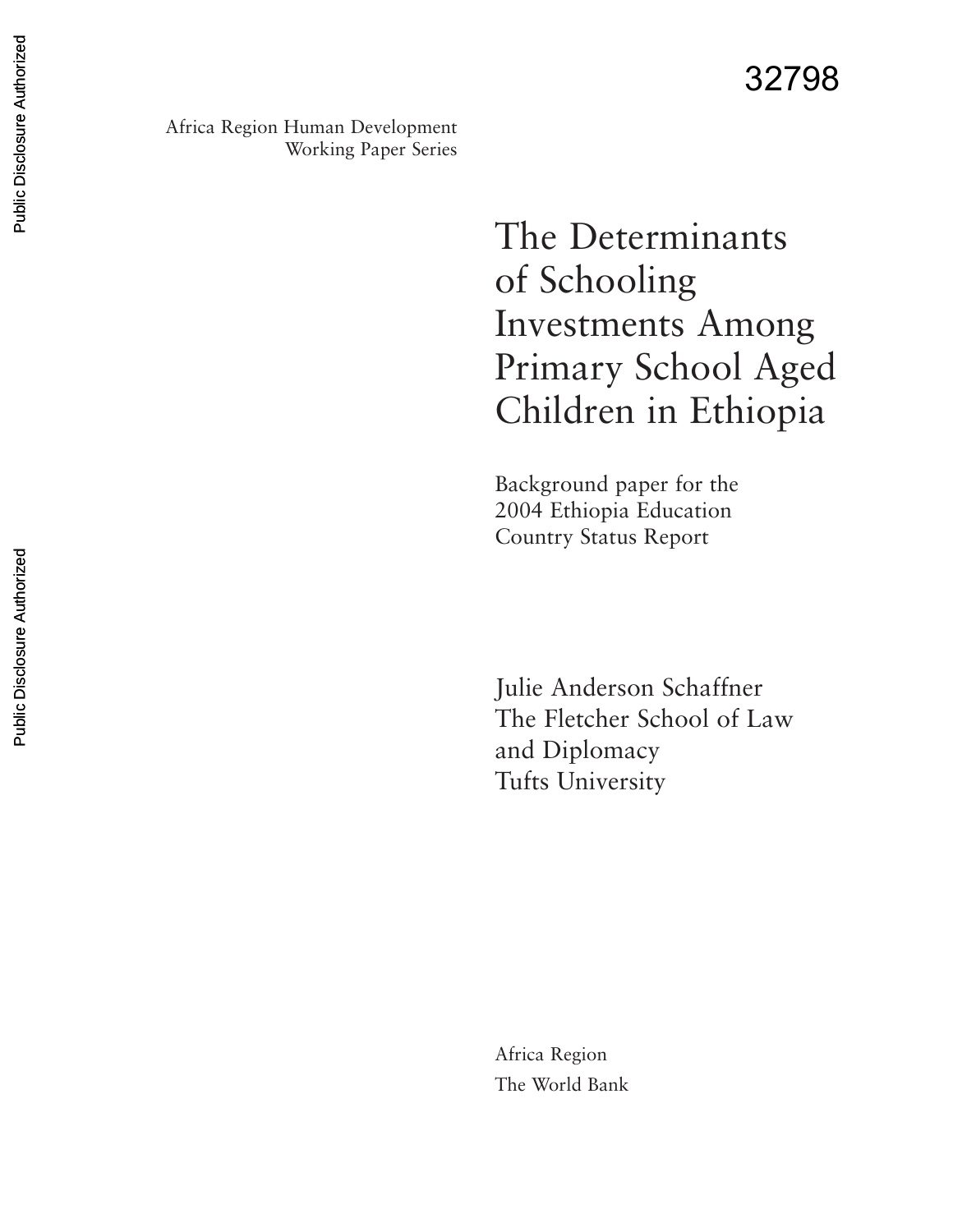32798

Africa Region Human Development
Working Paper Series

# The Determinants of Schooling Investments Among Primary School Aged Children in Ethiopia

Background paper for the
2004 Ethiopia Education
Country Status Report

Julie Anderson Schaffner
The Fletcher School of Law
and Diplomacy
Tufts University

Africa Region
The World Bank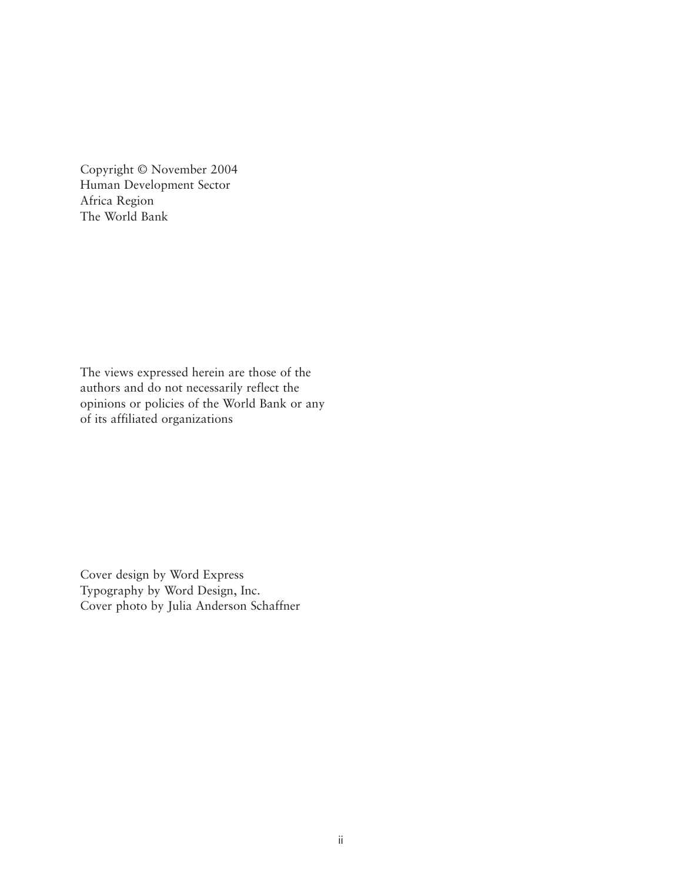Copyright © November 2004
Human Development Sector
Africa Region
The World Bank

The views expressed herein are those of the authors and do not necessarily reflect the opinions or policies of the World Bank or any of its affiliated organizations

Cover design by Word Express
Typography by Word Design, Inc.
Cover photo by Julia Anderson Schaffner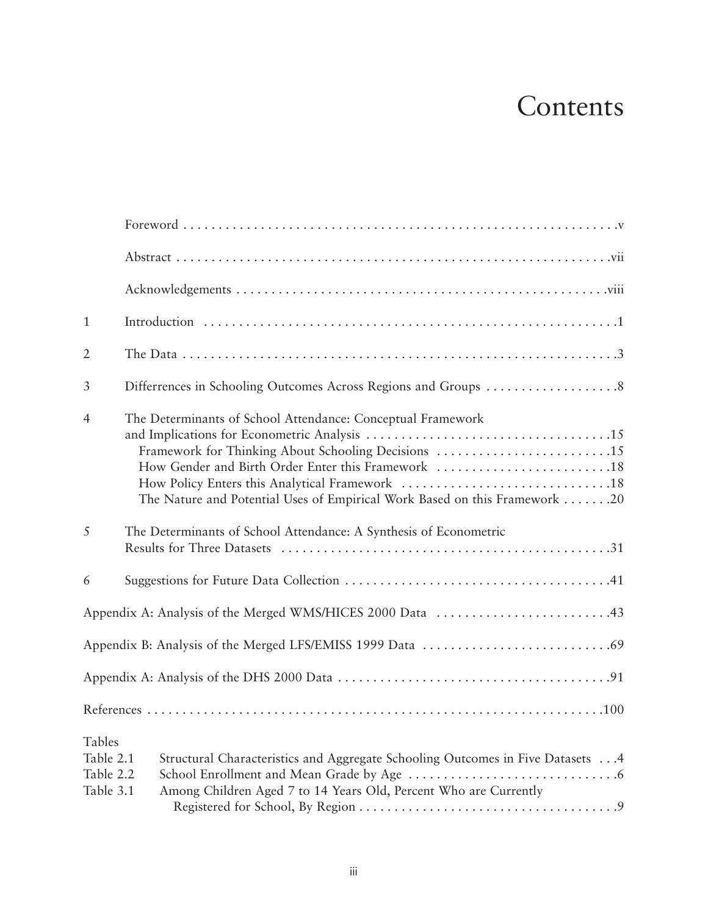# Contents

Foreword . . . . . . . . . . . . . . . . . . . . . . . . . . . . . . . . . . . . . . . . . . . . . . . . . . . . . . . . . . . . . . .v

Abstract . . . . . . . . . . . . . . . . . . . . . . . . . . . . . . . . . . . . . . . . . . . . . . . . . . . . . . . . . . . . . . .vii

Acknowledgements . . . . . . . . . . . . . . . . . . . . . . . . . . . . . . . . . . . . . . . . . . . . . . . . . . . . . .viii

1 Introduction . . . . . . . . . . . . . . . . . . . . . . . . . . . . . . . . . . . . . . . . . . . . . . . . . . . . . . . . . . . .1

2 The Data . . . . . . . . . . . . . . . . . . . . . . . . . . . . . . . . . . . . . . . . . . . . . . . . . . . . . . . . . . . . . . .3

3 Differrences in Schooling Outcomes Across Regions and Groups . . . . . . . . . . . . . . . . . . .8

4 The Determinants of School Attendance: Conceptual Framework and Implications for Econometric Analysis . . . . . . . . . . . . . . . . . . . . . . . . . . . . . . . . . . .15
- Framework for Thinking About Schooling Decisions . . . . . . . . . . . . . . . . . . . . . . . . .15
- How Gender and Birth Order Enter this Framework . . . . . . . . . . . . . . . . . . . . . . . . .18
- How Policy Enters this Analytical Framework . . . . . . . . . . . . . . . . . . . . . . . . . . . . . .18
- The Nature and Potential Uses of Empirical Work Based on this Framework . . . . . . .20

5 The Determinants of School Attendance: A Synthesis of Econometric Results for Three Datasets . . . . . . . . . . . . . . . . . . . . . . . . . . . . . . . . . . . . . . . . . . . . . . . .31

6 Suggestions for Future Data Collection . . . . . . . . . . . . . . . . . . . . . . . . . . . . . . . . . . . . . .41

Appendix A: Analysis of the Merged WMS/HICES 2000 Data . . . . . . . . . . . . . . . . . . . . . . . . .43

Appendix B: Analysis of the Merged LFS/EMISS 1999 Data . . . . . . . . . . . . . . . . . . . . . . . . . . .69

Appendix A: Analysis of the DHS 2000 Data . . . . . . . . . . . . . . . . . . . . . . . . . . . . . . . . . . . . . . .91

References . . . . . . . . . . . . . . . . . . . . . . . . . . . . . . . . . . . . . . . . . . . . . . . . . . . . . . . . . . . . . . . . .100

Tables

Table 2.1 Structural Characteristics and Aggregate Schooling Outcomes in Five Datasets . . .4

Table 2.2 School Enrollment and Mean Grade by Age . . . . . . . . . . . . . . . . . . . . . . . . . . . . . .6

Table 3.1 Among Children Aged 7 to 14 Years Old, Percent Who are Currently Registered for School, By Region . . . . . . . . . . . . . . . . . . . . . . . . . . . . . . . . . . . . .9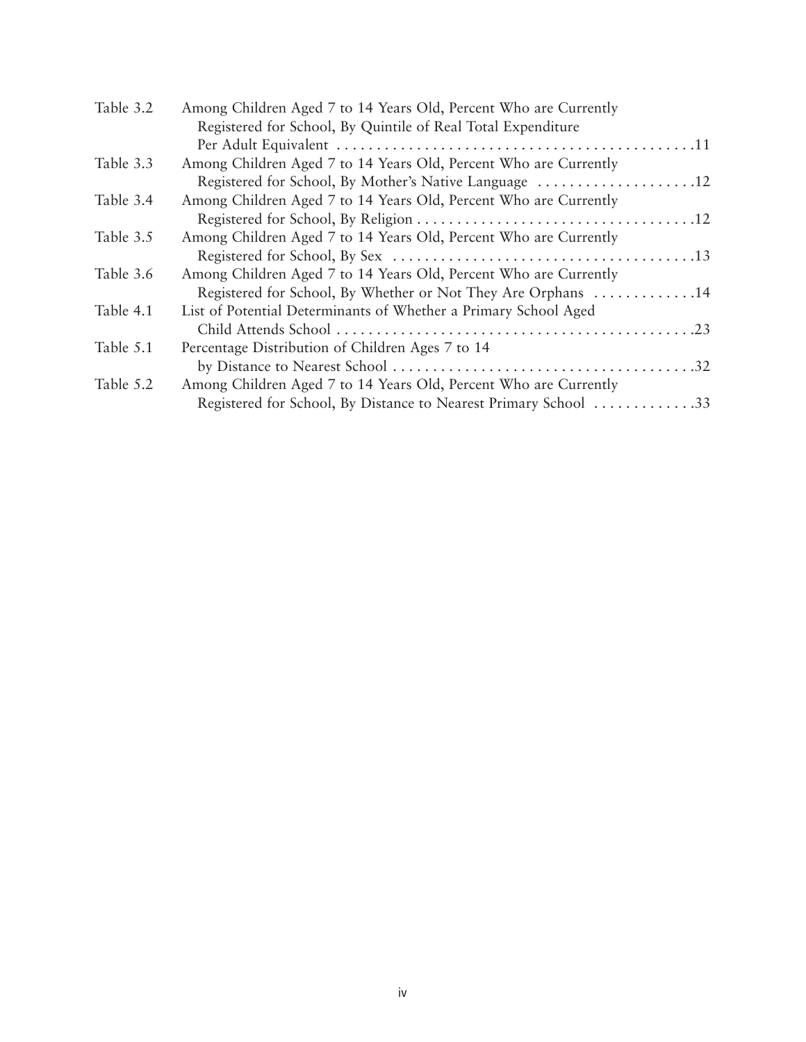| | | |
|---|---|---|
| Table 3.2 | Among Children Aged 7 to 14 Years Old, Percent Who are Currently Registered for School, By Quintile of Real Total Expenditure Per Adult Equivalent | 11 |
| Table 3.3 | Among Children Aged 7 to 14 Years Old, Percent Who are Currently Registered for School, By Mother's Native Language | 12 |
| Table 3.4 | Among Children Aged 7 to 14 Years Old, Percent Who are Currently Registered for School, By Religion | 12 |
| Table 3.5 | Among Children Aged 7 to 14 Years Old, Percent Who are Currently Registered for School, By Sex | 13 |
| Table 3.6 | Among Children Aged 7 to 14 Years Old, Percent Who are Currently Registered for School, By Whether or Not They Are Orphans | 14 |
| Table 4.1 | List of Potential Determinants of Whether a Primary School Aged Child Attends School | 23 |
| Table 5.1 | Percentage Distribution of Children Ages 7 to 14 by Distance to Nearest School | 32 |
| Table 5.2 | Among Children Aged 7 to 14 Years Old, Percent Who are Currently Registered for School, By Distance to Nearest Primary School | 33 |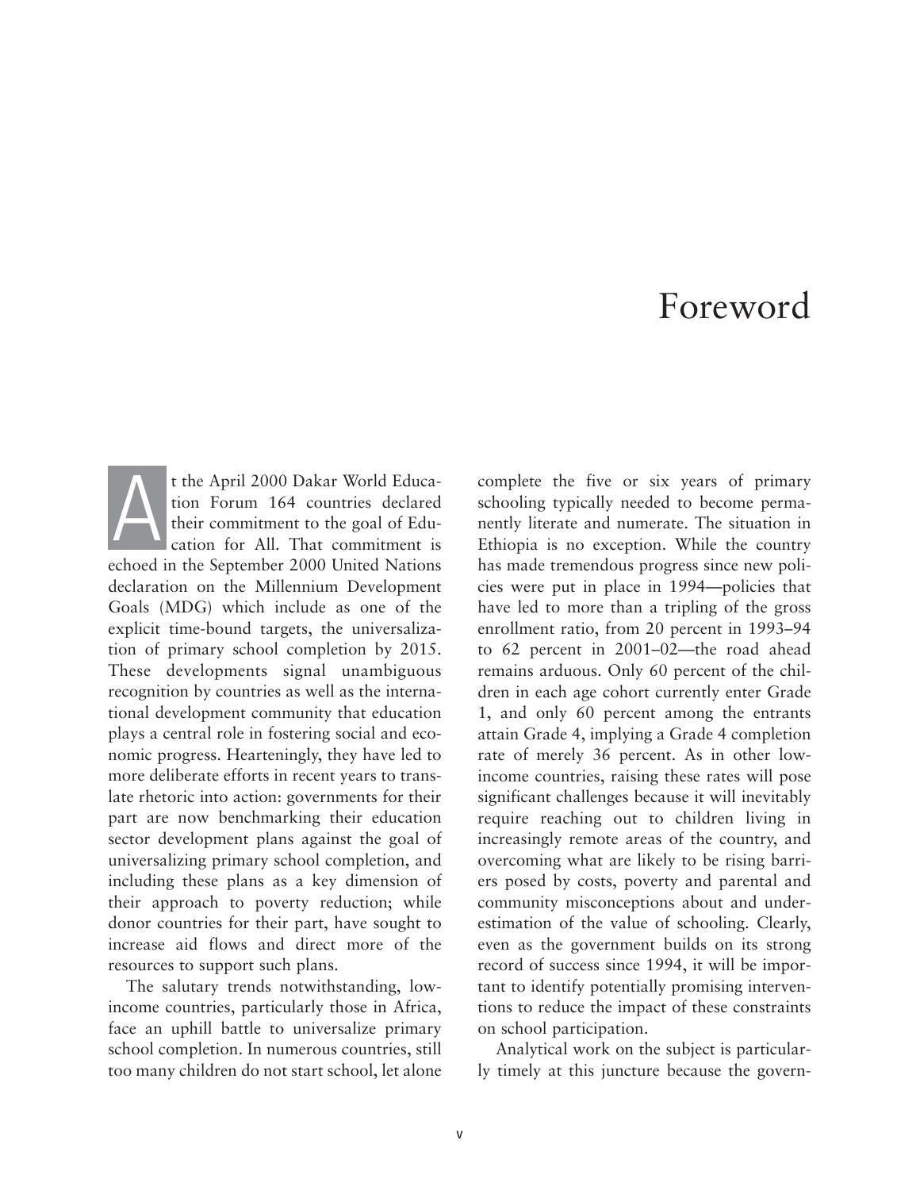# Foreword

At the April 2000 Dakar World Education Forum 164 countries declared their commitment to the goal of Education for All. That commitment is echoed in the September 2000 United Nations declaration on the Millennium Development Goals (MDG) which include as one of the explicit time-bound targets, the universalization of primary school completion by 2015. These developments signal unambiguous recognition by countries as well as the international development community that education plays a central role in fostering social and economic progress. Hearteningly, they have led to more deliberate efforts in recent years to translate rhetoric into action: governments for their part are now benchmarking their education sector development plans against the goal of universalizing primary school completion, and including these plans as a key dimension of their approach to poverty reduction; while donor countries for their part, have sought to increase aid flows and direct more of the resources to support such plans.

The salutary trends notwithstanding, low-income countries, particularly those in Africa, face an uphill battle to universalize primary school completion. In numerous countries, still too many children do not start school, let alone complete the five or six years of primary schooling typically needed to become permanently literate and numerate. The situation in Ethiopia is no exception. While the country has made tremendous progress since new policies were put in place in 1994—policies that have led to more than a tripling of the gross enrollment ratio, from 20 percent in 1993–94 to 62 percent in 2001–02—the road ahead remains arduous. Only 60 percent of the children in each age cohort currently enter Grade 1, and only 60 percent among the entrants attain Grade 4, implying a Grade 4 completion rate of merely 36 percent. As in other low-income countries, raising these rates will pose significant challenges because it will inevitably require reaching out to children living in increasingly remote areas of the country, and overcoming what are likely to be rising barriers posed by costs, poverty and parental and community misconceptions about and underestimation of the value of schooling. Clearly, even as the government builds on its strong record of success since 1994, it will be important to identify potentially promising interventions to reduce the impact of these constraints on school participation.

Analytical work on the subject is particularly timely at this juncture because the govern-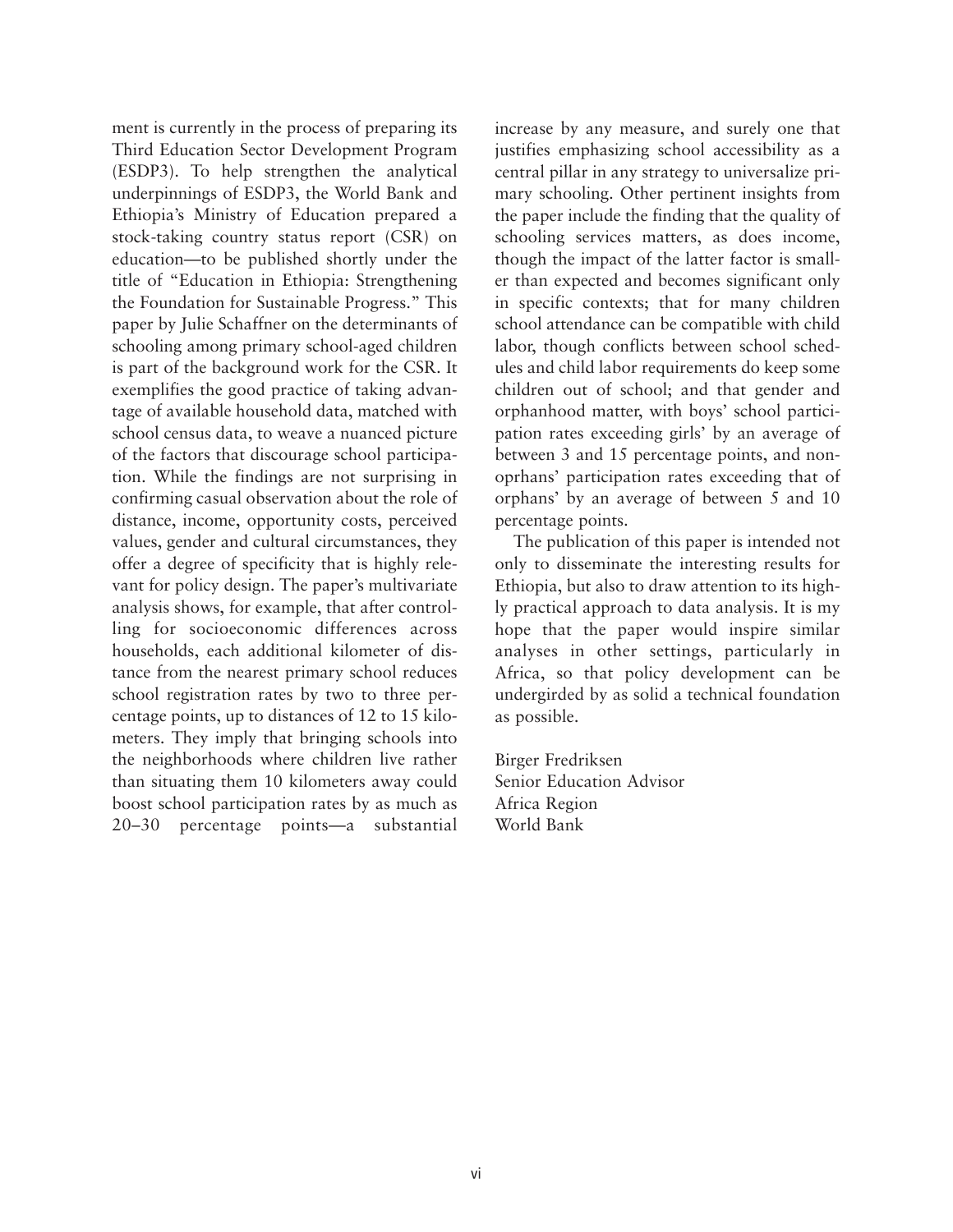ment is currently in the process of preparing its Third Education Sector Development Program (ESDP3). To help strengthen the analytical underpinnings of ESDP3, the World Bank and Ethiopia's Ministry of Education prepared a stock-taking country status report (CSR) on education—to be published shortly under the title of "Education in Ethiopia: Strengthening the Foundation for Sustainable Progress." This paper by Julie Schaffner on the determinants of schooling among primary school-aged children is part of the background work for the CSR. It exemplifies the good practice of taking advantage of available household data, matched with school census data, to weave a nuanced picture of the factors that discourage school participation. While the findings are not surprising in confirming casual observation about the role of distance, income, opportunity costs, perceived values, gender and cultural circumstances, they offer a degree of specificity that is highly relevant for policy design. The paper's multivariate analysis shows, for example, that after controlling for socioeconomic differences across households, each additional kilometer of distance from the nearest primary school reduces school registration rates by two to three percentage points, up to distances of 12 to 15 kilometers. They imply that bringing schools into the neighborhoods where children live rather than situating them 10 kilometers away could boost school participation rates by as much as 20–30 percentage points—a substantial increase by any measure, and surely one that justifies emphasizing school accessibility as a central pillar in any strategy to universalize primary schooling. Other pertinent insights from the paper include the finding that the quality of schooling services matters, as does income, though the impact of the latter factor is smaller than expected and becomes significant only in specific contexts; that for many children school attendance can be compatible with child labor, though conflicts between school schedules and child labor requirements do keep some children out of school; and that gender and orphanhood matter, with boys' school participation rates exceeding girls' by an average of between 3 and 15 percentage points, and nonoprhans' participation rates exceeding that of orphans' by an average of between 5 and 10 percentage points.

The publication of this paper is intended not only to disseminate the interesting results for Ethiopia, but also to draw attention to its highly practical approach to data analysis. It is my hope that the paper would inspire similar analyses in other settings, particularly in Africa, so that policy development can be undergirded by as solid a technical foundation as possible.

Birger Fredriksen
Senior Education Advisor
Africa Region
World Bank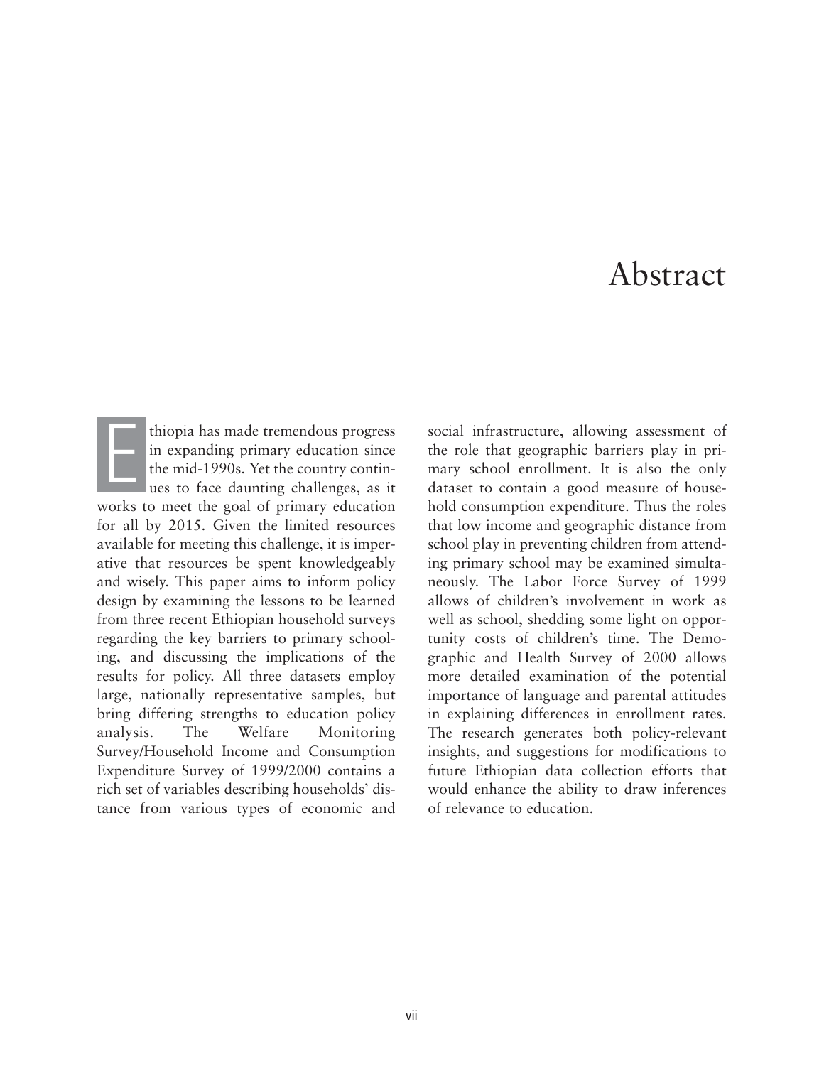# Abstract

Ethiopia has made tremendous progress in expanding primary education since the mid-1990s. Yet the country continues to face daunting challenges, as it works to meet the goal of primary education for all by 2015. Given the limited resources available for meeting this challenge, it is imperative that resources be spent knowledgeably and wisely. This paper aims to inform policy design by examining the lessons to be learned from three recent Ethiopian household surveys regarding the key barriers to primary schooling, and discussing the implications of the results for policy. All three datasets employ large, nationally representative samples, but bring differing strengths to education policy analysis. The Welfare Monitoring Survey/Household Income and Consumption Expenditure Survey of 1999/2000 contains a rich set of variables describing households' distance from various types of economic and social infrastructure, allowing assessment of the role that geographic barriers play in primary school enrollment. It is also the only dataset to contain a good measure of household consumption expenditure. Thus the roles that low income and geographic distance from school play in preventing children from attending primary school may be examined simultaneously. The Labor Force Survey of 1999 allows of children's involvement in work as well as school, shedding some light on opportunity costs of children's time. The Demographic and Health Survey of 2000 allows more detailed examination of the potential importance of language and parental attitudes in explaining differences in enrollment rates. The research generates both policy-relevant insights, and suggestions for modifications to future Ethiopian data collection efforts that would enhance the ability to draw inferences of relevance to education.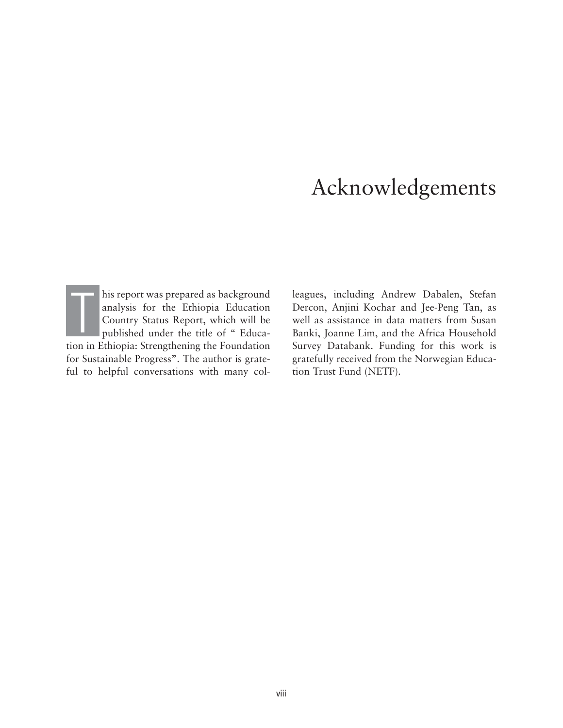# Acknowledgements

This report was prepared as background analysis for the Ethiopia Education Country Status Report, which will be published under the title of " Education in Ethiopia: Strengthening the Foundation for Sustainable Progress". The author is grateful to helpful conversations with many colleagues, including Andrew Dabalen, Stefan Dercon, Anjini Kochar and Jee-Peng Tan, as well as assistance in data matters from Susan Banki, Joanne Lim, and the Africa Household Survey Databank. Funding for this work is gratefully received from the Norwegian Education Trust Fund (NETF).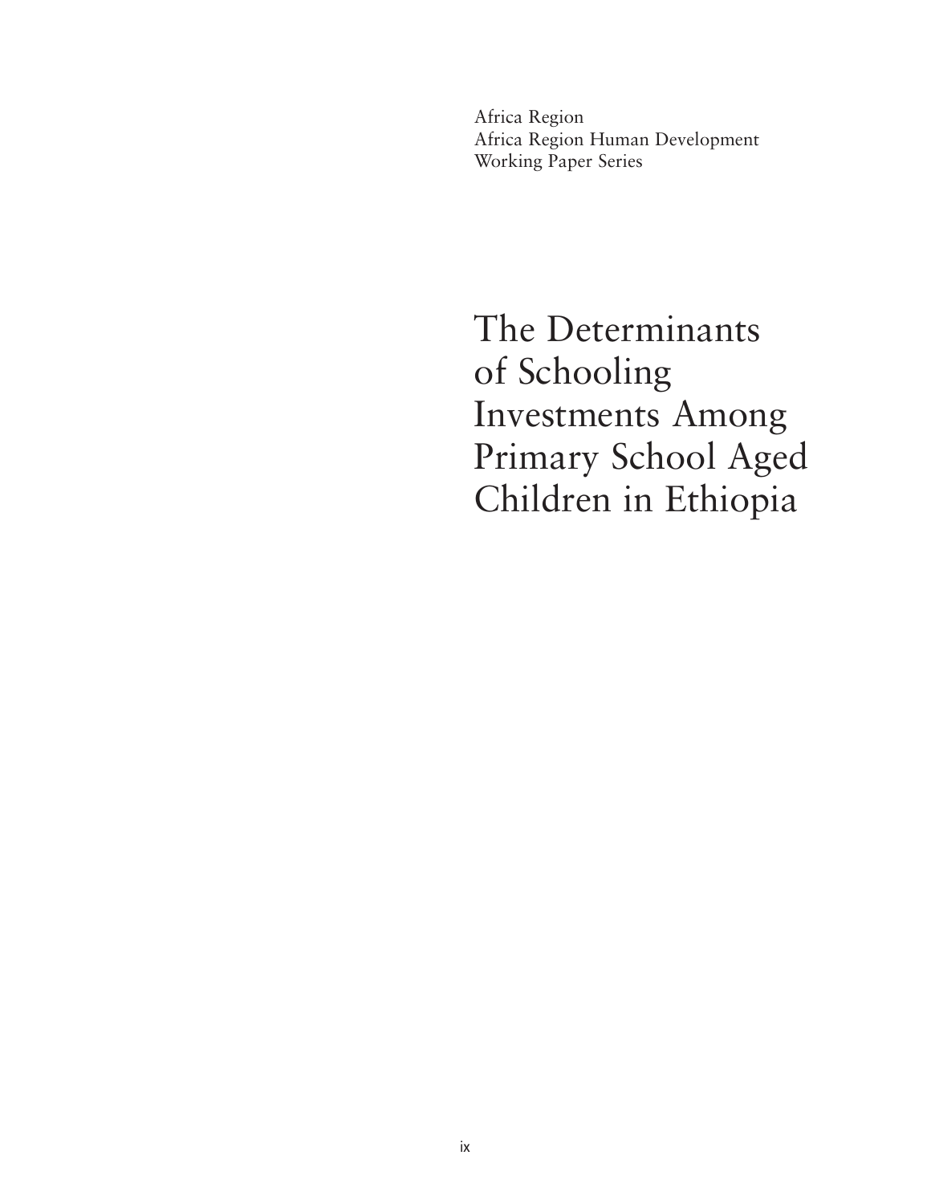Africa Region
Africa Region Human Development
Working Paper Series

# The Determinants of Schooling Investments Among Primary School Aged Children in Ethiopia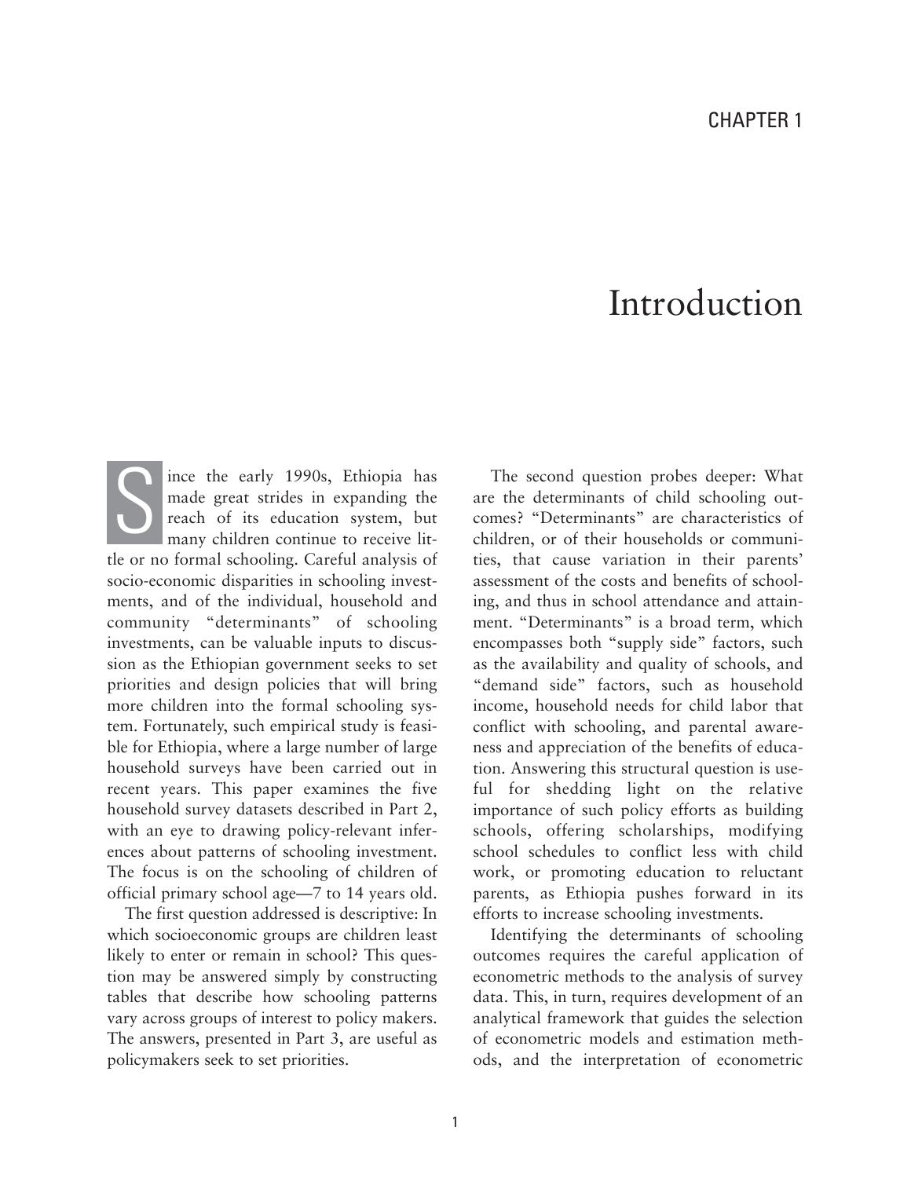# CHAPTER 1

# Introduction

Since the early 1990s, Ethiopia has made great strides in expanding the reach of its education system, but many children continue to receive little or no formal schooling. Careful analysis of socio-economic disparities in schooling investments, and of the individual, household and community "determinants" of schooling investments, can be valuable inputs to discussion as the Ethiopian government seeks to set priorities and design policies that will bring more children into the formal schooling system. Fortunately, such empirical study is feasible for Ethiopia, where a large number of large household surveys have been carried out in recent years. This paper examines the five household survey datasets described in Part 2, with an eye to drawing policy-relevant inferences about patterns of schooling investment. The focus is on the schooling of children of official primary school age—7 to 14 years old.

The first question addressed is descriptive: In which socioeconomic groups are children least likely to enter or remain in school? This question may be answered simply by constructing tables that describe how schooling patterns vary across groups of interest to policy makers. The answers, presented in Part 3, are useful as policymakers seek to set priorities.

The second question probes deeper: What are the determinants of child schooling outcomes? "Determinants" are characteristics of children, or of their households or communities, that cause variation in their parents' assessment of the costs and benefits of schooling, and thus in school attendance and attainment. "Determinants" is a broad term, which encompasses both "supply side" factors, such as the availability and quality of schools, and "demand side" factors, such as household income, household needs for child labor that conflict with schooling, and parental awareness and appreciation of the benefits of education. Answering this structural question is useful for shedding light on the relative importance of such policy efforts as building schools, offering scholarships, modifying school schedules to conflict less with child work, or promoting education to reluctant parents, as Ethiopia pushes forward in its efforts to increase schooling investments.

Identifying the determinants of schooling outcomes requires the careful application of econometric methods to the analysis of survey data. This, in turn, requires development of an analytical framework that guides the selection of econometric models and estimation methods, and the interpretation of econometric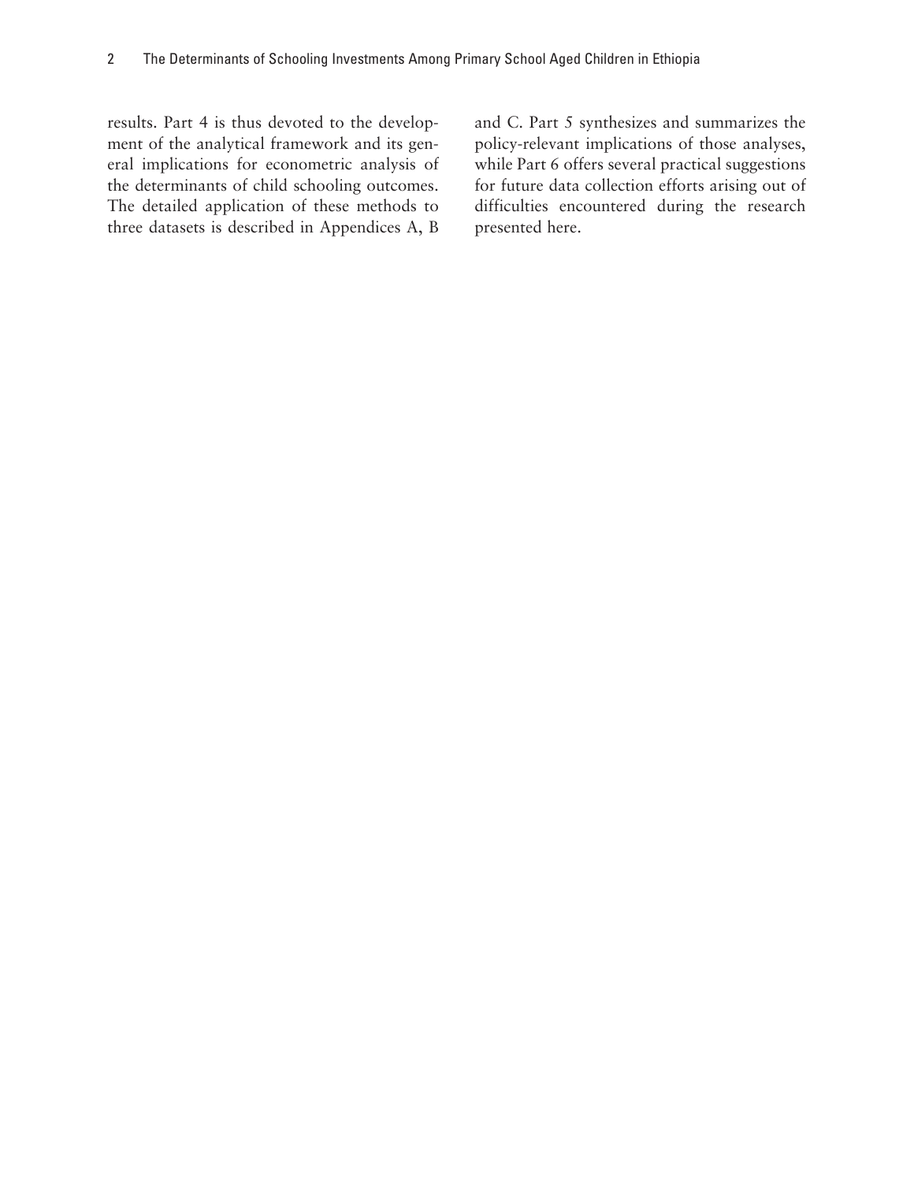results. Part 4 is thus devoted to the development of the analytical framework and its general implications for econometric analysis of the determinants of child schooling outcomes. The detailed application of these methods to three datasets is described in Appendices A, B and C. Part 5 synthesizes and summarizes the policy-relevant implications of those analyses, while Part 6 offers several practical suggestions for future data collection efforts arising out of difficulties encountered during the research presented here.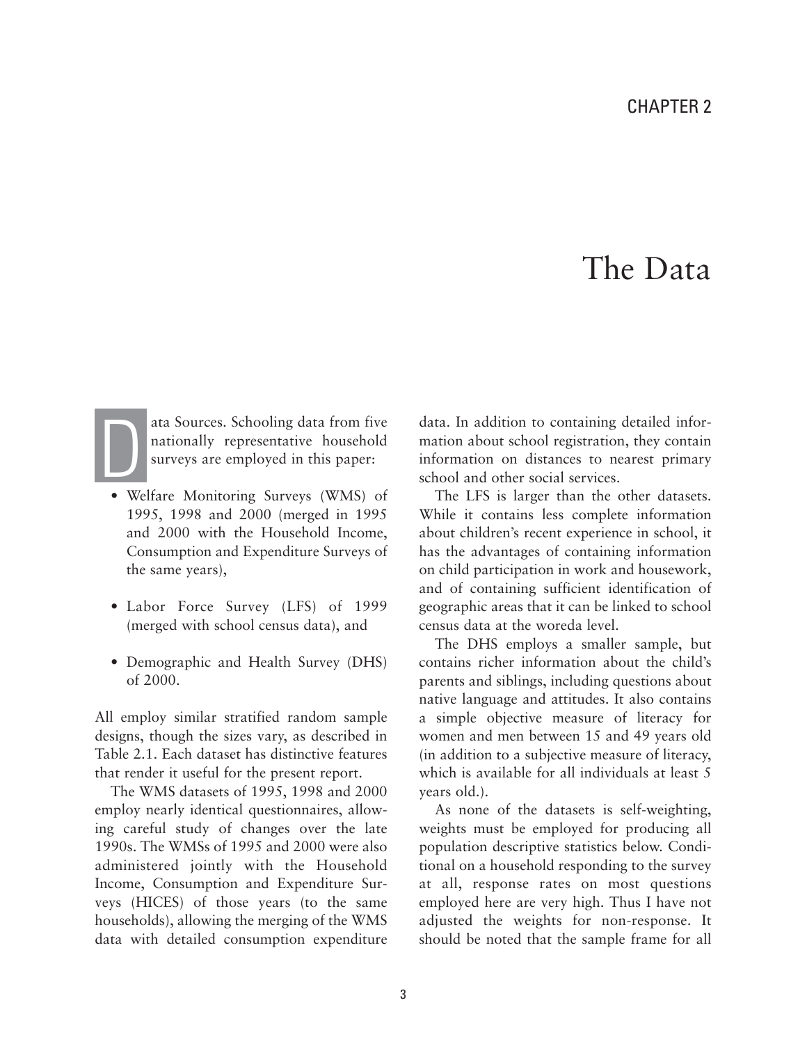# CHAPTER 2

# The Data

Data Sources. Schooling data from five nationally representative household surveys are employed in this paper:

- Welfare Monitoring Surveys (WMS) of 1995, 1998 and 2000 (merged in 1995 and 2000 with the Household Income, Consumption and Expenditure Surveys of the same years),
- Labor Force Survey (LFS) of 1999 (merged with school census data), and
- Demographic and Health Survey (DHS) of 2000.

All employ similar stratified random sample designs, though the sizes vary, as described in Table 2.1. Each dataset has distinctive features that render it useful for the present report.

The WMS datasets of 1995, 1998 and 2000 employ nearly identical questionnaires, allowing careful study of changes over the late 1990s. The WMSs of 1995 and 2000 were also administered jointly with the Household Income, Consumption and Expenditure Surveys (HICES) of those years (to the same households), allowing the merging of the WMS data with detailed consumption expenditure data. In addition to containing detailed information about school registration, they contain information on distances to nearest primary school and other social services.

The LFS is larger than the other datasets. While it contains less complete information about children's recent experience in school, it has the advantages of containing information on child participation in work and housework, and of containing sufficient identification of geographic areas that it can be linked to school census data at the woreda level.

The DHS employs a smaller sample, but contains richer information about the child's parents and siblings, including questions about native language and attitudes. It also contains a simple objective measure of literacy for women and men between 15 and 49 years old (in addition to a subjective measure of literacy, which is available for all individuals at least 5 years old.).

As none of the datasets is self-weighting, weights must be employed for producing all population descriptive statistics below. Conditional on a household responding to the survey at all, response rates on most questions employed here are very high. Thus I have not adjusted the weights for non-response. It should be noted that the sample frame for all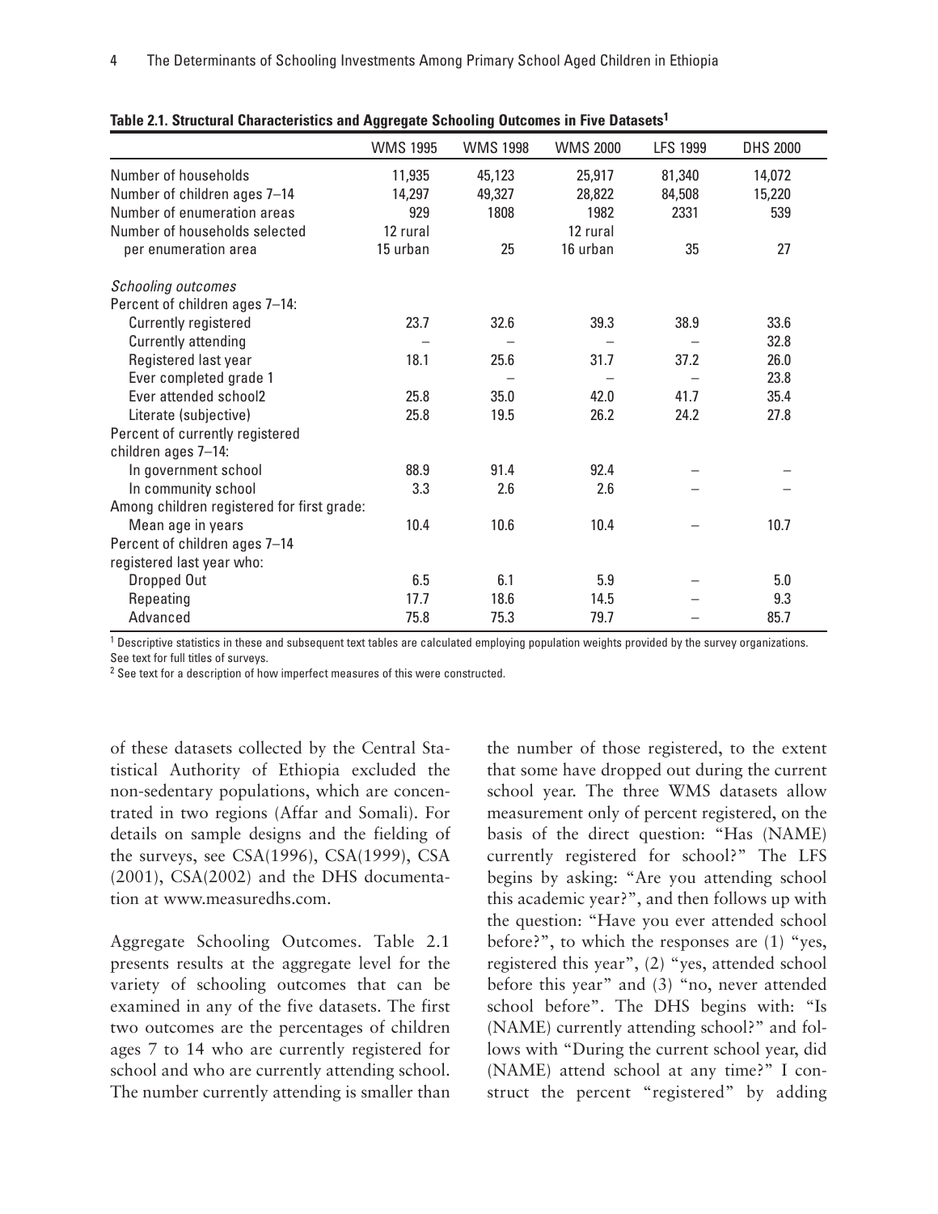**Table 2.1. Structural Characteristics and Aggregate Schooling Outcomes in Five Datasets[1]**

| | WMS 1995 | WMS 1998 | WMS 2000 | LFS 1999 | DHS 2000 |
|---|---|---|---|---|---|
| Number of households | 11,935 | 45,123 | 25,917 | 81,340 | 14,072 |
| Number of children ages 7–14 | 14,297 | 49,327 | 28,822 | 84,508 | 15,220 |
| Number of enumeration areas | 929 | 1808 | 1982 | 2331 | 539 |
| Number of households selected per enumeration area | 12 rural 15 urban | 25 | 12 rural 16 urban | 35 | 27 |
| *Schooling outcomes* | | | | | |
| Percent of children ages 7–14: | | | | | |
| Currently registered | 23.7 | 32.6 | 39.3 | 38.9 | 33.6 |
| Currently attending | – | – | – | – | 32.8 |
| Registered last year | 18.1 | 25.6 | 31.7 | 37.2 | 26.0 |
| Ever completed grade 1 | | – | – | – | 23.8 |
| Ever attended school2 | 25.8 | 35.0 | 42.0 | 41.7 | 35.4 |
| Literate (subjective) | 25.8 | 19.5 | 26.2 | 24.2 | 27.8 |
| Percent of currently registered children ages 7–14: | | | | | |
| In government school | 88.9 | 91.4 | 92.4 | – | – |
| In community school | 3.3 | 2.6 | 2.6 | – | – |
| Among children registered for first grade: | | | | | |
| Mean age in years | 10.4 | 10.6 | 10.4 | – | 10.7 |
| Percent of children ages 7–14 registered last year who: | | | | | |
| Dropped Out | 6.5 | 6.1 | 5.9 | – | 5.0 |
| Repeating | 17.7 | 18.6 | 14.5 | – | 9.3 |
| Advanced | 75.8 | 75.3 | 79.7 | – | 85.7 |

[1] Descriptive statistics in these and subsequent text tables are calculated employing population weights provided by the survey organizations. See text for full titles of surveys.

[2] See text for a description of how imperfect measures of this were constructed.

of these datasets collected by the Central Statistical Authority of Ethiopia excluded the non-sedentary populations, which are concentrated in two regions (Affar and Somali). For details on sample designs and the fielding of the surveys, see CSA(1996), CSA(1999), CSA (2001), CSA(2002) and the DHS documentation at www.measuredhs.com.

Aggregate Schooling Outcomes. Table 2.1 presents results at the aggregate level for the variety of schooling outcomes that can be examined in any of the five datasets. The first two outcomes are the percentages of children ages 7 to 14 who are currently registered for school and who are currently attending school. The number currently attending is smaller than the number of those registered, to the extent that some have dropped out during the current school year. The three WMS datasets allow measurement only of percent registered, on the basis of the direct question: "Has (NAME) currently registered for school?" The LFS begins by asking: "Are you attending school this academic year?", and then follows up with the question: "Have you ever attended school before?", to which the responses are (1) "yes, registered this year", (2) "yes, attended school before this year" and (3) "no, never attended school before". The DHS begins with: "Is (NAME) currently attending school?" and follows with "During the current school year, did (NAME) attend school at any time?" I construct the percent "registered" by adding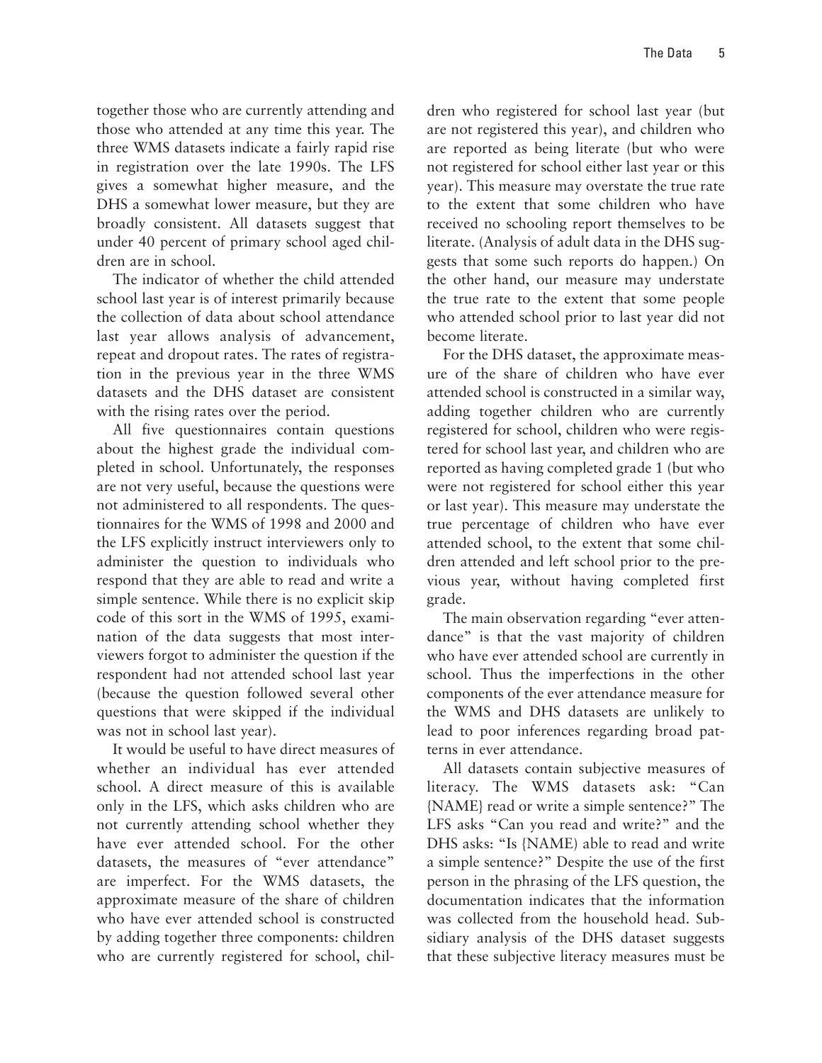together those who are currently attending and those who attended at any time this year. The three WMS datasets indicate a fairly rapid rise in registration over the late 1990s. The LFS gives a somewhat higher measure, and the DHS a somewhat lower measure, but they are broadly consistent. All datasets suggest that under 40 percent of primary school aged children are in school.

The indicator of whether the child attended school last year is of interest primarily because the collection of data about school attendance last year allows analysis of advancement, repeat and dropout rates. The rates of registration in the previous year in the three WMS datasets and the DHS dataset are consistent with the rising rates over the period.

All five questionnaires contain questions about the highest grade the individual completed in school. Unfortunately, the responses are not very useful, because the questions were not administered to all respondents. The questionnaires for the WMS of 1998 and 2000 and the LFS explicitly instruct interviewers only to administer the question to individuals who respond that they are able to read and write a simple sentence. While there is no explicit skip code of this sort in the WMS of 1995, examination of the data suggests that most interviewers forgot to administer the question if the respondent had not attended school last year (because the question followed several other questions that were skipped if the individual was not in school last year).

It would be useful to have direct measures of whether an individual has ever attended school. A direct measure of this is available only in the LFS, which asks children who are not currently attending school whether they have ever attended school. For the other datasets, the measures of "ever attendance" are imperfect. For the WMS datasets, the approximate measure of the share of children who have ever attended school is constructed by adding together three components: children who are currently registered for school, children who registered for school last year (but are not registered this year), and children who are reported as being literate (but who were not registered for school either last year or this year). This measure may overstate the true rate to the extent that some children who have received no schooling report themselves to be literate. (Analysis of adult data in the DHS suggests that some such reports do happen.) On the other hand, our measure may understate the true rate to the extent that some people who attended school prior to last year did not become literate.

For the DHS dataset, the approximate measure of the share of children who have ever attended school is constructed in a similar way, adding together children who are currently registered for school, children who were registered for school last year, and children who are reported as having completed grade 1 (but who were not registered for school either this year or last year). This measure may understate the true percentage of children who have ever attended school, to the extent that some children attended and left school prior to the previous year, without having completed first grade.

The main observation regarding "ever attendance" is that the vast majority of children who have ever attended school are currently in school. Thus the imperfections in the other components of the ever attendance measure for the WMS and DHS datasets are unlikely to lead to poor inferences regarding broad patterns in ever attendance.

All datasets contain subjective measures of literacy. The WMS datasets ask: "Can {NAME} read or write a simple sentence?" The LFS asks "Can you read and write?" and the DHS asks: "Is {NAME) able to read and write a simple sentence?" Despite the use of the first person in the phrasing of the LFS question, the documentation indicates that the information was collected from the household head. Subsidiary analysis of the DHS dataset suggests that these subjective literacy measures must be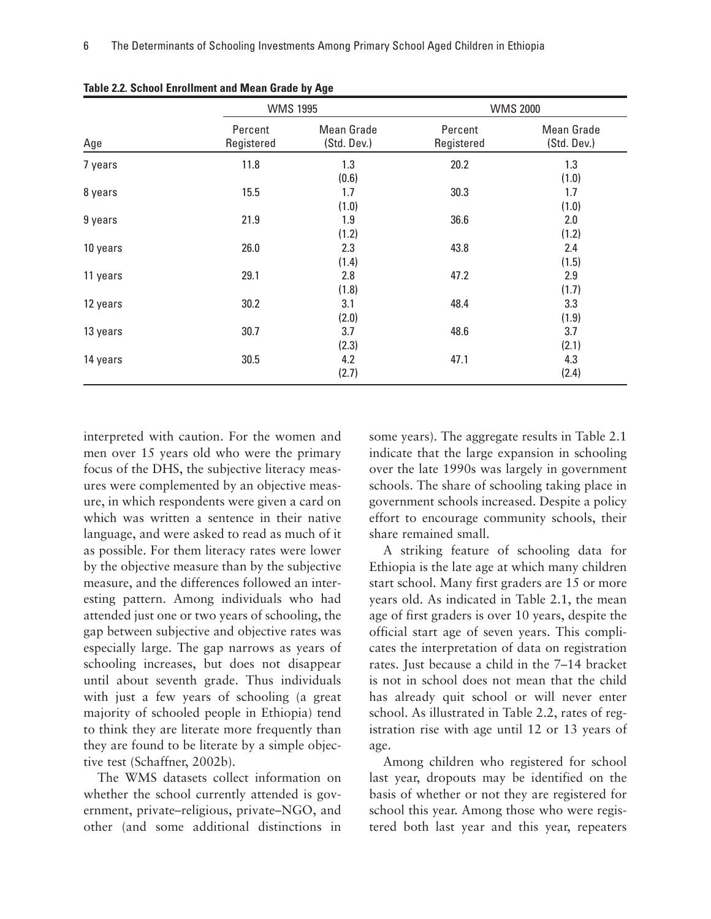**Table 2.2. School Enrollment and Mean Grade by Age**

| | WMS 1995 | | WMS 2000 | |
|---|---|---|---|---|
| Age | Percent Registered | Mean Grade (Std. Dev.) | Percent Registered | Mean Grade (Std. Dev.) |
| 7 years | 11.8 | 1.3 (0.6) | 20.2 | 1.3 (1.0) |
| 8 years | 15.5 | 1.7 (1.0) | 30.3 | 1.7 (1.0) |
| 9 years | 21.9 | 1.9 (1.2) | 36.6 | 2.0 (1.2) |
| 10 years | 26.0 | 2.3 (1.4) | 43.8 | 2.4 (1.5) |
| 11 years | 29.1 | 2.8 (1.8) | 47.2 | 2.9 (1.7) |
| 12 years | 30.2 | 3.1 (2.0) | 48.4 | 3.3 (1.9) |
| 13 years | 30.7 | 3.7 (2.3) | 48.6 | 3.7 (2.1) |
| 14 years | 30.5 | 4.2 (2.7) | 47.1 | 4.3 (2.4) |

interpreted with caution. For the women and men over 15 years old who were the primary focus of the DHS, the subjective literacy measures were complemented by an objective measure, in which respondents were given a card on which was written a sentence in their native language, and were asked to read as much of it as possible. For them literacy rates were lower by the objective measure than by the subjective measure, and the differences followed an interesting pattern. Among individuals who had attended just one or two years of schooling, the gap between subjective and objective rates was especially large. The gap narrows as years of schooling increases, but does not disappear until about seventh grade. Thus individuals with just a few years of schooling (a great majority of schooled people in Ethiopia) tend to think they are literate more frequently than they are found to be literate by a simple objective test (Schaffner, 2002b).

The WMS datasets collect information on whether the school currently attended is government, private–religious, private–NGO, and other (and some additional distinctions in some years). The aggregate results in Table 2.1 indicate that the large expansion in schooling over the late 1990s was largely in government schools. The share of schooling taking place in government schools increased. Despite a policy effort to encourage community schools, their share remained small.

A striking feature of schooling data for Ethiopia is the late age at which many children start school. Many first graders are 15 or more years old. As indicated in Table 2.1, the mean age of first graders is over 10 years, despite the official start age of seven years. This complicates the interpretation of data on registration rates. Just because a child in the 7–14 bracket is not in school does not mean that the child has already quit school or will never enter school. As illustrated in Table 2.2, rates of registration rise with age until 12 or 13 years of age.

Among children who registered for school last year, dropouts may be identified on the basis of whether or not they are registered for school this year. Among those who were registered both last year and this year, repeaters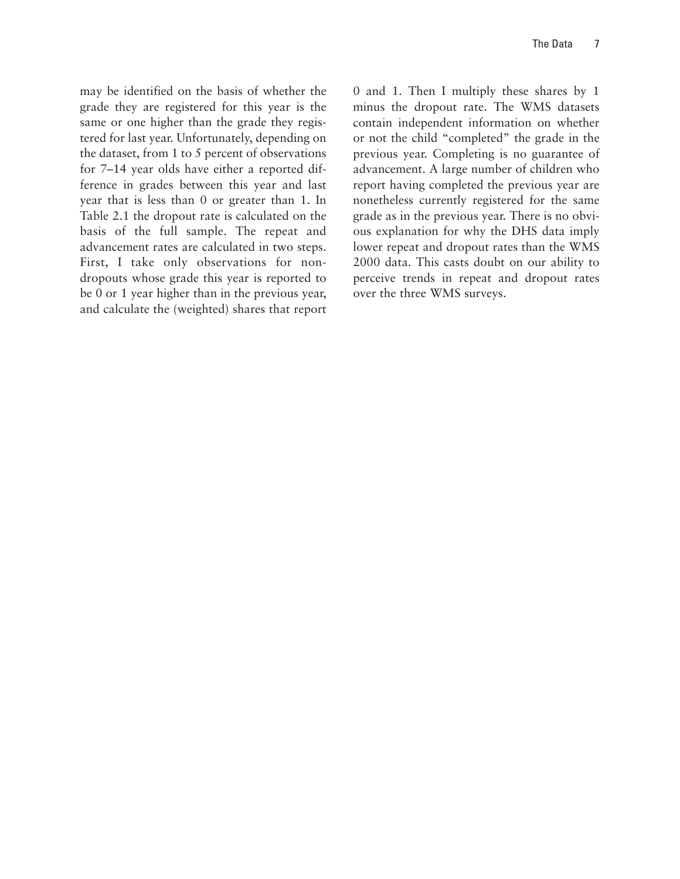may be identified on the basis of whether the grade they are registered for this year is the same or one higher than the grade they registered for last year. Unfortunately, depending on the dataset, from 1 to 5 percent of observations for 7–14 year olds have either a reported difference in grades between this year and last year that is less than 0 or greater than 1. In Table 2.1 the dropout rate is calculated on the basis of the full sample. The repeat and advancement rates are calculated in two steps. First, I take only observations for non-dropouts whose grade this year is reported to be 0 or 1 year higher than in the previous year, and calculate the (weighted) shares that report 0 and 1. Then I multiply these shares by 1 minus the dropout rate. The WMS datasets contain independent information on whether or not the child "completed" the grade in the previous year. Completing is no guarantee of advancement. A large number of children who report having completed the previous year are nonetheless currently registered for the same grade as in the previous year. There is no obvious explanation for why the DHS data imply lower repeat and dropout rates than the WMS 2000 data. This casts doubt on our ability to perceive trends in repeat and dropout rates over the three WMS surveys.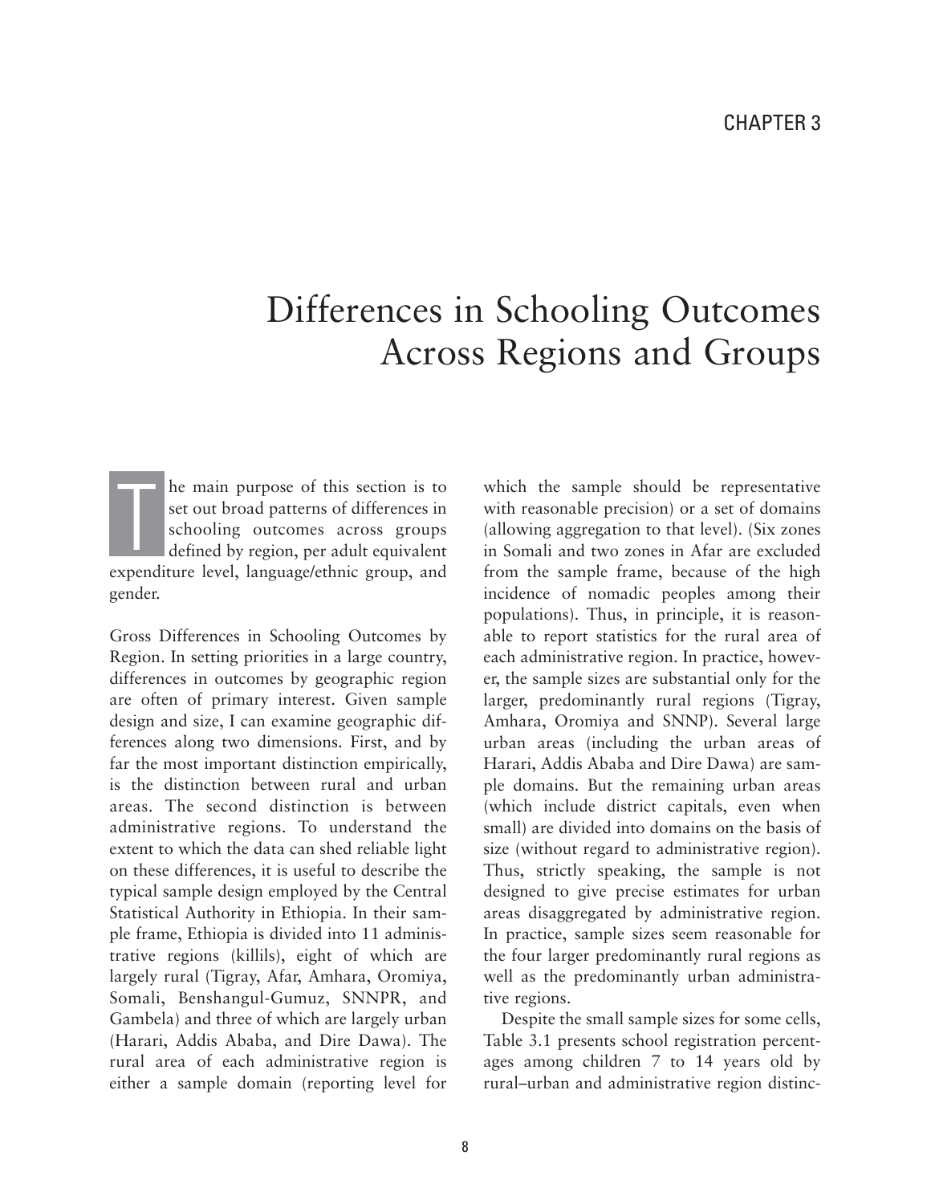CHAPTER 3

# Differences in Schooling Outcomes Across Regions and Groups

The main purpose of this section is to set out broad patterns of differences in schooling outcomes across groups defined by region, per adult equivalent expenditure level, language/ethnic group, and gender.

Gross Differences in Schooling Outcomes by Region. In setting priorities in a large country, differences in outcomes by geographic region are often of primary interest. Given sample design and size, I can examine geographic differences along two dimensions. First, and by far the most important distinction empirically, is the distinction between rural and urban areas. The second distinction is between administrative regions. To understand the extent to which the data can shed reliable light on these differences, it is useful to describe the typical sample design employed by the Central Statistical Authority in Ethiopia. In their sample frame, Ethiopia is divided into 11 administrative regions (killils), eight of which are largely rural (Tigray, Afar, Amhara, Oromiya, Somali, Benshangul-Gumuz, SNNPR, and Gambela) and three of which are largely urban (Harari, Addis Ababa, and Dire Dawa). The rural area of each administrative region is either a sample domain (reporting level for which the sample should be representative with reasonable precision) or a set of domains (allowing aggregation to that level). (Six zones in Somali and two zones in Afar are excluded from the sample frame, because of the high incidence of nomadic peoples among their populations). Thus, in principle, it is reasonable to report statistics for the rural area of each administrative region. In practice, however, the sample sizes are substantial only for the larger, predominantly rural regions (Tigray, Amhara, Oromiya and SNNP). Several large urban areas (including the urban areas of Harari, Addis Ababa and Dire Dawa) are sample domains. But the remaining urban areas (which include district capitals, even when small) are divided into domains on the basis of size (without regard to administrative region). Thus, strictly speaking, the sample is not designed to give precise estimates for urban areas disaggregated by administrative region. In practice, sample sizes seem reasonable for the four larger predominantly rural regions as well as the predominantly urban administrative regions.

Despite the small sample sizes for some cells, Table 3.1 presents school registration percentages among children 7 to 14 years old by rural–urban and administrative region distinc-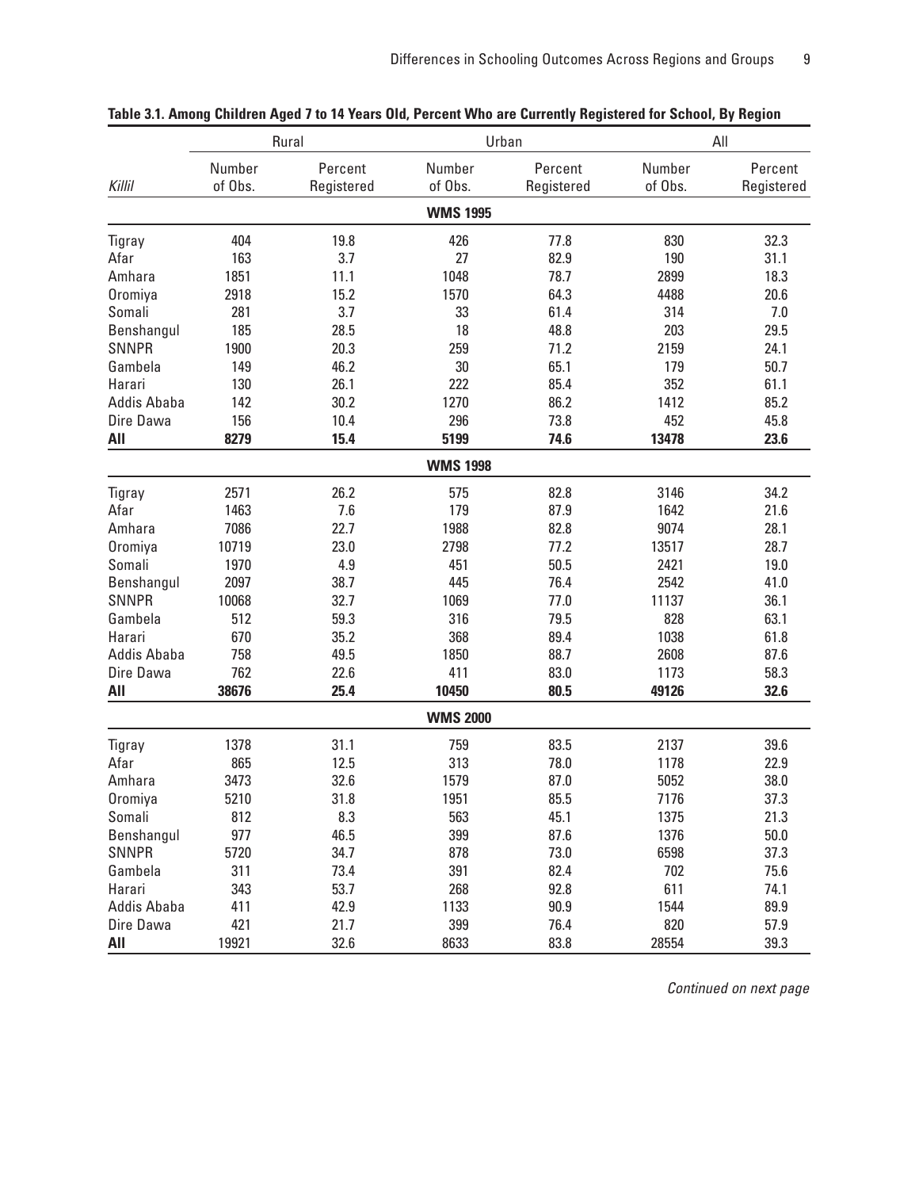**Table 3.1. Among Children Aged 7 to 14 Years Old, Percent Who are Currently Registered for School, By Region**

| | Rural | | Urban | | All | |
|---|---|---|---|---|---|---|
| *Killil* | Number of Obs. | Percent Registered | Number of Obs. | Percent Registered | Number of Obs. | Percent Registered |
| | | | **WMS 1995** | | | |
| Tigray | 404 | 19.8 | 426 | 77.8 | 830 | 32.3 |
| Afar | 163 | 3.7 | 27 | 82.9 | 190 | 31.1 |
| Amhara | 1851 | 11.1 | 1048 | 78.7 | 2899 | 18.3 |
| Oromiya | 2918 | 15.2 | 1570 | 64.3 | 4488 | 20.6 |
| Somali | 281 | 3.7 | 33 | 61.4 | 314 | 7.0 |
| Benshangul | 185 | 28.5 | 18 | 48.8 | 203 | 29.5 |
| SNNPR | 1900 | 20.3 | 259 | 71.2 | 2159 | 24.1 |
| Gambela | 149 | 46.2 | 30 | 65.1 | 179 | 50.7 |
| Harari | 130 | 26.1 | 222 | 85.4 | 352 | 61.1 |
| Addis Ababa | 142 | 30.2 | 1270 | 86.2 | 1412 | 85.2 |
| Dire Dawa | 156 | 10.4 | 296 | 73.8 | 452 | 45.8 |
| **All** | **8279** | **15.4** | **5199** | **74.6** | **13478** | **23.6** |
| | | | **WMS 1998** | | | |
| Tigray | 2571 | 26.2 | 575 | 82.8 | 3146 | 34.2 |
| Afar | 1463 | 7.6 | 179 | 87.9 | 1642 | 21.6 |
| Amhara | 7086 | 22.7 | 1988 | 82.8 | 9074 | 28.1 |
| Oromiya | 10719 | 23.0 | 2798 | 77.2 | 13517 | 28.7 |
| Somali | 1970 | 4.9 | 451 | 50.5 | 2421 | 19.0 |
| Benshangul | 2097 | 38.7 | 445 | 76.4 | 2542 | 41.0 |
| SNNPR | 10068 | 32.7 | 1069 | 77.0 | 11137 | 36.1 |
| Gambela | 512 | 59.3 | 316 | 79.5 | 828 | 63.1 |
| Harari | 670 | 35.2 | 368 | 89.4 | 1038 | 61.8 |
| Addis Ababa | 758 | 49.5 | 1850 | 88.7 | 2608 | 87.6 |
| Dire Dawa | 762 | 22.6 | 411 | 83.0 | 1173 | 58.3 |
| **All** | **38676** | **25.4** | **10450** | **80.5** | **49126** | **32.6** |
| | | | **WMS 2000** | | | |
| Tigray | 1378 | 31.1 | 759 | 83.5 | 2137 | 39.6 |
| Afar | 865 | 12.5 | 313 | 78.0 | 1178 | 22.9 |
| Amhara | 3473 | 32.6 | 1579 | 87.0 | 5052 | 38.0 |
| Oromiya | 5210 | 31.8 | 1951 | 85.5 | 7176 | 37.3 |
| Somali | 812 | 8.3 | 563 | 45.1 | 1375 | 21.3 |
| Benshangul | 977 | 46.5 | 399 | 87.6 | 1376 | 50.0 |
| SNNPR | 5720 | 34.7 | 878 | 73.0 | 6598 | 37.3 |
| Gambela | 311 | 73.4 | 391 | 82.4 | 702 | 75.6 |
| Harari | 343 | 53.7 | 268 | 92.8 | 611 | 74.1 |
| Addis Ababa | 411 | 42.9 | 1133 | 90.9 | 1544 | 89.9 |
| Dire Dawa | 421 | 21.7 | 399 | 76.4 | 820 | 57.9 |
| **All** | 19921 | 32.6 | 8633 | 83.8 | 28554 | 39.3 |

*Continued on next page*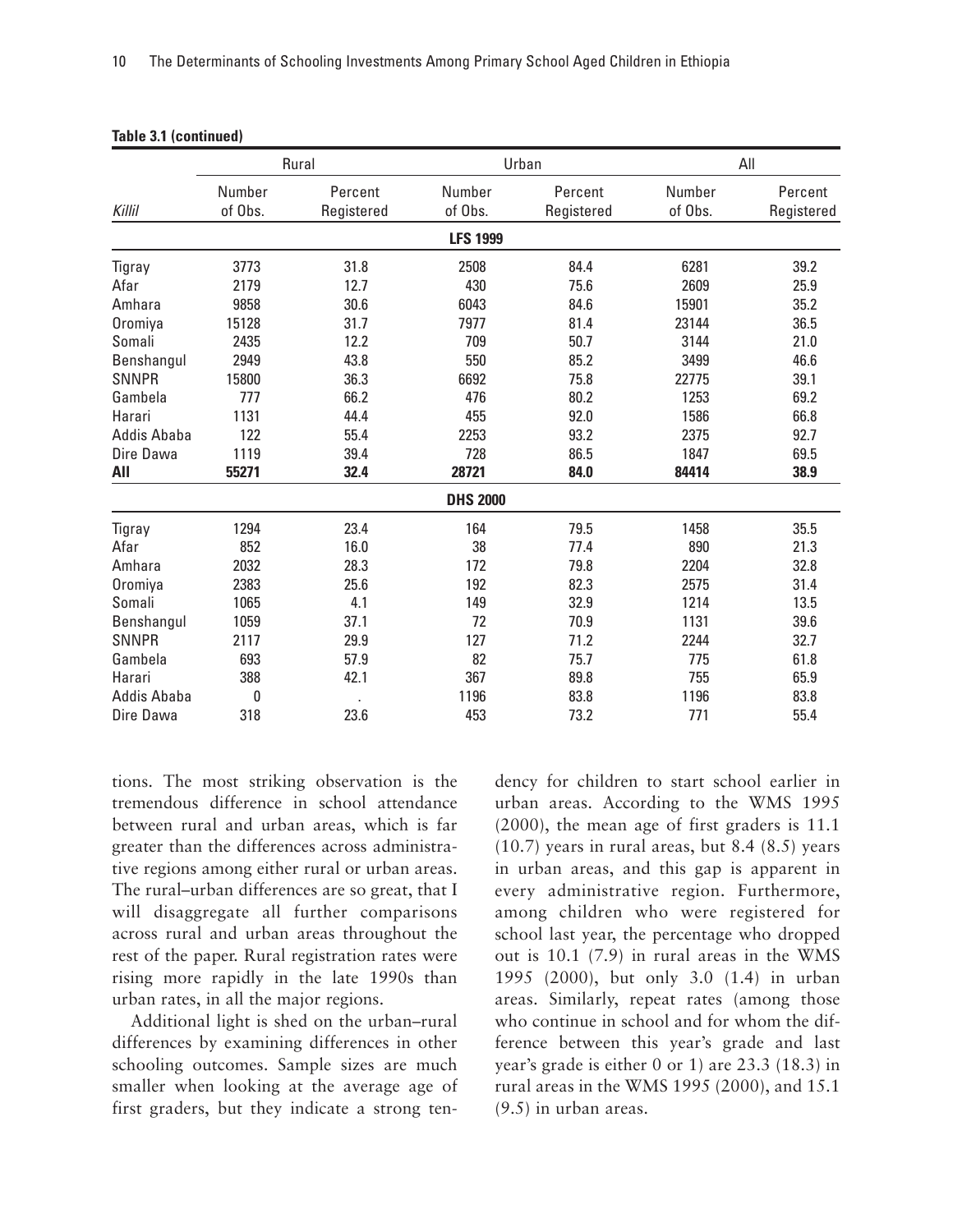**Table 3.1 (continued)**

| *Killil* | Rural | | Urban | | All | |
|---|---|---|---|---|---|---|
| | Number of Obs. | Percent Registered | Number of Obs. | Percent Registered | Number of Obs. | Percent Registered |
| | | | **LFS 1999** | | | |
| Tigray | 3773 | 31.8 | 2508 | 84.4 | 6281 | 39.2 |
| Afar | 2179 | 12.7 | 430 | 75.6 | 2609 | 25.9 |
| Amhara | 9858 | 30.6 | 6043 | 84.6 | 15901 | 35.2 |
| Oromiya | 15128 | 31.7 | 7977 | 81.4 | 23144 | 36.5 |
| Somali | 2435 | 12.2 | 709 | 50.7 | 3144 | 21.0 |
| Benshangul | 2949 | 43.8 | 550 | 85.2 | 3499 | 46.6 |
| SNNPR | 15800 | 36.3 | 6692 | 75.8 | 22775 | 39.1 |
| Gambela | 777 | 66.2 | 476 | 80.2 | 1253 | 69.2 |
| Harari | 1131 | 44.4 | 455 | 92.0 | 1586 | 66.8 |
| Addis Ababa | 122 | 55.4 | 2253 | 93.2 | 2375 | 92.7 |
| Dire Dawa | 1119 | 39.4 | 728 | 86.5 | 1847 | 69.5 |
| **All** | **55271** | **32.4** | **28721** | **84.0** | **84414** | **38.9** |
| | | | **DHS 2000** | | | |
| Tigray | 1294 | 23.4 | 164 | 79.5 | 1458 | 35.5 |
| Afar | 852 | 16.0 | 38 | 77.4 | 890 | 21.3 |
| Amhara | 2032 | 28.3 | 172 | 79.8 | 2204 | 32.8 |
| Oromiya | 2383 | 25.6 | 192 | 82.3 | 2575 | 31.4 |
| Somali | 1065 | 4.1 | 149 | 32.9 | 1214 | 13.5 |
| Benshangul | 1059 | 37.1 | 72 | 70.9 | 1131 | 39.6 |
| SNNPR | 2117 | 29.9 | 127 | 71.2 | 2244 | 32.7 |
| Gambela | 693 | 57.9 | 82 | 75.7 | 775 | 61.8 |
| Harari | 388 | 42.1 | 367 | 89.8 | 755 | 65.9 |
| Addis Ababa | 0 | . | 1196 | 83.8 | 1196 | 83.8 |
| Dire Dawa | 318 | 23.6 | 453 | 73.2 | 771 | 55.4 |

tions. The most striking observation is the tremendous difference in school attendance between rural and urban areas, which is far greater than the differences across administrative regions among either rural or urban areas. The rural–urban differences are so great, that I will disaggregate all further comparisons across rural and urban areas throughout the rest of the paper. Rural registration rates were rising more rapidly in the late 1990s than urban rates, in all the major regions.

Additional light is shed on the urban–rural differences by examining differences in other schooling outcomes. Sample sizes are much smaller when looking at the average age of first graders, but they indicate a strong tendency for children to start school earlier in urban areas. According to the WMS 1995 (2000), the mean age of first graders is 11.1 (10.7) years in rural areas, but 8.4 (8.5) years in urban areas, and this gap is apparent in every administrative region. Furthermore, among children who were registered for school last year, the percentage who dropped out is 10.1 (7.9) in rural areas in the WMS 1995 (2000), but only 3.0 (1.4) in urban areas. Similarly, repeat rates (among those who continue in school and for whom the difference between this year's grade and last year's grade is either 0 or 1) are 23.3 (18.3) in rural areas in the WMS 1995 (2000), and 15.1 (9.5) in urban areas.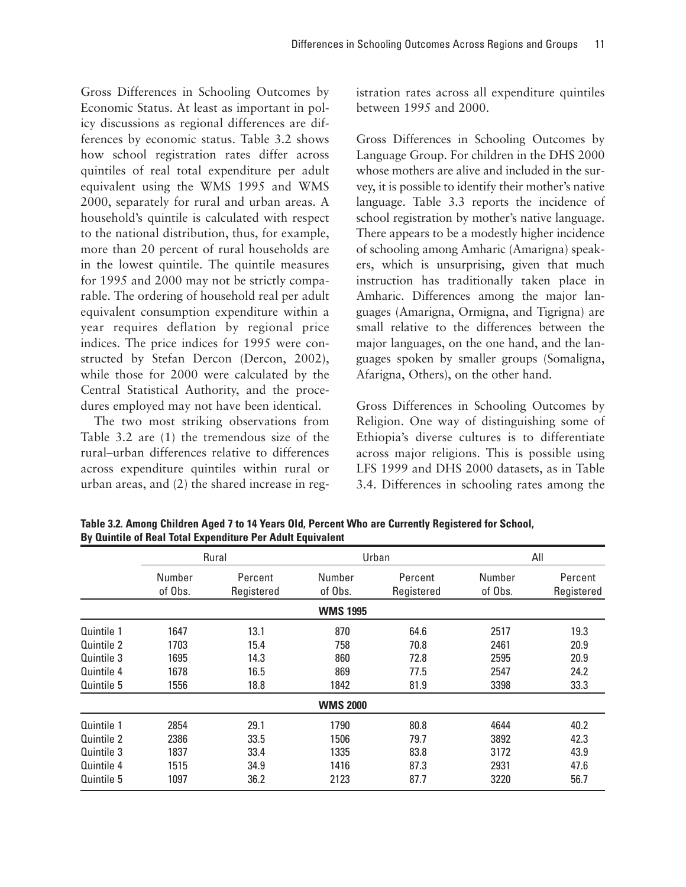Gross Differences in Schooling Outcomes by Economic Status. At least as important in policy discussions as regional differences are differences by economic status. Table 3.2 shows how school registration rates differ across quintiles of real total expenditure per adult equivalent using the WMS 1995 and WMS 2000, separately for rural and urban areas. A household's quintile is calculated with respect to the national distribution, thus, for example, more than 20 percent of rural households are in the lowest quintile. The quintile measures for 1995 and 2000 may not be strictly comparable. The ordering of household real per adult equivalent consumption expenditure within a year requires deflation by regional price indices. The price indices for 1995 were constructed by Stefan Dercon (Dercon, 2002), while those for 2000 were calculated by the Central Statistical Authority, and the procedures employed may not have been identical.

The two most striking observations from Table 3.2 are (1) the tremendous size of the rural–urban differences relative to differences across expenditure quintiles within rural or urban areas, and (2) the shared increase in registration rates across all expenditure quintiles between 1995 and 2000.

Gross Differences in Schooling Outcomes by Language Group. For children in the DHS 2000 whose mothers are alive and included in the survey, it is possible to identify their mother's native language. Table 3.3 reports the incidence of school registration by mother's native language. There appears to be a modestly higher incidence of schooling among Amharic (Amarigna) speakers, which is unsurprising, given that much instruction has traditionally taken place in Amharic. Differences among the major languages (Amarigna, Ormigna, and Tigrigna) are small relative to the differences between the major languages, on the one hand, and the languages spoken by smaller groups (Somaligna, Afarigna, Others), on the other hand.

Gross Differences in Schooling Outcomes by Religion. One way of distinguishing some of Ethiopia's diverse cultures is to differentiate across major religions. This is possible using LFS 1999 and DHS 2000 datasets, as in Table 3.4. Differences in schooling rates among the

**Table 3.2. Among Children Aged 7 to 14 Years Old, Percent Who are Currently Registered for School, By Quintile of Real Total Expenditure Per Adult Equivalent**

| | Rural | | Urban | | All | |
|---|---|---|---|---|---|---|
| | Number of Obs. | Percent Registered | Number of Obs. | Percent Registered | Number of Obs. | Percent Registered |
| **WMS 1995** | | | | | | |
| Quintile 1 | 1647 | 13.1 | 870 | 64.6 | 2517 | 19.3 |
| Quintile 2 | 1703 | 15.4 | 758 | 70.8 | 2461 | 20.9 |
| Quintile 3 | 1695 | 14.3 | 860 | 72.8 | 2595 | 20.9 |
| Quintile 4 | 1678 | 16.5 | 869 | 77.5 | 2547 | 24.2 |
| Quintile 5 | 1556 | 18.8 | 1842 | 81.9 | 3398 | 33.3 |
| **WMS 2000** | | | | | | |
| Quintile 1 | 2854 | 29.1 | 1790 | 80.8 | 4644 | 40.2 |
| Quintile 2 | 2386 | 33.5 | 1506 | 79.7 | 3892 | 42.3 |
| Quintile 3 | 1837 | 33.4 | 1335 | 83.8 | 3172 | 43.9 |
| Quintile 4 | 1515 | 34.9 | 1416 | 87.3 | 2931 | 47.6 |
| Quintile 5 | 1097 | 36.2 | 2123 | 87.7 | 3220 | 56.7 |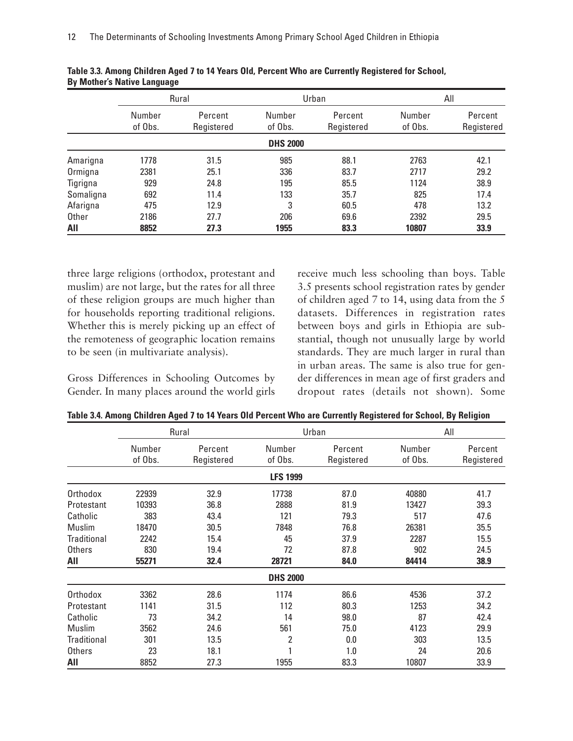**Table 3.3. Among Children Aged 7 to 14 Years Old, Percent Who are Currently Registered for School, By Mother's Native Language**

| | Rural | | Urban | | All | |
|---|---|---|---|---|---|---|
| | Number of Obs. | Percent Registered | Number of Obs. | Percent Registered | Number of Obs. | Percent Registered |
| | | | **DHS 2000** | | | |
| Amarigna | 1778 | 31.5 | 985 | 88.1 | 2763 | 42.1 |
| Ormigna | 2381 | 25.1 | 336 | 83.7 | 2717 | 29.2 |
| Tigrigna | 929 | 24.8 | 195 | 85.5 | 1124 | 38.9 |
| Somaligna | 692 | 11.4 | 133 | 35.7 | 825 | 17.4 |
| Afarigna | 475 | 12.9 | 3 | 60.5 | 478 | 13.2 |
| Other | 2186 | 27.7 | 206 | 69.6 | 2392 | 29.5 |
| **All** | **8852** | **27.3** | **1955** | **83.3** | **10807** | **33.9** |

three large religions (orthodox, protestant and muslim) are not large, but the rates for all three of these religion groups are much higher than for households reporting traditional religions. Whether this is merely picking up an effect of the remoteness of geographic location remains to be seen (in multivariate analysis).

Gross Differences in Schooling Outcomes by Gender. In many places around the world girls receive much less schooling than boys. Table 3.5 presents school registration rates by gender of children aged 7 to 14, using data from the 5 datasets. Differences in registration rates between boys and girls in Ethiopia are substantial, though not unusually large by world standards. They are much larger in rural than in urban areas. The same is also true for gender differences in mean age of first graders and dropout rates (details not shown). Some

**Table 3.4. Among Children Aged 7 to 14 Years Old Percent Who are Currently Registered for School, By Religion**

| | Rural | | Urban | | All | |
|---|---|---|---|---|---|---|
| | Number of Obs. | Percent Registered | Number of Obs. | Percent Registered | Number of Obs. | Percent Registered |
| | | | **LFS 1999** | | | |
| Orthodox | 22939 | 32.9 | 17738 | 87.0 | 40880 | 41.7 |
| Protestant | 10393 | 36.8 | 2888 | 81.9 | 13427 | 39.3 |
| Catholic | 383 | 43.4 | 121 | 79.3 | 517 | 47.6 |
| Muslim | 18470 | 30.5 | 7848 | 76.8 | 26381 | 35.5 |
| Traditional | 2242 | 15.4 | 45 | 37.9 | 2287 | 15.5 |
| Others | 830 | 19.4 | 72 | 87.8 | 902 | 24.5 |
| **All** | **55271** | **32.4** | **28721** | **84.0** | **84414** | **38.9** |
| | | | **DHS 2000** | | | |
| Orthodox | 3362 | 28.6 | 1174 | 86.6 | 4536 | 37.2 |
| Protestant | 1141 | 31.5 | 112 | 80.3 | 1253 | 34.2 |
| Catholic | 73 | 34.2 | 14 | 98.0 | 87 | 42.4 |
| Muslim | 3562 | 24.6 | 561 | 75.0 | 4123 | 29.9 |
| Traditional | 301 | 13.5 | 2 | 0.0 | 303 | 13.5 |
| Others | 23 | 18.1 | 1 | 1.0 | 24 | 20.6 |
| **All** | 8852 | 27.3 | 1955 | 83.3 | 10807 | 33.9 |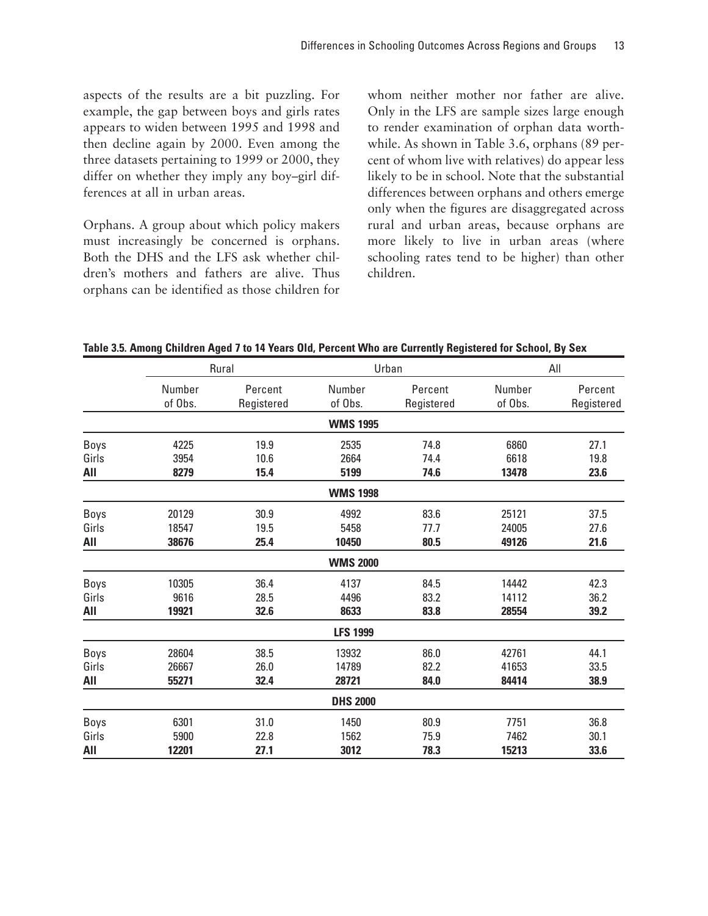aspects of the results are a bit puzzling. For example, the gap between boys and girls rates appears to widen between 1995 and 1998 and then decline again by 2000. Even among the three datasets pertaining to 1999 or 2000, they differ on whether they imply any boy–girl differences at all in urban areas.

Orphans. A group about which policy makers must increasingly be concerned is orphans. Both the DHS and the LFS ask whether children's mothers and fathers are alive. Thus orphans can be identified as those children for whom neither mother nor father are alive. Only in the LFS are sample sizes large enough to render examination of orphan data worthwhile. As shown in Table 3.6, orphans (89 percent of whom live with relatives) do appear less likely to be in school. Note that the substantial differences between orphans and others emerge only when the figures are disaggregated across rural and urban areas, because orphans are more likely to live in urban areas (where schooling rates tend to be higher) than other children.

**Table 3.5. Among Children Aged 7 to 14 Years Old, Percent Who are Currently Registered for School, By Sex**

| | Rural | | Urban | | All | |
|---|---|---|---|---|---|---|
| | Number of Obs. | Percent Registered | Number of Obs. | Percent Registered | Number of Obs. | Percent Registered |
| | | | **WMS 1995** | | | |
| Boys | 4225 | 19.9 | 2535 | 74.8 | 6860 | 27.1 |
| Girls | 3954 | 10.6 | 2664 | 74.4 | 6618 | 19.8 |
| **All** | **8279** | **15.4** | **5199** | **74.6** | **13478** | **23.6** |
| | | | **WMS 1998** | | | |
| Boys | 20129 | 30.9 | 4992 | 83.6 | 25121 | 37.5 |
| Girls | 18547 | 19.5 | 5458 | 77.7 | 24005 | 27.6 |
| **All** | **38676** | **25.4** | **10450** | **80.5** | **49126** | **21.6** |
| | | | **WMS 2000** | | | |
| Boys | 10305 | 36.4 | 4137 | 84.5 | 14442 | 42.3 |
| Girls | 9616 | 28.5 | 4496 | 83.2 | 14112 | 36.2 |
| **All** | **19921** | **32.6** | **8633** | **83.8** | **28554** | **39.2** |
| | | | **LFS 1999** | | | |
| Boys | 28604 | 38.5 | 13932 | 86.0 | 42761 | 44.1 |
| Girls | 26667 | 26.0 | 14789 | 82.2 | 41653 | 33.5 |
| **All** | **55271** | **32.4** | **28721** | **84.0** | **84414** | **38.9** |
| | | | **DHS 2000** | | | |
| Boys | 6301 | 31.0 | 1450 | 80.9 | 7751 | 36.8 |
| Girls | 5900 | 22.8 | 1562 | 75.9 | 7462 | 30.1 |
| **All** | **12201** | **27.1** | **3012** | **78.3** | **15213** | **33.6** |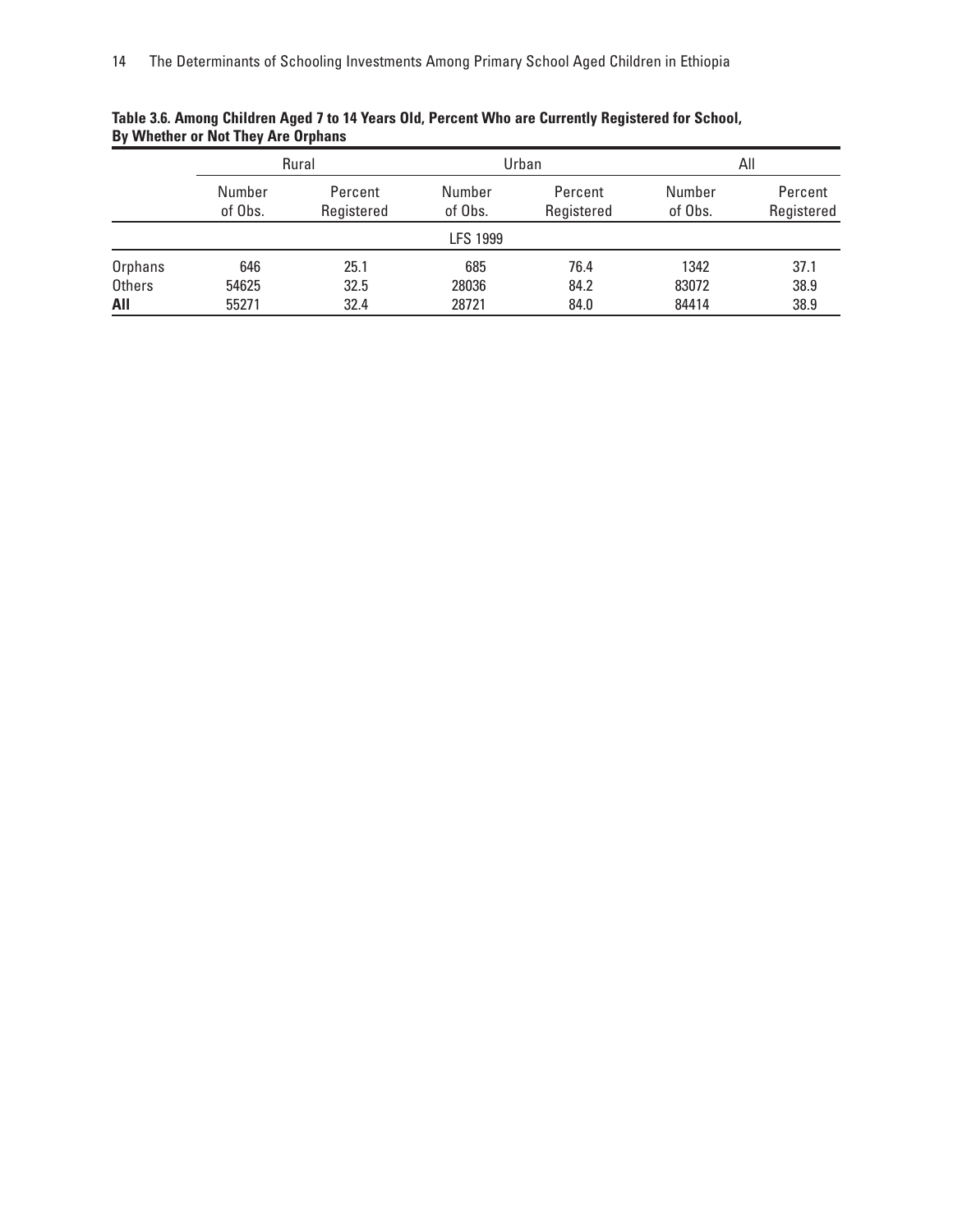**Table 3.6. Among Children Aged 7 to 14 Years Old, Percent Who are Currently Registered for School, By Whether or Not They Are Orphans**

| | Rural | | Urban | | All | |
|---|---|---|---|---|---|---|
| | Number of Obs. | Percent Registered | Number of Obs. | Percent Registered | Number of Obs. | Percent Registered |
| | | | LFS 1999 | | | |
| Orphans | 646 | 25.1 | 685 | 76.4 | 1342 | 37.1 |
| Others | 54625 | 32.5 | 28036 | 84.2 | 83072 | 38.9 |
| **All** | 55271 | 32.4 | 28721 | 84.0 | 84414 | 38.9 |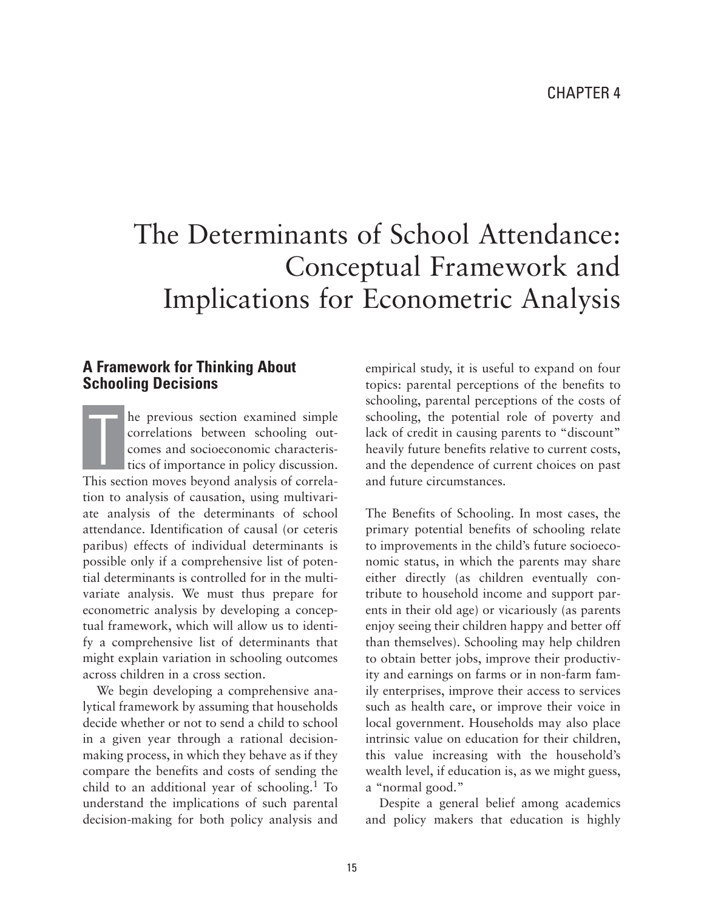CHAPTER 4

# The Determinants of School Attendance: Conceptual Framework and Implications for Econometric Analysis

## A Framework for Thinking About Schooling Decisions

The previous section examined simple correlations between schooling outcomes and socioeconomic characteristics of importance in policy discussion. This section moves beyond analysis of correlation to analysis of causation, using multivariate analysis of the determinants of school attendance. Identification of causal (or ceteris paribus) effects of individual determinants is possible only if a comprehensive list of potential determinants is controlled for in the multivariate analysis. We must thus prepare for econometric analysis by developing a conceptual framework, which will allow us to identify a comprehensive list of determinants that might explain variation in schooling outcomes across children in a cross section.

We begin developing a comprehensive analytical framework by assuming that households decide whether or not to send a child to school in a given year through a rational decision-making process, in which they behave as if they compare the benefits and costs of sending the child to an additional year of schooling.[1] To understand the implications of such parental decision-making for both policy analysis and empirical study, it is useful to expand on four topics: parental perceptions of the benefits to schooling, parental perceptions of the costs of schooling, the potential role of poverty and lack of credit in causing parents to "discount" heavily future benefits relative to current costs, and the dependence of current choices on past and future circumstances.

The Benefits of Schooling. In most cases, the primary potential benefits of schooling relate to improvements in the child's future socioeconomic status, in which the parents may share either directly (as children eventually contribute to household income and support parents in their old age) or vicariously (as parents enjoy seeing their children happy and better off than themselves). Schooling may help children to obtain better jobs, improve their productivity and earnings on farms or in non-farm family enterprises, improve their access to services such as health care, or improve their voice in local government. Households may also place intrinsic value on education for their children, this value increasing with the household's wealth level, if education is, as we might guess, a "normal good."

Despite a general belief among academics and policy makers that education is highly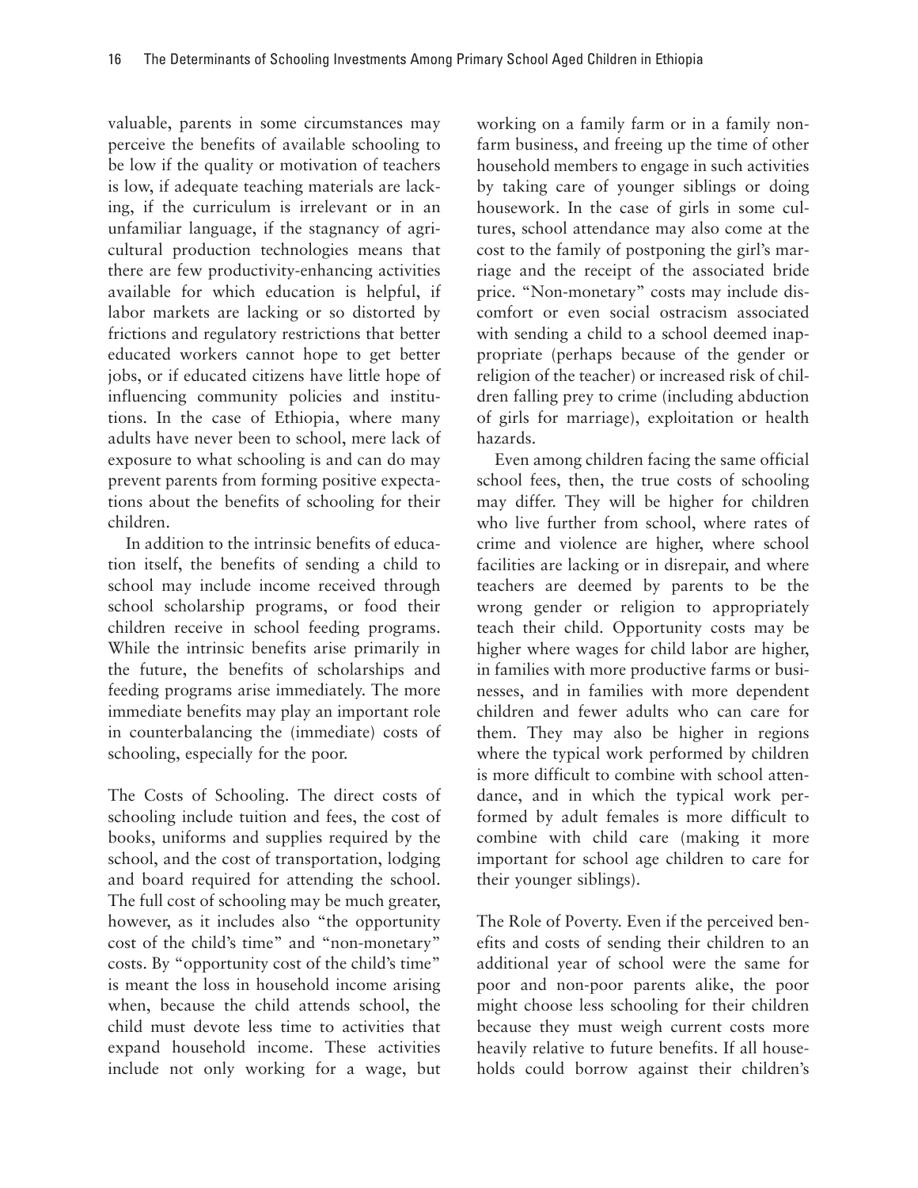valuable, parents in some circumstances may perceive the benefits of available schooling to be low if the quality or motivation of teachers is low, if adequate teaching materials are lacking, if the curriculum is irrelevant or in an unfamiliar language, if the stagnancy of agricultural production technologies means that there are few productivity-enhancing activities available for which education is helpful, if labor markets are lacking or so distorted by frictions and regulatory restrictions that better educated workers cannot hope to get better jobs, or if educated citizens have little hope of influencing community policies and institutions. In the case of Ethiopia, where many adults have never been to school, mere lack of exposure to what schooling is and can do may prevent parents from forming positive expectations about the benefits of schooling for their children.

In addition to the intrinsic benefits of education itself, the benefits of sending a child to school may include income received through school scholarship programs, or food their children receive in school feeding programs. While the intrinsic benefits arise primarily in the future, the benefits of scholarships and feeding programs arise immediately. The more immediate benefits may play an important role in counterbalancing the (immediate) costs of schooling, especially for the poor.

The Costs of Schooling. The direct costs of schooling include tuition and fees, the cost of books, uniforms and supplies required by the school, and the cost of transportation, lodging and board required for attending the school. The full cost of schooling may be much greater, however, as it includes also "the opportunity cost of the child's time" and "non-monetary" costs. By "opportunity cost of the child's time" is meant the loss in household income arising when, because the child attends school, the child must devote less time to activities that expand household income. These activities include not only working for a wage, but working on a family farm or in a family non-farm business, and freeing up the time of other household members to engage in such activities by taking care of younger siblings or doing housework. In the case of girls in some cultures, school attendance may also come at the cost to the family of postponing the girl's marriage and the receipt of the associated bride price. "Non-monetary" costs may include discomfort or even social ostracism associated with sending a child to a school deemed inappropriate (perhaps because of the gender or religion of the teacher) or increased risk of children falling prey to crime (including abduction of girls for marriage), exploitation or health hazards.

Even among children facing the same official school fees, then, the true costs of schooling may differ. They will be higher for children who live further from school, where rates of crime and violence are higher, where school facilities are lacking or in disrepair, and where teachers are deemed by parents to be the wrong gender or religion to appropriately teach their child. Opportunity costs may be higher where wages for child labor are higher, in families with more productive farms or businesses, and in families with more dependent children and fewer adults who can care for them. They may also be higher in regions where the typical work performed by children is more difficult to combine with school attendance, and in which the typical work performed by adult females is more difficult to combine with child care (making it more important for school age children to care for their younger siblings).

The Role of Poverty. Even if the perceived benefits and costs of sending their children to an additional year of school were the same for poor and non-poor parents alike, the poor might choose less schooling for their children because they must weigh current costs more heavily relative to future benefits. If all households could borrow against their children's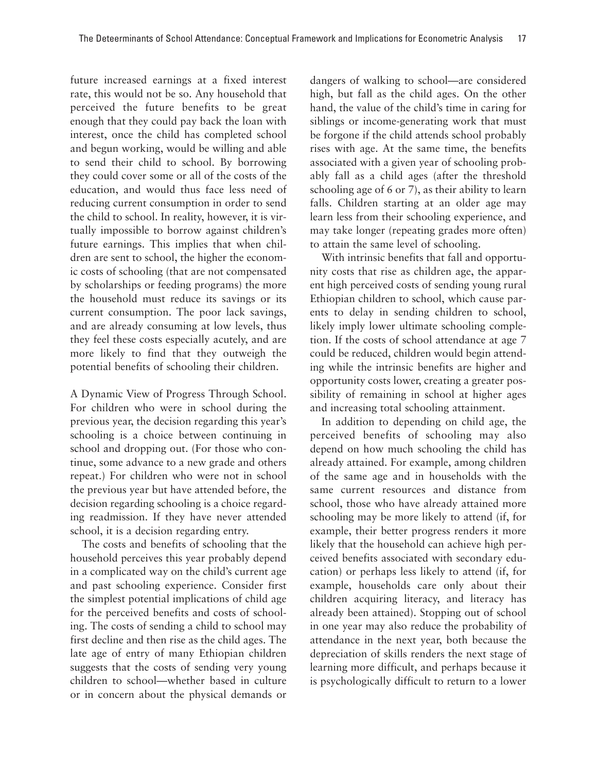future increased earnings at a fixed interest rate, this would not be so. Any household that perceived the future benefits to be great enough that they could pay back the loan with interest, once the child has completed school and begun working, would be willing and able to send their child to school. By borrowing they could cover some or all of the costs of the education, and would thus face less need of reducing current consumption in order to send the child to school. In reality, however, it is virtually impossible to borrow against children's future earnings. This implies that when children are sent to school, the higher the economic costs of schooling (that are not compensated by scholarships or feeding programs) the more the household must reduce its savings or its current consumption. The poor lack savings, and are already consuming at low levels, thus they feel these costs especially acutely, and are more likely to find that they outweigh the potential benefits of schooling their children.

A Dynamic View of Progress Through School. For children who were in school during the previous year, the decision regarding this year's schooling is a choice between continuing in school and dropping out. (For those who continue, some advance to a new grade and others repeat.) For children who were not in school the previous year but have attended before, the decision regarding schooling is a choice regarding readmission. If they have never attended school, it is a decision regarding entry.

The costs and benefits of schooling that the household perceives this year probably depend in a complicated way on the child's current age and past schooling experience. Consider first the simplest potential implications of child age for the perceived benefits and costs of schooling. The costs of sending a child to school may first decline and then rise as the child ages. The late age of entry of many Ethiopian children suggests that the costs of sending very young children to school—whether based in culture or in concern about the physical demands or dangers of walking to school—are considered high, but fall as the child ages. On the other hand, the value of the child's time in caring for siblings or income-generating work that must be forgone if the child attends school probably rises with age. At the same time, the benefits associated with a given year of schooling probably fall as a child ages (after the threshold schooling age of 6 or 7), as their ability to learn falls. Children starting at an older age may learn less from their schooling experience, and may take longer (repeating grades more often) to attain the same level of schooling.

With intrinsic benefits that fall and opportunity costs that rise as children age, the apparent high perceived costs of sending young rural Ethiopian children to school, which cause parents to delay in sending children to school, likely imply lower ultimate schooling completion. If the costs of school attendance at age 7 could be reduced, children would begin attending while the intrinsic benefits are higher and opportunity costs lower, creating a greater possibility of remaining in school at higher ages and increasing total schooling attainment.

In addition to depending on child age, the perceived benefits of schooling may also depend on how much schooling the child has already attained. For example, among children of the same age and in households with the same current resources and distance from school, those who have already attained more schooling may be more likely to attend (if, for example, their better progress renders it more likely that the household can achieve high perceived benefits associated with secondary education) or perhaps less likely to attend (if, for example, households care only about their children acquiring literacy, and literacy has already been attained). Stopping out of school in one year may also reduce the probability of attendance in the next year, both because the depreciation of skills renders the next stage of learning more difficult, and perhaps because it is psychologically difficult to return to a lower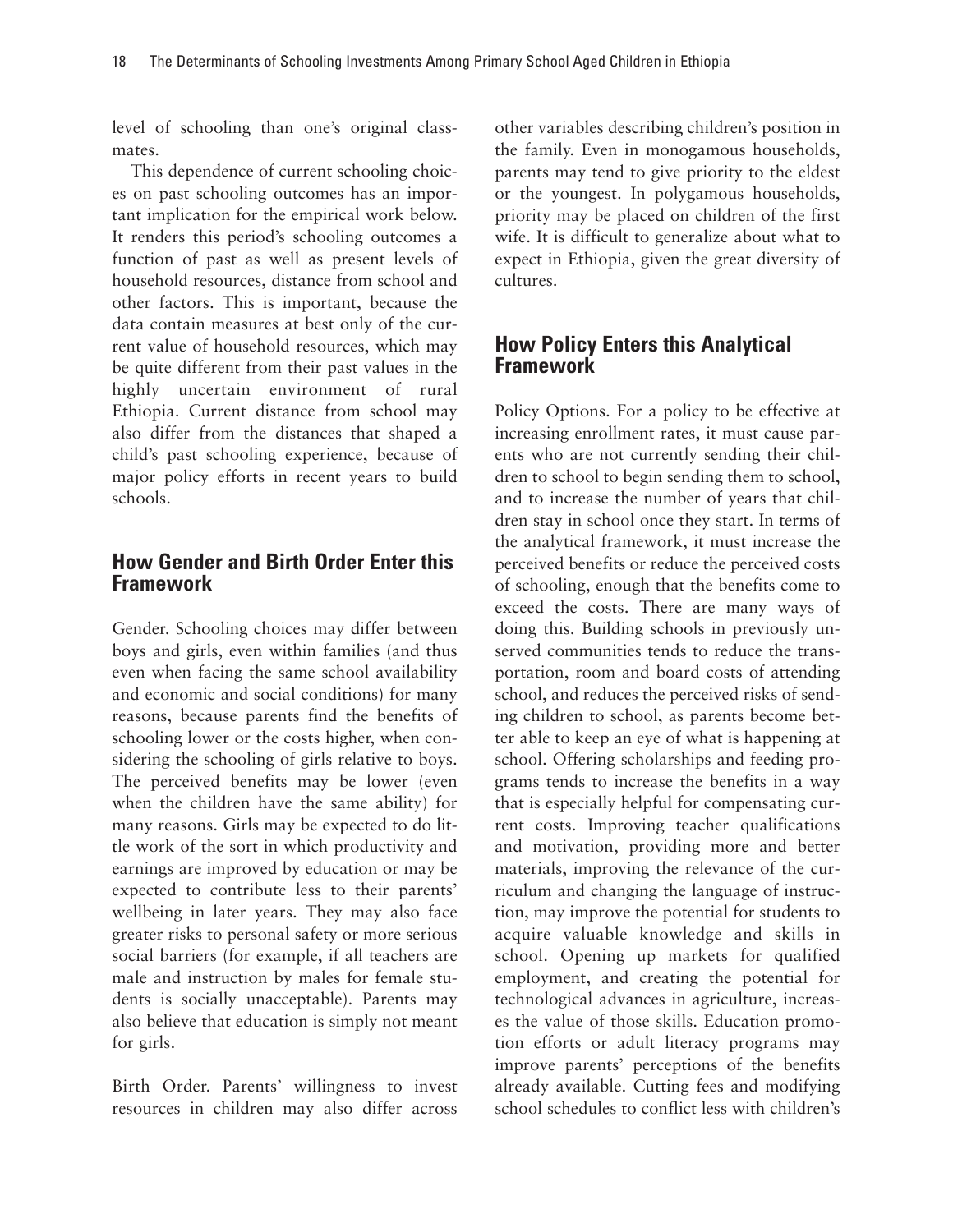level of schooling than one's original classmates.

This dependence of current schooling choices on past schooling outcomes has an important implication for the empirical work below. It renders this period's schooling outcomes a function of past as well as present levels of household resources, distance from school and other factors. This is important, because the data contain measures at best only of the current value of household resources, which may be quite different from their past values in the highly uncertain environment of rural Ethiopia. Current distance from school may also differ from the distances that shaped a child's past schooling experience, because of major policy efforts in recent years to build schools.

## How Gender and Birth Order Enter this Framework

Gender. Schooling choices may differ between boys and girls, even within families (and thus even when facing the same school availability and economic and social conditions) for many reasons, because parents find the benefits of schooling lower or the costs higher, when considering the schooling of girls relative to boys. The perceived benefits may be lower (even when the children have the same ability) for many reasons. Girls may be expected to do little work of the sort in which productivity and earnings are improved by education or may be expected to contribute less to their parents' wellbeing in later years. They may also face greater risks to personal safety or more serious social barriers (for example, if all teachers are male and instruction by males for female students is socially unacceptable). Parents may also believe that education is simply not meant for girls.

Birth Order. Parents' willingness to invest resources in children may also differ across other variables describing children's position in the family. Even in monogamous households, parents may tend to give priority to the eldest or the youngest. In polygamous households, priority may be placed on children of the first wife. It is difficult to generalize about what to expect in Ethiopia, given the great diversity of cultures.

## How Policy Enters this Analytical Framework

Policy Options. For a policy to be effective at increasing enrollment rates, it must cause parents who are not currently sending their children to school to begin sending them to school, and to increase the number of years that children stay in school once they start. In terms of the analytical framework, it must increase the perceived benefits or reduce the perceived costs of schooling, enough that the benefits come to exceed the costs. There are many ways of doing this. Building schools in previously unserved communities tends to reduce the transportation, room and board costs of attending school, and reduces the perceived risks of sending children to school, as parents become better able to keep an eye of what is happening at school. Offering scholarships and feeding programs tends to increase the benefits in a way that is especially helpful for compensating current costs. Improving teacher qualifications and motivation, providing more and better materials, improving the relevance of the curriculum and changing the language of instruction, may improve the potential for students to acquire valuable knowledge and skills in school. Opening up markets for qualified employment, and creating the potential for technological advances in agriculture, increases the value of those skills. Education promotion efforts or adult literacy programs may improve parents' perceptions of the benefits already available. Cutting fees and modifying school schedules to conflict less with children's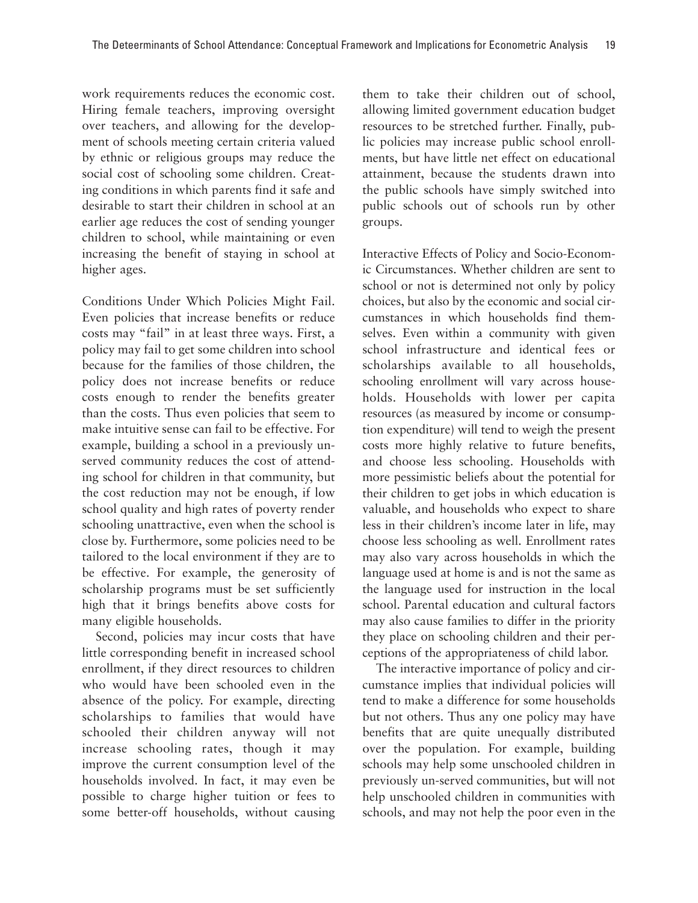work requirements reduces the economic cost. Hiring female teachers, improving oversight over teachers, and allowing for the development of schools meeting certain criteria valued by ethnic or religious groups may reduce the social cost of schooling some children. Creating conditions in which parents find it safe and desirable to start their children in school at an earlier age reduces the cost of sending younger children to school, while maintaining or even increasing the benefit of staying in school at higher ages.

Conditions Under Which Policies Might Fail. Even policies that increase benefits or reduce costs may "fail" in at least three ways. First, a policy may fail to get some children into school because for the families of those children, the policy does not increase benefits or reduce costs enough to render the benefits greater than the costs. Thus even policies that seem to make intuitive sense can fail to be effective. For example, building a school in a previously unserved community reduces the cost of attending school for children in that community, but the cost reduction may not be enough, if low school quality and high rates of poverty render schooling unattractive, even when the school is close by. Furthermore, some policies need to be tailored to the local environment if they are to be effective. For example, the generosity of scholarship programs must be set sufficiently high that it brings benefits above costs for many eligible households.

Second, policies may incur costs that have little corresponding benefit in increased school enrollment, if they direct resources to children who would have been schooled even in the absence of the policy. For example, directing scholarships to families that would have schooled their children anyway will not increase schooling rates, though it may improve the current consumption level of the households involved. In fact, it may even be possible to charge higher tuition or fees to some better-off households, without causing them to take their children out of school, allowing limited government education budget resources to be stretched further. Finally, public policies may increase public school enrollments, but have little net effect on educational attainment, because the students drawn into the public schools have simply switched into public schools out of schools run by other groups.

Interactive Effects of Policy and Socio-Economic Circumstances. Whether children are sent to school or not is determined not only by policy choices, but also by the economic and social circumstances in which households find themselves. Even within a community with given school infrastructure and identical fees or scholarships available to all households, schooling enrollment will vary across households. Households with lower per capita resources (as measured by income or consumption expenditure) will tend to weigh the present costs more highly relative to future benefits, and choose less schooling. Households with more pessimistic beliefs about the potential for their children to get jobs in which education is valuable, and households who expect to share less in their children's income later in life, may choose less schooling as well. Enrollment rates may also vary across households in which the language used at home is and is not the same as the language used for instruction in the local school. Parental education and cultural factors may also cause families to differ in the priority they place on schooling children and their perceptions of the appropriateness of child labor.

The interactive importance of policy and circumstance implies that individual policies will tend to make a difference for some households but not others. Thus any one policy may have benefits that are quite unequally distributed over the population. For example, building schools may help some unschooled children in previously un-served communities, but will not help unschooled children in communities with schools, and may not help the poor even in the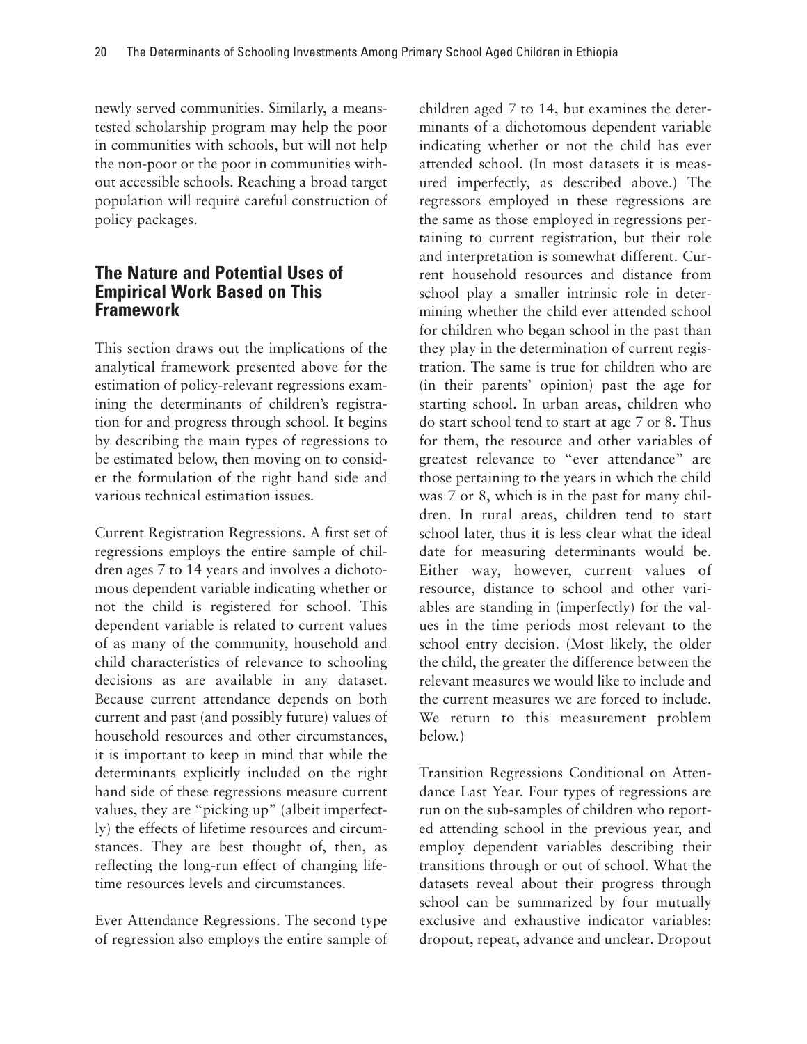newly served communities. Similarly, a means-tested scholarship program may help the poor in communities with schools, but will not help the non-poor or the poor in communities without accessible schools. Reaching a broad target population will require careful construction of policy packages.

## The Nature and Potential Uses of Empirical Work Based on This Framework

This section draws out the implications of the analytical framework presented above for the estimation of policy-relevant regressions examining the determinants of children's registration for and progress through school. It begins by describing the main types of regressions to be estimated below, then moving on to consider the formulation of the right hand side and various technical estimation issues.

Current Registration Regressions. A first set of regressions employs the entire sample of children ages 7 to 14 years and involves a dichotomous dependent variable indicating whether or not the child is registered for school. This dependent variable is related to current values of as many of the community, household and child characteristics of relevance to schooling decisions as are available in any dataset. Because current attendance depends on both current and past (and possibly future) values of household resources and other circumstances, it is important to keep in mind that while the determinants explicitly included on the right hand side of these regressions measure current values, they are "picking up" (albeit imperfectly) the effects of lifetime resources and circumstances. They are best thought of, then, as reflecting the long-run effect of changing lifetime resources levels and circumstances.

Ever Attendance Regressions. The second type of regression also employs the entire sample of children aged 7 to 14, but examines the determinants of a dichotomous dependent variable indicating whether or not the child has ever attended school. (In most datasets it is measured imperfectly, as described above.) The regressors employed in these regressions are the same as those employed in regressions pertaining to current registration, but their role and interpretation is somewhat different. Current household resources and distance from school play a smaller intrinsic role in determining whether the child ever attended school for children who began school in the past than they play in the determination of current registration. The same is true for children who are (in their parents' opinion) past the age for starting school. In urban areas, children who do start school tend to start at age 7 or 8. Thus for them, the resource and other variables of greatest relevance to "ever attendance" are those pertaining to the years in which the child was 7 or 8, which is in the past for many children. In rural areas, children tend to start school later, thus it is less clear what the ideal date for measuring determinants would be. Either way, however, current values of resource, distance to school and other variables are standing in (imperfectly) for the values in the time periods most relevant to the school entry decision. (Most likely, the older the child, the greater the difference between the relevant measures we would like to include and the current measures we are forced to include. We return to this measurement problem below.)

Transition Regressions Conditional on Attendance Last Year. Four types of regressions are run on the sub-samples of children who reported attending school in the previous year, and employ dependent variables describing their transitions through or out of school. What the datasets reveal about their progress through school can be summarized by four mutually exclusive and exhaustive indicator variables: dropout, repeat, advance and unclear. Dropout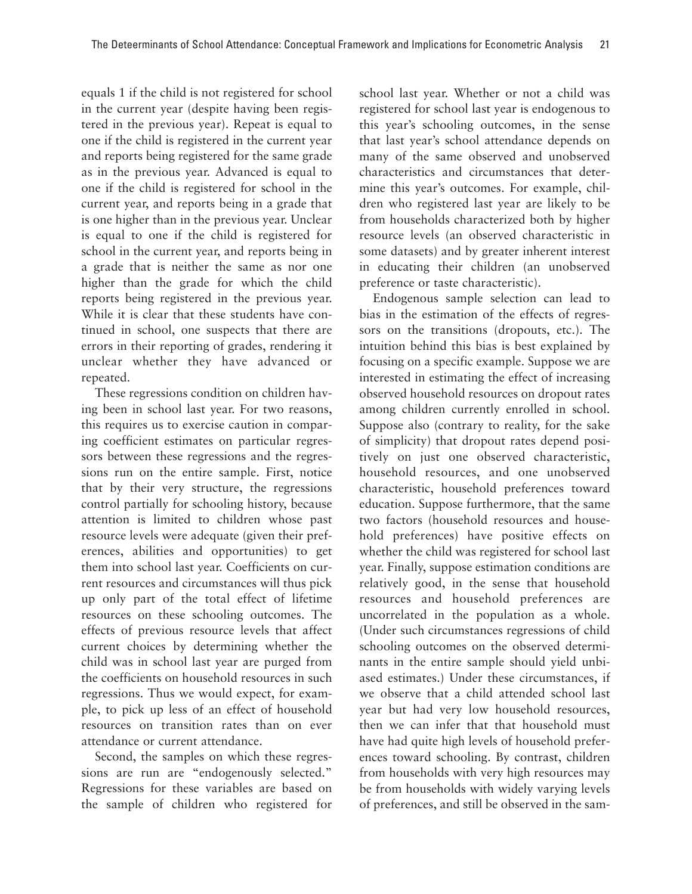equals 1 if the child is not registered for school in the current year (despite having been registered in the previous year). Repeat is equal to one if the child is registered in the current year and reports being registered for the same grade as in the previous year. Advanced is equal to one if the child is registered for school in the current year, and reports being in a grade that is one higher than in the previous year. Unclear is equal to one if the child is registered for school in the current year, and reports being in a grade that is neither the same as nor one higher than the grade for which the child reports being registered in the previous year. While it is clear that these students have continued in school, one suspects that there are errors in their reporting of grades, rendering it unclear whether they have advanced or repeated.

These regressions condition on children having been in school last year. For two reasons, this requires us to exercise caution in comparing coefficient estimates on particular regressors between these regressions and the regressions run on the entire sample. First, notice that by their very structure, the regressions control partially for schooling history, because attention is limited to children whose past resource levels were adequate (given their preferences, abilities and opportunities) to get them into school last year. Coefficients on current resources and circumstances will thus pick up only part of the total effect of lifetime resources on these schooling outcomes. The effects of previous resource levels that affect current choices by determining whether the child was in school last year are purged from the coefficients on household resources in such regressions. Thus we would expect, for example, to pick up less of an effect of household resources on transition rates than on ever attendance or current attendance.

Second, the samples on which these regressions are run are "endogenously selected." Regressions for these variables are based on the sample of children who registered for school last year. Whether or not a child was registered for school last year is endogenous to this year's schooling outcomes, in the sense that last year's school attendance depends on many of the same observed and unobserved characteristics and circumstances that determine this year's outcomes. For example, children who registered last year are likely to be from households characterized both by higher resource levels (an observed characteristic in some datasets) and by greater inherent interest in educating their children (an unobserved preference or taste characteristic).

Endogenous sample selection can lead to bias in the estimation of the effects of regressors on the transitions (dropouts, etc.). The intuition behind this bias is best explained by focusing on a specific example. Suppose we are interested in estimating the effect of increasing observed household resources on dropout rates among children currently enrolled in school. Suppose also (contrary to reality, for the sake of simplicity) that dropout rates depend positively on just one observed characteristic, household resources, and one unobserved characteristic, household preferences toward education. Suppose furthermore, that the same two factors (household resources and household preferences) have positive effects on whether the child was registered for school last year. Finally, suppose estimation conditions are relatively good, in the sense that household resources and household preferences are uncorrelated in the population as a whole. (Under such circumstances regressions of child schooling outcomes on the observed determinants in the entire sample should yield unbiased estimates.) Under these circumstances, if we observe that a child attended school last year but had very low household resources, then we can infer that that household must have had quite high levels of household preferences toward schooling. By contrast, children from households with very high resources may be from households with widely varying levels of preferences, and still be observed in the sam-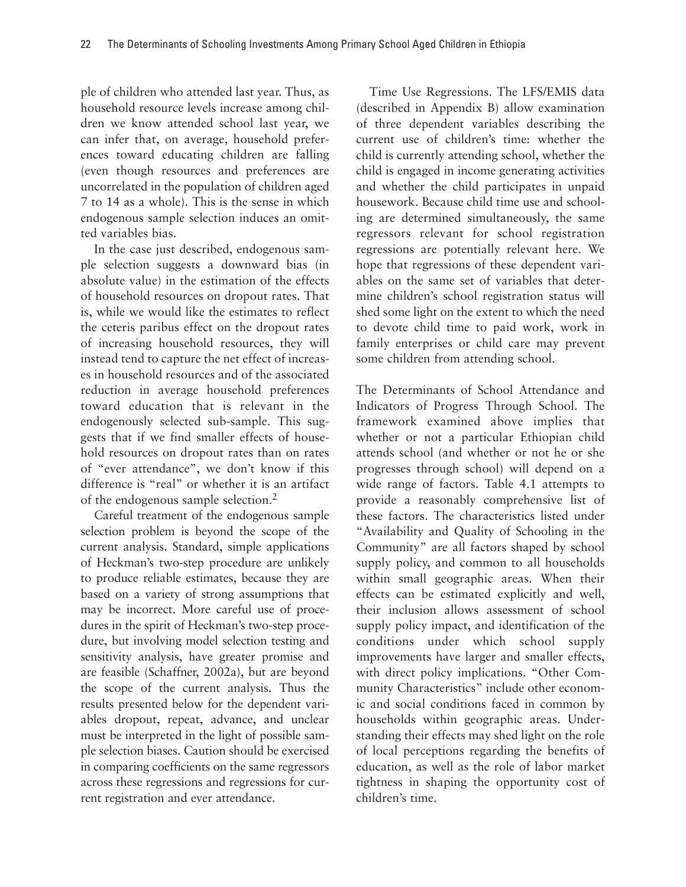ple of children who attended last year. Thus, as household resource levels increase among children we know attended school last year, we can infer that, on average, household preferences toward educating children are falling (even though resources and preferences are uncorrelated in the population of children aged 7 to 14 as a whole). This is the sense in which endogenous sample selection induces an omitted variables bias.

In the case just described, endogenous sample selection suggests a downward bias (in absolute value) in the estimation of the effects of household resources on dropout rates. That is, while we would like the estimates to reflect the ceteris paribus effect on the dropout rates of increasing household resources, they will instead tend to capture the net effect of increases in household resources and of the associated reduction in average household preferences toward education that is relevant in the endogenously selected sub-sample. This suggests that if we find smaller effects of household resources on dropout rates than on rates of "ever attendance", we don't know if this difference is "real" or whether it is an artifact of the endogenous sample selection.[2]

Careful treatment of the endogenous sample selection problem is beyond the scope of the current analysis. Standard, simple applications of Heckman's two-step procedure are unlikely to produce reliable estimates, because they are based on a variety of strong assumptions that may be incorrect. More careful use of procedures in the spirit of Heckman's two-step procedure, but involving model selection testing and sensitivity analysis, have greater promise and are feasible (Schaffner, 2002a), but are beyond the scope of the current analysis. Thus the results presented below for the dependent variables dropout, repeat, advance, and unclear must be interpreted in the light of possible sample selection biases. Caution should be exercised in comparing coefficients on the same regressors across these regressions and regressions for current registration and ever attendance.

Time Use Regressions. The LFS/EMIS data (described in Appendix B) allow examination of three dependent variables describing the current use of children's time: whether the child is currently attending school, whether the child is engaged in income generating activities and whether the child participates in unpaid housework. Because child time use and schooling are determined simultaneously, the same regressors relevant for school registration regressions are potentially relevant here. We hope that regressions of these dependent variables on the same set of variables that determine children's school registration status will shed some light on the extent to which the need to devote child time to paid work, work in family enterprises or child care may prevent some children from attending school.

The Determinants of School Attendance and Indicators of Progress Through School. The framework examined above implies that whether or not a particular Ethiopian child attends school (and whether or not he or she progresses through school) will depend on a wide range of factors. Table 4.1 attempts to provide a reasonably comprehensive list of these factors. The characteristics listed under "Availability and Quality of Schooling in the Community" are all factors shaped by school supply policy, and common to all households within small geographic areas. When their effects can be estimated explicitly and well, their inclusion allows assessment of school supply policy impact, and identification of the conditions under which school supply improvements have larger and smaller effects, with direct policy implications. "Other Community Characteristics" include other economic and social conditions faced in common by households within geographic areas. Understanding their effects may shed light on the role of local perceptions regarding the benefits of education, as well as the role of labor market tightness in shaping the opportunity cost of children's time.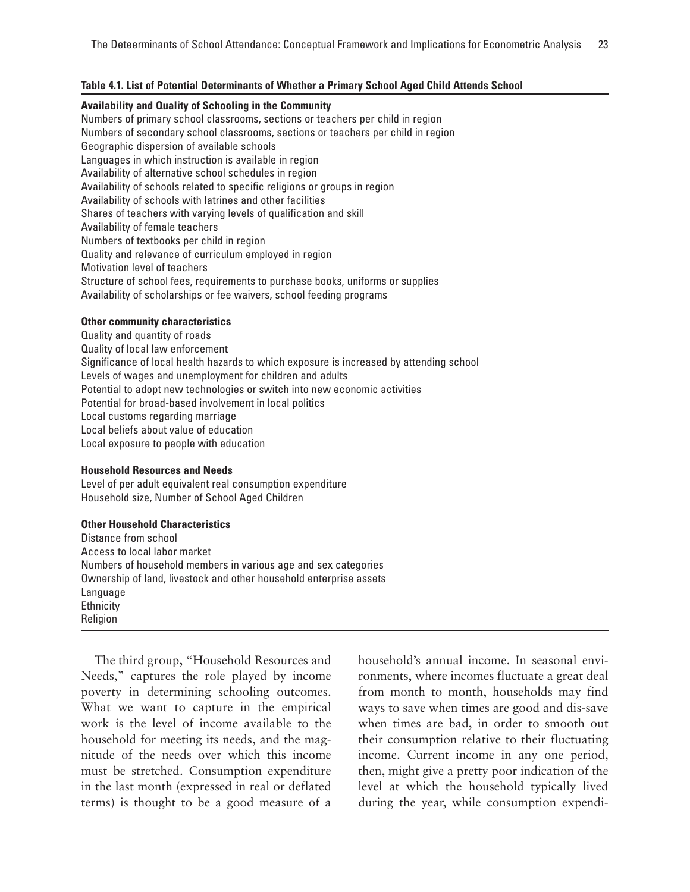**Table 4.1. List of Potential Determinants of Whether a Primary School Aged Child Attends School**

**Availability and Quality of Schooling in the Community**

Numbers of primary school classrooms, sections or teachers per child in region
Numbers of secondary school classrooms, sections or teachers per child in region
Geographic dispersion of available schools
Languages in which instruction is available in region
Availability of alternative school schedules in region
Availability of schools related to specific religions or groups in region
Availability of schools with latrines and other facilities
Shares of teachers with varying levels of qualification and skill
Availability of female teachers
Numbers of textbooks per child in region
Quality and relevance of curriculum employed in region
Motivation level of teachers
Structure of school fees, requirements to purchase books, uniforms or supplies
Availability of scholarships or fee waivers, school feeding programs

**Other community characteristics**

Quality and quantity of roads
Quality of local law enforcement
Significance of local health hazards to which exposure is increased by attending school
Levels of wages and unemployment for children and adults
Potential to adopt new technologies or switch into new economic activities
Potential for broad-based involvement in local politics
Local customs regarding marriage
Local beliefs about value of education
Local exposure to people with education

**Household Resources and Needs**

Level of per adult equivalent real consumption expenditure
Household size, Number of School Aged Children

**Other Household Characteristics**

Distance from school
Access to local labor market
Numbers of household members in various age and sex categories
Ownership of land, livestock and other household enterprise assets
Language
Ethnicity
Religion

The third group, "Household Resources and Needs," captures the role played by income poverty in determining schooling outcomes. What we want to capture in the empirical work is the level of income available to the household for meeting its needs, and the magnitude of the needs over which this income must be stretched. Consumption expenditure in the last month (expressed in real or deflated terms) is thought to be a good measure of a household's annual income. In seasonal environments, where incomes fluctuate a great deal from month to month, households may find ways to save when times are good and dis-save when times are bad, in order to smooth out their consumption relative to their fluctuating income. Current income in any one period, then, might give a pretty poor indication of the level at which the household typically lived during the year, while consumption expendi-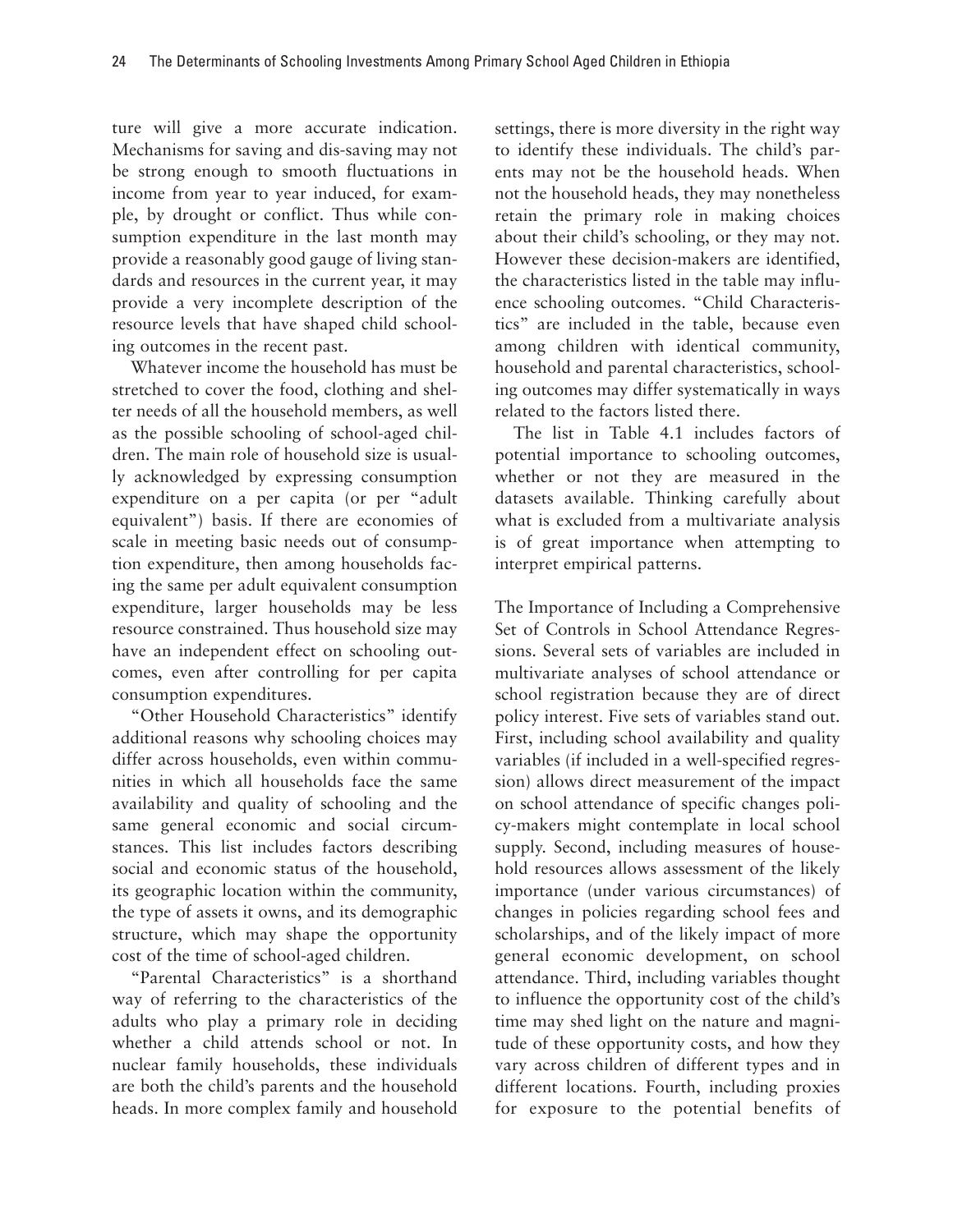ture will give a more accurate indication. Mechanisms for saving and dis-saving may not be strong enough to smooth fluctuations in income from year to year induced, for example, by drought or conflict. Thus while consumption expenditure in the last month may provide a reasonably good gauge of living standards and resources in the current year, it may provide a very incomplete description of the resource levels that have shaped child schooling outcomes in the recent past.

Whatever income the household has must be stretched to cover the food, clothing and shelter needs of all the household members, as well as the possible schooling of school-aged children. The main role of household size is usually acknowledged by expressing consumption expenditure on a per capita (or per "adult equivalent") basis. If there are economies of scale in meeting basic needs out of consumption expenditure, then among households facing the same per adult equivalent consumption expenditure, larger households may be less resource constrained. Thus household size may have an independent effect on schooling outcomes, even after controlling for per capita consumption expenditures.

"Other Household Characteristics" identify additional reasons why schooling choices may differ across households, even within communities in which all households face the same availability and quality of schooling and the same general economic and social circumstances. This list includes factors describing social and economic status of the household, its geographic location within the community, the type of assets it owns, and its demographic structure, which may shape the opportunity cost of the time of school-aged children.

"Parental Characteristics" is a shorthand way of referring to the characteristics of the adults who play a primary role in deciding whether a child attends school or not. In nuclear family households, these individuals are both the child's parents and the household heads. In more complex family and household settings, there is more diversity in the right way to identify these individuals. The child's parents may not be the household heads. When not the household heads, they may nonetheless retain the primary role in making choices about their child's schooling, or they may not. However these decision-makers are identified, the characteristics listed in the table may influence schooling outcomes. "Child Characteristics" are included in the table, because even among children with identical community, household and parental characteristics, schooling outcomes may differ systematically in ways related to the factors listed there.

The list in Table 4.1 includes factors of potential importance to schooling outcomes, whether or not they are measured in the datasets available. Thinking carefully about what is excluded from a multivariate analysis is of great importance when attempting to interpret empirical patterns.

The Importance of Including a Comprehensive Set of Controls in School Attendance Regressions. Several sets of variables are included in multivariate analyses of school attendance or school registration because they are of direct policy interest. Five sets of variables stand out. First, including school availability and quality variables (if included in a well-specified regression) allows direct measurement of the impact on school attendance of specific changes policy-makers might contemplate in local school supply. Second, including measures of household resources allows assessment of the likely importance (under various circumstances) of changes in policies regarding school fees and scholarships, and of the likely impact of more general economic development, on school attendance. Third, including variables thought to influence the opportunity cost of the child's time may shed light on the nature and magnitude of these opportunity costs, and how they vary across children of different types and in different locations. Fourth, including proxies for exposure to the potential benefits of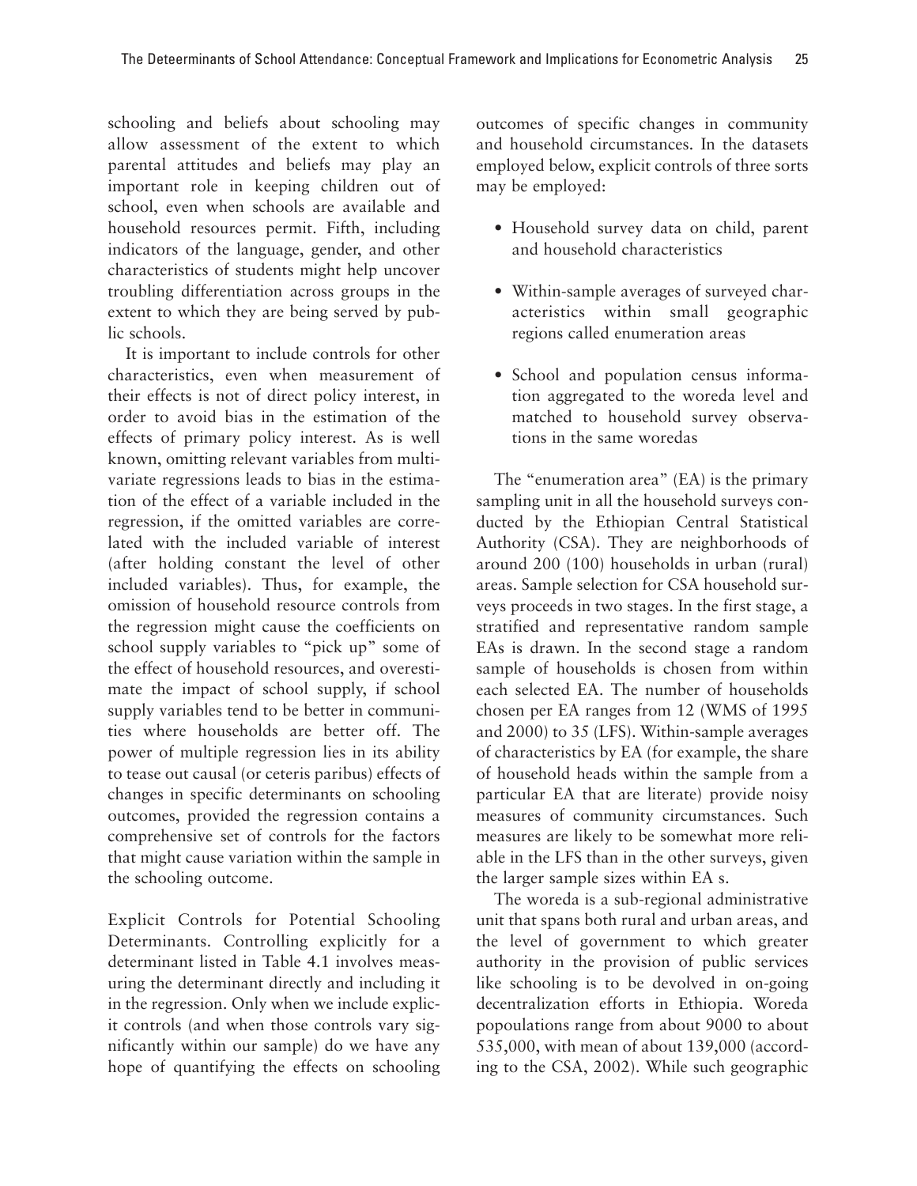schooling and beliefs about schooling may allow assessment of the extent to which parental attitudes and beliefs may play an important role in keeping children out of school, even when schools are available and household resources permit. Fifth, including indicators of the language, gender, and other characteristics of students might help uncover troubling differentiation across groups in the extent to which they are being served by public schools.

It is important to include controls for other characteristics, even when measurement of their effects is not of direct policy interest, in order to avoid bias in the estimation of the effects of primary policy interest. As is well known, omitting relevant variables from multivariate regressions leads to bias in the estimation of the effect of a variable included in the regression, if the omitted variables are correlated with the included variable of interest (after holding constant the level of other included variables). Thus, for example, the omission of household resource controls from the regression might cause the coefficients on school supply variables to "pick up" some of the effect of household resources, and overestimate the impact of school supply, if school supply variables tend to be better in communities where households are better off. The power of multiple regression lies in its ability to tease out causal (or ceteris paribus) effects of changes in specific determinants on schooling outcomes, provided the regression contains a comprehensive set of controls for the factors that might cause variation within the sample in the schooling outcome.

Explicit Controls for Potential Schooling Determinants. Controlling explicitly for a determinant listed in Table 4.1 involves measuring the determinant directly and including it in the regression. Only when we include explicit controls (and when those controls vary significantly within our sample) do we have any hope of quantifying the effects on schooling outcomes of specific changes in community and household circumstances. In the datasets employed below, explicit controls of three sorts may be employed:

- Household survey data on child, parent and household characteristics
- Within-sample averages of surveyed characteristics within small geographic regions called enumeration areas
- School and population census information aggregated to the woreda level and matched to household survey observations in the same woredas

The "enumeration area" (EA) is the primary sampling unit in all the household surveys conducted by the Ethiopian Central Statistical Authority (CSA). They are neighborhoods of around 200 (100) households in urban (rural) areas. Sample selection for CSA household surveys proceeds in two stages. In the first stage, a stratified and representative random sample EAs is drawn. In the second stage a random sample of households is chosen from within each selected EA. The number of households chosen per EA ranges from 12 (WMS of 1995 and 2000) to 35 (LFS). Within-sample averages of characteristics by EA (for example, the share of household heads within the sample from a particular EA that are literate) provide noisy measures of community circumstances. Such measures are likely to be somewhat more reliable in the LFS than in the other surveys, given the larger sample sizes within EA s.

The woreda is a sub-regional administrative unit that spans both rural and urban areas, and the level of government to which greater authority in the provision of public services like schooling is to be devolved in on-going decentralization efforts in Ethiopia. Woreda popoulations range from about 9000 to about 535,000, with mean of about 139,000 (according to the CSA, 2002). While such geographic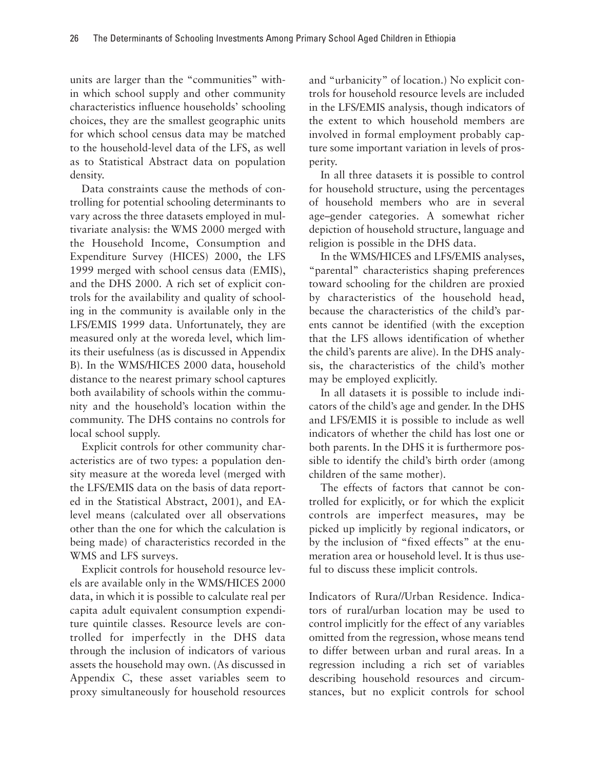units are larger than the "communities" within which school supply and other community characteristics influence households' schooling choices, they are the smallest geographic units for which school census data may be matched to the household-level data of the LFS, as well as to Statistical Abstract data on population density.

Data constraints cause the methods of controlling for potential schooling determinants to vary across the three datasets employed in multivariate analysis: the WMS 2000 merged with the Household Income, Consumption and Expenditure Survey (HICES) 2000, the LFS 1999 merged with school census data (EMIS), and the DHS 2000. A rich set of explicit controls for the availability and quality of schooling in the community is available only in the LFS/EMIS 1999 data. Unfortunately, they are measured only at the woreda level, which limits their usefulness (as is discussed in Appendix B). In the WMS/HICES 2000 data, household distance to the nearest primary school captures both availability of schools within the community and the household's location within the community. The DHS contains no controls for local school supply.

Explicit controls for other community characteristics are of two types: a population density measure at the woreda level (merged with the LFS/EMIS data on the basis of data reported in the Statistical Abstract, 2001), and EA-level means (calculated over all observations other than the one for which the calculation is being made) of characteristics recorded in the WMS and LFS surveys.

Explicit controls for household resource levels are available only in the WMS/HICES 2000 data, in which it is possible to calculate real per capita adult equivalent consumption expenditure quintile classes. Resource levels are controlled for imperfectly in the DHS data through the inclusion of indicators of various assets the household may own. (As discussed in Appendix C, these asset variables seem to proxy simultaneously for household resources and "urbanicity" of location.) No explicit controls for household resource levels are included in the LFS/EMIS analysis, though indicators of the extent to which household members are involved in formal employment probably capture some important variation in levels of prosperity.

In all three datasets it is possible to control for household structure, using the percentages of household members who are in several age–gender categories. A somewhat richer depiction of household structure, language and religion is possible in the DHS data.

In the WMS/HICES and LFS/EMIS analyses, "parental" characteristics shaping preferences toward schooling for the children are proxied by characteristics of the household head, because the characteristics of the child's parents cannot be identified (with the exception that the LFS allows identification of whether the child's parents are alive). In the DHS analysis, the characteristics of the child's mother may be employed explicitly.

In all datasets it is possible to include indicators of the child's age and gender. In the DHS and LFS/EMIS it is possible to include as well indicators of whether the child has lost one or both parents. In the DHS it is furthermore possible to identify the child's birth order (among children of the same mother).

The effects of factors that cannot be controlled for explicitly, or for which the explicit controls are imperfect measures, may be picked up implicitly by regional indicators, or by the inclusion of "fixed effects" at the enumeration area or household level. It is thus useful to discuss these implicit controls.

Indicators of Rura//Urban Residence. Indicators of rural/urban location may be used to control implicitly for the effect of any variables omitted from the regression, whose means tend to differ between urban and rural areas. In a regression including a rich set of variables describing household resources and circumstances, but no explicit controls for school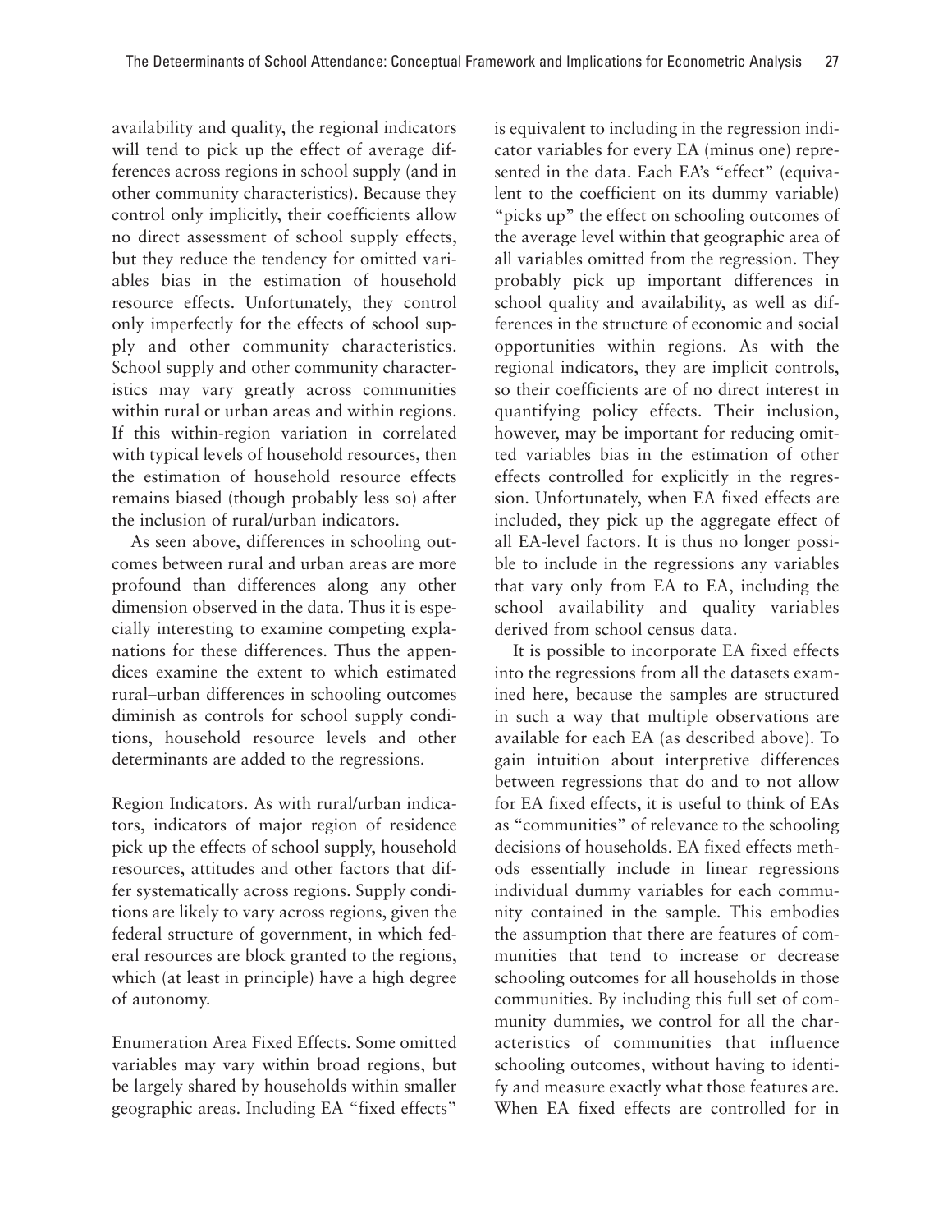availability and quality, the regional indicators will tend to pick up the effect of average differences across regions in school supply (and in other community characteristics). Because they control only implicitly, their coefficients allow no direct assessment of school supply effects, but they reduce the tendency for omitted variables bias in the estimation of household resource effects. Unfortunately, they control only imperfectly for the effects of school supply and other community characteristics. School supply and other community characteristics may vary greatly across communities within rural or urban areas and within regions. If this within-region variation in correlated with typical levels of household resources, then the estimation of household resource effects remains biased (though probably less so) after the inclusion of rural/urban indicators.

As seen above, differences in schooling outcomes between rural and urban areas are more profound than differences along any other dimension observed in the data. Thus it is especially interesting to examine competing explanations for these differences. Thus the appendices examine the extent to which estimated rural–urban differences in schooling outcomes diminish as controls for school supply conditions, household resource levels and other determinants are added to the regressions.

Region Indicators. As with rural/urban indicators, indicators of major region of residence pick up the effects of school supply, household resources, attitudes and other factors that differ systematically across regions. Supply conditions are likely to vary across regions, given the federal structure of government, in which federal resources are block granted to the regions, which (at least in principle) have a high degree of autonomy.

Enumeration Area Fixed Effects. Some omitted variables may vary within broad regions, but be largely shared by households within smaller geographic areas. Including EA "fixed effects" is equivalent to including in the regression indicator variables for every EA (minus one) represented in the data. Each EA's "effect" (equivalent to the coefficient on its dummy variable) "picks up" the effect on schooling outcomes of the average level within that geographic area of all variables omitted from the regression. They probably pick up important differences in school quality and availability, as well as differences in the structure of economic and social opportunities within regions. As with the regional indicators, they are implicit controls, so their coefficients are of no direct interest in quantifying policy effects. Their inclusion, however, may be important for reducing omitted variables bias in the estimation of other effects controlled for explicitly in the regression. Unfortunately, when EA fixed effects are included, they pick up the aggregate effect of all EA-level factors. It is thus no longer possible to include in the regressions any variables that vary only from EA to EA, including the school availability and quality variables derived from school census data.

It is possible to incorporate EA fixed effects into the regressions from all the datasets examined here, because the samples are structured in such a way that multiple observations are available for each EA (as described above). To gain intuition about interpretive differences between regressions that do and to not allow for EA fixed effects, it is useful to think of EAs as "communities" of relevance to the schooling decisions of households. EA fixed effects methods essentially include in linear regressions individual dummy variables for each community contained in the sample. This embodies the assumption that there are features of communities that tend to increase or decrease schooling outcomes for all households in those communities. By including this full set of community dummies, we control for all the characteristics of communities that influence schooling outcomes, without having to identify and measure exactly what those features are. When EA fixed effects are controlled for in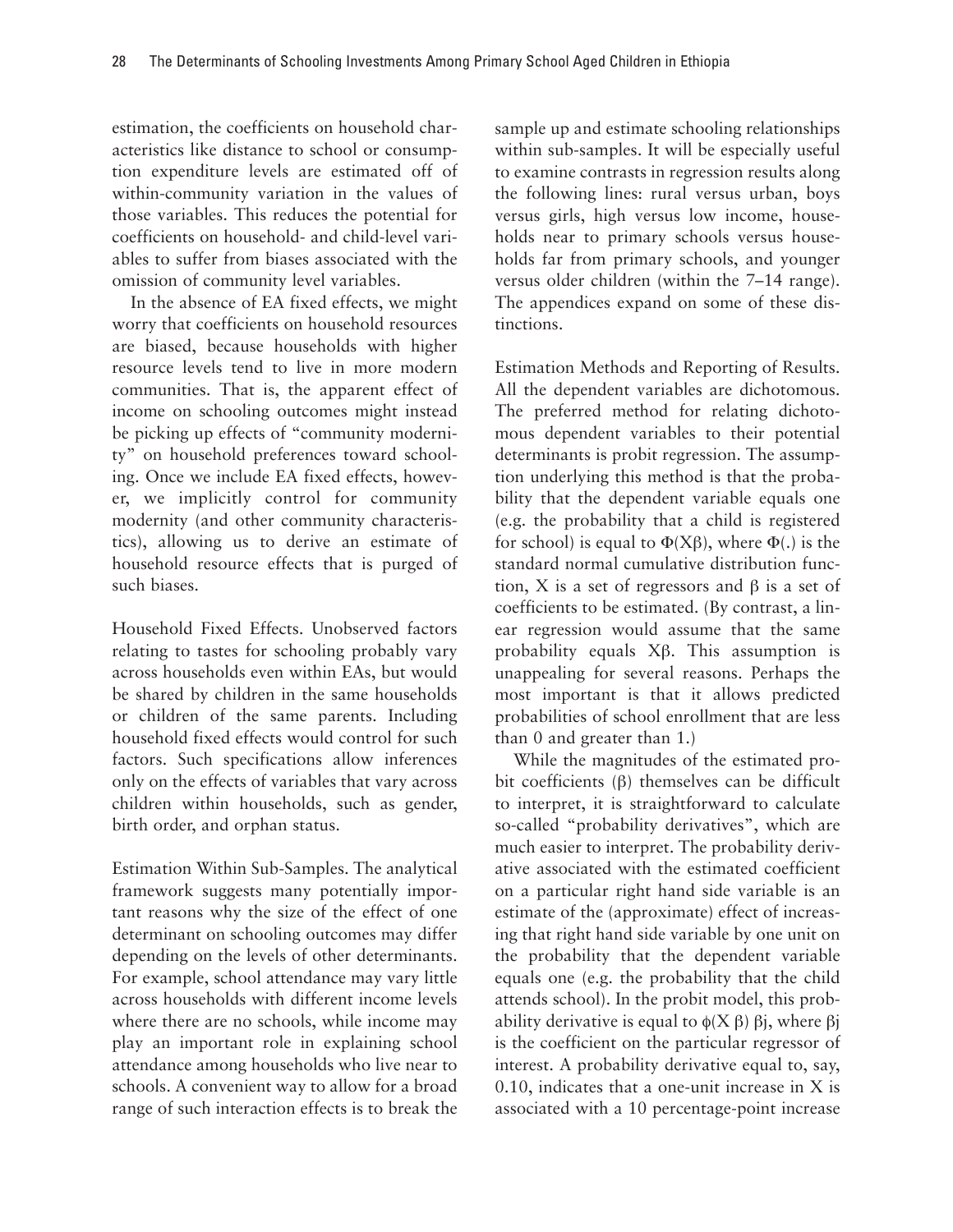estimation, the coefficients on household characteristics like distance to school or consumption expenditure levels are estimated off of within-community variation in the values of those variables. This reduces the potential for coefficients on household- and child-level variables to suffer from biases associated with the omission of community level variables.

In the absence of EA fixed effects, we might worry that coefficients on household resources are biased, because households with higher resource levels tend to live in more modern communities. That is, the apparent effect of income on schooling outcomes might instead be picking up effects of "community modernity" on household preferences toward schooling. Once we include EA fixed effects, however, we implicitly control for community modernity (and other community characteristics), allowing us to derive an estimate of household resource effects that is purged of such biases.

Household Fixed Effects. Unobserved factors relating to tastes for schooling probably vary across households even within EAs, but would be shared by children in the same households or children of the same parents. Including household fixed effects would control for such factors. Such specifications allow inferences only on the effects of variables that vary across children within households, such as gender, birth order, and orphan status.

Estimation Within Sub-Samples. The analytical framework suggests many potentially important reasons why the size of the effect of one determinant on schooling outcomes may differ depending on the levels of other determinants. For example, school attendance may vary little across households with different income levels where there are no schools, while income may play an important role in explaining school attendance among households who live near to schools. A convenient way to allow for a broad range of such interaction effects is to break the sample up and estimate schooling relationships within sub-samples. It will be especially useful to examine contrasts in regression results along the following lines: rural versus urban, boys versus girls, high versus low income, households near to primary schools versus households far from primary schools, and younger versus older children (within the 7–14 range). The appendices expand on some of these distinctions.

Estimation Methods and Reporting of Results. All the dependent variables are dichotomous. The preferred method for relating dichotomous dependent variables to their potential determinants is probit regression. The assumption underlying this method is that the probability that the dependent variable equals one (e.g. the probability that a child is registered for school) is equal to $\Phi(X\beta)$, where $\Phi(.)$ is the standard normal cumulative distribution function, X is a set of regressors and $\beta$ is a set of coefficients to be estimated. (By contrast, a linear regression would assume that the same probability equals $X\beta$. This assumption is unappealing for several reasons. Perhaps the most important is that it allows predicted probabilities of school enrollment that are less than 0 and greater than 1.)

While the magnitudes of the estimated probit coefficients ($\beta$) themselves can be difficult to interpret, it is straightforward to calculate so-called "probability derivatives", which are much easier to interpret. The probability derivative associated with the estimated coefficient on a particular right hand side variable is an estimate of the (approximate) effect of increasing that right hand side variable by one unit on the probability that the dependent variable equals one (e.g. the probability that the child attends school). In the probit model, this probability derivative is equal to $\phi(X\beta)\,\beta_j$, where $\beta_j$ is the coefficient on the particular regressor of interest. A probability derivative equal to, say, 0.10, indicates that a one-unit increase in X is associated with a 10 percentage-point increase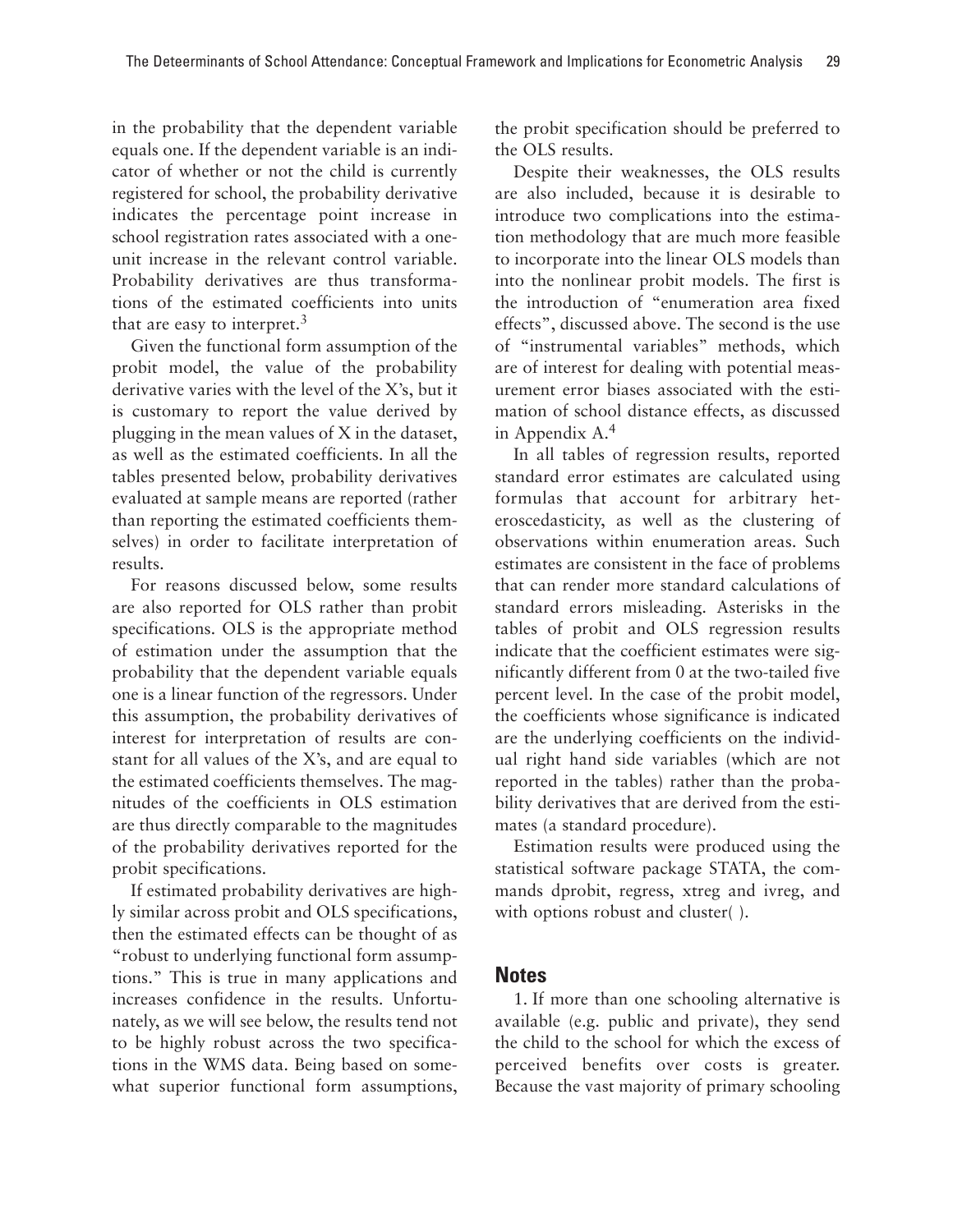in the probability that the dependent variable equals one. If the dependent variable is an indicator of whether or not the child is currently registered for school, the probability derivative indicates the percentage point increase in school registration rates associated with a one-unit increase in the relevant control variable. Probability derivatives are thus transformations of the estimated coefficients into units that are easy to interpret.[3]

Given the functional form assumption of the probit model, the value of the probability derivative varies with the level of the X's, but it is customary to report the value derived by plugging in the mean values of X in the dataset, as well as the estimated coefficients. In all the tables presented below, probability derivatives evaluated at sample means are reported (rather than reporting the estimated coefficients themselves) in order to facilitate interpretation of results.

For reasons discussed below, some results are also reported for OLS rather than probit specifications. OLS is the appropriate method of estimation under the assumption that the probability that the dependent variable equals one is a linear function of the regressors. Under this assumption, the probability derivatives of interest for interpretation of results are constant for all values of the X's, and are equal to the estimated coefficients themselves. The magnitudes of the coefficients in OLS estimation are thus directly comparable to the magnitudes of the probability derivatives reported for the probit specifications.

If estimated probability derivatives are highly similar across probit and OLS specifications, then the estimated effects can be thought of as "robust to underlying functional form assumptions." This is true in many applications and increases confidence in the results. Unfortunately, as we will see below, the results tend not to be highly robust across the two specifications in the WMS data. Being based on somewhat superior functional form assumptions, the probit specification should be preferred to the OLS results.

Despite their weaknesses, the OLS results are also included, because it is desirable to introduce two complications into the estimation methodology that are much more feasible to incorporate into the linear OLS models than into the nonlinear probit models. The first is the introduction of "enumeration area fixed effects", discussed above. The second is the use of "instrumental variables" methods, which are of interest for dealing with potential measurement error biases associated with the estimation of school distance effects, as discussed in Appendix A.[4]

In all tables of regression results, reported standard error estimates are calculated using formulas that account for arbitrary heteroscedasticity, as well as the clustering of observations within enumeration areas. Such estimates are consistent in the face of problems that can render more standard calculations of standard errors misleading. Asterisks in the tables of probit and OLS regression results indicate that the coefficient estimates were significantly different from 0 at the two-tailed five percent level. In the case of the probit model, the coefficients whose significance is indicated are the underlying coefficients on the individual right hand side variables (which are not reported in the tables) rather than the probability derivatives that are derived from the estimates (a standard procedure).

Estimation results were produced using the statistical software package STATA, the commands dprobit, regress, xtreg and ivreg, and with options robust and cluster( ).

## Notes

1. If more than one schooling alternative is available (e.g. public and private), they send the child to the school for which the excess of perceived benefits over costs is greater. Because the vast majority of primary schooling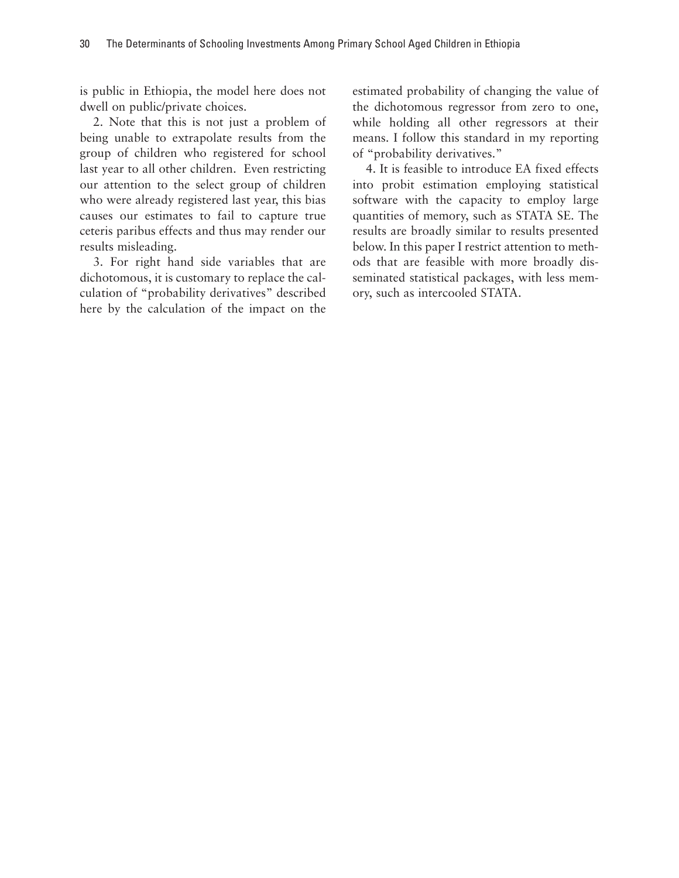is public in Ethiopia, the model here does not dwell on public/private choices.

2. Note that this is not just a problem of being unable to extrapolate results from the group of children who registered for school last year to all other children. Even restricting our attention to the select group of children who were already registered last year, this bias causes our estimates to fail to capture true ceteris paribus effects and thus may render our results misleading.

3. For right hand side variables that are dichotomous, it is customary to replace the calculation of "probability derivatives" described here by the calculation of the impact on the estimated probability of changing the value of the dichotomous regressor from zero to one, while holding all other regressors at their means. I follow this standard in my reporting of "probability derivatives."

4. It is feasible to introduce EA fixed effects into probit estimation employing statistical software with the capacity to employ large quantities of memory, such as STATA SE. The results are broadly similar to results presented below. In this paper I restrict attention to methods that are feasible with more broadly disseminated statistical packages, with less memory, such as intercooled STATA.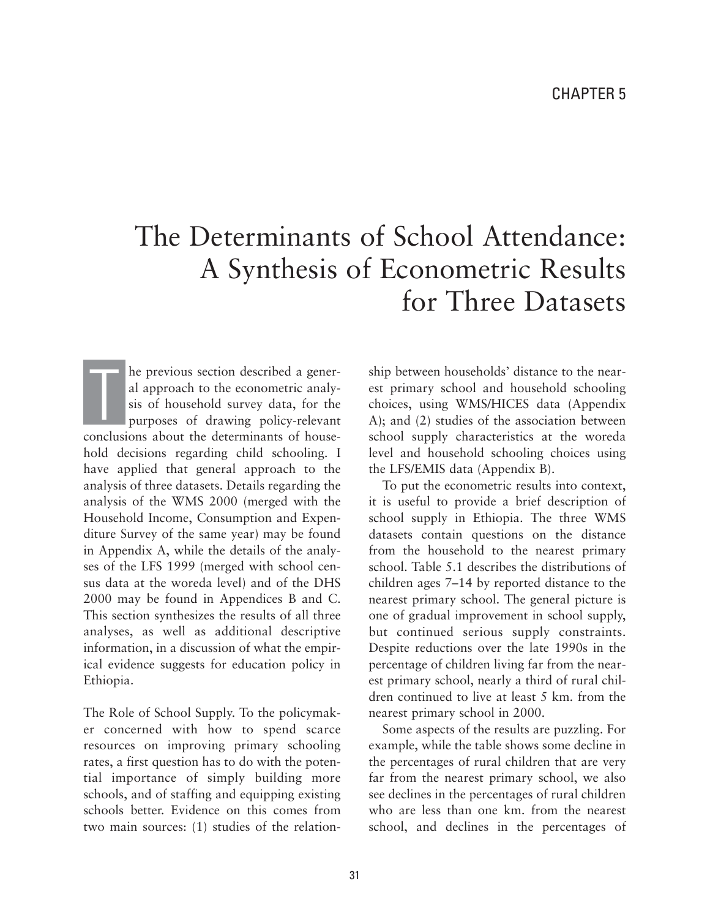CHAPTER 5

# The Determinants of School Attendance: A Synthesis of Econometric Results for Three Datasets

The previous section described a general approach to the econometric analysis of household survey data, for the purposes of drawing policy-relevant conclusions about the determinants of household decisions regarding child schooling. I have applied that general approach to the analysis of three datasets. Details regarding the analysis of the WMS 2000 (merged with the Household Income, Consumption and Expenditure Survey of the same year) may be found in Appendix A, while the details of the analyses of the LFS 1999 (merged with school census data at the woreda level) and of the DHS 2000 may be found in Appendices B and C. This section synthesizes the results of all three analyses, as well as additional descriptive information, in a discussion of what the empirical evidence suggests for education policy in Ethiopia.

The Role of School Supply. To the policymaker concerned with how to spend scarce resources on improving primary schooling rates, a first question has to do with the potential importance of simply building more schools, and of staffing and equipping existing schools better. Evidence on this comes from two main sources: (1) studies of the relationship between households' distance to the nearest primary school and household schooling choices, using WMS/HICES data (Appendix A); and (2) studies of the association between school supply characteristics at the woreda level and household schooling choices using the LFS/EMIS data (Appendix B).

To put the econometric results into context, it is useful to provide a brief description of school supply in Ethiopia. The three WMS datasets contain questions on the distance from the household to the nearest primary school. Table 5.1 describes the distributions of children ages 7–14 by reported distance to the nearest primary school. The general picture is one of gradual improvement in school supply, but continued serious supply constraints. Despite reductions over the late 1990s in the percentage of children living far from the nearest primary school, nearly a third of rural children continued to live at least 5 km. from the nearest primary school in 2000.

Some aspects of the results are puzzling. For example, while the table shows some decline in the percentages of rural children that are very far from the nearest primary school, we also see declines in the percentages of rural children who are less than one km. from the nearest school, and declines in the percentages of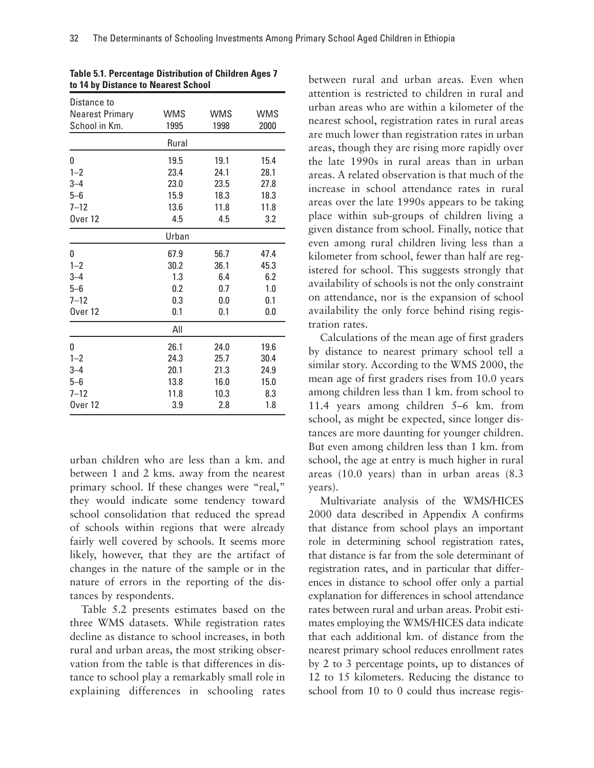**Table 5.1. Percentage Distribution of Children Ages 7 to 14 by Distance to Nearest School**

| Distance to Nearest Primary School in Km. | WMS 1995 | WMS 1998 | WMS 2000 |
|---|---|---|---|
| | Rural | | |
| 0 | 19.5 | 19.1 | 15.4 |
| 1–2 | 23.4 | 24.1 | 28.1 |
| 3–4 | 23.0 | 23.5 | 27.8 |
| 5–6 | 15.9 | 18.3 | 18.3 |
| 7–12 | 13.6 | 11.8 | 11.8 |
| Over 12 | 4.5 | 4.5 | 3.2 |
| | Urban | | |
| 0 | 67.9 | 56.7 | 47.4 |
| 1–2 | 30.2 | 36.1 | 45.3 |
| 3–4 | 1.3 | 6.4 | 6.2 |
| 5–6 | 0.2 | 0.7 | 1.0 |
| 7–12 | 0.3 | 0.0 | 0.1 |
| Over 12 | 0.1 | 0.1 | 0.0 |
| | All | | |
| 0 | 26.1 | 24.0 | 19.6 |
| 1–2 | 24.3 | 25.7 | 30.4 |
| 3–4 | 20.1 | 21.3 | 24.9 |
| 5–6 | 13.8 | 16.0 | 15.0 |
| 7–12 | 11.8 | 10.3 | 8.3 |
| Over 12 | 3.9 | 2.8 | 1.8 |

urban children who are less than a km. and between 1 and 2 kms. away from the nearest primary school. If these changes were "real," they would indicate some tendency toward school consolidation that reduced the spread of schools within regions that were already fairly well covered by schools. It seems more likely, however, that they are the artifact of changes in the nature of the sample or in the nature of errors in the reporting of the distances by respondents.

Table 5.2 presents estimates based on the three WMS datasets. While registration rates decline as distance to school increases, in both rural and urban areas, the most striking observation from the table is that differences in distance to school play a remarkably small role in explaining differences in schooling rates between rural and urban areas. Even when attention is restricted to children in rural and urban areas who are within a kilometer of the nearest school, registration rates in rural areas are much lower than registration rates in urban areas, though they are rising more rapidly over the late 1990s in rural areas than in urban areas. A related observation is that much of the increase in school attendance rates in rural areas over the late 1990s appears to be taking place within sub-groups of children living a given distance from school. Finally, notice that even among rural children living less than a kilometer from school, fewer than half are registered for school. This suggests strongly that availability of schools is not the only constraint on attendance, nor is the expansion of school availability the only force behind rising registration rates.

Calculations of the mean age of first graders by distance to nearest primary school tell a similar story. According to the WMS 2000, the mean age of first graders rises from 10.0 years among children less than 1 km. from school to 11.4 years among children 5–6 km. from school, as might be expected, since longer distances are more daunting for younger children. But even among children less than 1 km. from school, the age at entry is much higher in rural areas (10.0 years) than in urban areas (8.3 years).

Multivariate analysis of the WMS/HICES 2000 data described in Appendix A confirms that distance from school plays an important role in determining school registration rates, that distance is far from the sole determinant of registration rates, and in particular that differences in distance to school offer only a partial explanation for differences in school attendance rates between rural and urban areas. Probit estimates employing the WMS/HICES data indicate that each additional km. of distance from the nearest primary school reduces enrollment rates by 2 to 3 percentage points, up to distances of 12 to 15 kilometers. Reducing the distance to school from 10 to 0 could thus increase regis-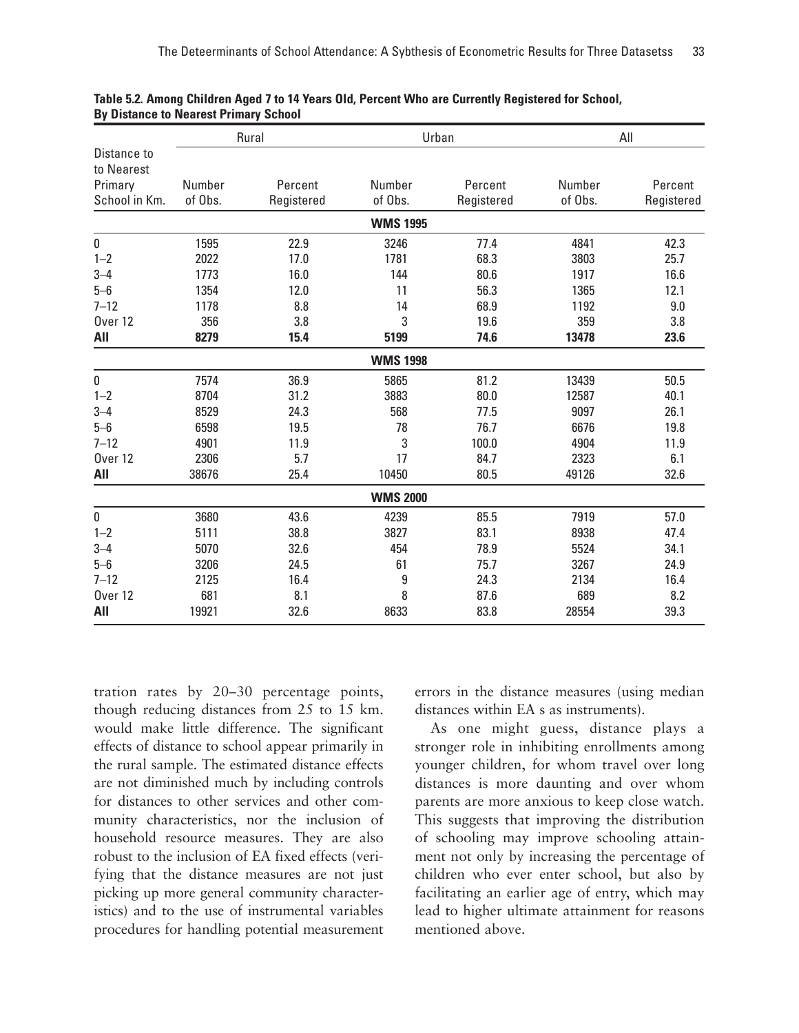**Table 5.2. Among Children Aged 7 to 14 Years Old, Percent Who are Currently Registered for School, By Distance to Nearest Primary School**

| Distance to Nearest Primary School in Km. | Rural | | Urban | | All | |
|---|---|---|---|---|---|---|
| | Number of Obs. | Percent Registered | Number of Obs. | Percent Registered | Number of Obs. | Percent Registered |
| | | | **WMS 1995** | | | |
| 0 | 1595 | 22.9 | 3246 | 77.4 | 4841 | 42.3 |
| 1–2 | 2022 | 17.0 | 1781 | 68.3 | 3803 | 25.7 |
| 3–4 | 1773 | 16.0 | 144 | 80.6 | 1917 | 16.6 |
| 5–6 | 1354 | 12.0 | 11 | 56.3 | 1365 | 12.1 |
| 7–12 | 1178 | 8.8 | 14 | 68.9 | 1192 | 9.0 |
| Over 12 | 356 | 3.8 | 3 | 19.6 | 359 | 3.8 |
| **All** | **8279** | **15.4** | **5199** | **74.6** | **13478** | **23.6** |
| | | | **WMS 1998** | | | |
| 0 | 7574 | 36.9 | 5865 | 81.2 | 13439 | 50.5 |
| 1–2 | 8704 | 31.2 | 3883 | 80.0 | 12587 | 40.1 |
| 3–4 | 8529 | 24.3 | 568 | 77.5 | 9097 | 26.1 |
| 5–6 | 6598 | 19.5 | 78 | 76.7 | 6676 | 19.8 |
| 7–12 | 4901 | 11.9 | 3 | 100.0 | 4904 | 11.9 |
| Over 12 | 2306 | 5.7 | 17 | 84.7 | 2323 | 6.1 |
| **All** | 38676 | 25.4 | 10450 | 80.5 | 49126 | 32.6 |
| | | | **WMS 2000** | | | |
| 0 | 3680 | 43.6 | 4239 | 85.5 | 7919 | 57.0 |
| 1–2 | 5111 | 38.8 | 3827 | 83.1 | 8938 | 47.4 |
| 3–4 | 5070 | 32.6 | 454 | 78.9 | 5524 | 34.1 |
| 5–6 | 3206 | 24.5 | 61 | 75.7 | 3267 | 24.9 |
| 7–12 | 2125 | 16.4 | 9 | 24.3 | 2134 | 16.4 |
| Over 12 | 681 | 8.1 | 8 | 87.6 | 689 | 8.2 |
| **All** | 19921 | 32.6 | 8633 | 83.8 | 28554 | 39.3 |

tration rates by 20–30 percentage points, though reducing distances from 25 to 15 km. would make little difference. The significant effects of distance to school appear primarily in the rural sample. The estimated distance effects are not diminished much by including controls for distances to other services and other community characteristics, nor the inclusion of household resource measures. They are also robust to the inclusion of EA fixed effects (verifying that the distance measures are not just picking up more general community characteristics) and to the use of instrumental variables procedures for handling potential measurement errors in the distance measures (using median distances within EA s as instruments).

As one might guess, distance plays a stronger role in inhibiting enrollments among younger children, for whom travel over long distances is more daunting and over whom parents are more anxious to keep close watch. This suggests that improving the distribution of schooling may improve schooling attainment not only by increasing the percentage of children who ever enter school, but also by facilitating an earlier age of entry, which may lead to higher ultimate attainment for reasons mentioned above.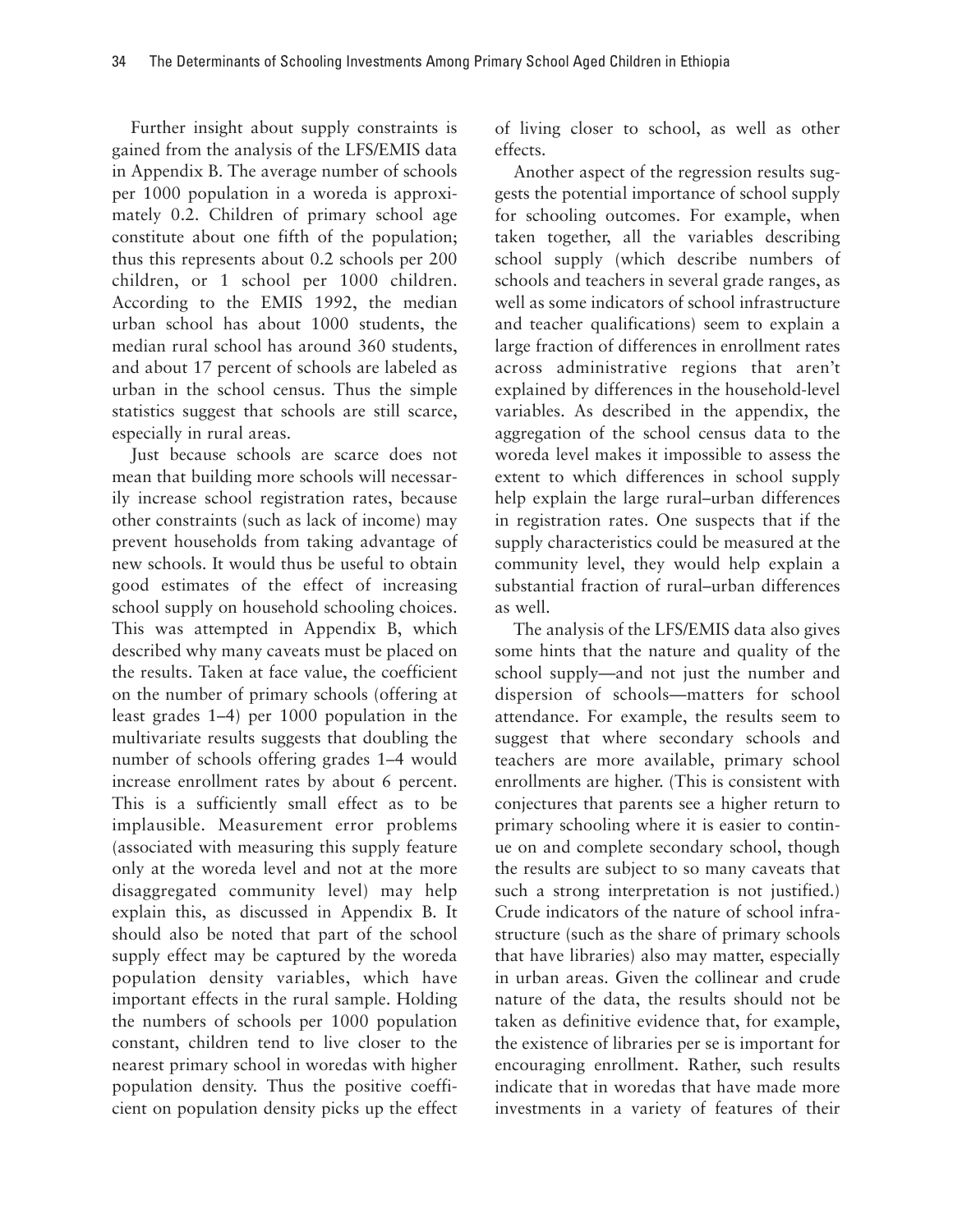Further insight about supply constraints is gained from the analysis of the LFS/EMIS data in Appendix B. The average number of schools per 1000 population in a woreda is approximately 0.2. Children of primary school age constitute about one fifth of the population; thus this represents about 0.2 schools per 200 children, or 1 school per 1000 children. According to the EMIS 1992, the median urban school has about 1000 students, the median rural school has around 360 students, and about 17 percent of schools are labeled as urban in the school census. Thus the simple statistics suggest that schools are still scarce, especially in rural areas.

Just because schools are scarce does not mean that building more schools will necessarily increase school registration rates, because other constraints (such as lack of income) may prevent households from taking advantage of new schools. It would thus be useful to obtain good estimates of the effect of increasing school supply on household schooling choices. This was attempted in Appendix B, which described why many caveats must be placed on the results. Taken at face value, the coefficient on the number of primary schools (offering at least grades 1–4) per 1000 population in the multivariate results suggests that doubling the number of schools offering grades 1–4 would increase enrollment rates by about 6 percent. This is a sufficiently small effect as to be implausible. Measurement error problems (associated with measuring this supply feature only at the woreda level and not at the more disaggregated community level) may help explain this, as discussed in Appendix B. It should also be noted that part of the school supply effect may be captured by the woreda population density variables, which have important effects in the rural sample. Holding the numbers of schools per 1000 population constant, children tend to live closer to the nearest primary school in woredas with higher population density. Thus the positive coefficient on population density picks up the effect of living closer to school, as well as other effects.

Another aspect of the regression results suggests the potential importance of school supply for schooling outcomes. For example, when taken together, all the variables describing school supply (which describe numbers of schools and teachers in several grade ranges, as well as some indicators of school infrastructure and teacher qualifications) seem to explain a large fraction of differences in enrollment rates across administrative regions that aren't explained by differences in the household-level variables. As described in the appendix, the aggregation of the school census data to the woreda level makes it impossible to assess the extent to which differences in school supply help explain the large rural–urban differences in registration rates. One suspects that if the supply characteristics could be measured at the community level, they would help explain a substantial fraction of rural–urban differences as well.

The analysis of the LFS/EMIS data also gives some hints that the nature and quality of the school supply—and not just the number and dispersion of schools—matters for school attendance. For example, the results seem to suggest that where secondary schools and teachers are more available, primary school enrollments are higher. (This is consistent with conjectures that parents see a higher return to primary schooling where it is easier to continue on and complete secondary school, though the results are subject to so many caveats that such a strong interpretation is not justified.) Crude indicators of the nature of school infrastructure (such as the share of primary schools that have libraries) also may matter, especially in urban areas. Given the collinear and crude nature of the data, the results should not be taken as definitive evidence that, for example, the existence of libraries per se is important for encouraging enrollment. Rather, such results indicate that in woredas that have made more investments in a variety of features of their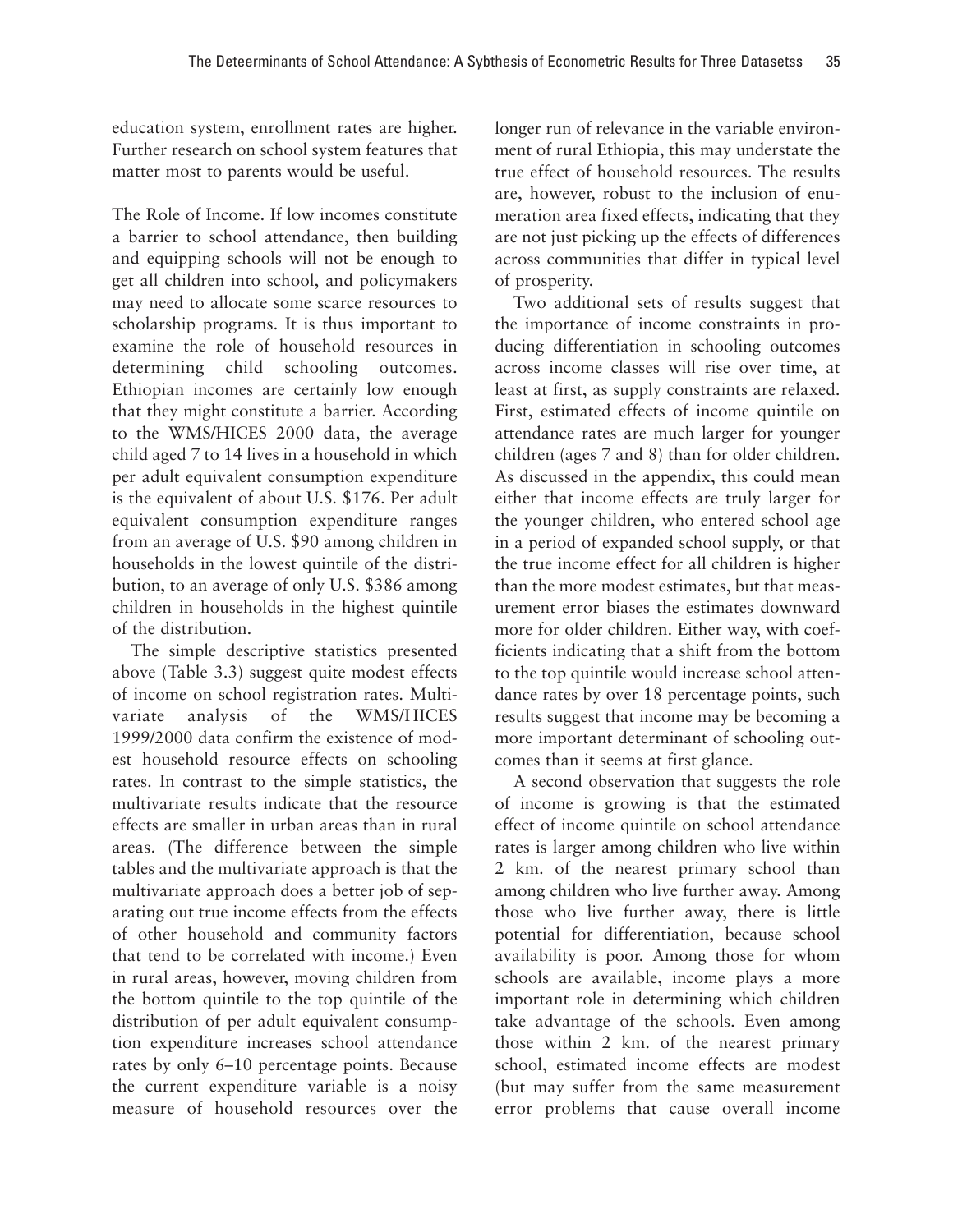education system, enrollment rates are higher. Further research on school system features that matter most to parents would be useful.

**The Role of Income.** If low incomes constitute a barrier to school attendance, then building and equipping schools will not be enough to get all children into school, and policymakers may need to allocate some scarce resources to scholarship programs. It is thus important to examine the role of household resources in determining child schooling outcomes. Ethiopian incomes are certainly low enough that they might constitute a barrier. According to the WMS/HICES 2000 data, the average child aged 7 to 14 lives in a household in which per adult equivalent consumption expenditure is the equivalent of about U.S. $176. Per adult equivalent consumption expenditure ranges from an average of U.S. $90 among children in households in the lowest quintile of the distribution, to an average of only U.S. $386 among children in households in the highest quintile of the distribution.

The simple descriptive statistics presented above (Table 3.3) suggest quite modest effects of income on school registration rates. Multivariate analysis of the WMS/HICES 1999/2000 data confirm the existence of modest household resource effects on schooling rates. In contrast to the simple statistics, the multivariate results indicate that the resource effects are smaller in urban areas than in rural areas. (The difference between the simple tables and the multivariate approach is that the multivariate approach does a better job of separating out true income effects from the effects of other household and community factors that tend to be correlated with income.) Even in rural areas, however, moving children from the bottom quintile to the top quintile of the distribution of per adult equivalent consumption expenditure increases school attendance rates by only 6–10 percentage points. Because the current expenditure variable is a noisy measure of household resources over the longer run of relevance in the variable environment of rural Ethiopia, this may understate the true effect of household resources. The results are, however, robust to the inclusion of enumeration area fixed effects, indicating that they are not just picking up the effects of differences across communities that differ in typical level of prosperity.

Two additional sets of results suggest that the importance of income constraints in producing differentiation in schooling outcomes across income classes will rise over time, at least at first, as supply constraints are relaxed. First, estimated effects of income quintile on attendance rates are much larger for younger children (ages 7 and 8) than for older children. As discussed in the appendix, this could mean either that income effects are truly larger for the younger children, who entered school age in a period of expanded school supply, or that the true income effect for all children is higher than the more modest estimates, but that measurement error biases the estimates downward more for older children. Either way, with coefficients indicating that a shift from the bottom to the top quintile would increase school attendance rates by over 18 percentage points, such results suggest that income may be becoming a more important determinant of schooling outcomes than it seems at first glance.

A second observation that suggests the role of income is growing is that the estimated effect of income quintile on school attendance rates is larger among children who live within 2 km. of the nearest primary school than among children who live further away. Among those who live further away, there is little potential for differentiation, because school availability is poor. Among those for whom schools are available, income plays a more important role in determining which children take advantage of the schools. Even among those within 2 km. of the nearest primary school, estimated income effects are modest (but may suffer from the same measurement error problems that cause overall income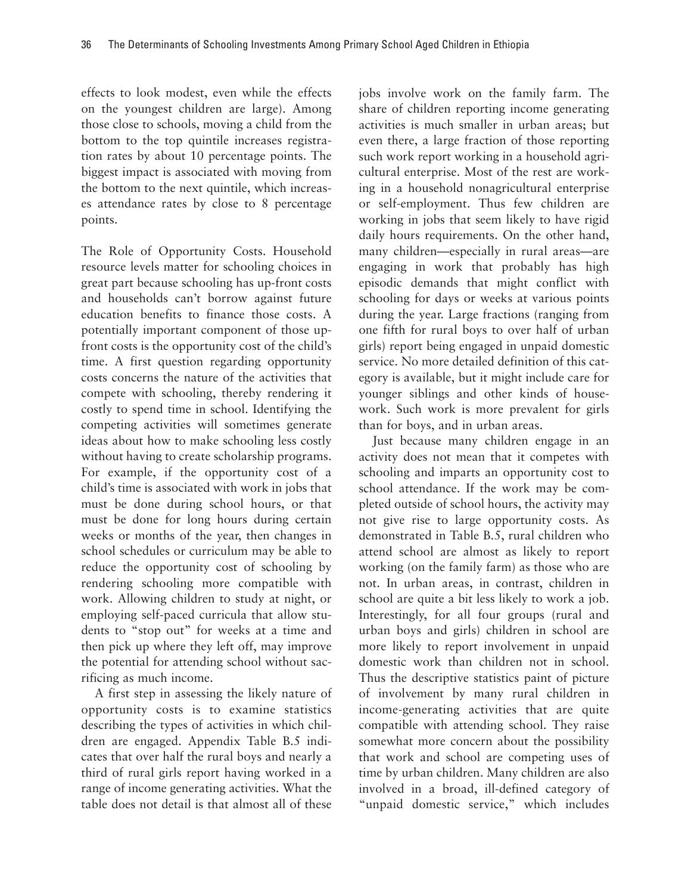effects to look modest, even while the effects on the youngest children are large). Among those close to schools, moving a child from the bottom to the top quintile increases registration rates by about 10 percentage points. The biggest impact is associated with moving from the bottom to the next quintile, which increases attendance rates by close to 8 percentage points.

The Role of Opportunity Costs. Household resource levels matter for schooling choices in great part because schooling has up-front costs and households can't borrow against future education benefits to finance those costs. A potentially important component of those up-front costs is the opportunity cost of the child's time. A first question regarding opportunity costs concerns the nature of the activities that compete with schooling, thereby rendering it costly to spend time in school. Identifying the competing activities will sometimes generate ideas about how to make schooling less costly without having to create scholarship programs. For example, if the opportunity cost of a child's time is associated with work in jobs that must be done during school hours, or that must be done for long hours during certain weeks or months of the year, then changes in school schedules or curriculum may be able to reduce the opportunity cost of schooling by rendering schooling more compatible with work. Allowing children to study at night, or employing self-paced curricula that allow students to "stop out" for weeks at a time and then pick up where they left off, may improve the potential for attending school without sacrificing as much income.

A first step in assessing the likely nature of opportunity costs is to examine statistics describing the types of activities in which children are engaged. Appendix Table B.5 indicates that over half the rural boys and nearly a third of rural girls report having worked in a range of income generating activities. What the table does not detail is that almost all of these jobs involve work on the family farm. The share of children reporting income generating activities is much smaller in urban areas; but even there, a large fraction of those reporting such work report working in a household agricultural enterprise. Most of the rest are working in a household nonagricultural enterprise or self-employment. Thus few children are working in jobs that seem likely to have rigid daily hours requirements. On the other hand, many children—especially in rural areas—are engaging in work that probably has high episodic demands that might conflict with schooling for days or weeks at various points during the year. Large fractions (ranging from one fifth for rural boys to over half of urban girls) report being engaged in unpaid domestic service. No more detailed definition of this category is available, but it might include care for younger siblings and other kinds of housework. Such work is more prevalent for girls than for boys, and in urban areas.

Just because many children engage in an activity does not mean that it competes with schooling and imparts an opportunity cost to school attendance. If the work may be completed outside of school hours, the activity may not give rise to large opportunity costs. As demonstrated in Table B.5, rural children who attend school are almost as likely to report working (on the family farm) as those who are not. In urban areas, in contrast, children in school are quite a bit less likely to work a job. Interestingly, for all four groups (rural and urban boys and girls) children in school are more likely to report involvement in unpaid domestic work than children not in school. Thus the descriptive statistics paint of picture of involvement by many rural children in income-generating activities that are quite compatible with attending school. They raise somewhat more concern about the possibility that work and school are competing uses of time by urban children. Many children are also involved in a broad, ill-defined category of "unpaid domestic service," which includes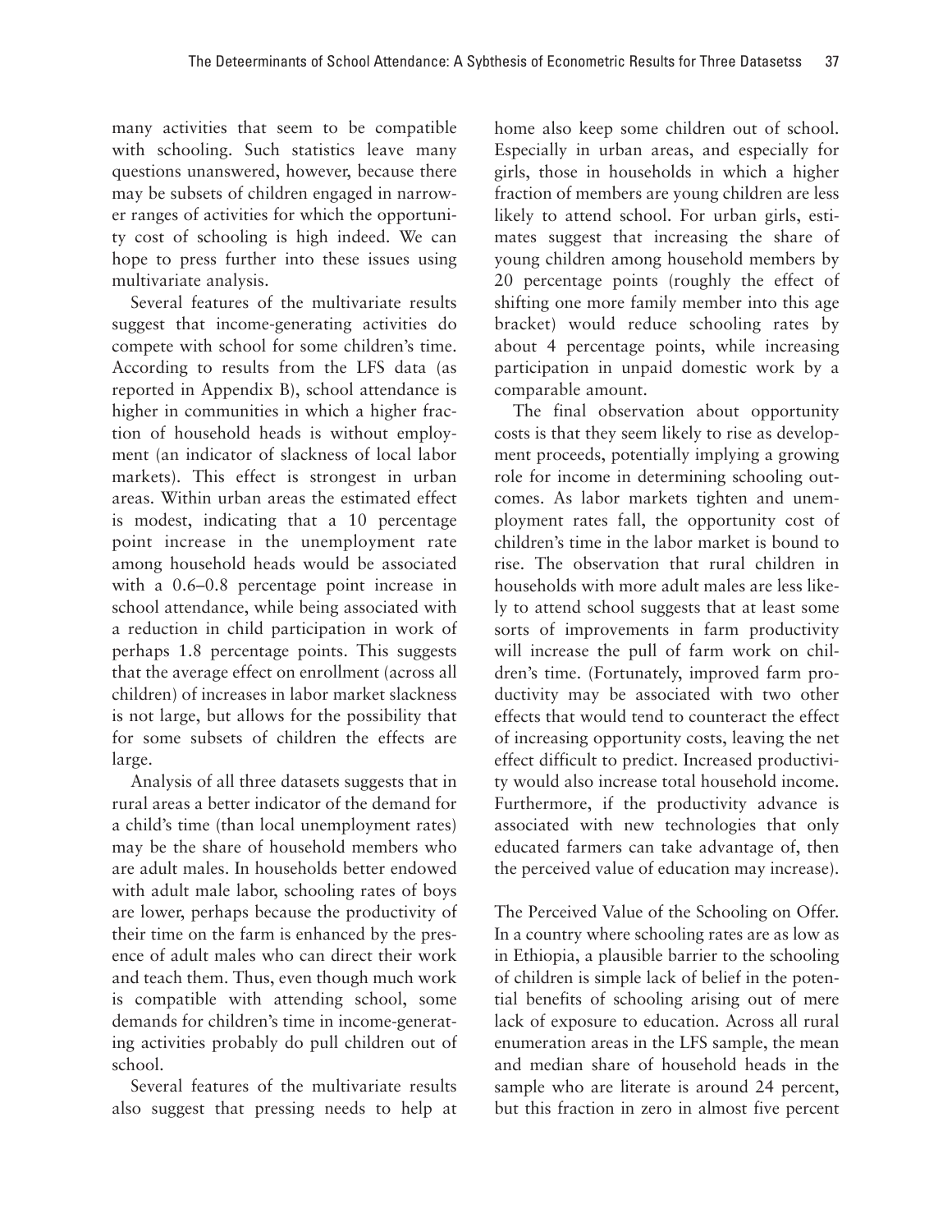many activities that seem to be compatible with schooling. Such statistics leave many questions unanswered, however, because there may be subsets of children engaged in narrower ranges of activities for which the opportunity cost of schooling is high indeed. We can hope to press further into these issues using multivariate analysis.

Several features of the multivariate results suggest that income-generating activities do compete with school for some children's time. According to results from the LFS data (as reported in Appendix B), school attendance is higher in communities in which a higher fraction of household heads is without employment (an indicator of slackness of local labor markets). This effect is strongest in urban areas. Within urban areas the estimated effect is modest, indicating that a 10 percentage point increase in the unemployment rate among household heads would be associated with a 0.6–0.8 percentage point increase in school attendance, while being associated with a reduction in child participation in work of perhaps 1.8 percentage points. This suggests that the average effect on enrollment (across all children) of increases in labor market slackness is not large, but allows for the possibility that for some subsets of children the effects are large.

Analysis of all three datasets suggests that in rural areas a better indicator of the demand for a child's time (than local unemployment rates) may be the share of household members who are adult males. In households better endowed with adult male labor, schooling rates of boys are lower, perhaps because the productivity of their time on the farm is enhanced by the presence of adult males who can direct their work and teach them. Thus, even though much work is compatible with attending school, some demands for children's time in income-generating activities probably do pull children out of school.

Several features of the multivariate results also suggest that pressing needs to help at home also keep some children out of school. Especially in urban areas, and especially for girls, those in households in which a higher fraction of members are young children are less likely to attend school. For urban girls, estimates suggest that increasing the share of young children among household members by 20 percentage points (roughly the effect of shifting one more family member into this age bracket) would reduce schooling rates by about 4 percentage points, while increasing participation in unpaid domestic work by a comparable amount.

The final observation about opportunity costs is that they seem likely to rise as development proceeds, potentially implying a growing role for income in determining schooling outcomes. As labor markets tighten and unemployment rates fall, the opportunity cost of children's time in the labor market is bound to rise. The observation that rural children in households with more adult males are less likely to attend school suggests that at least some sorts of improvements in farm productivity will increase the pull of farm work on children's time. (Fortunately, improved farm productivity may be associated with two other effects that would tend to counteract the effect of increasing opportunity costs, leaving the net effect difficult to predict. Increased productivity would also increase total household income. Furthermore, if the productivity advance is associated with new technologies that only educated farmers can take advantage of, then the perceived value of education may increase).

**The Perceived Value of the Schooling on Offer.** In a country where schooling rates are as low as in Ethiopia, a plausible barrier to the schooling of children is simple lack of belief in the potential benefits of schooling arising out of mere lack of exposure to education. Across all rural enumeration areas in the LFS sample, the mean and median share of household heads in the sample who are literate is around 24 percent, but this fraction in zero in almost five percent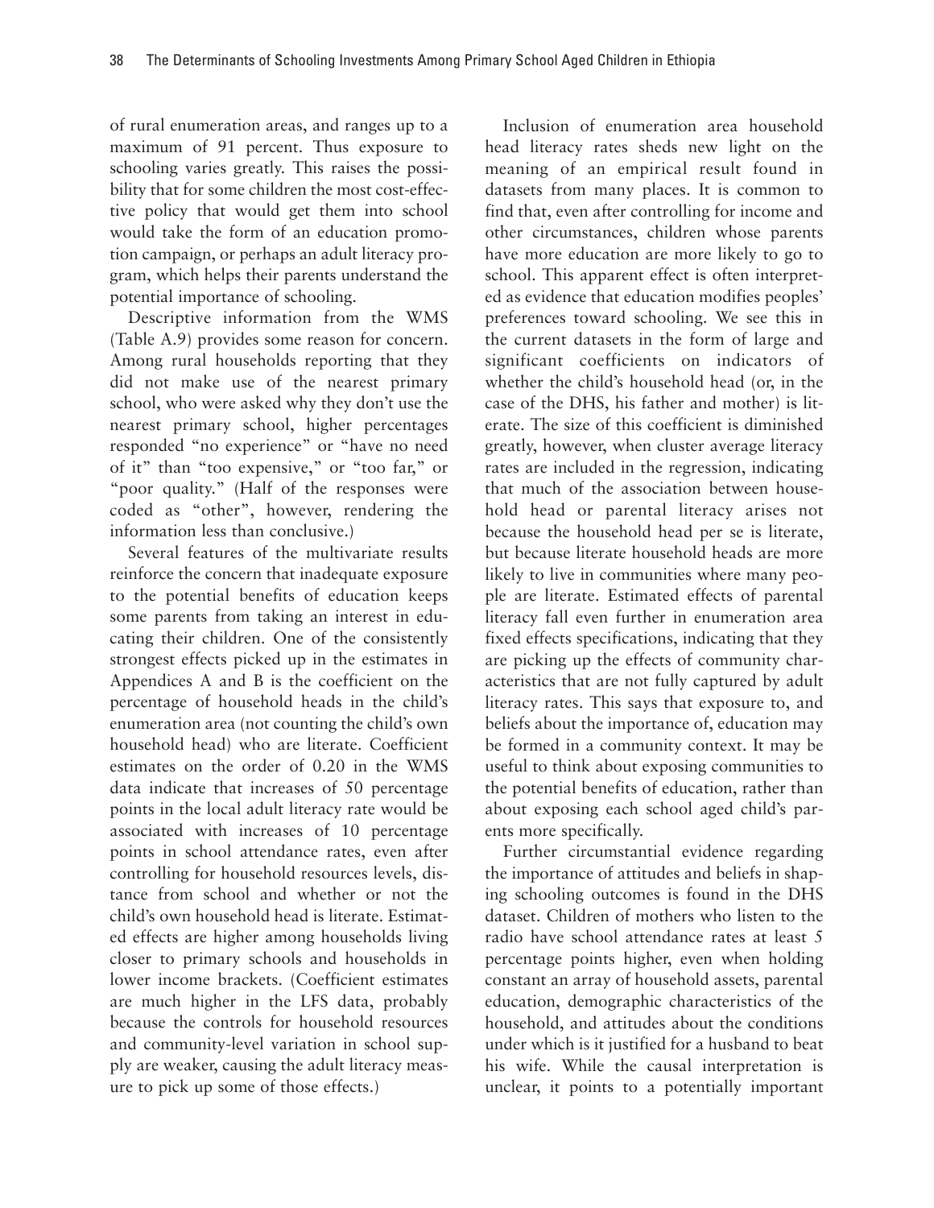of rural enumeration areas, and ranges up to a maximum of 91 percent. Thus exposure to schooling varies greatly. This raises the possibility that for some children the most cost-effective policy that would get them into school would take the form of an education promotion campaign, or perhaps an adult literacy program, which helps their parents understand the potential importance of schooling.

Descriptive information from the WMS (Table A.9) provides some reason for concern. Among rural households reporting that they did not make use of the nearest primary school, who were asked why they don't use the nearest primary school, higher percentages responded "no experience" or "have no need of it" than "too expensive," or "too far," or "poor quality." (Half of the responses were coded as "other", however, rendering the information less than conclusive.)

Several features of the multivariate results reinforce the concern that inadequate exposure to the potential benefits of education keeps some parents from taking an interest in educating their children. One of the consistently strongest effects picked up in the estimates in Appendices A and B is the coefficient on the percentage of household heads in the child's enumeration area (not counting the child's own household head) who are literate. Coefficient estimates on the order of 0.20 in the WMS data indicate that increases of 50 percentage points in the local adult literacy rate would be associated with increases of 10 percentage points in school attendance rates, even after controlling for household resources levels, distance from school and whether or not the child's own household head is literate. Estimated effects are higher among households living closer to primary schools and households in lower income brackets. (Coefficient estimates are much higher in the LFS data, probably because the controls for household resources and community-level variation in school supply are weaker, causing the adult literacy measure to pick up some of those effects.)

Inclusion of enumeration area household head literacy rates sheds new light on the meaning of an empirical result found in datasets from many places. It is common to find that, even after controlling for income and other circumstances, children whose parents have more education are more likely to go to school. This apparent effect is often interpreted as evidence that education modifies peoples' preferences toward schooling. We see this in the current datasets in the form of large and significant coefficients on indicators of whether the child's household head (or, in the case of the DHS, his father and mother) is literate. The size of this coefficient is diminished greatly, however, when cluster average literacy rates are included in the regression, indicating that much of the association between household head or parental literacy arises not because the household head per se is literate, but because literate household heads are more likely to live in communities where many people are literate. Estimated effects of parental literacy fall even further in enumeration area fixed effects specifications, indicating that they are picking up the effects of community characteristics that are not fully captured by adult literacy rates. This says that exposure to, and beliefs about the importance of, education may be formed in a community context. It may be useful to think about exposing communities to the potential benefits of education, rather than about exposing each school aged child's parents more specifically.

Further circumstantial evidence regarding the importance of attitudes and beliefs in shaping schooling outcomes is found in the DHS dataset. Children of mothers who listen to the radio have school attendance rates at least 5 percentage points higher, even when holding constant an array of household assets, parental education, demographic characteristics of the household, and attitudes about the conditions under which is it justified for a husband to beat his wife. While the causal interpretation is unclear, it points to a potentially important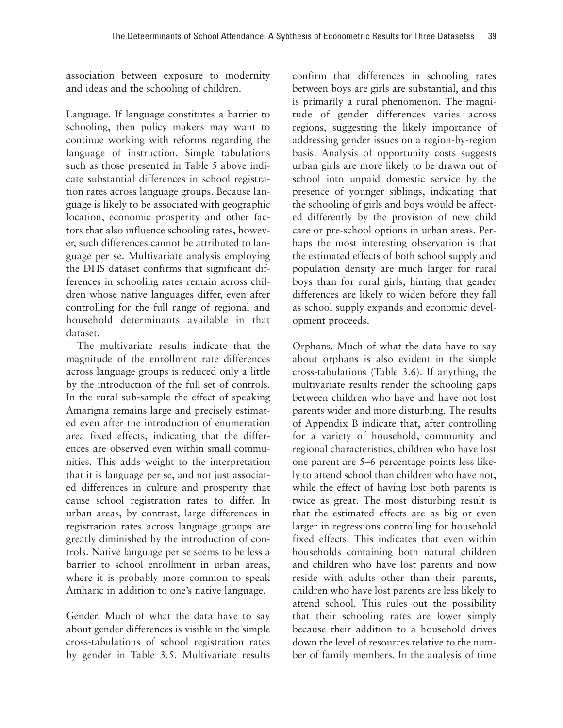association between exposure to modernity and ideas and the schooling of children.

Language. If language constitutes a barrier to schooling, then policy makers may want to continue working with reforms regarding the language of instruction. Simple tabulations such as those presented in Table 5 above indicate substantial differences in school registration rates across language groups. Because language is likely to be associated with geographic location, economic prosperity and other factors that also influence schooling rates, however, such differences cannot be attributed to language per se. Multivariate analysis employing the DHS dataset confirms that significant differences in schooling rates remain across children whose native languages differ, even after controlling for the full range of regional and household determinants available in that dataset.

The multivariate results indicate that the magnitude of the enrollment rate differences across language groups is reduced only a little by the introduction of the full set of controls. In the rural sub-sample the effect of speaking Amarigna remains large and precisely estimated even after the introduction of enumeration area fixed effects, indicating that the differences are observed even within small communities. This adds weight to the interpretation that it is language per se, and not just associated differences in culture and prosperity that cause school registration rates to differ. In urban areas, by contrast, large differences in registration rates across language groups are greatly diminished by the introduction of controls. Native language per se seems to be less a barrier to school enrollment in urban areas, where it is probably more common to speak Amharic in addition to one's native language.

Gender. Much of what the data have to say about gender differences is visible in the simple cross-tabulations of school registration rates by gender in Table 3.5. Multivariate results confirm that differences in schooling rates between boys are girls are substantial, and this is primarily a rural phenomenon. The magnitude of gender differences varies across regions, suggesting the likely importance of addressing gender issues on a region-by-region basis. Analysis of opportunity costs suggests urban girls are more likely to be drawn out of school into unpaid domestic service by the presence of younger siblings, indicating that the schooling of girls and boys would be affected differently by the provision of new child care or pre-school options in urban areas. Perhaps the most interesting observation is that the estimated effects of both school supply and population density are much larger for rural boys than for rural girls, hinting that gender differences are likely to widen before they fall as school supply expands and economic development proceeds.

Orphans. Much of what the data have to say about orphans is also evident in the simple cross-tabulations (Table 3.6). If anything, the multivariate results render the schooling gaps between children who have and have not lost parents wider and more disturbing. The results of Appendix B indicate that, after controlling for a variety of household, community and regional characteristics, children who have lost one parent are 5–6 percentage points less likely to attend school than children who have not, while the effect of having lost both parents is twice as great. The most disturbing result is that the estimated effects are as big or even larger in regressions controlling for household fixed effects. This indicates that even within households containing both natural children and children who have lost parents and now reside with adults other than their parents, children who have lost parents are less likely to attend school. This rules out the possibility that their schooling rates are lower simply because their addition to a household drives down the level of resources relative to the number of family members. In the analysis of time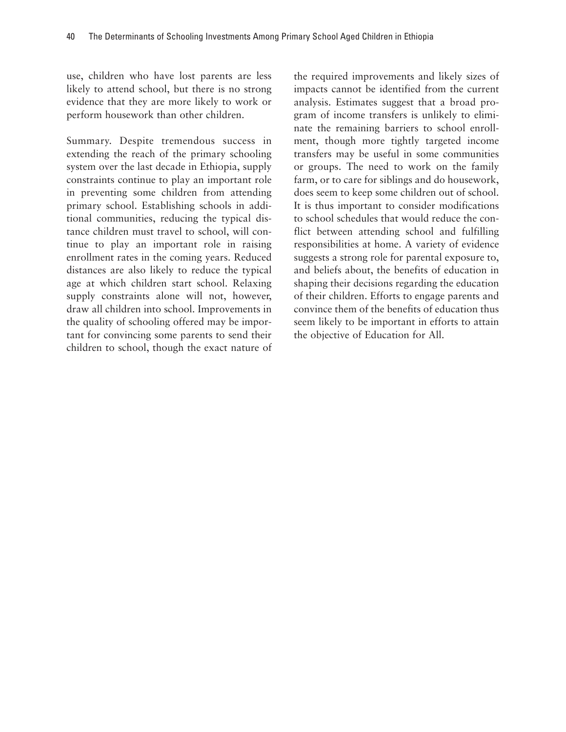use, children who have lost parents are less likely to attend school, but there is no strong evidence that they are more likely to work or perform housework than other children.

Summary. Despite tremendous success in extending the reach of the primary schooling system over the last decade in Ethiopia, supply constraints continue to play an important role in preventing some children from attending primary school. Establishing schools in additional communities, reducing the typical distance children must travel to school, will continue to play an important role in raising enrollment rates in the coming years. Reduced distances are also likely to reduce the typical age at which children start school. Relaxing supply constraints alone will not, however, draw all children into school. Improvements in the quality of schooling offered may be important for convincing some parents to send their children to school, though the exact nature of the required improvements and likely sizes of impacts cannot be identified from the current analysis. Estimates suggest that a broad program of income transfers is unlikely to eliminate the remaining barriers to school enrollment, though more tightly targeted income transfers may be useful in some communities or groups. The need to work on the family farm, or to care for siblings and do housework, does seem to keep some children out of school. It is thus important to consider modifications to school schedules that would reduce the conflict between attending school and fulfilling responsibilities at home. A variety of evidence suggests a strong role for parental exposure to, and beliefs about, the benefits of education in shaping their decisions regarding the education of their children. Efforts to engage parents and convince them of the benefits of education thus seem likely to be important in efforts to attain the objective of Education for All.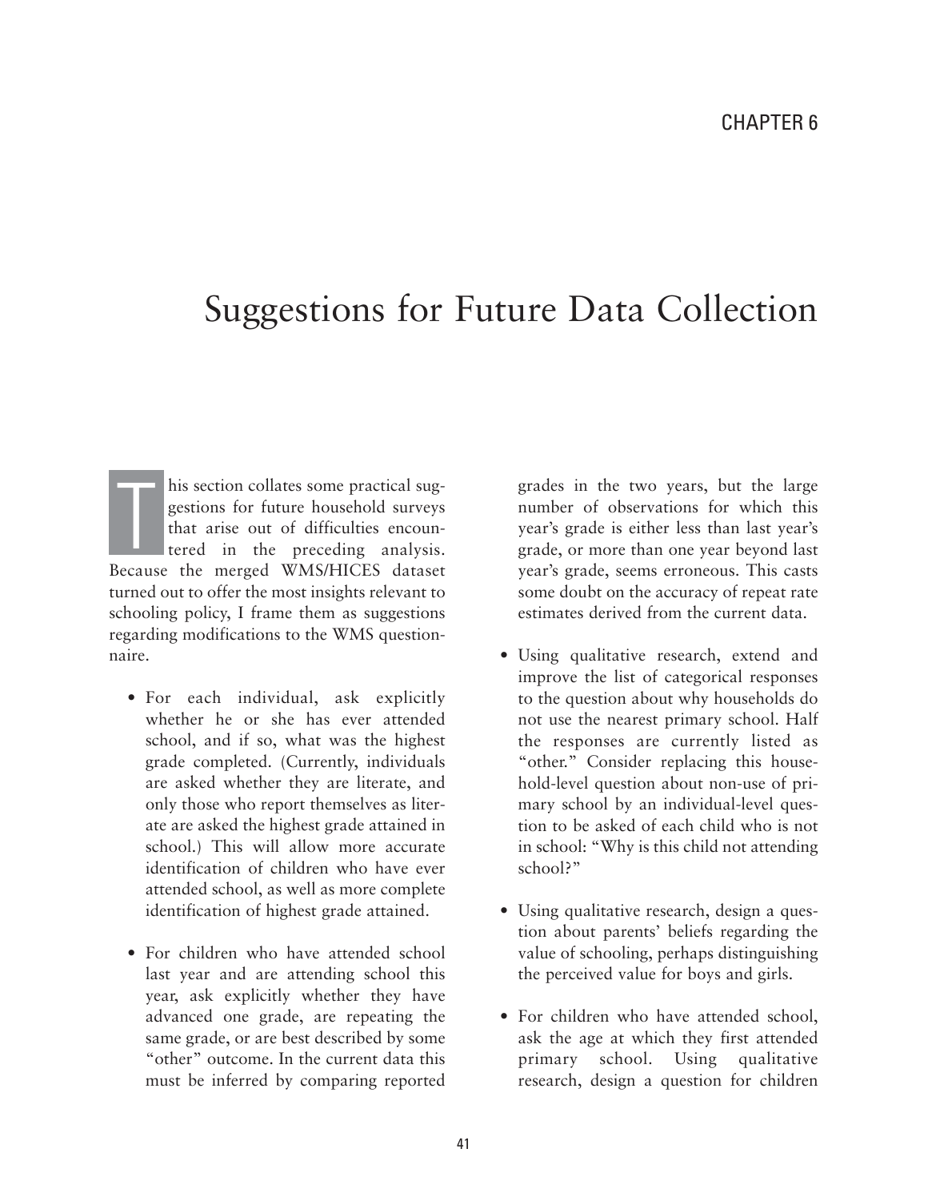CHAPTER 6

# Suggestions for Future Data Collection

This section collates some practical suggestions for future household surveys that arise out of difficulties encountered in the preceding analysis. Because the merged WMS/HICES dataset turned out to offer the most insights relevant to schooling policy, I frame them as suggestions regarding modifications to the WMS questionnaire.

- For each individual, ask explicitly whether he or she has ever attended school, and if so, what was the highest grade completed. (Currently, individuals are asked whether they are literate, and only those who report themselves as literate are asked the highest grade attained in school.) This will allow more accurate identification of children who have ever attended school, as well as more complete identification of highest grade attained.

- For children who have attended school last year and are attending school this year, ask explicitly whether they have advanced one grade, are repeating the same grade, or are best described by some "other" outcome. In the current data this must be inferred by comparing reported grades in the two years, but the large number of observations for which this year's grade is either less than last year's grade, or more than one year beyond last year's grade, seems erroneous. This casts some doubt on the accuracy of repeat rate estimates derived from the current data.

- Using qualitative research, extend and improve the list of categorical responses to the question about why households do not use the nearest primary school. Half the responses are currently listed as "other." Consider replacing this household-level question about non-use of primary school by an individual-level question to be asked of each child who is not in school: "Why is this child not attending school?"

- Using qualitative research, design a question about parents' beliefs regarding the value of schooling, perhaps distinguishing the perceived value for boys and girls.

- For children who have attended school, ask the age at which they first attended primary school. Using qualitative research, design a question for children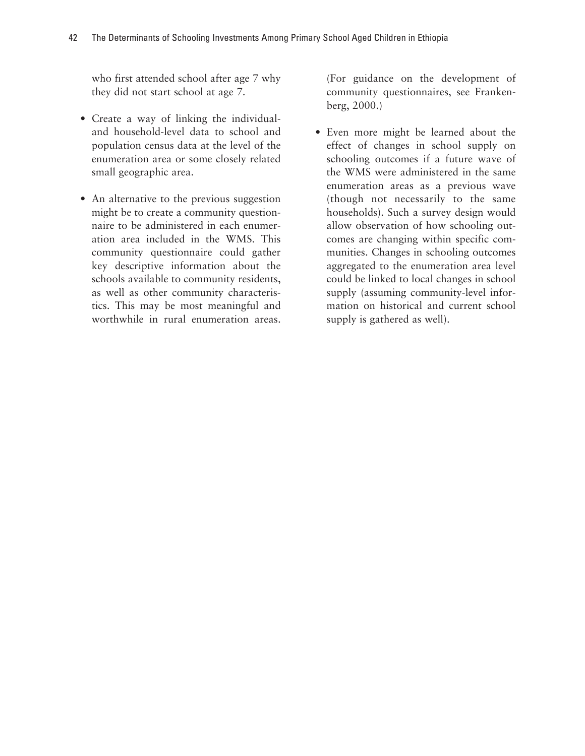who first attended school after age 7 why they did not start school at age 7.

- Create a way of linking the individual- and household-level data to school and population census data at the level of the enumeration area or some closely related small geographic area.
- An alternative to the previous suggestion might be to create a community questionnaire to be administered in each enumeration area included in the WMS. This community questionnaire could gather key descriptive information about the schools available to community residents, as well as other community characteristics. This may be most meaningful and worthwhile in rural enumeration areas. (For guidance on the development of community questionnaires, see Frankenberg, 2000.)
- Even more might be learned about the effect of changes in school supply on schooling outcomes if a future wave of the WMS were administered in the same enumeration areas as a previous wave (though not necessarily to the same households). Such a survey design would allow observation of how schooling outcomes are changing within specific communities. Changes in schooling outcomes aggregated to the enumeration area level could be linked to local changes in school supply (assuming community-level information on historical and current school supply is gathered as well).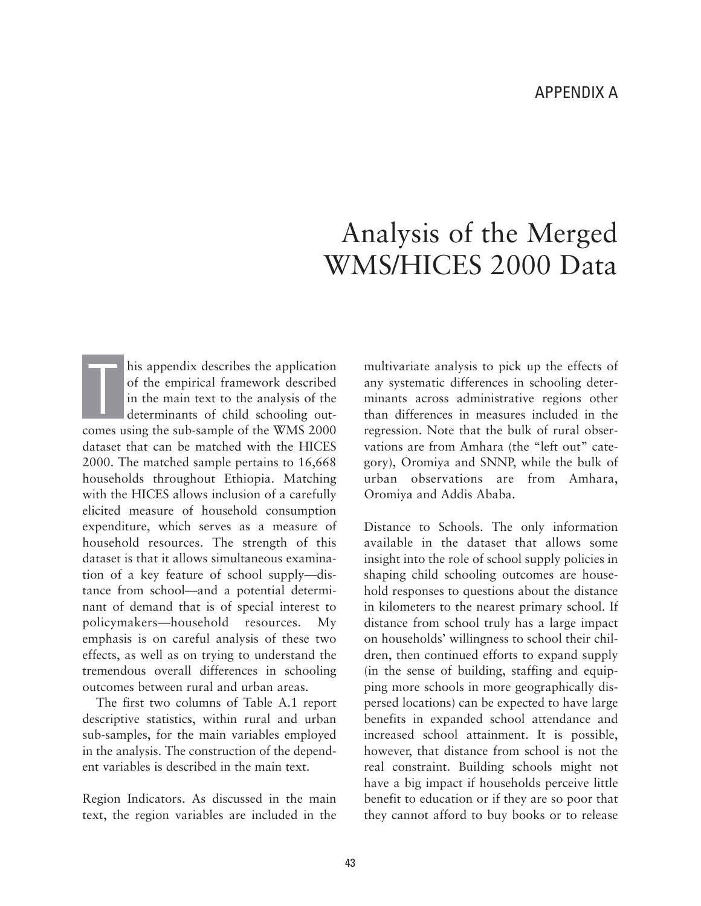APPENDIX A

# Analysis of the Merged WMS/HICES 2000 Data

This appendix describes the application of the empirical framework described in the main text to the analysis of the determinants of child schooling outcomes using the sub-sample of the WMS 2000 dataset that can be matched with the HICES 2000. The matched sample pertains to 16,668 households throughout Ethiopia. Matching with the HICES allows inclusion of a carefully elicited measure of household consumption expenditure, which serves as a measure of household resources. The strength of this dataset is that it allows simultaneous examination of a key feature of school supply—distance from school—and a potential determinant of demand that is of special interest to policymakers—household resources. My emphasis is on careful analysis of these two effects, as well as on trying to understand the tremendous overall differences in schooling outcomes between rural and urban areas.

The first two columns of Table A.1 report descriptive statistics, within rural and urban sub-samples, for the main variables employed in the analysis. The construction of the dependent variables is described in the main text.

Region Indicators. As discussed in the main text, the region variables are included in the multivariate analysis to pick up the effects of any systematic differences in schooling determinants across administrative regions other than differences in measures included in the regression. Note that the bulk of rural observations are from Amhara (the "left out" category), Oromiya and SNNP, while the bulk of urban observations are from Amhara, Oromiya and Addis Ababa.

Distance to Schools. The only information available in the dataset that allows some insight into the role of school supply policies in shaping child schooling outcomes are household responses to questions about the distance in kilometers to the nearest primary school. If distance from school truly has a large impact on households' willingness to school their children, then continued efforts to expand supply (in the sense of building, staffing and equipping more schools in more geographically dispersed locations) can be expected to have large benefits in expanded school attendance and increased school attainment. It is possible, however, that distance from school is not the real constraint. Building schools might not have a big impact if households perceive little benefit to education or if they are so poor that they cannot afford to buy books or to release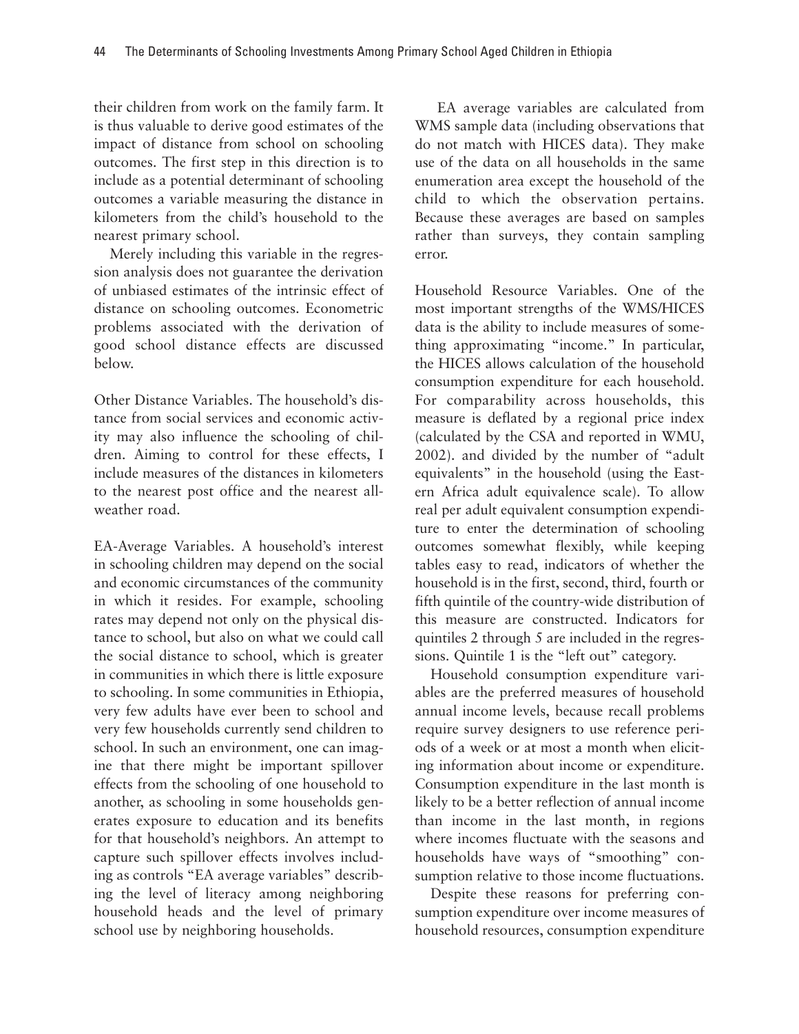their children from work on the family farm. It is thus valuable to derive good estimates of the impact of distance from school on schooling outcomes. The first step in this direction is to include as a potential determinant of schooling outcomes a variable measuring the distance in kilometers from the child's household to the nearest primary school.

Merely including this variable in the regression analysis does not guarantee the derivation of unbiased estimates of the intrinsic effect of distance on schooling outcomes. Econometric problems associated with the derivation of good school distance effects are discussed below.

Other Distance Variables. The household's distance from social services and economic activity may also influence the schooling of children. Aiming to control for these effects, I include measures of the distances in kilometers to the nearest post office and the nearest all-weather road.

EA-Average Variables. A household's interest in schooling children may depend on the social and economic circumstances of the community in which it resides. For example, schooling rates may depend not only on the physical distance to school, but also on what we could call the social distance to school, which is greater in communities in which there is little exposure to schooling. In some communities in Ethiopia, very few adults have ever been to school and very few households currently send children to school. In such an environment, one can imagine that there might be important spillover effects from the schooling of one household to another, as schooling in some households generates exposure to education and its benefits for that household's neighbors. An attempt to capture such spillover effects involves including as controls "EA average variables" describing the level of literacy among neighboring household heads and the level of primary school use by neighboring households.

EA average variables are calculated from WMS sample data (including observations that do not match with HICES data). They make use of the data on all households in the same enumeration area except the household of the child to which the observation pertains. Because these averages are based on samples rather than surveys, they contain sampling error.

Household Resource Variables. One of the most important strengths of the WMS/HICES data is the ability to include measures of something approximating "income." In particular, the HICES allows calculation of the household consumption expenditure for each household. For comparability across households, this measure is deflated by a regional price index (calculated by the CSA and reported in WMU, 2002). and divided by the number of "adult equivalents" in the household (using the Eastern Africa adult equivalence scale). To allow real per adult equivalent consumption expenditure to enter the determination of schooling outcomes somewhat flexibly, while keeping tables easy to read, indicators of whether the household is in the first, second, third, fourth or fifth quintile of the country-wide distribution of this measure are constructed. Indicators for quintiles 2 through 5 are included in the regressions. Quintile 1 is the "left out" category.

Household consumption expenditure variables are the preferred measures of household annual income levels, because recall problems require survey designers to use reference periods of a week or at most a month when eliciting information about income or expenditure. Consumption expenditure in the last month is likely to be a better reflection of annual income than income in the last month, in regions where incomes fluctuate with the seasons and households have ways of "smoothing" consumption relative to those income fluctuations.

Despite these reasons for preferring consumption expenditure over income measures of household resources, consumption expenditure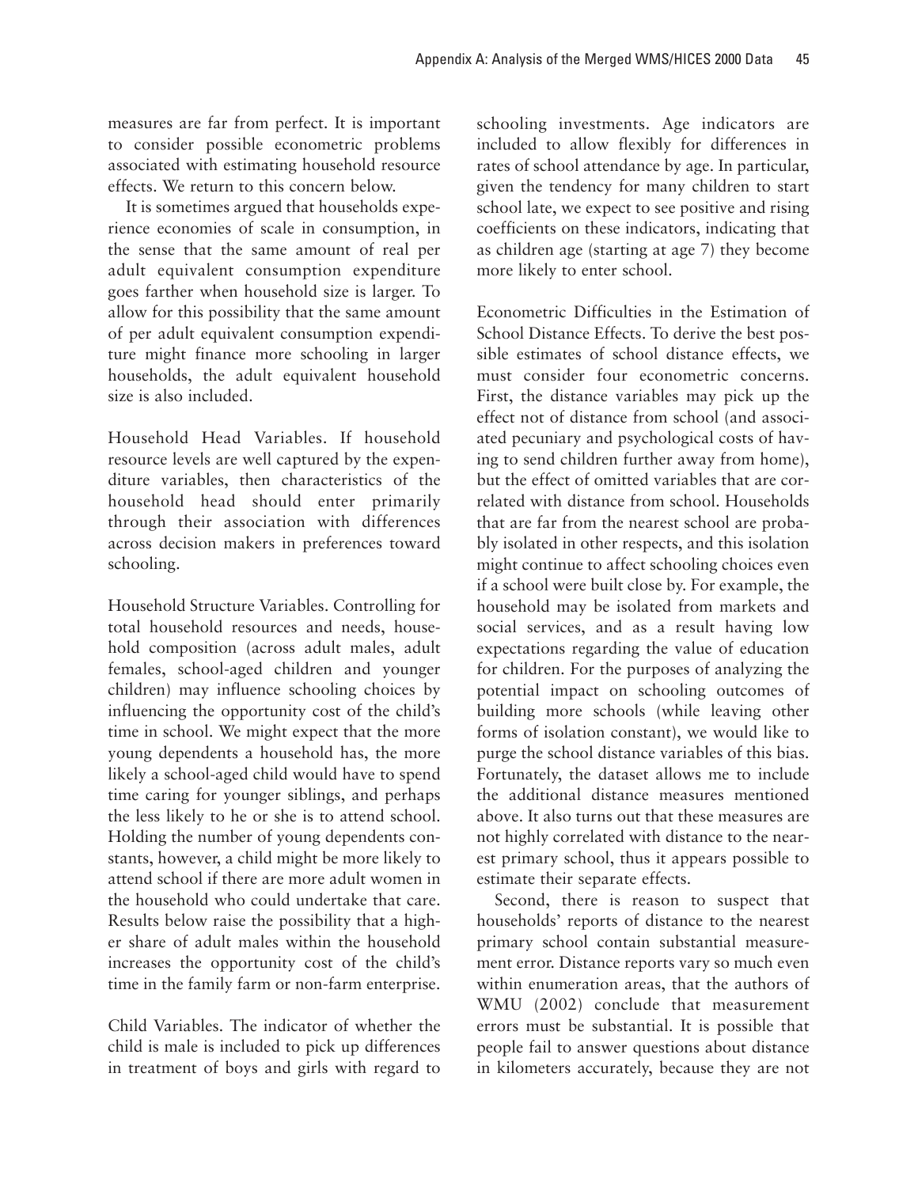measures are far from perfect. It is important to consider possible econometric problems associated with estimating household resource effects. We return to this concern below.

It is sometimes argued that households experience economies of scale in consumption, in the sense that the same amount of real per adult equivalent consumption expenditure goes farther when household size is larger. To allow for this possibility that the same amount of per adult equivalent consumption expenditure might finance more schooling in larger households, the adult equivalent household size is also included.

Household Head Variables. If household resource levels are well captured by the expenditure variables, then characteristics of the household head should enter primarily through their association with differences across decision makers in preferences toward schooling.

Household Structure Variables. Controlling for total household resources and needs, household composition (across adult males, adult females, school-aged children and younger children) may influence schooling choices by influencing the opportunity cost of the child's time in school. We might expect that the more young dependents a household has, the more likely a school-aged child would have to spend time caring for younger siblings, and perhaps the less likely to he or she is to attend school. Holding the number of young dependents constants, however, a child might be more likely to attend school if there are more adult women in the household who could undertake that care. Results below raise the possibility that a higher share of adult males within the household increases the opportunity cost of the child's time in the family farm or non-farm enterprise.

Child Variables. The indicator of whether the child is male is included to pick up differences in treatment of boys and girls with regard to schooling investments. Age indicators are included to allow flexibly for differences in rates of school attendance by age. In particular, given the tendency for many children to start school late, we expect to see positive and rising coefficients on these indicators, indicating that as children age (starting at age 7) they become more likely to enter school.

Econometric Difficulties in the Estimation of School Distance Effects. To derive the best possible estimates of school distance effects, we must consider four econometric concerns. First, the distance variables may pick up the effect not of distance from school (and associated pecuniary and psychological costs of having to send children further away from home), but the effect of omitted variables that are correlated with distance from school. Households that are far from the nearest school are probably isolated in other respects, and this isolation might continue to affect schooling choices even if a school were built close by. For example, the household may be isolated from markets and social services, and as a result having low expectations regarding the value of education for children. For the purposes of analyzing the potential impact on schooling outcomes of building more schools (while leaving other forms of isolation constant), we would like to purge the school distance variables of this bias. Fortunately, the dataset allows me to include the additional distance measures mentioned above. It also turns out that these measures are not highly correlated with distance to the nearest primary school, thus it appears possible to estimate their separate effects.

Second, there is reason to suspect that households' reports of distance to the nearest primary school contain substantial measurement error. Distance reports vary so much even within enumeration areas, that the authors of WMU (2002) conclude that measurement errors must be substantial. It is possible that people fail to answer questions about distance in kilometers accurately, because they are not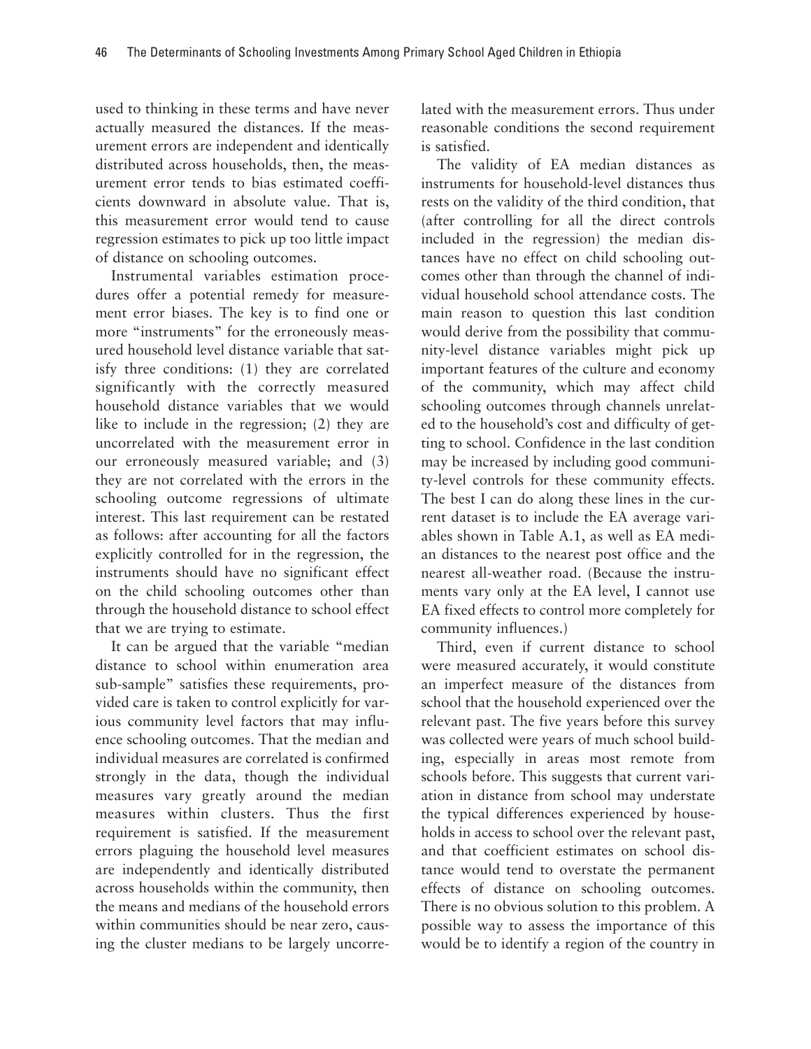used to thinking in these terms and have never actually measured the distances. If the measurement errors are independent and identically distributed across households, then, the measurement error tends to bias estimated coefficients downward in absolute value. That is, this measurement error would tend to cause regression estimates to pick up too little impact of distance on schooling outcomes.

Instrumental variables estimation procedures offer a potential remedy for measurement error biases. The key is to find one or more "instruments" for the erroneously measured household level distance variable that satisfy three conditions: (1) they are correlated significantly with the correctly measured household distance variables that we would like to include in the regression; (2) they are uncorrelated with the measurement error in our erroneously measured variable; and (3) they are not correlated with the errors in the schooling outcome regressions of ultimate interest. This last requirement can be restated as follows: after accounting for all the factors explicitly controlled for in the regression, the instruments should have no significant effect on the child schooling outcomes other than through the household distance to school effect that we are trying to estimate.

It can be argued that the variable "median distance to school within enumeration area sub-sample" satisfies these requirements, provided care is taken to control explicitly for various community level factors that may influence schooling outcomes. That the median and individual measures are correlated is confirmed strongly in the data, though the individual measures vary greatly around the median measures within clusters. Thus the first requirement is satisfied. If the measurement errors plaguing the household level measures are independently and identically distributed across households within the community, then the means and medians of the household errors within communities should be near zero, causing the cluster medians to be largely uncorrelated with the measurement errors. Thus under reasonable conditions the second requirement is satisfied.

The validity of EA median distances as instruments for household-level distances thus rests on the validity of the third condition, that (after controlling for all the direct controls included in the regression) the median distances have no effect on child schooling outcomes other than through the channel of individual household school attendance costs. The main reason to question this last condition would derive from the possibility that community-level distance variables might pick up important features of the culture and economy of the community, which may affect child schooling outcomes through channels unrelated to the household's cost and difficulty of getting to school. Confidence in the last condition may be increased by including good community-level controls for these community effects. The best I can do along these lines in the current dataset is to include the EA average variables shown in Table A.1, as well as EA median distances to the nearest post office and the nearest all-weather road. (Because the instruments vary only at the EA level, I cannot use EA fixed effects to control more completely for community influences.)

Third, even if current distance to school were measured accurately, it would constitute an imperfect measure of the distances from school that the household experienced over the relevant past. The five years before this survey was collected were years of much school building, especially in areas most remote from schools before. This suggests that current variation in distance from school may understate the typical differences experienced by households in access to school over the relevant past, and that coefficient estimates on school distance would tend to overstate the permanent effects of distance on schooling outcomes. There is no obvious solution to this problem. A possible way to assess the importance of this would be to identify a region of the country in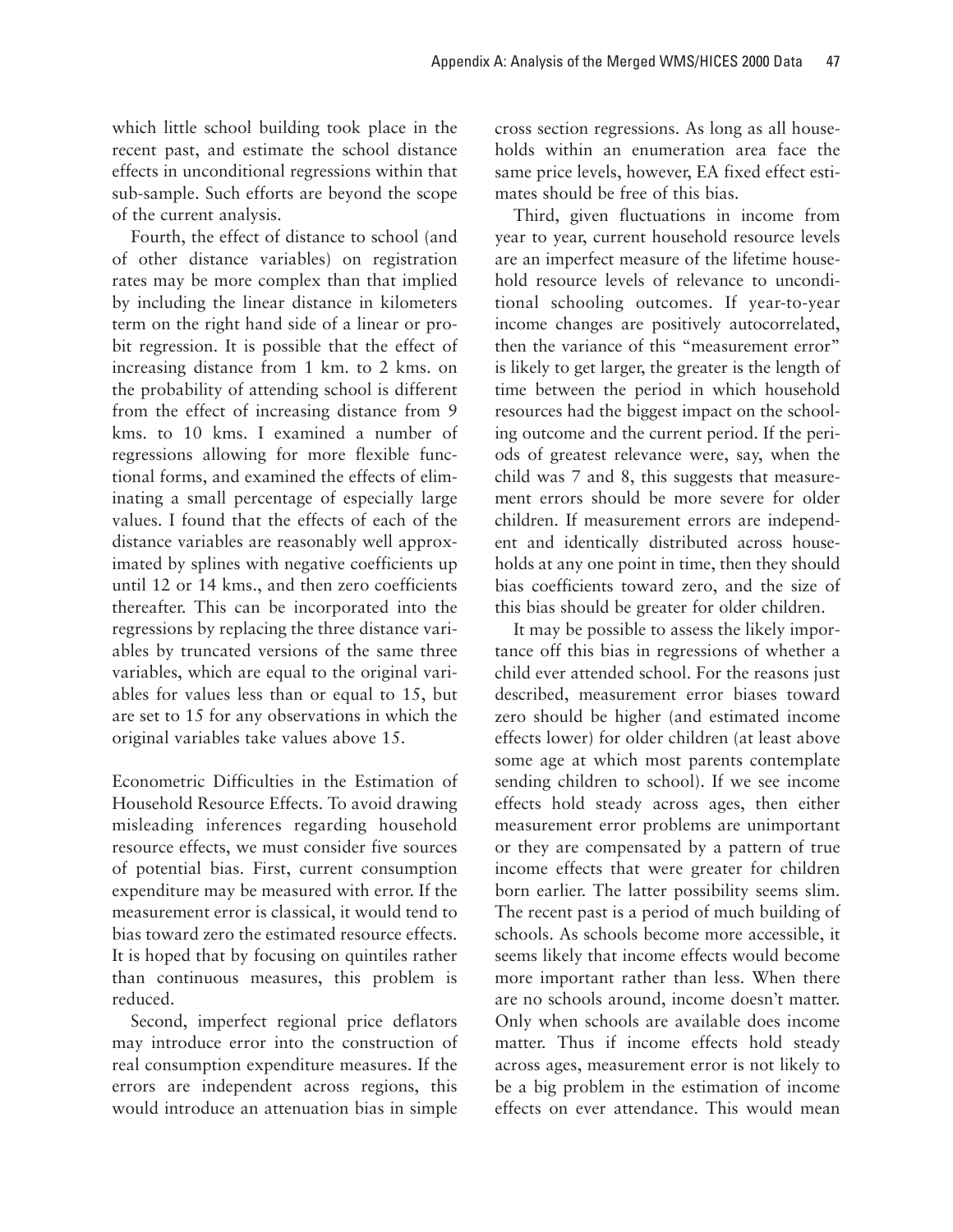which little school building took place in the recent past, and estimate the school distance effects in unconditional regressions within that sub-sample. Such efforts are beyond the scope of the current analysis.

Fourth, the effect of distance to school (and of other distance variables) on registration rates may be more complex than that implied by including the linear distance in kilometers term on the right hand side of a linear or probit regression. It is possible that the effect of increasing distance from 1 km. to 2 kms. on the probability of attending school is different from the effect of increasing distance from 9 kms. to 10 kms. I examined a number of regressions allowing for more flexible functional forms, and examined the effects of eliminating a small percentage of especially large values. I found that the effects of each of the distance variables are reasonably well approximated by splines with negative coefficients up until 12 or 14 kms., and then zero coefficients thereafter. This can be incorporated into the regressions by replacing the three distance variables by truncated versions of the same three variables, which are equal to the original variables for values less than or equal to 15, but are set to 15 for any observations in which the original variables take values above 15.

Econometric Difficulties in the Estimation of Household Resource Effects. To avoid drawing misleading inferences regarding household resource effects, we must consider five sources of potential bias. First, current consumption expenditure may be measured with error. If the measurement error is classical, it would tend to bias toward zero the estimated resource effects. It is hoped that by focusing on quintiles rather than continuous measures, this problem is reduced.

Second, imperfect regional price deflators may introduce error into the construction of real consumption expenditure measures. If the errors are independent across regions, this would introduce an attenuation bias in simple cross section regressions. As long as all households within an enumeration area face the same price levels, however, EA fixed effect estimates should be free of this bias.

Third, given fluctuations in income from year to year, current household resource levels are an imperfect measure of the lifetime household resource levels of relevance to unconditional schooling outcomes. If year-to-year income changes are positively autocorrelated, then the variance of this "measurement error" is likely to get larger, the greater is the length of time between the period in which household resources had the biggest impact on the schooling outcome and the current period. If the periods of greatest relevance were, say, when the child was 7 and 8, this suggests that measurement errors should be more severe for older children. If measurement errors are independent and identically distributed across households at any one point in time, then they should bias coefficients toward zero, and the size of this bias should be greater for older children.

It may be possible to assess the likely importance off this bias in regressions of whether a child ever attended school. For the reasons just described, measurement error biases toward zero should be higher (and estimated income effects lower) for older children (at least above some age at which most parents contemplate sending children to school). If we see income effects hold steady across ages, then either measurement error problems are unimportant or they are compensated by a pattern of true income effects that were greater for children born earlier. The latter possibility seems slim. The recent past is a period of much building of schools. As schools become more accessible, it seems likely that income effects would become more important rather than less. When there are no schools around, income doesn't matter. Only when schools are available does income matter. Thus if income effects hold steady across ages, measurement error is not likely to be a big problem in the estimation of income effects on ever attendance. This would mean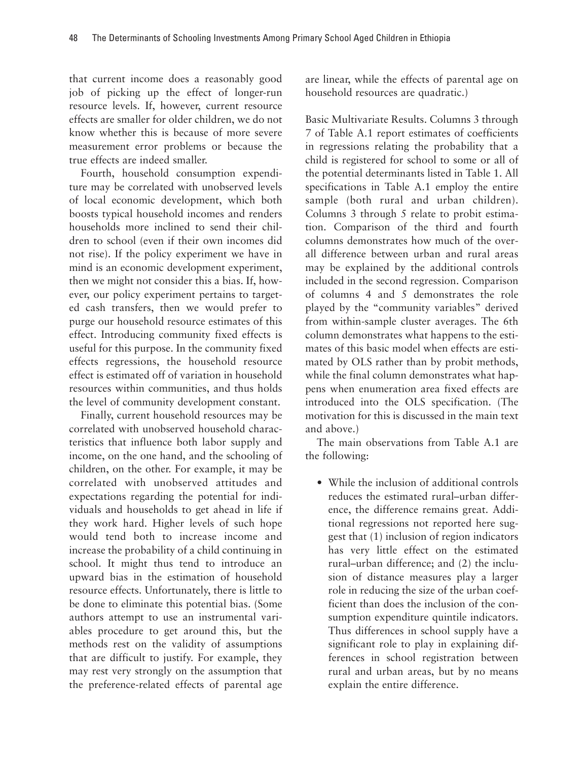that current income does a reasonably good job of picking up the effect of longer-run resource levels. If, however, current resource effects are smaller for older children, we do not know whether this is because of more severe measurement error problems or because the true effects are indeed smaller.

Fourth, household consumption expenditure may be correlated with unobserved levels of local economic development, which both boosts typical household incomes and renders households more inclined to send their children to school (even if their own incomes did not rise). If the policy experiment we have in mind is an economic development experiment, then we might not consider this a bias. If, however, our policy experiment pertains to targeted cash transfers, then we would prefer to purge our household resource estimates of this effect. Introducing community fixed effects is useful for this purpose. In the community fixed effects regressions, the household resource effect is estimated off of variation in household resources within communities, and thus holds the level of community development constant.

Finally, current household resources may be correlated with unobserved household characteristics that influence both labor supply and income, on the one hand, and the schooling of children, on the other. For example, it may be correlated with unobserved attitudes and expectations regarding the potential for individuals and households to get ahead in life if they work hard. Higher levels of such hope would tend both to increase income and increase the probability of a child continuing in school. It might thus tend to introduce an upward bias in the estimation of household resource effects. Unfortunately, there is little to be done to eliminate this potential bias. (Some authors attempt to use an instrumental variables procedure to get around this, but the methods rest on the validity of assumptions that are difficult to justify. For example, they may rest very strongly on the assumption that the preference-related effects of parental age are linear, while the effects of parental age on household resources are quadratic.)

Basic Multivariate Results. Columns 3 through 7 of Table A.1 report estimates of coefficients in regressions relating the probability that a child is registered for school to some or all of the potential determinants listed in Table 1. All specifications in Table A.1 employ the entire sample (both rural and urban children). Columns 3 through 5 relate to probit estimation. Comparison of the third and fourth columns demonstrates how much of the overall difference between urban and rural areas may be explained by the additional controls included in the second regression. Comparison of columns 4 and 5 demonstrates the role played by the "community variables" derived from within-sample cluster averages. The 6th column demonstrates what happens to the estimates of this basic model when effects are estimated by OLS rather than by probit methods, while the final column demonstrates what happens when enumeration area fixed effects are introduced into the OLS specification. (The motivation for this is discussed in the main text and above.)

The main observations from Table A.1 are the following:

- While the inclusion of additional controls reduces the estimated rural–urban difference, the difference remains great. Additional regressions not reported here suggest that (1) inclusion of region indicators has very little effect on the estimated rural–urban difference; and (2) the inclusion of distance measures play a larger role in reducing the size of the urban coefficient than does the inclusion of the consumption expenditure quintile indicators. Thus differences in school supply have a significant role to play in explaining differences in school registration between rural and urban areas, but by no means explain the entire difference.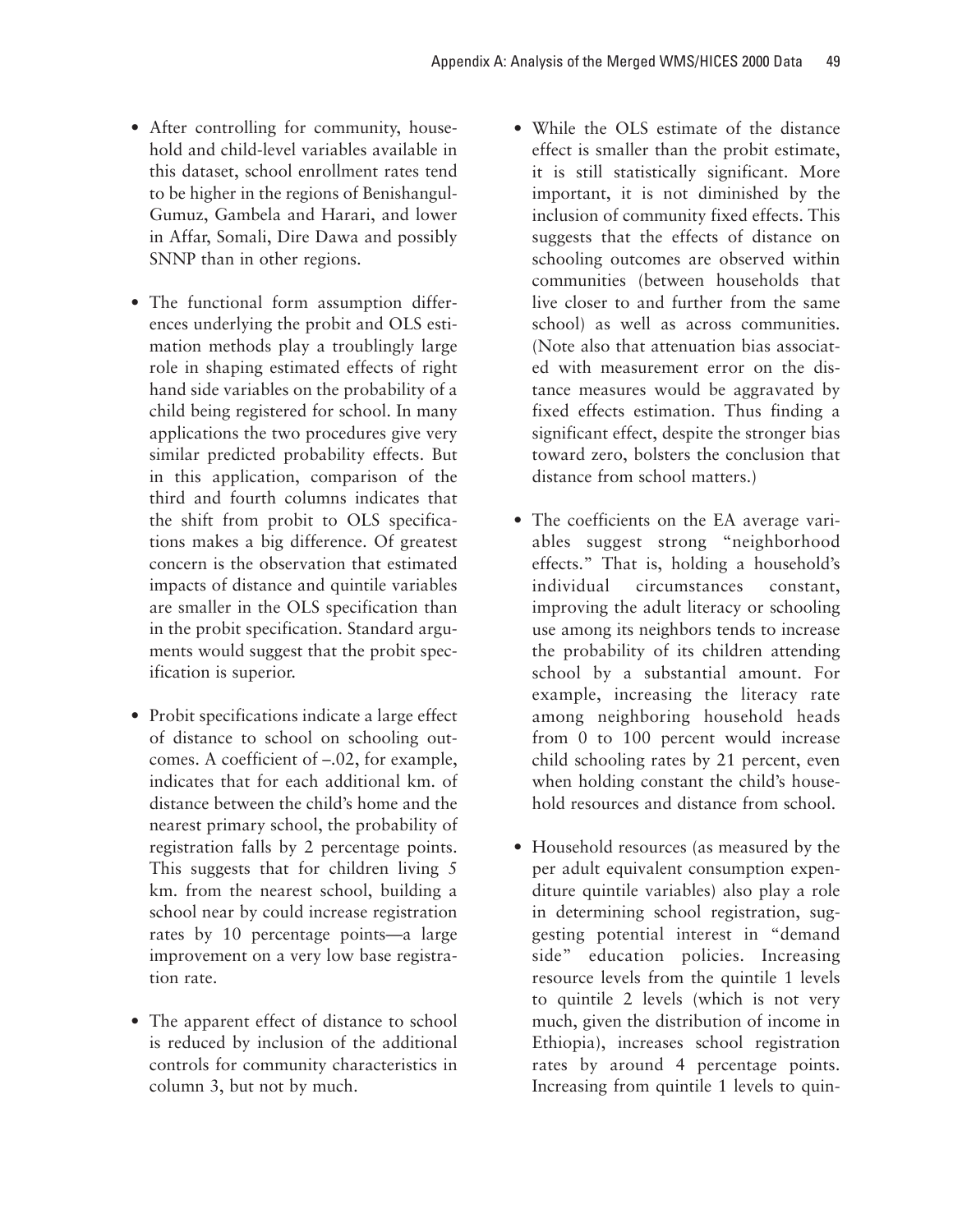- After controlling for community, household and child-level variables available in this dataset, school enrollment rates tend to be higher in the regions of Benishangul-Gumuz, Gambela and Harari, and lower in Affar, Somali, Dire Dawa and possibly SNNP than in other regions.

- The functional form assumption differences underlying the probit and OLS estimation methods play a troublingly large role in shaping estimated effects of right hand side variables on the probability of a child being registered for school. In many applications the two procedures give very similar predicted probability effects. But in this application, comparison of the third and fourth columns indicates that the shift from probit to OLS specifications makes a big difference. Of greatest concern is the observation that estimated impacts of distance and quintile variables are smaller in the OLS specification than in the probit specification. Standard arguments would suggest that the probit specification is superior.

- Probit specifications indicate a large effect of distance to school on schooling outcomes. A coefficient of –.02, for example, indicates that for each additional km. of distance between the child's home and the nearest primary school, the probability of registration falls by 2 percentage points. This suggests that for children living 5 km. from the nearest school, building a school near by could increase registration rates by 10 percentage points—a large improvement on a very low base registration rate.

- The apparent effect of distance to school is reduced by inclusion of the additional controls for community characteristics in column 3, but not by much.

- While the OLS estimate of the distance effect is smaller than the probit estimate, it is still statistically significant. More important, it is not diminished by the inclusion of community fixed effects. This suggests that the effects of distance on schooling outcomes are observed within communities (between households that live closer to and further from the same school) as well as across communities. (Note also that attenuation bias associated with measurement error on the distance measures would be aggravated by fixed effects estimation. Thus finding a significant effect, despite the stronger bias toward zero, bolsters the conclusion that distance from school matters.)

- The coefficients on the EA average variables suggest strong "neighborhood effects." That is, holding a household's individual circumstances constant, improving the adult literacy or schooling use among its neighbors tends to increase the probability of its children attending school by a substantial amount. For example, increasing the literacy rate among neighboring household heads from 0 to 100 percent would increase child schooling rates by 21 percent, even when holding constant the child's household resources and distance from school.

- Household resources (as measured by the per adult equivalent consumption expenditure quintile variables) also play a role in determining school registration, suggesting potential interest in "demand side" education policies. Increasing resource levels from the quintile 1 levels to quintile 2 levels (which is not very much, given the distribution of income in Ethiopia), increases school registration rates by around 4 percentage points. Increasing from quintile 1 levels to quin-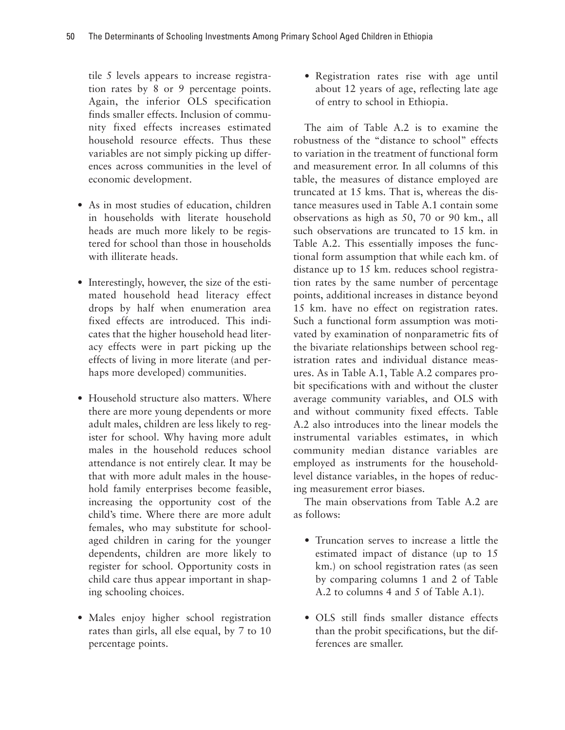tile 5 levels appears to increase registration rates by 8 or 9 percentage points. Again, the inferior OLS specification finds smaller effects. Inclusion of community fixed effects increases estimated household resource effects. Thus these variables are not simply picking up differences across communities in the level of economic development.

- As in most studies of education, children in households with literate household heads are much more likely to be registered for school than those in households with illiterate heads.

- Interestingly, however, the size of the estimated household head literacy effect drops by half when enumeration area fixed effects are introduced. This indicates that the higher household head literacy effects were in part picking up the effects of living in more literate (and perhaps more developed) communities.

- Household structure also matters. Where there are more young dependents or more adult males, children are less likely to register for school. Why having more adult males in the household reduces school attendance is not entirely clear. It may be that with more adult males in the household family enterprises become feasible, increasing the opportunity cost of the child's time. Where there are more adult females, who may substitute for school-aged children in caring for the younger dependents, children are more likely to register for school. Opportunity costs in child care thus appear important in shaping schooling choices.

- Males enjoy higher school registration rates than girls, all else equal, by 7 to 10 percentage points.

- Registration rates rise with age until about 12 years of age, reflecting late age of entry to school in Ethiopia.

The aim of Table A.2 is to examine the robustness of the "distance to school" effects to variation in the treatment of functional form and measurement error. In all columns of this table, the measures of distance employed are truncated at 15 kms. That is, whereas the distance measures used in Table A.1 contain some observations as high as 50, 70 or 90 km., all such observations are truncated to 15 km. in Table A.2. This essentially imposes the functional form assumption that while each km. of distance up to 15 km. reduces school registration rates by the same number of percentage points, additional increases in distance beyond 15 km. have no effect on registration rates. Such a functional form assumption was motivated by examination of nonparametric fits of the bivariate relationships between school registration rates and individual distance measures. As in Table A.1, Table A.2 compares probit specifications with and without the cluster average community variables, and OLS with and without community fixed effects. Table A.2 also introduces into the linear models the instrumental variables estimates, in which community median distance variables are employed as instruments for the household-level distance variables, in the hopes of reducing measurement error biases.

The main observations from Table A.2 are as follows:

- Truncation serves to increase a little the estimated impact of distance (up to 15 km.) on school registration rates (as seen by comparing columns 1 and 2 of Table A.2 to columns 4 and 5 of Table A.1).

- OLS still finds smaller distance effects than the probit specifications, but the differences are smaller.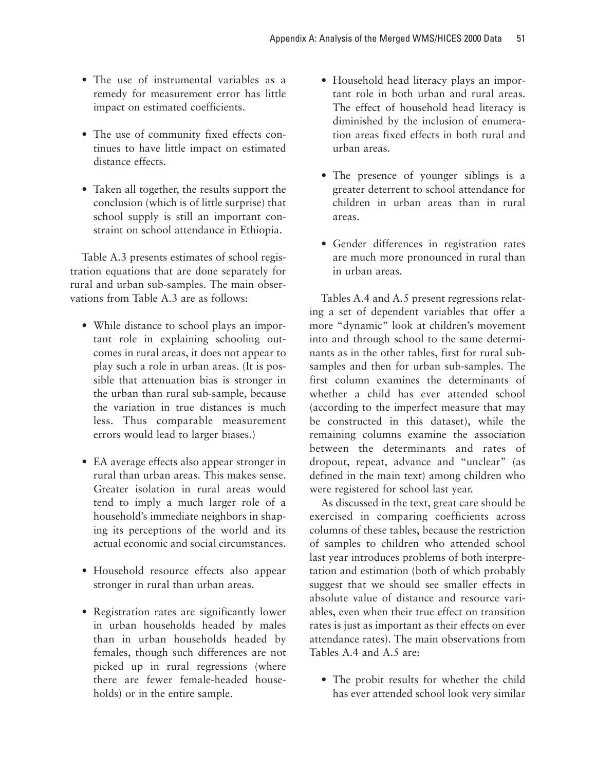- The use of instrumental variables as a remedy for measurement error has little impact on estimated coefficients.

- The use of community fixed effects continues to have little impact on estimated distance effects.

- Taken all together, the results support the conclusion (which is of little surprise) that school supply is still an important constraint on school attendance in Ethiopia.

Table A.3 presents estimates of school registration equations that are done separately for rural and urban sub-samples. The main observations from Table A.3 are as follows:

- While distance to school plays an important role in explaining schooling outcomes in rural areas, it does not appear to play such a role in urban areas. (It is possible that attenuation bias is stronger in the urban than rural sub-sample, because the variation in true distances is much less. Thus comparable measurement errors would lead to larger biases.)

- EA average effects also appear stronger in rural than urban areas. This makes sense. Greater isolation in rural areas would tend to imply a much larger role of a household's immediate neighbors in shaping its perceptions of the world and its actual economic and social circumstances.

- Household resource effects also appear stronger in rural than urban areas.

- Registration rates are significantly lower in urban households headed by males than in urban households headed by females, though such differences are not picked up in rural regressions (where there are fewer female-headed households) or in the entire sample.

- Household head literacy plays an important role in both urban and rural areas. The effect of household head literacy is diminished by the inclusion of enumeration areas fixed effects in both rural and urban areas.

- The presence of younger siblings is a greater deterrent to school attendance for children in urban areas than in rural areas.

- Gender differences in registration rates are much more pronounced in rural than in urban areas.

Tables A.4 and A.5 present regressions relating a set of dependent variables that offer a more "dynamic" look at children's movement into and through school to the same determinants as in the other tables, first for rural sub-samples and then for urban sub-samples. The first column examines the determinants of whether a child has ever attended school (according to the imperfect measure that may be constructed in this dataset), while the remaining columns examine the association between the determinants and rates of dropout, repeat, advance and "unclear" (as defined in the main text) among children who were registered for school last year.

As discussed in the text, great care should be exercised in comparing coefficients across columns of these tables, because the restriction of samples to children who attended school last year introduces problems of both interpretation and estimation (both of which probably suggest that we should see smaller effects in absolute value of distance and resource variables, even when their true effect on transition rates is just as important as their effects on ever attendance rates). The main observations from Tables A.4 and A.5 are:

- The probit results for whether the child has ever attended school look very similar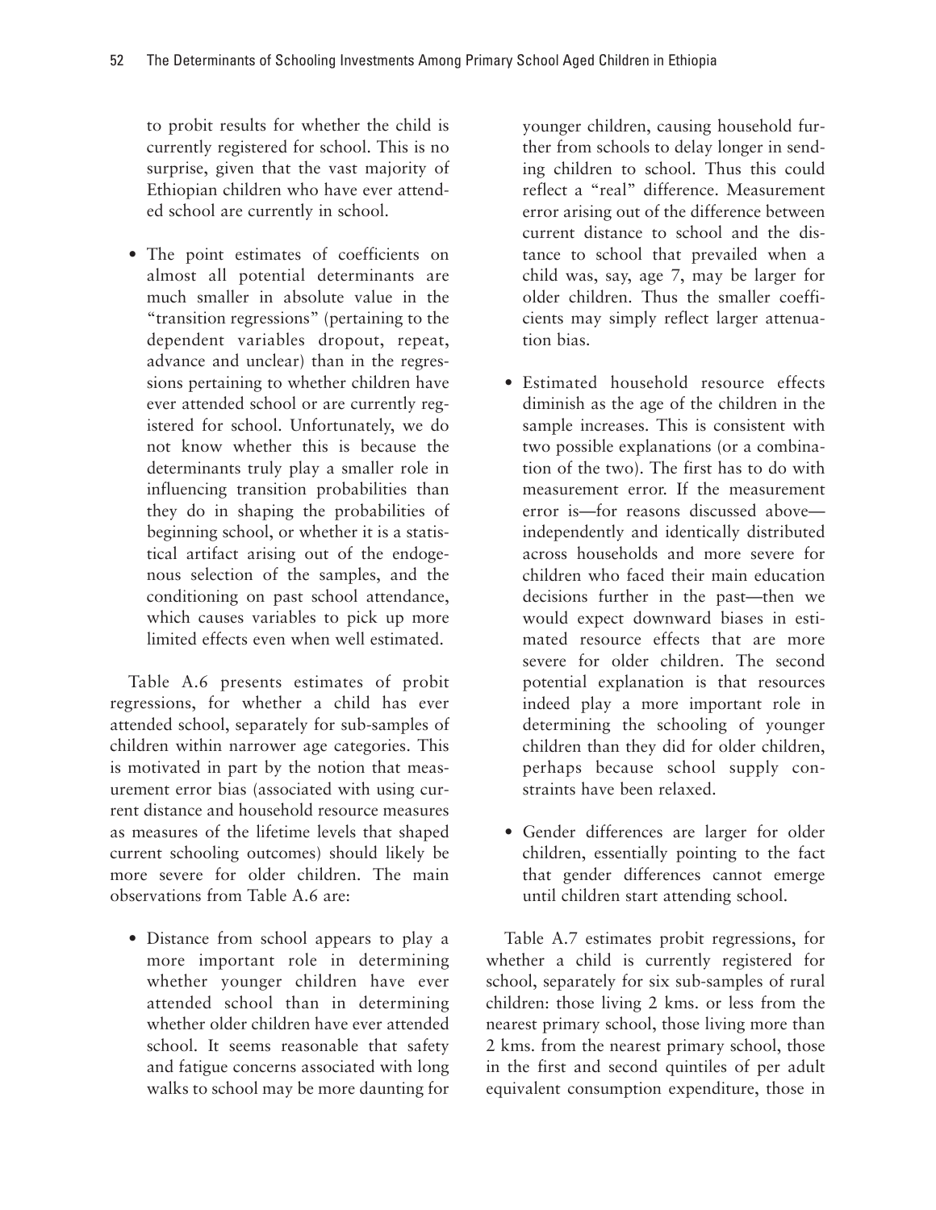to probit results for whether the child is currently registered for school. This is no surprise, given that the vast majority of Ethiopian children who have ever attended school are currently in school.

- The point estimates of coefficients on almost all potential determinants are much smaller in absolute value in the "transition regressions" (pertaining to the dependent variables dropout, repeat, advance and unclear) than in the regressions pertaining to whether children have ever attended school or are currently registered for school. Unfortunately, we do not know whether this is because the determinants truly play a smaller role in influencing transition probabilities than they do in shaping the probabilities of beginning school, or whether it is a statistical artifact arising out of the endogenous selection of the samples, and the conditioning on past school attendance, which causes variables to pick up more limited effects even when well estimated.

Table A.6 presents estimates of probit regressions, for whether a child has ever attended school, separately for sub-samples of children within narrower age categories. This is motivated in part by the notion that measurement error bias (associated with using current distance and household resource measures as measures of the lifetime levels that shaped current schooling outcomes) should likely be more severe for older children. The main observations from Table A.6 are:

- Distance from school appears to play a more important role in determining whether younger children have ever attended school than in determining whether older children have ever attended school. It seems reasonable that safety and fatigue concerns associated with long walks to school may be more daunting for younger children, causing household further from schools to delay longer in sending children to school. Thus this could reflect a "real" difference. Measurement error arising out of the difference between current distance to school and the distance to school that prevailed when a child was, say, age 7, may be larger for older children. Thus the smaller coefficients may simply reflect larger attenuation bias.

- Estimated household resource effects diminish as the age of the children in the sample increases. This is consistent with two possible explanations (or a combination of the two). The first has to do with measurement error. If the measurement error is—for reasons discussed above—independently and identically distributed across households and more severe for children who faced their main education decisions further in the past—then we would expect downward biases in estimated resource effects that are more severe for older children. The second potential explanation is that resources indeed play a more important role in determining the schooling of younger children than they did for older children, perhaps because school supply constraints have been relaxed.

- Gender differences are larger for older children, essentially pointing to the fact that gender differences cannot emerge until children start attending school.

Table A.7 estimates probit regressions, for whether a child is currently registered for school, separately for six sub-samples of rural children: those living 2 kms. or less from the nearest primary school, those living more than 2 kms. from the nearest primary school, those in the first and second quintiles of per adult equivalent consumption expenditure, those in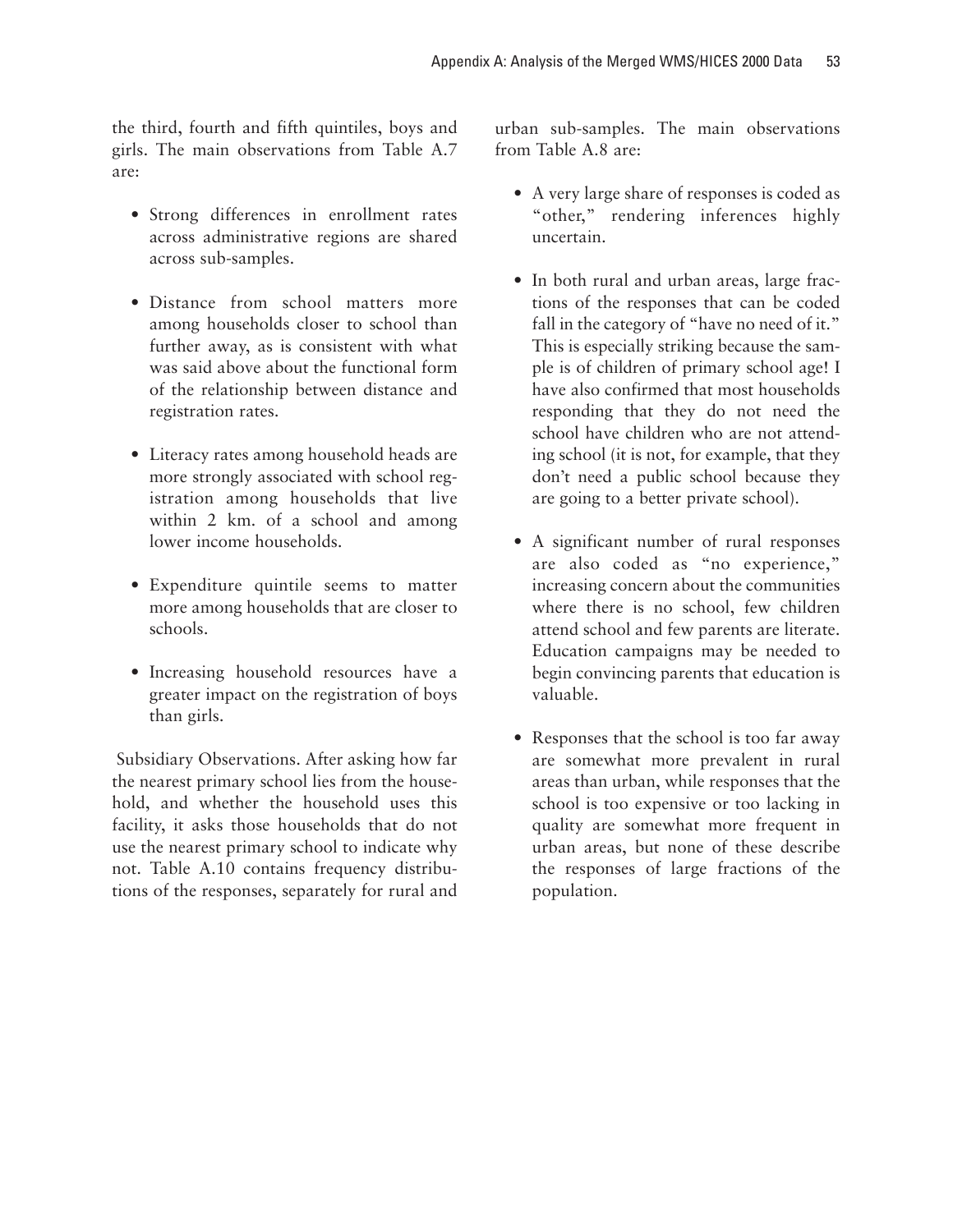the third, fourth and fifth quintiles, boys and girls. The main observations from Table A.7 are:

- Strong differences in enrollment rates across administrative regions are shared across sub-samples.
- Distance from school matters more among households closer to school than further away, as is consistent with what was said above about the functional form of the relationship between distance and registration rates.
- Literacy rates among household heads are more strongly associated with school registration among households that live within 2 km. of a school and among lower income households.
- Expenditure quintile seems to matter more among households that are closer to schools.
- Increasing household resources have a greater impact on the registration of boys than girls.

Subsidiary Observations. After asking how far the nearest primary school lies from the household, and whether the household uses this facility, it asks those households that do not use the nearest primary school to indicate why not. Table A.10 contains frequency distributions of the responses, separately for rural and urban sub-samples. The main observations from Table A.8 are:

- A very large share of responses is coded as "other," rendering inferences highly uncertain.
- In both rural and urban areas, large fractions of the responses that can be coded fall in the category of "have no need of it." This is especially striking because the sample is of children of primary school age! I have also confirmed that most households responding that they do not need the school have children who are not attending school (it is not, for example, that they don't need a public school because they are going to a better private school).
- A significant number of rural responses are also coded as "no experience," increasing concern about the communities where there is no school, few children attend school and few parents are literate. Education campaigns may be needed to begin convincing parents that education is valuable.
- Responses that the school is too far away are somewhat more prevalent in rural areas than urban, while responses that the school is too expensive or too lacking in quality are somewhat more frequent in urban areas, but none of these describe the responses of large fractions of the population.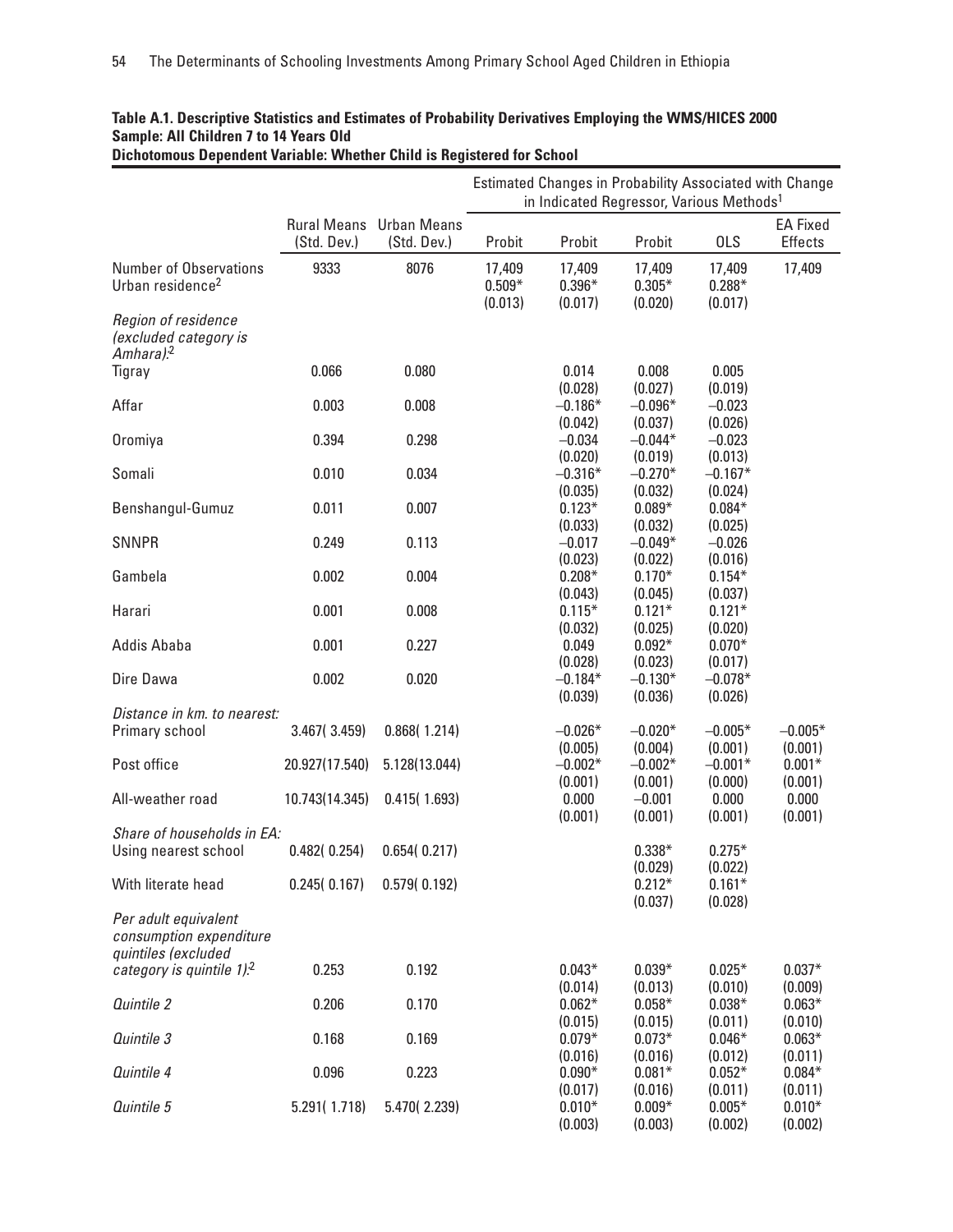**Table A.1. Descriptive Statistics and Estimates of Probability Derivatives Employing the WMS/HICES 2000**
**Sample: All Children 7 to 14 Years Old**
**Dichotomous Dependent Variable: Whether Child is Registered for School**

| | Rural Means (Std. Dev.) | Urban Means (Std. Dev.) | Estimated Changes in Probability Associated with Change in Indicated Regressor, Various Methods[1] | | | | |
|---|---|---|---|---|---|---|---|
| | | | Probit | Probit | Probit | OLS | EA Fixed Effects |
| Number of Observations | 9333 | 8076 | 17,409 | 17,409 | 17,409 | 17,409 | 17,409 |
| Urban residence[2] | | | 0.509* (0.013) | 0.396* (0.017) | 0.305* (0.020) | 0.288* (0.017) | |
| *Region of residence (excluded category is Amhara)*:[2] | | | | | | | |
| Tigray | 0.066 | 0.080 | | 0.014 (0.028) | 0.008 (0.027) | 0.005 (0.019) | |
| Affar | 0.003 | 0.008 | | −0.186* (0.042) | −0.096* (0.037) | −0.023 (0.026) | |
| Oromiya | 0.394 | 0.298 | | −0.034 (0.020) | −0.044* (0.019) | −0.023 (0.013) | |
| Somali | 0.010 | 0.034 | | −0.316* (0.035) | −0.270* (0.032) | −0.167* (0.024) | |
| Benshangul-Gumuz | 0.011 | 0.007 | | 0.123* (0.033) | 0.089* (0.032) | 0.084* (0.025) | |
| SNNPR | 0.249 | 0.113 | | −0.017 (0.023) | −0.049* (0.022) | −0.026 (0.016) | |
| Gambela | 0.002 | 0.004 | | 0.208* (0.043) | 0.170* (0.045) | 0.154* (0.037) | |
| Harari | 0.001 | 0.008 | | 0.115* (0.032) | 0.121* (0.025) | 0.121* (0.020) | |
| Addis Ababa | 0.001 | 0.227 | | 0.049 (0.028) | 0.092* (0.023) | 0.070* (0.017) | |
| Dire Dawa | 0.002 | 0.020 | | −0.184* (0.039) | −0.130* (0.036) | −0.078* (0.026) | |
| *Distance in km. to nearest:* | | | | | | | |
| Primary school | 3.467( 3.459) | 0.868( 1.214) | | −0.026* (0.005) | −0.020* (0.004) | −0.005* (0.001) | −0.005* (0.001) |
| Post office | 20.927(17.540) | 5.128(13.044) | | −0.002* (0.001) | −0.002* (0.001) | −0.001* (0.000) | 0.001* (0.001) |
| All-weather road | 10.743(14.345) | 0.415( 1.693) | | 0.000 (0.001) | −0.001 (0.001) | 0.000 (0.001) | 0.000 (0.001) |
| *Share of households in EA:* | | | | | | | |
| Using nearest school | 0.482( 0.254) | 0.654( 0.217) | | | 0.338* (0.029) | 0.275* (0.022) | |
| With literate head | 0.245( 0.167) | 0.579( 0.192) | | | 0.212* (0.037) | 0.161* (0.028) | |
| *Per adult equivalent consumption expenditure quintiles (excluded category is quintile 1)*:[2] | 0.253 | 0.192 | | 0.043* (0.014) | 0.039* (0.013) | 0.025* (0.010) | 0.037* (0.009) |
| *Quintile 2* | 0.206 | 0.170 | | 0.062* (0.015) | 0.058* (0.015) | 0.038* (0.011) | 0.063* (0.010) |
| *Quintile 3* | 0.168 | 0.169 | | 0.079* (0.016) | 0.073* (0.016) | 0.046* (0.012) | 0.063* (0.011) |
| *Quintile 4* | 0.096 | 0.223 | | 0.090* (0.017) | 0.081* (0.016) | 0.052* (0.011) | 0.084* (0.011) |
| *Quintile 5* | 5.291( 1.718) | 5.470( 2.239) | | 0.010* (0.003) | 0.009* (0.003) | 0.005* (0.002) | 0.010* (0.002) |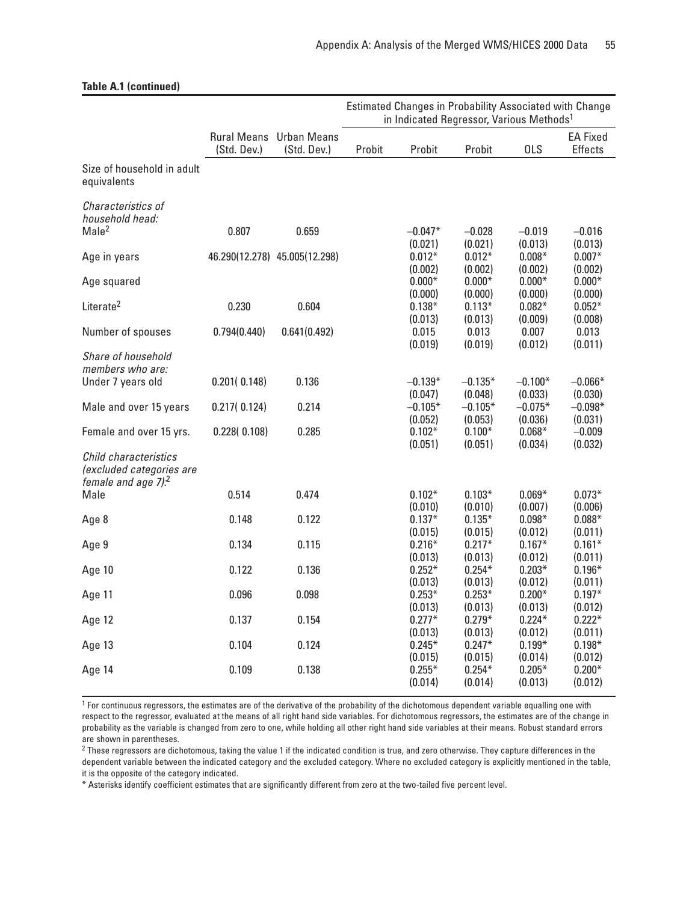**Table A.1 (continued)**

| | Rural Means (Std. Dev.) | Urban Means (Std. Dev.) | Estimated Changes in Probability Associated with Change in Indicated Regressor, Various Methods[1] Probit | Probit | Probit | OLS | EA Fixed Effects |
|---|---|---|---|---|---|---|---|
| Size of household in adult equivalents | | | | | | | |
| *Characteristics of household head:* | | | | | | | |
| Male[2] | 0.807 | 0.659 | | −0.047* (0.021) | −0.028 (0.021) | −0.019 (0.013) | −0.016 (0.013) |
| Age in years | 46.290(12.278) | 45.005(12.298) | | 0.012* (0.002) | 0.012* (0.002) | 0.008* (0.002) | 0.007* (0.002) |
| Age squared | | | | 0.000* (0.000) | 0.000* (0.000) | 0.000* (0.000) | 0.000* (0.000) |
| Literate[2] | 0.230 | 0.604 | | 0.138* (0.013) | 0.113* (0.013) | 0.082* (0.009) | 0.052* (0.008) |
| Number of spouses | 0.794(0.440) | 0.641(0.492) | | 0.015 (0.019) | 0.013 (0.019) | 0.007 (0.012) | 0.013 (0.011) |
| *Share of household members who are:* | | | | | | | |
| Under 7 years old | 0.201( 0.148) | 0.136 | | −0.139* (0.047) | −0.135* (0.048) | −0.100* (0.033) | −0.066* (0.030) |
| Male and over 15 years | 0.217( 0.124) | 0.214 | | −0.105* (0.052) | −0.105* (0.053) | −0.075* (0.036) | −0.098* (0.031) |
| Female and over 15 yrs. | 0.228( 0.108) | 0.285 | | 0.102* (0.051) | 0.100* (0.051) | 0.068* (0.034) | −0.009 (0.032) |
| *Child characteristics (excluded categories are female and age 7).*[2] | | | | | | | |
| Male | 0.514 | 0.474 | | 0.102* (0.010) | 0.103* (0.010) | 0.069* (0.007) | 0.073* (0.006) |
| Age 8 | 0.148 | 0.122 | | 0.137* (0.015) | 0.135* (0.015) | 0.098* (0.012) | 0.088* (0.011) |
| Age 9 | 0.134 | 0.115 | | 0.216* (0.013) | 0.217* (0.013) | 0.167* (0.012) | 0.161* (0.011) |
| Age 10 | 0.122 | 0.136 | | 0.252* (0.013) | 0.254* (0.013) | 0.203* (0.012) | 0.196* (0.011) |
| Age 11 | 0.096 | 0.098 | | 0.253* (0.013) | 0.253* (0.013) | 0.200* (0.013) | 0.197* (0.012) |
| Age 12 | 0.137 | 0.154 | | 0.277* (0.013) | 0.279* (0.013) | 0.224* (0.012) | 0.222* (0.011) |
| Age 13 | 0.104 | 0.124 | | 0.245* (0.015) | 0.247* (0.015) | 0.199* (0.014) | 0.198* (0.012) |
| Age 14 | 0.109 | 0.138 | | 0.255* (0.014) | 0.254* (0.014) | 0.205* (0.013) | 0.200* (0.012) |

[1] For continuous regressors, the estimates are of the derivative of the probability of the dichotomous dependent variable equalling one with respect to the regressor, evaluated at the means of all right hand side variables. For dichotomous regressors, the estimates are of the change in probability as the variable is changed from zero to one, while holding all other right hand side variables at their means. Robust standard errors are shown in parentheses.

[2] These regressors are dichotomous, taking the value 1 if the indicated condition is true, and zero otherwise. They capture differences in the dependent variable between the indicated category and the excluded category. Where no excluded category is explicitly mentioned in the table, it is the opposite of the category indicated.

\* Asterisks identify coefficient estimates that are significantly different from zero at the two-tailed five percent level.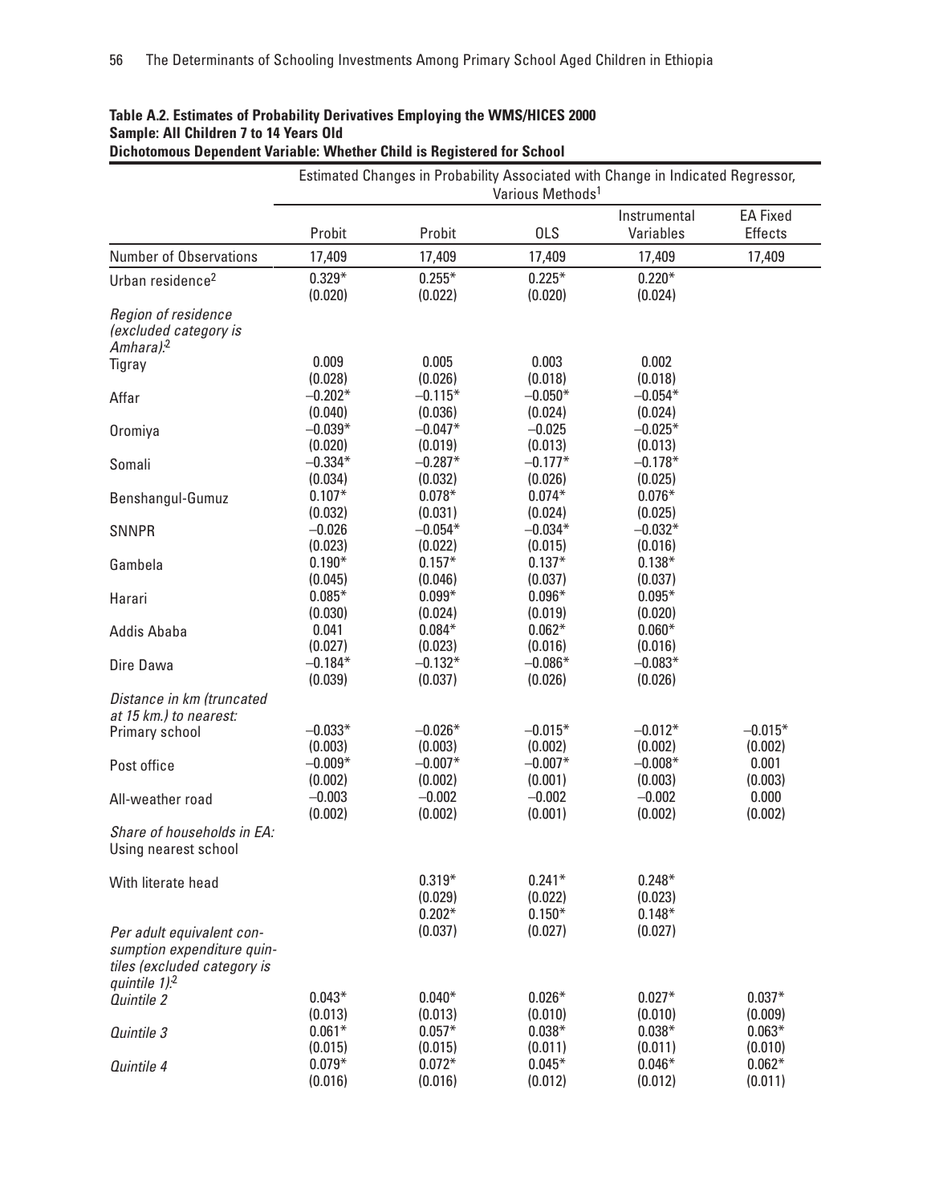**Table A.2. Estimates of Probability Derivatives Employing the WMS/HICES 2000**
**Sample: All Children 7 to 14 Years Old**
**Dichotomous Dependent Variable: Whether Child is Registered for School**

| | Estimated Changes in Probability Associated with Change in Indicated Regressor, Various Methods[1] | | | | |
|---|---|---|---|---|---|
| | Probit | Probit | OLS | Instrumental Variables | EA Fixed Effects |
| Number of Observations | 17,409 | 17,409 | 17,409 | 17,409 | 17,409 |
| Urban residence[2] | 0.329* | 0.255* | 0.225* | 0.220* | |
| | (0.020) | (0.022) | (0.020) | (0.024) | |
| *Region of residence (excluded category is Amhara)*:[2] | | | | | |
| Tigray | 0.009 | 0.005 | 0.003 | 0.002 | |
| | (0.028) | (0.026) | (0.018) | (0.018) | |
| Affar | −0.202* | −0.115* | −0.050* | −0.054* | |
| | (0.040) | (0.036) | (0.024) | (0.024) | |
| Oromiya | −0.039* | −0.047* | −0.025 | −0.025* | |
| | (0.020) | (0.019) | (0.013) | (0.013) | |
| Somali | −0.334* | −0.287* | −0.177* | −0.178* | |
| | (0.034) | (0.032) | (0.026) | (0.025) | |
| Benshangul-Gumuz | 0.107* | 0.078* | 0.074* | 0.076* | |
| | (0.032) | (0.031) | (0.024) | (0.025) | |
| SNNPR | −0.026 | −0.054* | −0.034* | −0.032* | |
| | (0.023) | (0.022) | (0.015) | (0.016) | |
| Gambela | 0.190* | 0.157* | 0.137* | 0.138* | |
| | (0.045) | (0.046) | (0.037) | (0.037) | |
| Harari | 0.085* | 0.099* | 0.096* | 0.095* | |
| | (0.030) | (0.024) | (0.019) | (0.020) | |
| Addis Ababa | 0.041 | 0.084* | 0.062* | 0.060* | |
| | (0.027) | (0.023) | (0.016) | (0.016) | |
| Dire Dawa | −0.184* | −0.132* | −0.086* | −0.083* | |
| | (0.039) | (0.037) | (0.026) | (0.026) | |
| *Distance in km (truncated at 15 km.) to nearest:* | | | | | |
| Primary school | −0.033* | −0.026* | −0.015* | −0.012* | −0.015* |
| | (0.003) | (0.003) | (0.002) | (0.002) | (0.002) |
| Post office | −0.009* | −0.007* | −0.007* | −0.008* | 0.001 |
| | (0.002) | (0.002) | (0.001) | (0.003) | (0.003) |
| All-weather road | −0.003 | −0.002 | −0.002 | −0.002 | 0.000 |
| | (0.002) | (0.002) | (0.001) | (0.002) | (0.002) |
| *Share of households in EA:* Using nearest school | | | | | |
| With literate head | | 0.319* | 0.241* | 0.248* | |
| | | (0.029) | (0.022) | (0.023) | |
| | | 0.202* | 0.150* | 0.148* | |
| | | (0.037) | (0.027) | (0.027) | |
| *Per adult equivalent consumption expenditure quintiles (excluded category is quintile 1)*:[2] | | | | | |
| *Quintile 2* | 0.043* | 0.040* | 0.026* | 0.027* | 0.037* |
| | (0.013) | (0.013) | (0.010) | (0.010) | (0.009) |
| *Quintile 3* | 0.061* | 0.057* | 0.038* | 0.038* | 0.063* |
| | (0.015) | (0.015) | (0.011) | (0.011) | (0.010) |
| *Quintile 4* | 0.079* | 0.072* | 0.045* | 0.046* | 0.062* |
| | (0.016) | (0.016) | (0.012) | (0.012) | (0.011) |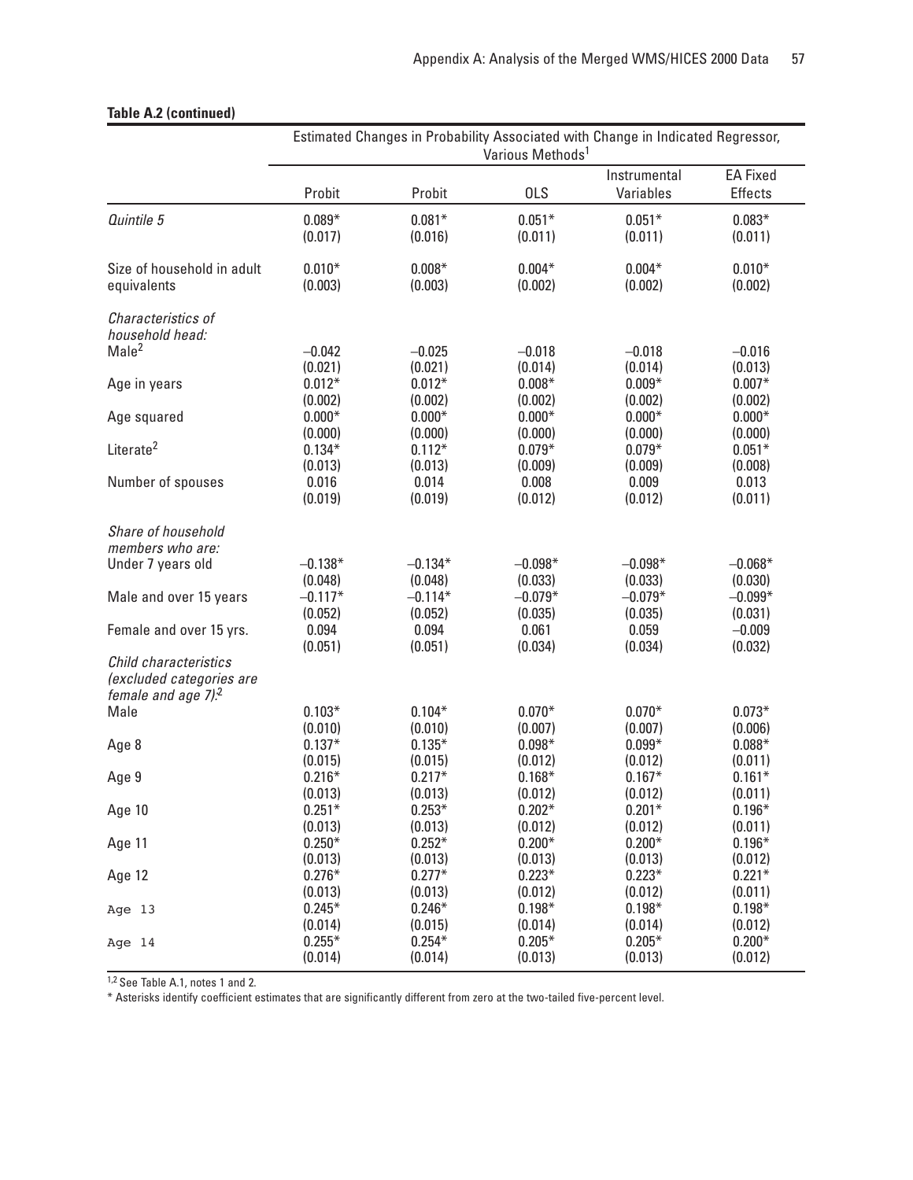**Table A.2 (continued)**

| | Estimated Changes in Probability Associated with Change in Indicated Regressor, Various Methods[1] | | | | |
|---|---|---|---|---|---|
| | Probit | Probit | OLS | Instrumental Variables | EA Fixed Effects |
| *Quintile 5* | 0.089* | 0.081* | 0.051* | 0.051* | 0.083* |
| | (0.017) | (0.016) | (0.011) | (0.011) | (0.011) |
| Size of household in adult equivalents | 0.010* | 0.008* | 0.004* | 0.004* | 0.010* |
| | (0.003) | (0.003) | (0.002) | (0.002) | (0.002) |
| *Characteristics of household head:* | | | | | |
| Male[2] | –0.042 | –0.025 | –0.018 | –0.018 | –0.016 |
| | (0.021) | (0.021) | (0.014) | (0.014) | (0.013) |
| Age in years | 0.012* | 0.012* | 0.008* | 0.009* | 0.007* |
| | (0.002) | (0.002) | (0.002) | (0.002) | (0.002) |
| Age squared | 0.000* | 0.000* | 0.000* | 0.000* | 0.000* |
| | (0.000) | (0.000) | (0.000) | (0.000) | (0.000) |
| Literate[2] | 0.134* | 0.112* | 0.079* | 0.079* | 0.051* |
| | (0.013) | (0.013) | (0.009) | (0.009) | (0.008) |
| Number of spouses | 0.016 | 0.014 | 0.008 | 0.009 | 0.013 |
| | (0.019) | (0.019) | (0.012) | (0.012) | (0.011) |
| *Share of household members who are:* | | | | | |
| Under 7 years old | –0.138* | –0.134* | –0.098* | –0.098* | –0.068* |
| | (0.048) | (0.048) | (0.033) | (0.033) | (0.030) |
| Male and over 15 years | –0.117* | –0.114* | –0.079* | –0.079* | –0.099* |
| | (0.052) | (0.052) | (0.035) | (0.035) | (0.031) |
| Female and over 15 yrs. | 0.094 | 0.094 | 0.061 | 0.059 | –0.009 |
| | (0.051) | (0.051) | (0.034) | (0.034) | (0.032) |
| *Child characteristics (excluded categories are female and age 7):*[2] | | | | | |
| Male | 0.103* | 0.104* | 0.070* | 0.070* | 0.073* |
| | (0.010) | (0.010) | (0.007) | (0.007) | (0.006) |
| Age 8 | 0.137* | 0.135* | 0.098* | 0.099* | 0.088* |
| | (0.015) | (0.015) | (0.012) | (0.012) | (0.011) |
| Age 9 | 0.216* | 0.217* | 0.168* | 0.167* | 0.161* |
| | (0.013) | (0.013) | (0.012) | (0.012) | (0.011) |
| Age 10 | 0.251* | 0.253* | 0.202* | 0.201* | 0.196* |
| | (0.013) | (0.013) | (0.012) | (0.012) | (0.011) |
| Age 11 | 0.250* | 0.252* | 0.200* | 0.200* | 0.196* |
| | (0.013) | (0.013) | (0.013) | (0.013) | (0.012) |
| Age 12 | 0.276* | 0.277* | 0.223* | 0.223* | 0.221* |
| | (0.013) | (0.013) | (0.012) | (0.012) | (0.011) |
| Age 13 | 0.245* | 0.246* | 0.198* | 0.198* | 0.198* |
| | (0.014) | (0.015) | (0.014) | (0.014) | (0.012) |
| Age 14 | 0.255* | 0.254* | 0.205* | 0.205* | 0.200* |
| | (0.014) | (0.014) | (0.013) | (0.013) | (0.012) |

[1,2] See Table A.1, notes 1 and 2.

* Asterisks identify coefficient estimates that are significantly different from zero at the two-tailed five-percent level.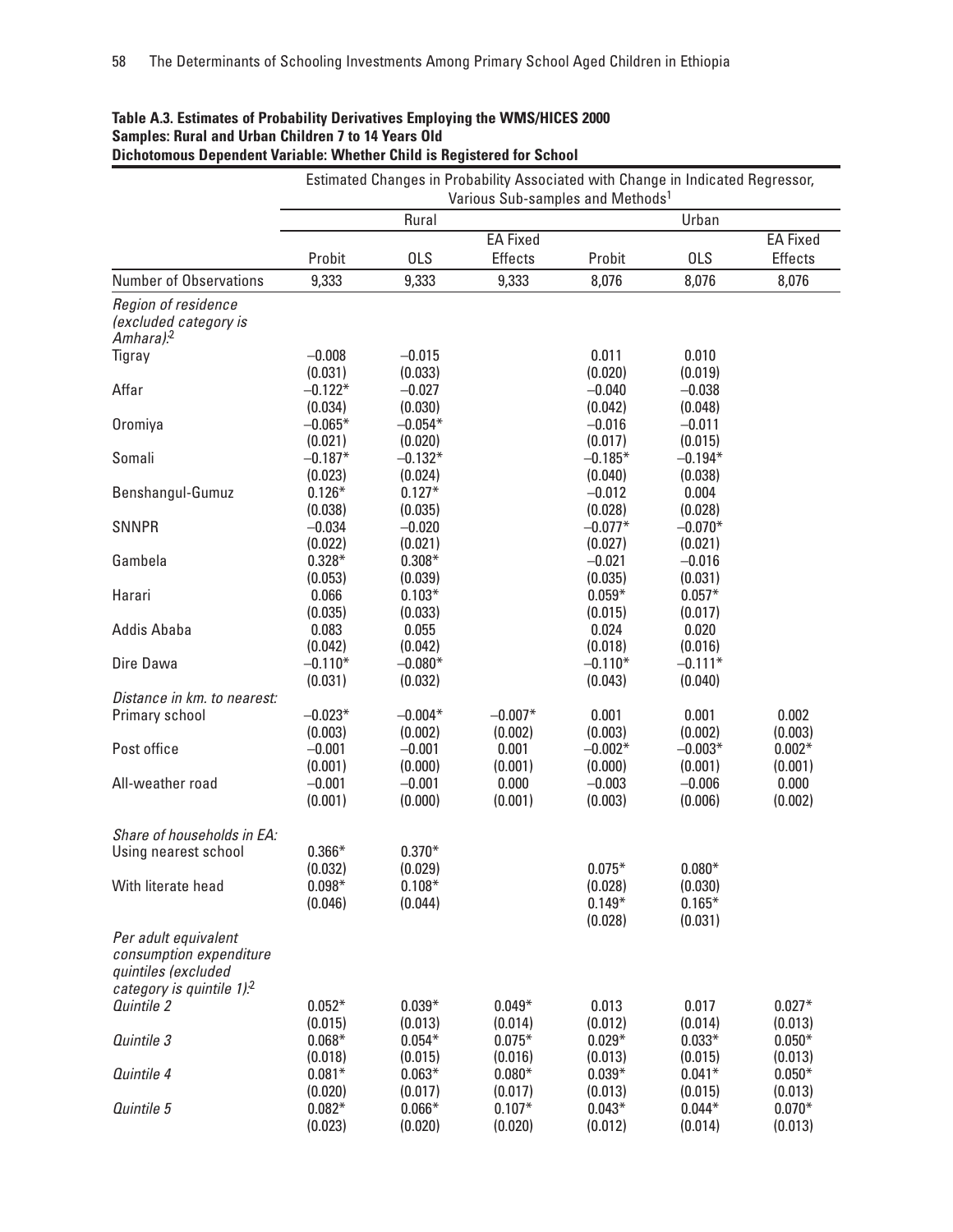**Table A.3. Estimates of Probability Derivatives Employing the WMS/HICES 2000**
**Samples: Rural and Urban Children 7 to 14 Years Old**
**Dichotomous Dependent Variable: Whether Child is Registered for School**

| | Estimated Changes in Probability Associated with Change in Indicated Regressor, Various Sub-samples and Methods[1] | | | | | |
|---|---|---|---|---|---|---|
| | Rural | | | Urban | | |
| | Probit | OLS | EA Fixed Effects | Probit | OLS | EA Fixed Effects |
| Number of Observations | 9,333 | 9,333 | 9,333 | 8,076 | 8,076 | 8,076 |
| *Region of residence (excluded category is Amhara)*:[2] | | | | | | |
| Tigray | −0.008 | −0.015 | | 0.011 | 0.010 | |
| | (0.031) | (0.033) | | (0.020) | (0.019) | |
| Affar | −0.122* | −0.027 | | −0.040 | −0.038 | |
| | (0.034) | (0.030) | | (0.042) | (0.048) | |
| Oromiya | −0.065* | −0.054* | | −0.016 | −0.011 | |
| | (0.021) | (0.020) | | (0.017) | (0.015) | |
| Somali | −0.187* | −0.132* | | −0.185* | −0.194* | |
| | (0.023) | (0.024) | | (0.040) | (0.038) | |
| Benshangul-Gumuz | 0.126* | 0.127* | | −0.012 | 0.004 | |
| | (0.038) | (0.035) | | (0.028) | (0.028) | |
| SNNPR | −0.034 | −0.020 | | −0.077* | −0.070* | |
| | (0.022) | (0.021) | | (0.027) | (0.021) | |
| Gambela | 0.328* | 0.308* | | −0.021 | −0.016 | |
| | (0.053) | (0.039) | | (0.035) | (0.031) | |
| Harari | 0.066 | 0.103* | | 0.059* | 0.057* | |
| | (0.035) | (0.033) | | (0.015) | (0.017) | |
| Addis Ababa | 0.083 | 0.055 | | 0.024 | 0.020 | |
| | (0.042) | (0.042) | | (0.018) | (0.016) | |
| Dire Dawa | −0.110* | −0.080* | | −0.110* | −0.111* | |
| | (0.031) | (0.032) | | (0.043) | (0.040) | |
| *Distance in km. to nearest:* | | | | | | |
| Primary school | −0.023* | −0.004* | −0.007* | 0.001 | 0.001 | 0.002 |
| | (0.003) | (0.002) | (0.002) | (0.003) | (0.002) | (0.003) |
| Post office | −0.001 | −0.001 | 0.001 | −0.002* | −0.003* | 0.002* |
| | (0.001) | (0.000) | (0.001) | (0.000) | (0.001) | (0.001) |
| All-weather road | −0.001 | −0.001 | 0.000 | −0.003 | −0.006 | 0.000 |
| | (0.001) | (0.000) | (0.001) | (0.003) | (0.006) | (0.002) |
| *Share of households in EA:* | | | | | | |
| Using nearest school | 0.366* | 0.370* | | 0.075* | 0.080* | |
| | (0.032) | (0.029) | | (0.028) | (0.030) | |
| With literate head | 0.098* | 0.108* | | 0.149* | 0.165* | |
| | (0.046) | (0.044) | | (0.028) | (0.031) | |
| *Per adult equivalent consumption expenditure quintiles (excluded category is quintile 1)*:[2] | | | | | | |
| *Quintile 2* | 0.052* | 0.039* | 0.049* | 0.013 | 0.017 | 0.027* |
| | (0.015) | (0.013) | (0.014) | (0.012) | (0.014) | (0.013) |
| *Quintile 3* | 0.068* | 0.054* | 0.075* | 0.029* | 0.033* | 0.050* |
| | (0.018) | (0.015) | (0.016) | (0.013) | (0.015) | (0.013) |
| *Quintile 4* | 0.081* | 0.063* | 0.080* | 0.039* | 0.041* | 0.050* |
| | (0.020) | (0.017) | (0.017) | (0.013) | (0.015) | (0.013) |
| *Quintile 5* | 0.082* | 0.066* | 0.107* | 0.043* | 0.044* | 0.070* |
| | (0.023) | (0.020) | (0.020) | (0.012) | (0.014) | (0.013) |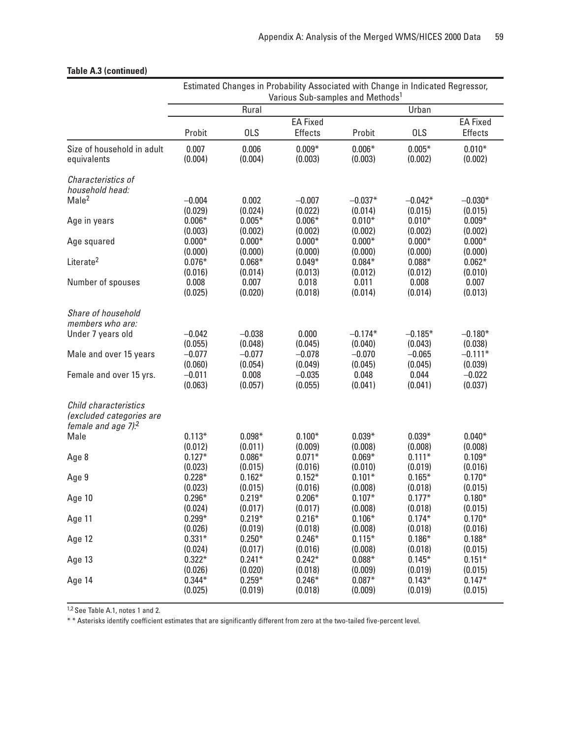**Table A.3 (continued)**

| | Estimated Changes in Probability Associated with Change in Indicated Regressor, Various Sub-samples and Methods[1] | | | | | |
|---|---|---|---|---|---|---|
| | Rural | | | Urban | | |
| | Probit | OLS | EA Fixed Effects | Probit | OLS | EA Fixed Effects |
| Size of household in adult equivalents | 0.007 | 0.006 | 0.009* | 0.006* | 0.005* | 0.010* |
| | (0.004) | (0.004) | (0.003) | (0.003) | (0.002) | (0.002) |
| *Characteristics of household head:* | | | | | | |
| Male[2] | −0.004 | 0.002 | −0.007 | −0.037* | −0.042* | −0.030* |
| | (0.029) | (0.024) | (0.022) | (0.014) | (0.015) | (0.015) |
| Age in years | 0.006* | 0.005* | 0.006* | 0.010* | 0.010* | 0.009* |
| | (0.003) | (0.002) | (0.002) | (0.002) | (0.002) | (0.002) |
| Age squared | 0.000* | 0.000* | 0.000* | 0.000* | 0.000* | 0.000* |
| | (0.000) | (0.000) | (0.000) | (0.000) | (0.000) | (0.000) |
| Literate[2] | 0.076* | 0.068* | 0.049* | 0.084* | 0.088* | 0.062* |
| | (0.016) | (0.014) | (0.013) | (0.012) | (0.012) | (0.010) |
| Number of spouses | 0.008 | 0.007 | 0.018 | 0.011 | 0.008 | 0.007 |
| | (0.025) | (0.020) | (0.018) | (0.014) | (0.014) | (0.013) |
| *Share of household members who are:* | | | | | | |
| Under 7 years old | −0.042 | −0.038 | 0.000 | −0.174* | −0.185* | −0.180* |
| | (0.055) | (0.048) | (0.045) | (0.040) | (0.043) | (0.038) |
| Male and over 15 years | −0.077 | −0.077 | −0.078 | −0.070 | −0.065 | −0.111* |
| | (0.060) | (0.054) | (0.049) | (0.045) | (0.045) | (0.039) |
| Female and over 15 yrs. | −0.011 | 0.008 | −0.035 | 0.048 | 0.044 | −0.022 |
| | (0.063) | (0.057) | (0.055) | (0.041) | (0.041) | (0.037) |
| *Child characteristics (excluded categories are female and age 7):*[2] | | | | | | |
| Male | 0.113* | 0.098* | 0.100* | 0.039* | 0.039* | 0.040* |
| | (0.012) | (0.011) | (0.009) | (0.008) | (0.008) | (0.008) |
| Age 8 | 0.127* | 0.086* | 0.071* | 0.069* | 0.111* | 0.109* |
| | (0.023) | (0.015) | (0.016) | (0.010) | (0.019) | (0.016) |
| Age 9 | 0.228* | 0.162* | 0.152* | 0.101* | 0.165* | 0.170* |
| | (0.023) | (0.015) | (0.016) | (0.008) | (0.018) | (0.015) |
| Age 10 | 0.296* | 0.219* | 0.206* | 0.107* | 0.177* | 0.180* |
| | (0.024) | (0.017) | (0.017) | (0.008) | (0.018) | (0.015) |
| Age 11 | 0.299* | 0.219* | 0.216* | 0.106* | 0.174* | 0.170* |
| | (0.026) | (0.019) | (0.018) | (0.008) | (0.018) | (0.016) |
| Age 12 | 0.331* | 0.250* | 0.246* | 0.115* | 0.186* | 0.188* |
| | (0.024) | (0.017) | (0.016) | (0.008) | (0.018) | (0.015) |
| Age 13 | 0.322* | 0.241* | 0.242* | 0.088* | 0.145* | 0.151* |
| | (0.026) | (0.020) | (0.018) | (0.009) | (0.019) | (0.015) |
| Age 14 | 0.344* | 0.259* | 0.246* | 0.087* | 0.143* | 0.147* |
| | (0.025) | (0.019) | (0.018) | (0.009) | (0.019) | (0.015) |

[1,2] See Table A.1, notes 1 and 2.

* * Asterisks identify coefficient estimates that are significantly different from zero at the two-tailed five-percent level.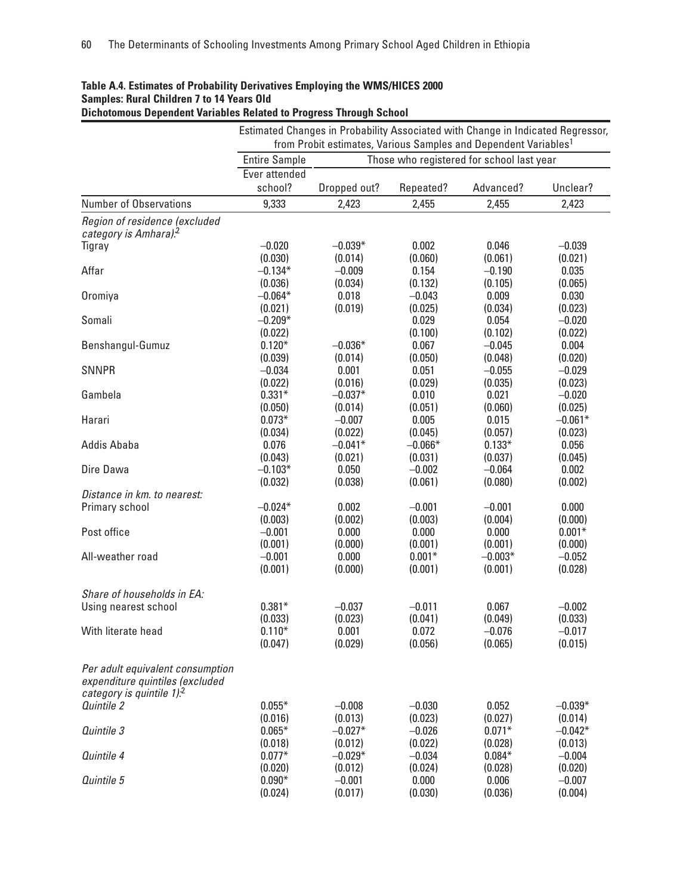**Table A.4. Estimates of Probability Derivatives Employing the WMS/HICES 2000 Samples: Rural Children 7 to 14 Years Old Dichotomous Dependent Variables Related to Progress Through School**

| | Estimated Changes in Probability Associated with Change in Indicated Regressor, from Probit estimates, Various Samples and Dependent Variables[1] | | | | |
|---|---|---|---|---|---|
| | Entire Sample | Those who registered for school last year | | | |
| | Ever attended school? | Dropped out? | Repeated? | Advanced? | Unclear? |
| Number of Observations | 9,333 | 2,423 | 2,455 | 2,455 | 2,423 |
| *Region of residence (excluded category is Amhara):*[2] | | | | | |
| Tigray | −0.020 | −0.039* | 0.002 | 0.046 | −0.039 |
| | (0.030) | (0.014) | (0.060) | (0.061) | (0.021) |
| Affar | −0.134* | −0.009 | 0.154 | −0.190 | 0.035 |
| | (0.036) | (0.034) | (0.132) | (0.105) | (0.065) |
| Oromiya | −0.064* | 0.018 | −0.043 | 0.009 | 0.030 |
| | (0.021) | (0.019) | (0.025) | (0.034) | (0.023) |
| Somali | −0.209* | | 0.029 | 0.054 | −0.020 |
| | (0.022) | | (0.100) | (0.102) | (0.022) |
| Benshangul-Gumuz | 0.120* | −0.036* | 0.067 | −0.045 | 0.004 |
| | (0.039) | (0.014) | (0.050) | (0.048) | (0.020) |
| SNNPR | −0.034 | 0.001 | 0.051 | −0.055 | −0.029 |
| | (0.022) | (0.016) | (0.029) | (0.035) | (0.023) |
| Gambela | 0.331* | −0.037* | 0.010 | 0.021 | −0.020 |
| | (0.050) | (0.014) | (0.051) | (0.060) | (0.025) |
| Harari | 0.073* | −0.007 | 0.005 | 0.015 | −0.061* |
| | (0.034) | (0.022) | (0.045) | (0.057) | (0.023) |
| Addis Ababa | 0.076 | −0.041* | −0.066* | 0.133* | 0.056 |
| | (0.043) | (0.021) | (0.031) | (0.037) | (0.045) |
| Dire Dawa | −0.103* | 0.050 | −0.002 | −0.064 | 0.002 |
| | (0.032) | (0.038) | (0.061) | (0.080) | (0.002) |
| *Distance in km. to nearest:* | | | | | |
| Primary school | −0.024* | 0.002 | −0.001 | −0.001 | 0.000 |
| | (0.003) | (0.002) | (0.003) | (0.004) | (0.000) |
| Post office | −0.001 | 0.000 | 0.000 | 0.000 | 0.001* |
| | (0.001) | (0.000) | (0.001) | (0.001) | (0.000) |
| All-weather road | −0.001 | 0.000 | 0.001* | −0.003* | −0.052 |
| | (0.001) | (0.000) | (0.001) | (0.001) | (0.028) |
| *Share of households in EA:* | | | | | |
| Using nearest school | 0.381* | −0.037 | −0.011 | 0.067 | −0.002 |
| | (0.033) | (0.023) | (0.041) | (0.049) | (0.033) |
| With literate head | 0.110* | 0.001 | 0.072 | −0.076 | −0.017 |
| | (0.047) | (0.029) | (0.056) | (0.065) | (0.015) |
| *Per adult equivalent consumption expenditure quintiles (excluded category is quintile 1):*[2] | | | | | |
| *Quintile 2* | 0.055* | −0.008 | −0.030 | 0.052 | −0.039* |
| | (0.016) | (0.013) | (0.023) | (0.027) | (0.014) |
| *Quintile 3* | 0.065* | −0.027* | −0.026 | 0.071* | −0.042* |
| | (0.018) | (0.012) | (0.022) | (0.028) | (0.013) |
| *Quintile 4* | 0.077* | −0.029* | −0.034 | 0.084* | −0.004 |
| | (0.020) | (0.012) | (0.024) | (0.028) | (0.020) |
| *Quintile 5* | 0.090* | −0.001 | 0.000 | 0.006 | −0.007 |
| | (0.024) | (0.017) | (0.030) | (0.036) | (0.004) |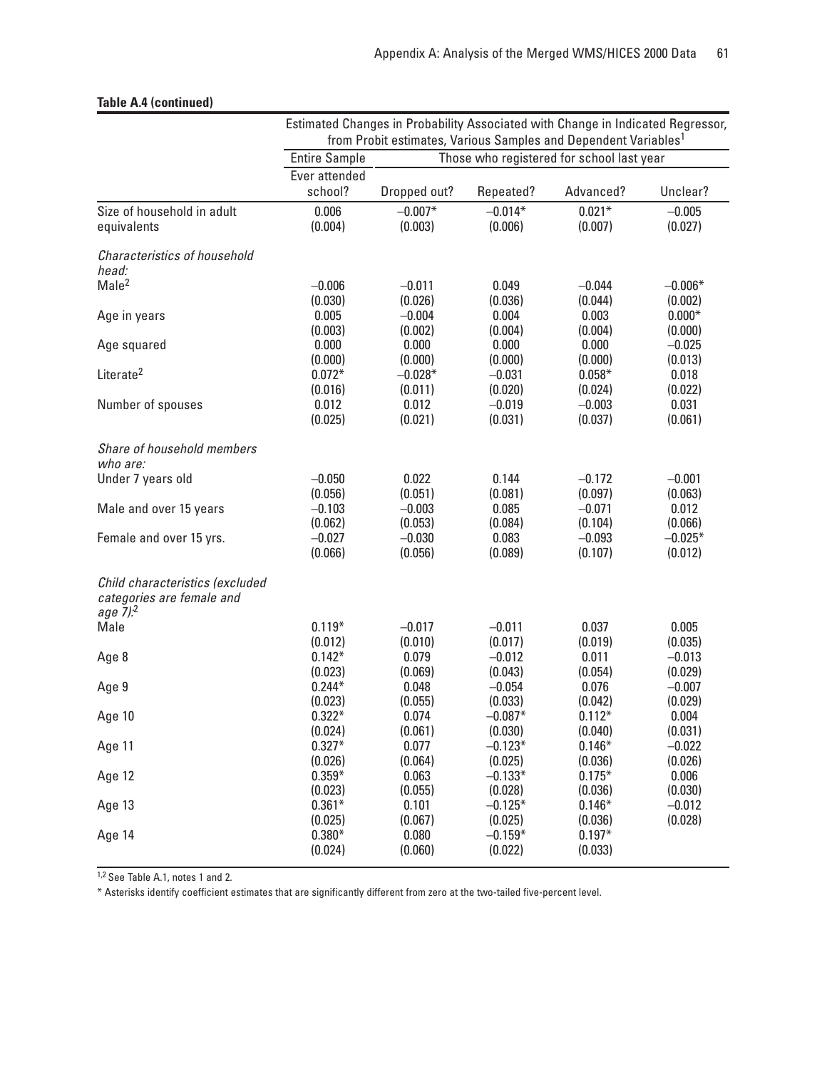**Table A.4 (continued)**

| | Estimated Changes in Probability Associated with Change in Indicated Regressor, from Probit estimates, Various Samples and Dependent Variables[1] | | | | |
|---|---|---|---|---|---|
| | Entire Sample | Those who registered for school last year | | | |
| | Ever attended school? | Dropped out? | Repeated? | Advanced? | Unclear? |
| Size of household in adult equivalents | 0.006 | −0.007* | −0.014* | 0.021* | −0.005 |
| | (0.004) | (0.003) | (0.006) | (0.007) | (0.027) |
| *Characteristics of household head:* | | | | | |
| Male[2] | −0.006 | −0.011 | 0.049 | −0.044 | −0.006* |
| | (0.030) | (0.026) | (0.036) | (0.044) | (0.002) |
| Age in years | 0.005 | −0.004 | 0.004 | 0.003 | 0.000* |
| | (0.003) | (0.002) | (0.004) | (0.004) | (0.000) |
| Age squared | 0.000 | 0.000 | 0.000 | 0.000 | −0.025 |
| | (0.000) | (0.000) | (0.000) | (0.000) | (0.013) |
| Literate[2] | 0.072* | −0.028* | −0.031 | 0.058* | 0.018 |
| | (0.016) | (0.011) | (0.020) | (0.024) | (0.022) |
| Number of spouses | 0.012 | 0.012 | −0.019 | −0.003 | 0.031 |
| | (0.025) | (0.021) | (0.031) | (0.037) | (0.061) |
| *Share of household members who are:* | | | | | |
| Under 7 years old | −0.050 | 0.022 | 0.144 | −0.172 | −0.001 |
| | (0.056) | (0.051) | (0.081) | (0.097) | (0.063) |
| Male and over 15 years | −0.103 | −0.003 | 0.085 | −0.071 | 0.012 |
| | (0.062) | (0.053) | (0.084) | (0.104) | (0.066) |
| Female and over 15 yrs. | −0.027 | −0.030 | 0.083 | −0.093 | −0.025* |
| | (0.066) | (0.056) | (0.089) | (0.107) | (0.012) |
| *Child characteristics (excluded categories are female and age 7):*[2] | | | | | |
| Male | 0.119* | −0.017 | −0.011 | 0.037 | 0.005 |
| | (0.012) | (0.010) | (0.017) | (0.019) | (0.035) |
| Age 8 | 0.142* | 0.079 | −0.012 | 0.011 | −0.013 |
| | (0.023) | (0.069) | (0.043) | (0.054) | (0.029) |
| Age 9 | 0.244* | 0.048 | −0.054 | 0.076 | −0.007 |
| | (0.023) | (0.055) | (0.033) | (0.042) | (0.029) |
| Age 10 | 0.322* | 0.074 | −0.087* | 0.112* | 0.004 |
| | (0.024) | (0.061) | (0.030) | (0.040) | (0.031) |
| Age 11 | 0.327* | 0.077 | −0.123* | 0.146* | −0.022 |
| | (0.026) | (0.064) | (0.025) | (0.036) | (0.026) |
| Age 12 | 0.359* | 0.063 | −0.133* | 0.175* | 0.006 |
| | (0.023) | (0.055) | (0.028) | (0.036) | (0.030) |
| Age 13 | 0.361* | 0.101 | −0.125* | 0.146* | −0.012 |
| | (0.025) | (0.067) | (0.025) | (0.036) | (0.028) |
| Age 14 | 0.380* | 0.080 | −0.159* | 0.197* | |
| | (0.024) | (0.060) | (0.022) | (0.033) | |

[1,2] See Table A.1, notes 1 and 2.

* Asterisks identify coefficient estimates that are significantly different from zero at the two-tailed five-percent level.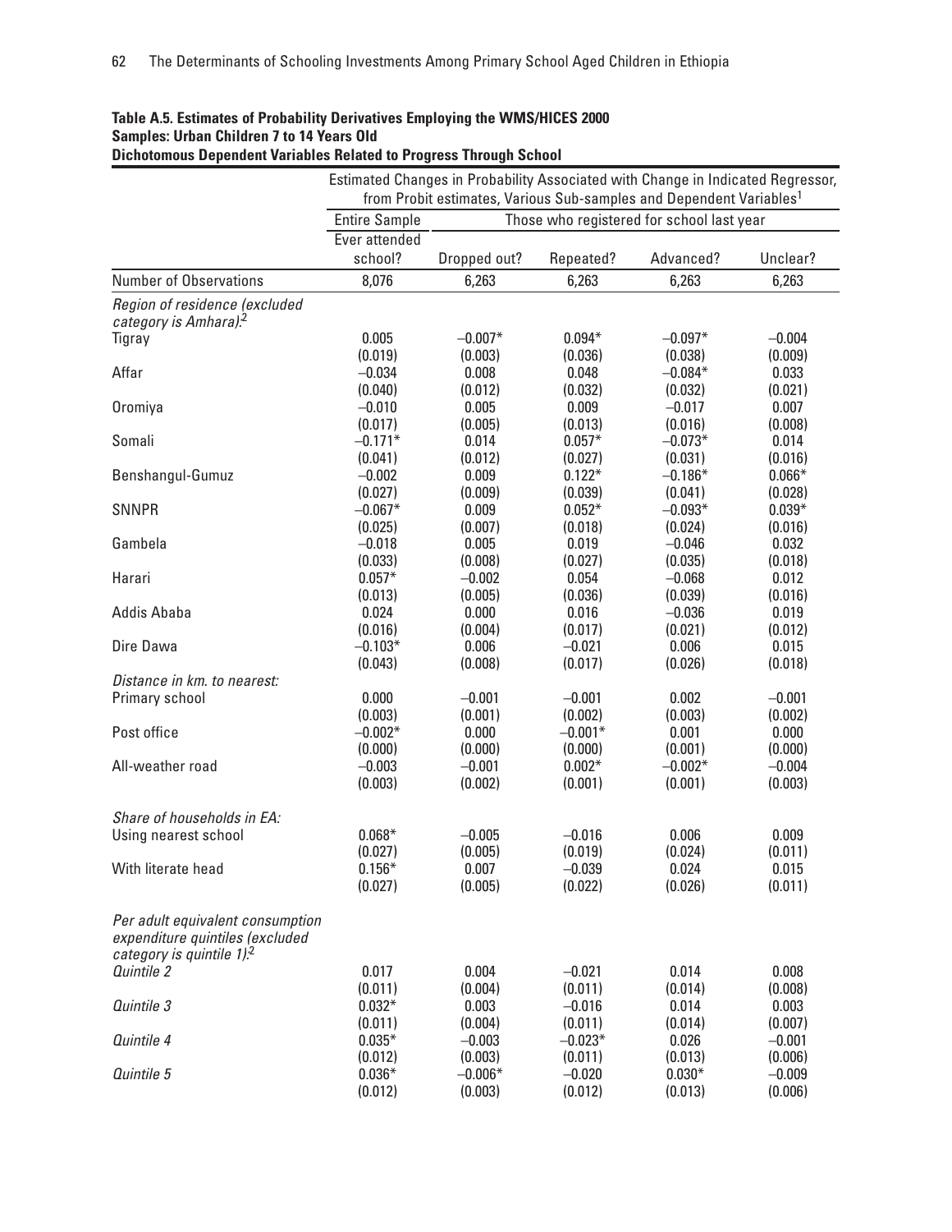**Table A.5. Estimates of Probability Derivatives Employing the WMS/HICES 2000**
**Samples: Urban Children 7 to 14 Years Old**
**Dichotomous Dependent Variables Related to Progress Through School**

| | Estimated Changes in Probability Associated with Change in Indicated Regressor, from Probit estimates, Various Sub-samples and Dependent Variables[1] | | | | |
|---|---|---|---|---|---|
| | Entire Sample | Those who registered for school last year | | | |
| | Ever attended school? | Dropped out? | Repeated? | Advanced? | Unclear? |
| Number of Observations | 8,076 | 6,263 | 6,263 | 6,263 | 6,263 |
| *Region of residence (excluded category is Amhara):*[2] | | | | | |
| Tigray | 0.005 | −0.007* | 0.094* | −0.097* | −0.004 |
| | (0.019) | (0.003) | (0.036) | (0.038) | (0.009) |
| Affar | −0.034 | 0.008 | 0.048 | −0.084* | 0.033 |
| | (0.040) | (0.012) | (0.032) | (0.032) | (0.021) |
| Oromiya | −0.010 | 0.005 | 0.009 | −0.017 | 0.007 |
| | (0.017) | (0.005) | (0.013) | (0.016) | (0.008) |
| Somali | −0.171* | 0.014 | 0.057* | −0.073* | 0.014 |
| | (0.041) | (0.012) | (0.027) | (0.031) | (0.016) |
| Benshangul-Gumuz | −0.002 | 0.009 | 0.122* | −0.186* | 0.066* |
| | (0.027) | (0.009) | (0.039) | (0.041) | (0.028) |
| SNNPR | −0.067* | 0.009 | 0.052* | −0.093* | 0.039* |
| | (0.025) | (0.007) | (0.018) | (0.024) | (0.016) |
| Gambela | −0.018 | 0.005 | 0.019 | −0.046 | 0.032 |
| | (0.033) | (0.008) | (0.027) | (0.035) | (0.018) |
| Harari | 0.057* | −0.002 | 0.054 | −0.068 | 0.012 |
| | (0.013) | (0.005) | (0.036) | (0.039) | (0.016) |
| Addis Ababa | 0.024 | 0.000 | 0.016 | −0.036 | 0.019 |
| | (0.016) | (0.004) | (0.017) | (0.021) | (0.012) |
| Dire Dawa | −0.103* | 0.006 | −0.021 | 0.006 | 0.015 |
| | (0.043) | (0.008) | (0.017) | (0.026) | (0.018) |
| *Distance in km. to nearest:* | | | | | |
| Primary school | 0.000 | −0.001 | −0.001 | 0.002 | −0.001 |
| | (0.003) | (0.001) | (0.002) | (0.003) | (0.002) |
| Post office | −0.002* | 0.000 | −0.001* | 0.001 | 0.000 |
| | (0.000) | (0.000) | (0.000) | (0.001) | (0.000) |
| All-weather road | −0.003 | −0.001 | 0.002* | −0.002* | −0.004 |
| | (0.003) | (0.002) | (0.001) | (0.001) | (0.003) |
| *Share of households in EA:* | | | | | |
| Using nearest school | 0.068* | −0.005 | −0.016 | 0.006 | 0.009 |
| | (0.027) | (0.005) | (0.019) | (0.024) | (0.011) |
| With literate head | 0.156* | 0.007 | −0.039 | 0.024 | 0.015 |
| | (0.027) | (0.005) | (0.022) | (0.026) | (0.011) |
| *Per adult equivalent consumption expenditure quintiles (excluded category is quintile 1):*[2] | | | | | |
| *Quintile 2* | 0.017 | 0.004 | −0.021 | 0.014 | 0.008 |
| | (0.011) | (0.004) | (0.011) | (0.014) | (0.008) |
| *Quintile 3* | 0.032* | 0.003 | −0.016 | 0.014 | 0.003 |
| | (0.011) | (0.004) | (0.011) | (0.014) | (0.007) |
| *Quintile 4* | 0.035* | −0.003 | −0.023* | 0.026 | −0.001 |
| | (0.012) | (0.003) | (0.011) | (0.013) | (0.006) |
| *Quintile 5* | 0.036* | −0.006* | −0.020 | 0.030* | −0.009 |
| | (0.012) | (0.003) | (0.012) | (0.013) | (0.006) |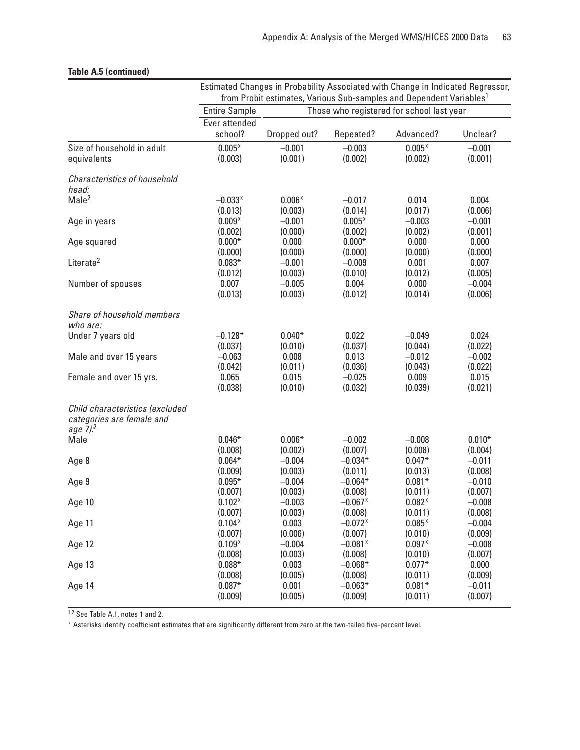**Table A.5 (continued)**

| | Estimated Changes in Probability Associated with Change in Indicated Regressor, from Probit estimates, Various Sub-samples and Dependent Variables[1] | | | | |
|---|---|---|---|---|---|
| | Entire Sample | Those who registered for school last year | | | |
| | Ever attended school? | Dropped out? | Repeated? | Advanced? | Unclear? |
| Size of household in adult equivalents | 0.005* | −0.001 | −0.003 | 0.005* | −0.001 |
| | (0.003) | (0.001) | (0.002) | (0.002) | (0.001) |
| *Characteristics of household head:* | | | | | |
| Male[2] | −0.033* | 0.006* | −0.017 | 0.014 | 0.004 |
| | (0.013) | (0.003) | (0.014) | (0.017) | (0.006) |
| Age in years | 0.009* | −0.001 | 0.005* | −0.003 | −0.001 |
| | (0.002) | (0.000) | (0.002) | (0.002) | (0.001) |
| Age squared | 0.000* | 0.000 | 0.000* | 0.000 | 0.000 |
| | (0.000) | (0.000) | (0.000) | (0.000) | (0.000) |
| Literate[2] | 0.083* | −0.001 | −0.009 | 0.001 | 0.007 |
| | (0.012) | (0.003) | (0.010) | (0.012) | (0.005) |
| Number of spouses | 0.007 | −0.005 | 0.004 | 0.000 | −0.004 |
| | (0.013) | (0.003) | (0.012) | (0.014) | (0.006) |
| *Share of household members who are:* | | | | | |
| Under 7 years old | −0.128* | 0.040* | 0.022 | −0.049 | 0.024 |
| | (0.037) | (0.010) | (0.037) | (0.044) | (0.022) |
| Male and over 15 years | −0.063 | 0.008 | 0.013 | −0.012 | −0.002 |
| | (0.042) | (0.011) | (0.036) | (0.043) | (0.022) |
| Female and over 15 yrs. | 0.065 | 0.015 | −0.025 | 0.009 | 0.015 |
| | (0.038) | (0.010) | (0.032) | (0.039) | (0.021) |
| *Child characteristics (excluded categories are female and age 7):*[2] | | | | | |
| Male | 0.046* | 0.006* | −0.002 | −0.008 | 0.010* |
| | (0.008) | (0.002) | (0.007) | (0.008) | (0.004) |
| Age 8 | 0.064* | −0.004 | −0.034* | 0.047* | −0.011 |
| | (0.009) | (0.003) | (0.011) | (0.013) | (0.008) |
| Age 9 | 0.095* | −0.004 | −0.064* | 0.081* | −0.010 |
| | (0.007) | (0.003) | (0.008) | (0.011) | (0.007) |
| Age 10 | 0.102* | −0.003 | −0.067* | 0.082* | −0.008 |
| | (0.007) | (0.003) | (0.008) | (0.011) | (0.008) |
| Age 11 | 0.104* | 0.003 | −0.072* | 0.085* | −0.004 |
| | (0.007) | (0.006) | (0.007) | (0.010) | (0.009) |
| Age 12 | 0.109* | −0.004 | −0.081* | 0.097* | −0.008 |
| | (0.008) | (0.003) | (0.008) | (0.010) | (0.007) |
| Age 13 | 0.088* | 0.003 | −0.068* | 0.077* | 0.000 |
| | (0.008) | (0.005) | (0.008) | (0.011) | (0.009) |
| Age 14 | 0.087* | 0.001 | −0.063* | 0.081* | −0.011 |
| | (0.009) | (0.005) | (0.009) | (0.011) | (0.007) |

[1,2] See Table A.1, notes 1 and 2.

* Asterisks identify coefficient estimates that are significantly different from zero at the two-tailed five-percent level.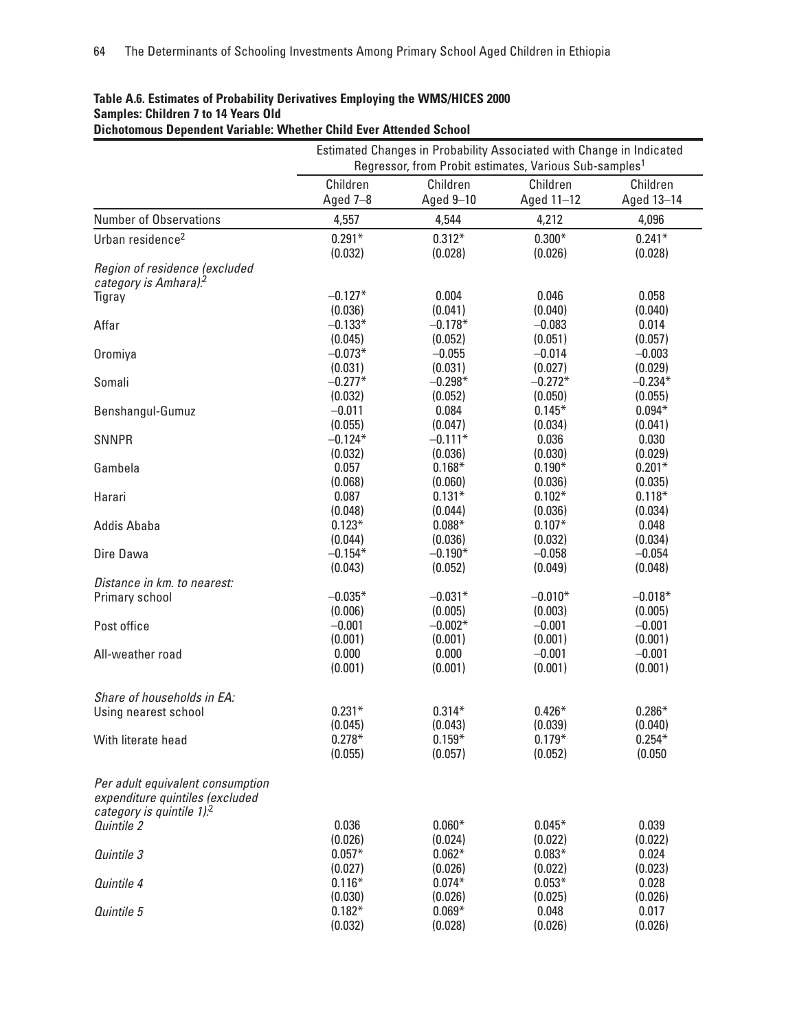**Table A.6. Estimates of Probability Derivatives Employing the WMS/HICES 2000**
**Samples: Children 7 to 14 Years Old**
**Dichotomous Dependent Variable: Whether Child Ever Attended School**

| | Estimated Changes in Probability Associated with Change in Indicated Regressor, from Probit estimates, Various Sub-samples[1] | | | |
|---|---|---|---|---|
| | Children Aged 7–8 | Children Aged 9–10 | Children Aged 11–12 | Children Aged 13–14 |
| Number of Observations | 4,557 | 4,544 | 4,212 | 4,096 |
| Urban residence[2] | 0.291* | 0.312* | 0.300* | 0.241* |
| | (0.032) | (0.028) | (0.026) | (0.028) |
| *Region of residence (excluded category is Amhara):*[2] | | | | |
| Tigray | –0.127* | 0.004 | 0.046 | 0.058 |
| | (0.036) | (0.041) | (0.040) | (0.040) |
| Affar | –0.133* | –0.178* | –0.083 | 0.014 |
| | (0.045) | (0.052) | (0.051) | (0.057) |
| Oromiya | –0.073* | –0.055 | –0.014 | –0.003 |
| | (0.031) | (0.031) | (0.027) | (0.029) |
| Somali | –0.277* | –0.298* | –0.272* | –0.234* |
| | (0.032) | (0.052) | (0.050) | (0.055) |
| Benshangul-Gumuz | –0.011 | 0.084 | 0.145* | 0.094* |
| | (0.055) | (0.047) | (0.034) | (0.041) |
| SNNPR | –0.124* | –0.111* | 0.036 | 0.030 |
| | (0.032) | (0.036) | (0.030) | (0.029) |
| Gambela | 0.057 | 0.168* | 0.190* | 0.201* |
| | (0.068) | (0.060) | (0.036) | (0.035) |
| Harari | 0.087 | 0.131* | 0.102* | 0.118* |
| | (0.048) | (0.044) | (0.036) | (0.034) |
| Addis Ababa | 0.123* | 0.088* | 0.107* | 0.048 |
| | (0.044) | (0.036) | (0.032) | (0.034) |
| Dire Dawa | –0.154* | –0.190* | –0.058 | –0.054 |
| | (0.043) | (0.052) | (0.049) | (0.048) |
| *Distance in km. to nearest:* | | | | |
| Primary school | –0.035* | –0.031* | –0.010* | –0.018* |
| | (0.006) | (0.005) | (0.003) | (0.005) |
| Post office | –0.001 | –0.002* | –0.001 | –0.001 |
| | (0.001) | (0.001) | (0.001) | (0.001) |
| All-weather road | 0.000 | 0.000 | –0.001 | –0.001 |
| | (0.001) | (0.001) | (0.001) | (0.001) |
| *Share of households in EA:* | | | | |
| Using nearest school | 0.231* | 0.314* | 0.426* | 0.286* |
| | (0.045) | (0.043) | (0.039) | (0.040) |
| With literate head | 0.278* | 0.159* | 0.179* | 0.254* |
| | (0.055) | (0.057) | (0.052) | (0.050 |
| *Per adult equivalent consumption expenditure quintiles (excluded category is quintile 1):*[2] | | | | |
| *Quintile 2* | 0.036 | 0.060* | 0.045* | 0.039 |
| | (0.026) | (0.024) | (0.022) | (0.022) |
| *Quintile 3* | 0.057* | 0.062* | 0.083* | 0.024 |
| | (0.027) | (0.026) | (0.022) | (0.023) |
| *Quintile 4* | 0.116* | 0.074* | 0.053* | 0.028 |
| | (0.030) | (0.026) | (0.025) | (0.026) |
| *Quintile 5* | 0.182* | 0.069* | 0.048 | 0.017 |
| | (0.032) | (0.028) | (0.026) | (0.026) |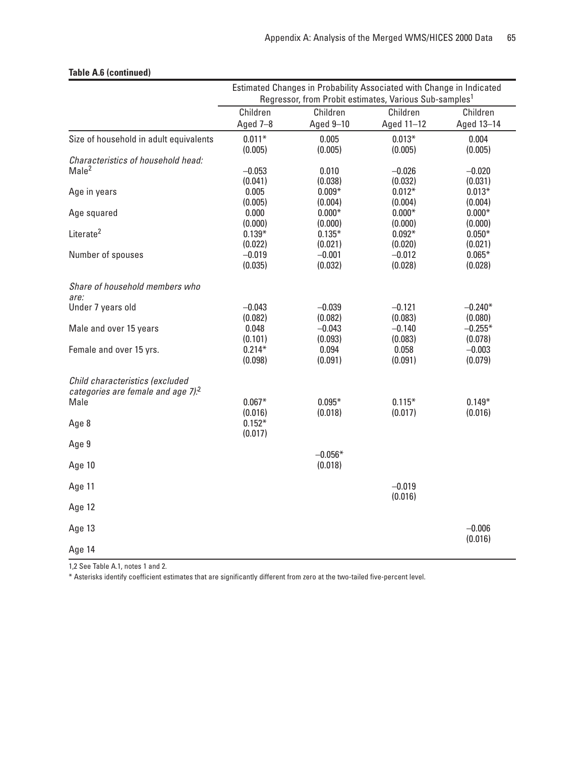**Table A.6 (continued)**

| | Estimated Changes in Probability Associated with Change in Indicated Regressor, from Probit estimates, Various Sub-samples[1] | | | |
|---|---|---|---|---|
| | Children Aged 7–8 | Children Aged 9–10 | Children Aged 11–12 | Children Aged 13–14 |
| Size of household in adult equivalents | 0.011* | 0.005 | 0.013* | 0.004 |
| | (0.005) | (0.005) | (0.005) | (0.005) |
| *Characteristics of household head:* | | | | |
| Male[2] | –0.053 | 0.010 | –0.026 | –0.020 |
| | (0.041) | (0.038) | (0.032) | (0.031) |
| Age in years | 0.005 | 0.009* | 0.012* | 0.013* |
| | (0.005) | (0.004) | (0.004) | (0.004) |
| Age squared | 0.000 | 0.000* | 0.000* | 0.000* |
| | (0.000) | (0.000) | (0.000) | (0.000) |
| Literate[2] | 0.139* | 0.135* | 0.092* | 0.050* |
| | (0.022) | (0.021) | (0.020) | (0.021) |
| Number of spouses | –0.019 | –0.001 | –0.012 | 0.065* |
| | (0.035) | (0.032) | (0.028) | (0.028) |
| *Share of household members who are:* | | | | |
| Under 7 years old | –0.043 | –0.039 | –0.121 | –0.240* |
| | (0.082) | (0.082) | (0.083) | (0.080) |
| Male and over 15 years | 0.048 | –0.043 | –0.140 | –0.255* |
| | (0.101) | (0.093) | (0.083) | (0.078) |
| Female and over 15 yrs. | 0.214* | 0.094 | 0.058 | –0.003 |
| | (0.098) | (0.091) | (0.091) | (0.079) |
| *Child characteristics (excluded categories are female and age 7):*[2] | | | | |
| Male | 0.067* | 0.095* | 0.115* | 0.149* |
| | (0.016) | (0.018) | (0.017) | (0.016) |
| Age 8 | 0.152* | | | |
| | (0.017) | | | |
| Age 9 | | | | |
| Age 10 | | –0.056* | | |
| | | (0.018) | | |
| Age 11 | | | | |
| Age 12 | | | –0.019 | |
| | | | (0.016) | |
| Age 13 | | | | |
| Age 14 | | | | –0.006 |
| | | | | (0.016) |

1,2 See Table A.1, notes 1 and 2.

\* Asterisks identify coefficient estimates that are significantly different from zero at the two-tailed five-percent level.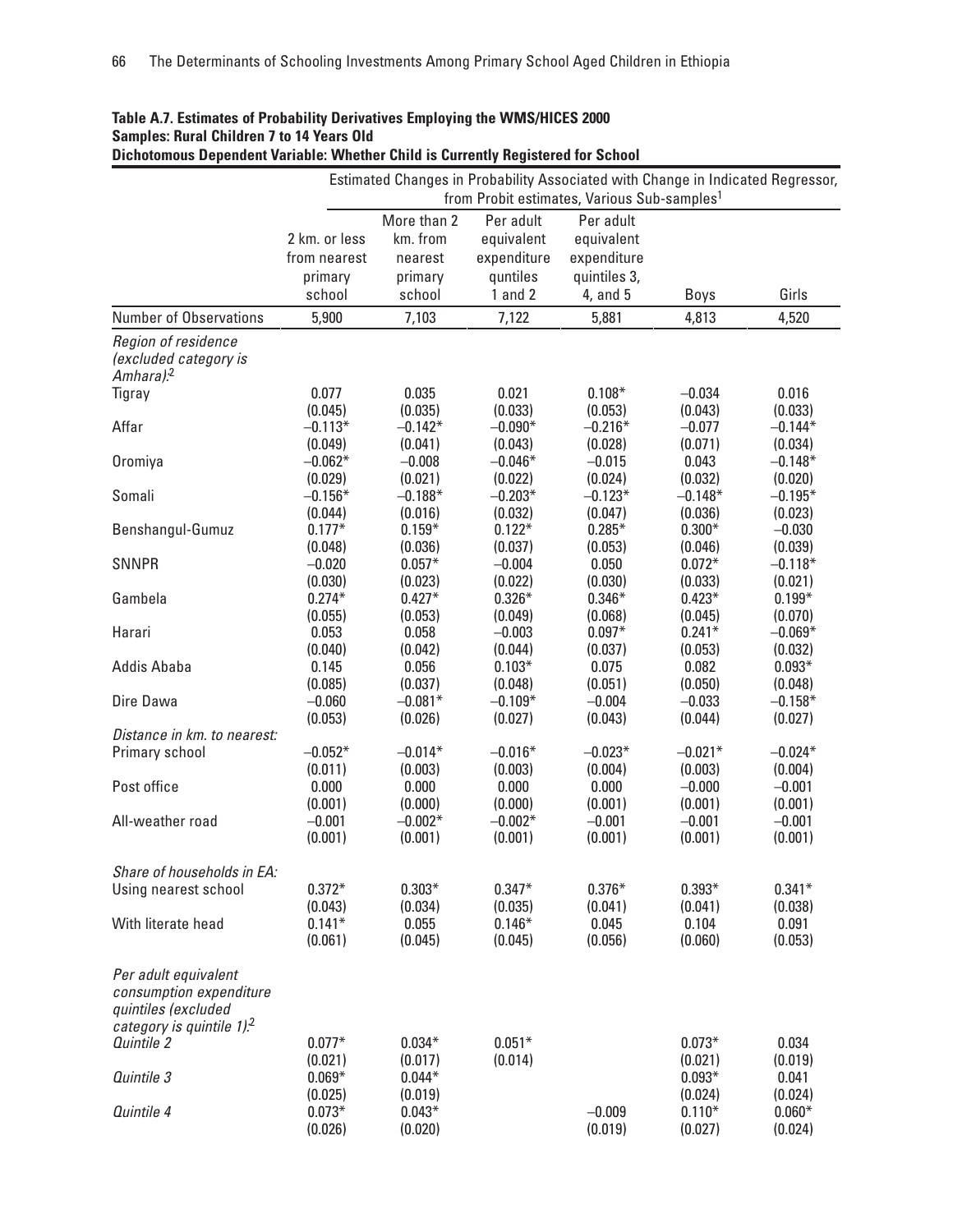**Table A.7. Estimates of Probability Derivatives Employing the WMS/HICES 2000**
**Samples: Rural Children 7 to 14 Years Old**
**Dichotomous Dependent Variable: Whether Child is Currently Registered for School**

| | Estimated Changes in Probability Associated with Change in Indicated Regressor, from Probit estimates, Various Sub-samples[1] | | | | | |
|---|---|---|---|---|---|---|
| | 2 km. or less from nearest primary school | More than 2 km. from nearest primary school | Per adult equivalent expenditure quntiles 1 and 2 | Per adult equivalent expenditure quintiles 3, 4, and 5 | Boys | Girls |
| Number of Observations | 5,900 | 7,103 | 7,122 | 5,881 | 4,813 | 4,520 |
| *Region of residence (excluded category is Amhara)*:[2] | | | | | | |
| Tigray | 0.077 | 0.035 | 0.021 | 0.108* | −0.034 | 0.016 |
| | (0.045) | (0.035) | (0.033) | (0.053) | (0.043) | (0.033) |
| Affar | −0.113* | −0.142* | −0.090* | −0.216* | −0.077 | −0.144* |
| | (0.049) | (0.041) | (0.043) | (0.028) | (0.071) | (0.034) |
| Oromiya | −0.062* | −0.008 | −0.046* | −0.015 | 0.043 | −0.148* |
| | (0.029) | (0.021) | (0.022) | (0.024) | (0.032) | (0.020) |
| Somali | −0.156* | −0.188* | −0.203* | −0.123* | −0.148* | −0.195* |
| | (0.044) | (0.016) | (0.032) | (0.047) | (0.036) | (0.023) |
| Benshangul-Gumuz | 0.177* | 0.159* | 0.122* | 0.285* | 0.300* | −0.030 |
| | (0.048) | (0.036) | (0.037) | (0.053) | (0.046) | (0.039) |
| SNNPR | −0.020 | 0.057* | −0.004 | 0.050 | 0.072* | −0.118* |
| | (0.030) | (0.023) | (0.022) | (0.030) | (0.033) | (0.021) |
| Gambela | 0.274* | 0.427* | 0.326* | 0.346* | 0.423* | 0.199* |
| | (0.055) | (0.053) | (0.049) | (0.068) | (0.045) | (0.070) |
| Harari | 0.053 | 0.058 | −0.003 | 0.097* | 0.241* | −0.069* |
| | (0.040) | (0.042) | (0.044) | (0.037) | (0.053) | (0.032) |
| Addis Ababa | 0.145 | 0.056 | 0.103* | 0.075 | 0.082 | 0.093* |
| | (0.085) | (0.037) | (0.048) | (0.051) | (0.050) | (0.048) |
| Dire Dawa | −0.060 | −0.081* | −0.109* | −0.004 | −0.033 | −0.158* |
| | (0.053) | (0.026) | (0.027) | (0.043) | (0.044) | (0.027) |
| *Distance in km. to nearest:* | | | | | | |
| Primary school | −0.052* | −0.014* | −0.016* | −0.023* | −0.021* | −0.024* |
| | (0.011) | (0.003) | (0.003) | (0.004) | (0.003) | (0.004) |
| Post office | 0.000 | 0.000 | 0.000 | 0.000 | −0.000 | −0.001 |
| | (0.001) | (0.000) | (0.000) | (0.001) | (0.001) | (0.001) |
| All-weather road | −0.001 | −0.002* | −0.002* | −0.001 | −0.001 | −0.001 |
| | (0.001) | (0.001) | (0.001) | (0.001) | (0.001) | (0.001) |
| *Share of households in EA:* | | | | | | |
| Using nearest school | 0.372* | 0.303* | 0.347* | 0.376* | 0.393* | 0.341* |
| | (0.043) | (0.034) | (0.035) | (0.041) | (0.041) | (0.038) |
| With literate head | 0.141* | 0.055 | 0.146* | 0.045 | 0.104 | 0.091 |
| | (0.061) | (0.045) | (0.045) | (0.056) | (0.060) | (0.053) |
| *Per adult equivalent consumption expenditure quintiles (excluded category is quintile 1)*:[2] | | | | | | |
| *Quintile 2* | 0.077* | 0.034* | 0.051* | | 0.073* | 0.034 |
| | (0.021) | (0.017) | (0.014) | | (0.021) | (0.019) |
| *Quintile 3* | 0.069* | 0.044* | | | 0.093* | 0.041 |
| | (0.025) | (0.019) | | | (0.024) | (0.024) |
| *Quintile 4* | 0.073* | 0.043* | | −0.009 | 0.110* | 0.060* |
| | (0.026) | (0.020) | | (0.019) | (0.027) | (0.024) |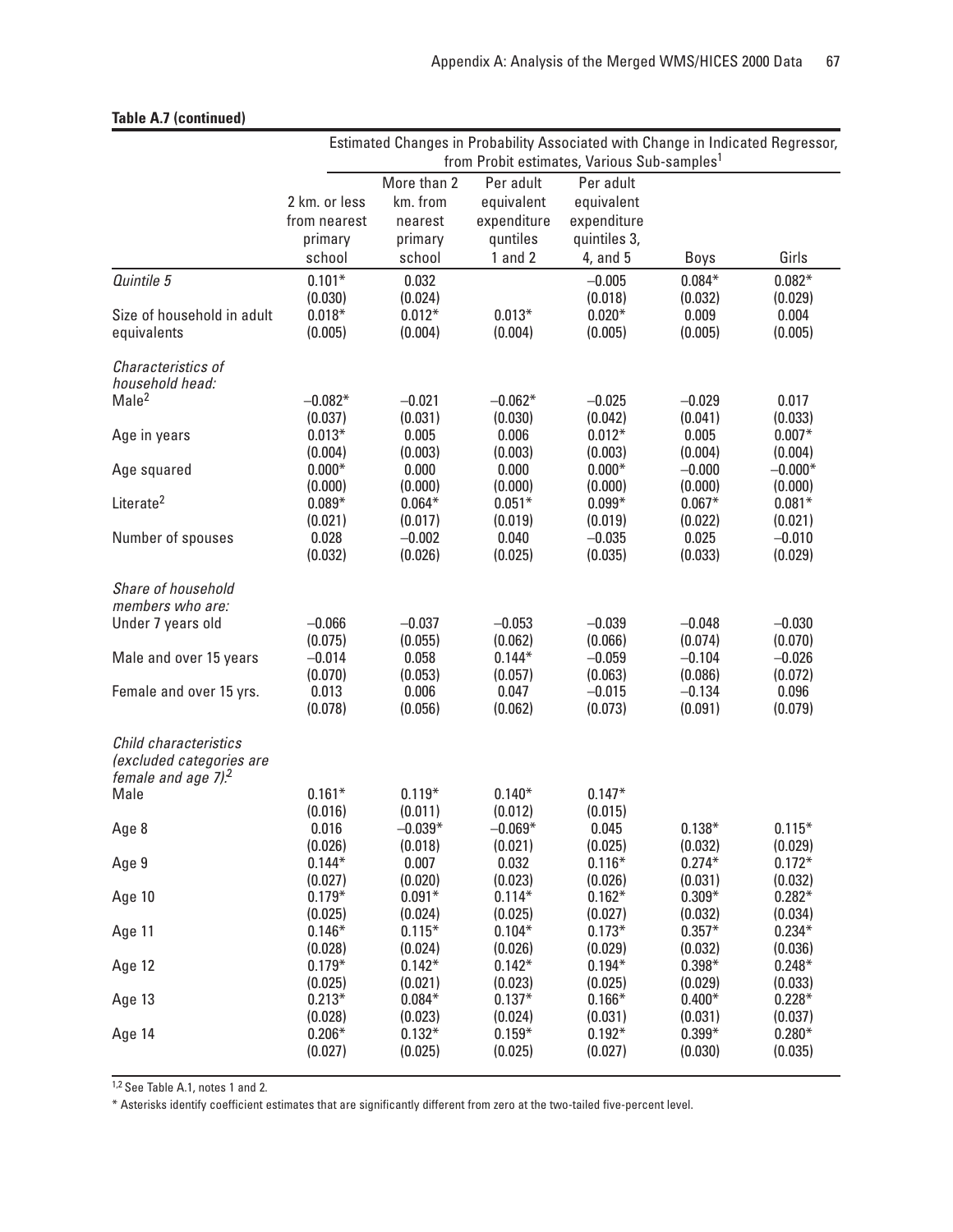**Table A.7 (continued)**

| | Estimated Changes in Probability Associated with Change in Indicated Regressor, from Probit estimates, Various Sub-samples[1] | | | | | |
|---|---|---|---|---|---|---|
| | 2 km. or less from nearest primary school | More than 2 km. from nearest primary school | Per adult equivalent expenditure quntiles 1 and 2 | Per adult equivalent expenditure quintiles 3, 4, and 5 | Boys | Girls |
| *Quintile 5* | 0.101* | 0.032 | | −0.005 | 0.084* | 0.082* |
| | (0.030) | (0.024) | | (0.018) | (0.032) | (0.029) |
| Size of household in adult equivalents | 0.018* | 0.012* | 0.013* | 0.020* | 0.009 | 0.004 |
| | (0.005) | (0.004) | (0.004) | (0.005) | (0.005) | (0.005) |
| *Characteristics of household head:* | | | | | | |
| Male[2] | −0.082* | −0.021 | −0.062* | −0.025 | −0.029 | 0.017 |
| | (0.037) | (0.031) | (0.030) | (0.042) | (0.041) | (0.033) |
| Age in years | 0.013* | 0.005 | 0.006 | 0.012* | 0.005 | 0.007* |
| | (0.004) | (0.003) | (0.003) | (0.003) | (0.004) | (0.004) |
| Age squared | 0.000* | 0.000 | 0.000 | 0.000* | −0.000 | −0.000* |
| | (0.000) | (0.000) | (0.000) | (0.000) | (0.000) | (0.000) |
| Literate[2] | 0.089* | 0.064* | 0.051* | 0.099* | 0.067* | 0.081* |
| | (0.021) | (0.017) | (0.019) | (0.019) | (0.022) | (0.021) |
| Number of spouses | 0.028 | −0.002 | 0.040 | −0.035 | 0.025 | −0.010 |
| | (0.032) | (0.026) | (0.025) | (0.035) | (0.033) | (0.029) |
| *Share of household members who are:* | | | | | | |
| Under 7 years old | −0.066 | −0.037 | −0.053 | −0.039 | −0.048 | −0.030 |
| | (0.075) | (0.055) | (0.062) | (0.066) | (0.074) | (0.070) |
| Male and over 15 years | −0.014 | 0.058 | 0.144* | −0.059 | −0.104 | −0.026 |
| | (0.070) | (0.053) | (0.057) | (0.063) | (0.086) | (0.072) |
| Female and over 15 yrs. | 0.013 | 0.006 | 0.047 | −0.015 | −0.134 | 0.096 |
| | (0.078) | (0.056) | (0.062) | (0.073) | (0.091) | (0.079) |
| *Child characteristics (excluded categories are female and age 7).*[2] | | | | | | |
| Male | 0.161* | 0.119* | 0.140* | 0.147* | | |
| | (0.016) | (0.011) | (0.012) | (0.015) | | |
| Age 8 | 0.016 | −0.039* | −0.069* | 0.045 | 0.138* | 0.115* |
| | (0.026) | (0.018) | (0.021) | (0.025) | (0.032) | (0.029) |
| Age 9 | 0.144* | 0.007 | 0.032 | 0.116* | 0.274* | 0.172* |
| | (0.027) | (0.020) | (0.023) | (0.026) | (0.031) | (0.032) |
| Age 10 | 0.179* | 0.091* | 0.114* | 0.162* | 0.309* | 0.282* |
| | (0.025) | (0.024) | (0.025) | (0.027) | (0.032) | (0.034) |
| Age 11 | 0.146* | 0.115* | 0.104* | 0.173* | 0.357* | 0.234* |
| | (0.028) | (0.024) | (0.026) | (0.029) | (0.032) | (0.036) |
| Age 12 | 0.179* | 0.142* | 0.142* | 0.194* | 0.398* | 0.248* |
| | (0.025) | (0.021) | (0.023) | (0.025) | (0.029) | (0.033) |
| Age 13 | 0.213* | 0.084* | 0.137* | 0.166* | 0.400* | 0.228* |
| | (0.028) | (0.023) | (0.024) | (0.031) | (0.031) | (0.037) |
| Age 14 | 0.206* | 0.132* | 0.159* | 0.192* | 0.399* | 0.280* |
| | (0.027) | (0.025) | (0.025) | (0.027) | (0.030) | (0.035) |

[1,2] See Table A.1, notes 1 and 2.

* Asterisks identify coefficient estimates that are significantly different from zero at the two-tailed five-percent level.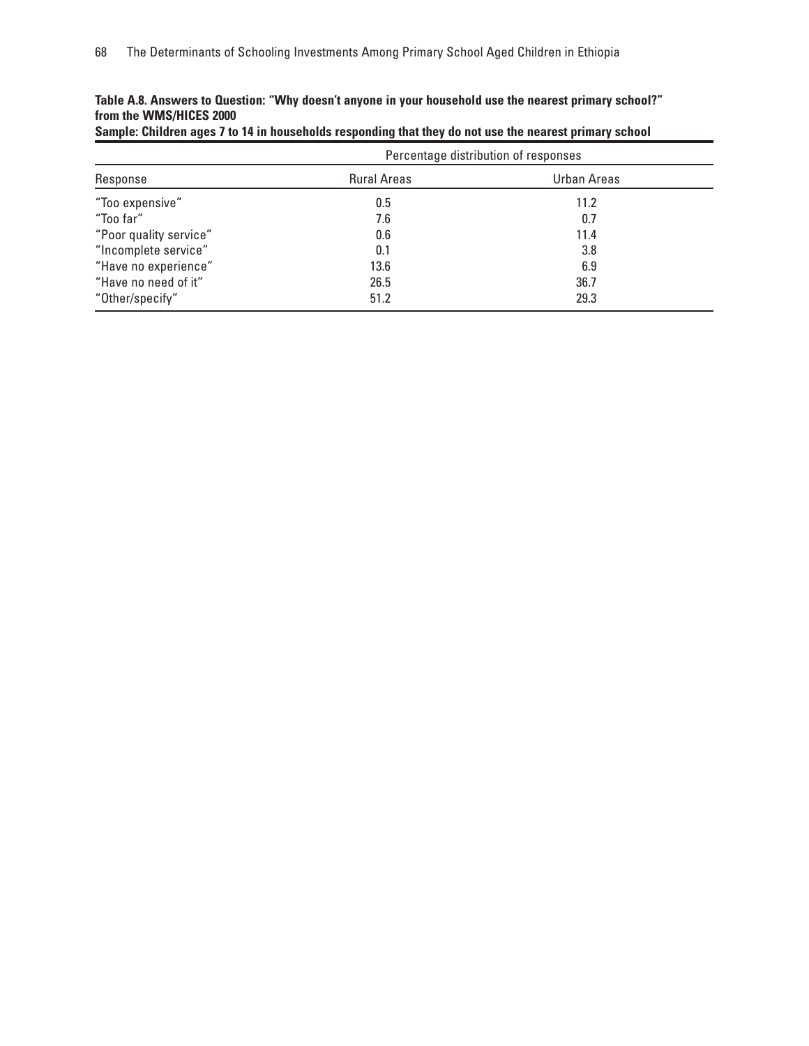**Table A.8. Answers to Question: "Why doesn't anyone in your household use the nearest primary school?" from the WMS/HICES 2000**

**Sample: Children ages 7 to 14 in households responding that they do not use the nearest primary school**

| | Percentage distribution of responses | |
|---|---|---|
| Response | Rural Areas | Urban Areas |
| "Too expensive" | 0.5 | 11.2 |
| "Too far" | 7.6 | 0.7 |
| "Poor quality service" | 0.6 | 11.4 |
| "Incomplete service" | 0.1 | 3.8 |
| "Have no experience" | 13.6 | 6.9 |
| "Have no need of it" | 26.5 | 36.7 |
| "Other/specify" | 51.2 | 29.3 |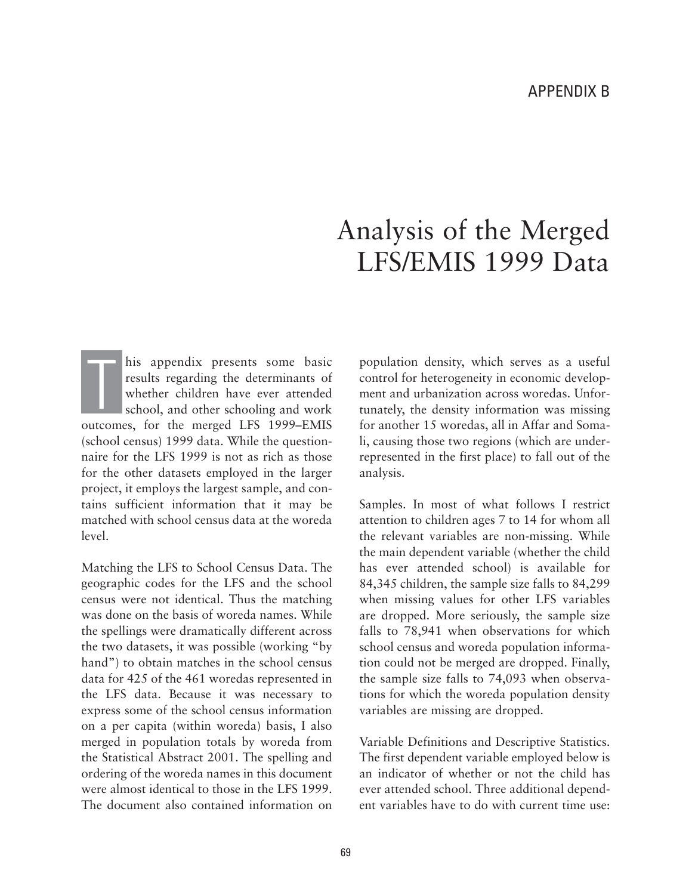APPENDIX B

# Analysis of the Merged LFS/EMIS 1999 Data

This appendix presents some basic results regarding the determinants of whether children have ever attended school, and other schooling and work outcomes, for the merged LFS 1999–EMIS (school census) 1999 data. While the questionnaire for the LFS 1999 is not as rich as those for the other datasets employed in the larger project, it employs the largest sample, and contains sufficient information that it may be matched with school census data at the woreda level.

Matching the LFS to School Census Data. The geographic codes for the LFS and the school census were not identical. Thus the matching was done on the basis of woreda names. While the spellings were dramatically different across the two datasets, it was possible (working "by hand") to obtain matches in the school census data for 425 of the 461 woredas represented in the LFS data. Because it was necessary to express some of the school census information on a per capita (within woreda) basis, I also merged in population totals by woreda from the Statistical Abstract 2001. The spelling and ordering of the woreda names in this document were almost identical to those in the LFS 1999. The document also contained information on population density, which serves as a useful control for heterogeneity in economic development and urbanization across woredas. Unfortunately, the density information was missing for another 15 woredas, all in Affar and Somali, causing those two regions (which are underrepresented in the first place) to fall out of the analysis.

Samples. In most of what follows I restrict attention to children ages 7 to 14 for whom all the relevant variables are non-missing. While the main dependent variable (whether the child has ever attended school) is available for 84,345 children, the sample size falls to 84,299 when missing values for other LFS variables are dropped. More seriously, the sample size falls to 78,941 when observations for which school census and woreda population information could not be merged are dropped. Finally, the sample size falls to 74,093 when observations for which the woreda population density variables are missing are dropped.

Variable Definitions and Descriptive Statistics. The first dependent variable employed below is an indicator of whether or not the child has ever attended school. Three additional dependent variables have to do with current time use: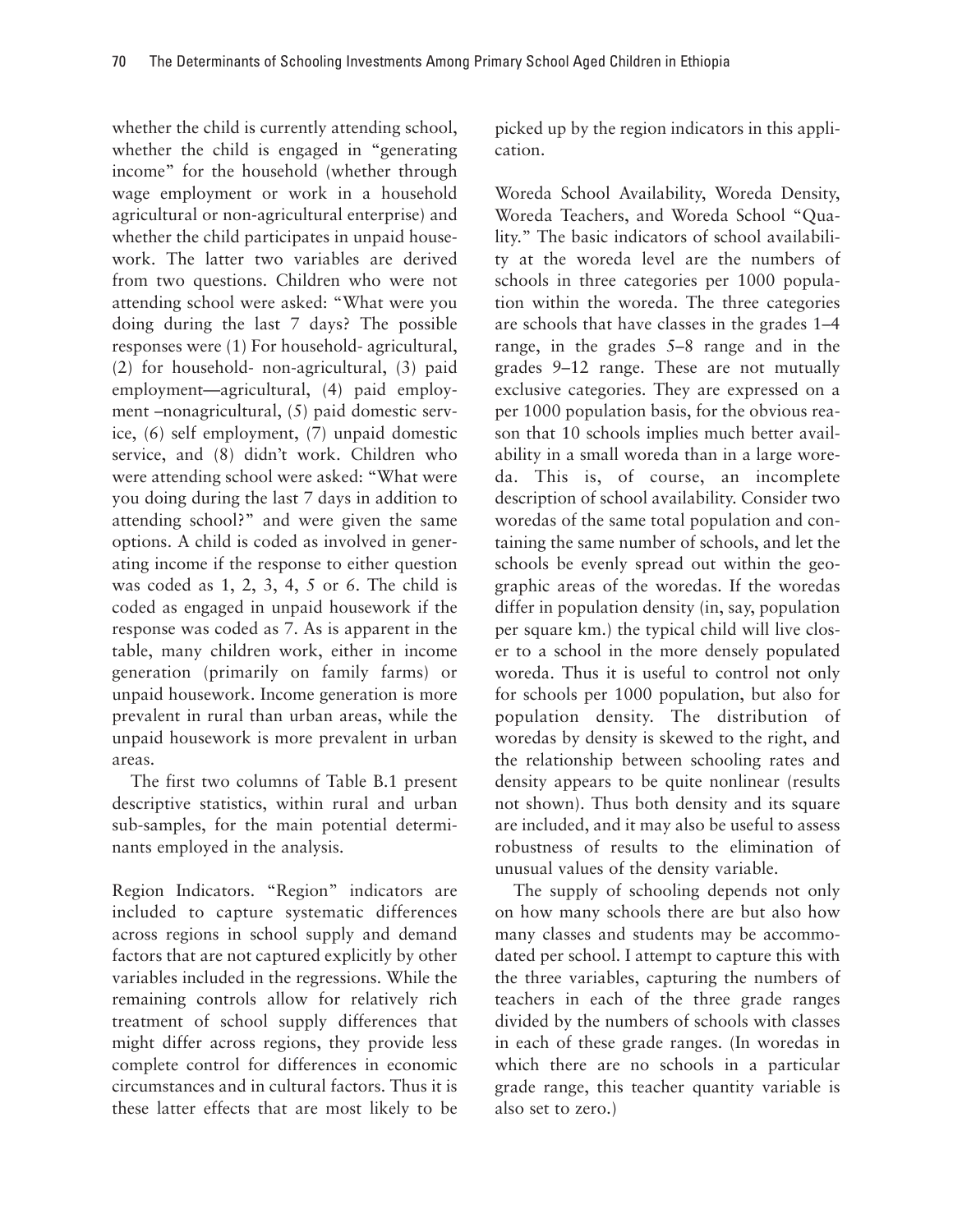whether the child is currently attending school, whether the child is engaged in "generating income" for the household (whether through wage employment or work in a household agricultural or non-agricultural enterprise) and whether the child participates in unpaid housework. The latter two variables are derived from two questions. Children who were not attending school were asked: "What were you doing during the last 7 days? The possible responses were (1) For household- agricultural, (2) for household- non-agricultural, (3) paid employment—agricultural, (4) paid employment –nonagricultural, (5) paid domestic service, (6) self employment, (7) unpaid domestic service, and (8) didn't work. Children who were attending school were asked: "What were you doing during the last 7 days in addition to attending school?" and were given the same options. A child is coded as involved in generating income if the response to either question was coded as 1, 2, 3, 4, 5 or 6. The child is coded as engaged in unpaid housework if the response was coded as 7. As is apparent in the table, many children work, either in income generation (primarily on family farms) or unpaid housework. Income generation is more prevalent in rural than urban areas, while the unpaid housework is more prevalent in urban areas.

The first two columns of Table B.1 present descriptive statistics, within rural and urban sub-samples, for the main potential determinants employed in the analysis.

Region Indicators. "Region" indicators are included to capture systematic differences across regions in school supply and demand factors that are not captured explicitly by other variables included in the regressions. While the remaining controls allow for relatively rich treatment of school supply differences that might differ across regions, they provide less complete control for differences in economic circumstances and in cultural factors. Thus it is these latter effects that are most likely to be picked up by the region indicators in this application.

Woreda School Availability, Woreda Density, Woreda Teachers, and Woreda School "Quality." The basic indicators of school availability at the woreda level are the numbers of schools in three categories per 1000 population within the woreda. The three categories are schools that have classes in the grades 1–4 range, in the grades 5–8 range and in the grades 9–12 range. These are not mutually exclusive categories. They are expressed on a per 1000 population basis, for the obvious reason that 10 schools implies much better availability in a small woreda than in a large woreda. This is, of course, an incomplete description of school availability. Consider two woredas of the same total population and containing the same number of schools, and let the schools be evenly spread out within the geographic areas of the woredas. If the woredas differ in population density (in, say, population per square km.) the typical child will live closer to a school in the more densely populated woreda. Thus it is useful to control not only for schools per 1000 population, but also for population density. The distribution of woredas by density is skewed to the right, and the relationship between schooling rates and density appears to be quite nonlinear (results not shown). Thus both density and its square are included, and it may also be useful to assess robustness of results to the elimination of unusual values of the density variable.

The supply of schooling depends not only on how many schools there are but also how many classes and students may be accommodated per school. I attempt to capture this with the three variables, capturing the numbers of teachers in each of the three grade ranges divided by the numbers of schools with classes in each of these grade ranges. (In woredas in which there are no schools in a particular grade range, this teacher quantity variable is also set to zero.)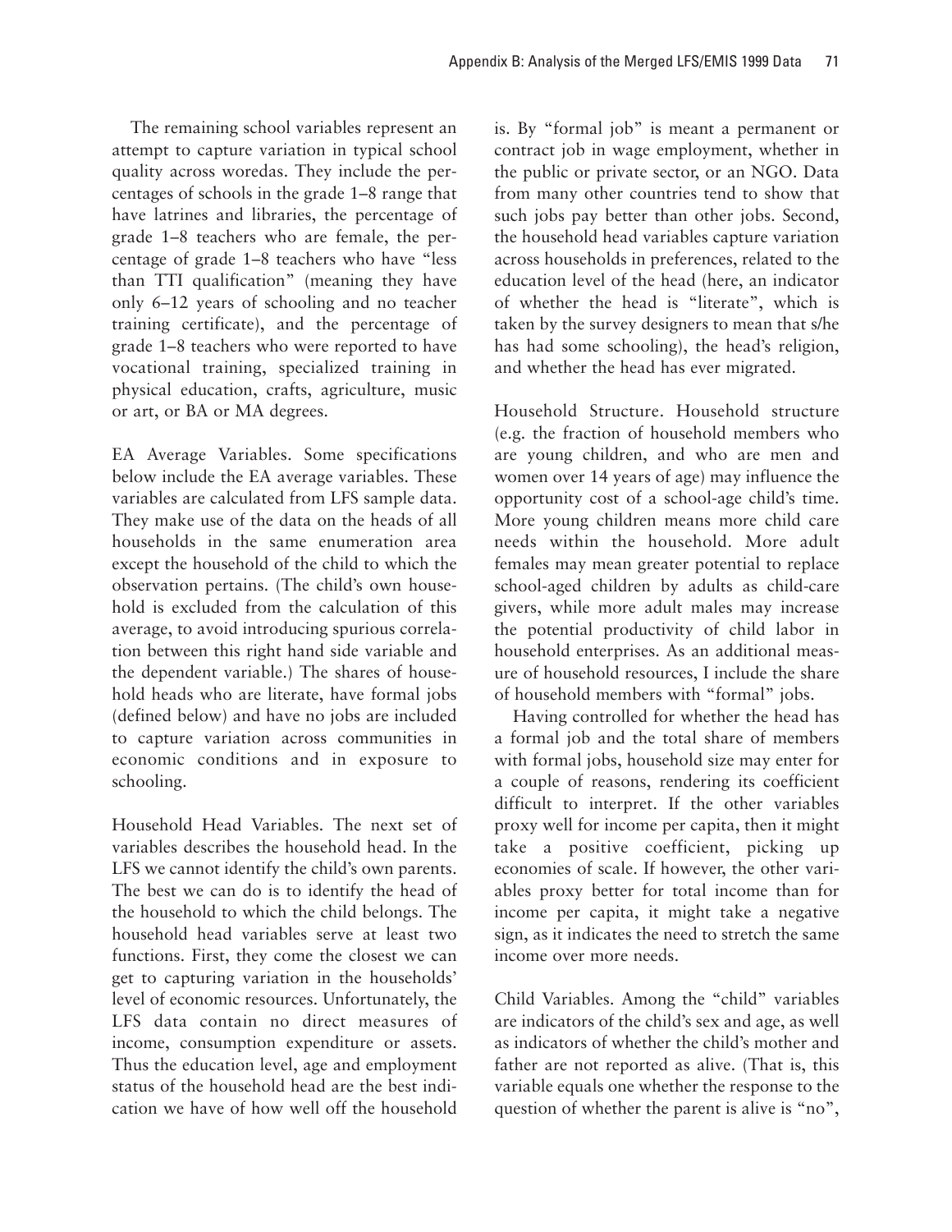The remaining school variables represent an attempt to capture variation in typical school quality across woredas. They include the percentages of schools in the grade 1–8 range that have latrines and libraries, the percentage of grade 1–8 teachers who are female, the percentage of grade 1–8 teachers who have "less than TTI qualification" (meaning they have only 6–12 years of schooling and no teacher training certificate), and the percentage of grade 1–8 teachers who were reported to have vocational training, specialized training in physical education, crafts, agriculture, music or art, or BA or MA degrees.

EA Average Variables. Some specifications below include the EA average variables. These variables are calculated from LFS sample data. They make use of the data on the heads of all households in the same enumeration area except the household of the child to which the observation pertains. (The child's own household is excluded from the calculation of this average, to avoid introducing spurious correlation between this right hand side variable and the dependent variable.) The shares of household heads who are literate, have formal jobs (defined below) and have no jobs are included to capture variation across communities in economic conditions and in exposure to schooling.

Household Head Variables. The next set of variables describes the household head. In the LFS we cannot identify the child's own parents. The best we can do is to identify the head of the household to which the child belongs. The household head variables serve at least two functions. First, they come the closest we can get to capturing variation in the households' level of economic resources. Unfortunately, the LFS data contain no direct measures of income, consumption expenditure or assets. Thus the education level, age and employment status of the household head are the best indication we have of how well off the household is. By "formal job" is meant a permanent or contract job in wage employment, whether in the public or private sector, or an NGO. Data from many other countries tend to show that such jobs pay better than other jobs. Second, the household head variables capture variation across households in preferences, related to the education level of the head (here, an indicator of whether the head is "literate", which is taken by the survey designers to mean that s/he has had some schooling), the head's religion, and whether the head has ever migrated.

Household Structure. Household structure (e.g. the fraction of household members who are young children, and who are men and women over 14 years of age) may influence the opportunity cost of a school-age child's time. More young children means more child care needs within the household. More adult females may mean greater potential to replace school-aged children by adults as child-care givers, while more adult males may increase the potential productivity of child labor in household enterprises. As an additional measure of household resources, I include the share of household members with "formal" jobs.

Having controlled for whether the head has a formal job and the total share of members with formal jobs, household size may enter for a couple of reasons, rendering its coefficient difficult to interpret. If the other variables proxy well for income per capita, then it might take a positive coefficient, picking up economies of scale. If however, the other variables proxy better for total income than for income per capita, it might take a negative sign, as it indicates the need to stretch the same income over more needs.

Child Variables. Among the "child" variables are indicators of the child's sex and age, as well as indicators of whether the child's mother and father are not reported as alive. (That is, this variable equals one whether the response to the question of whether the parent is alive is "no",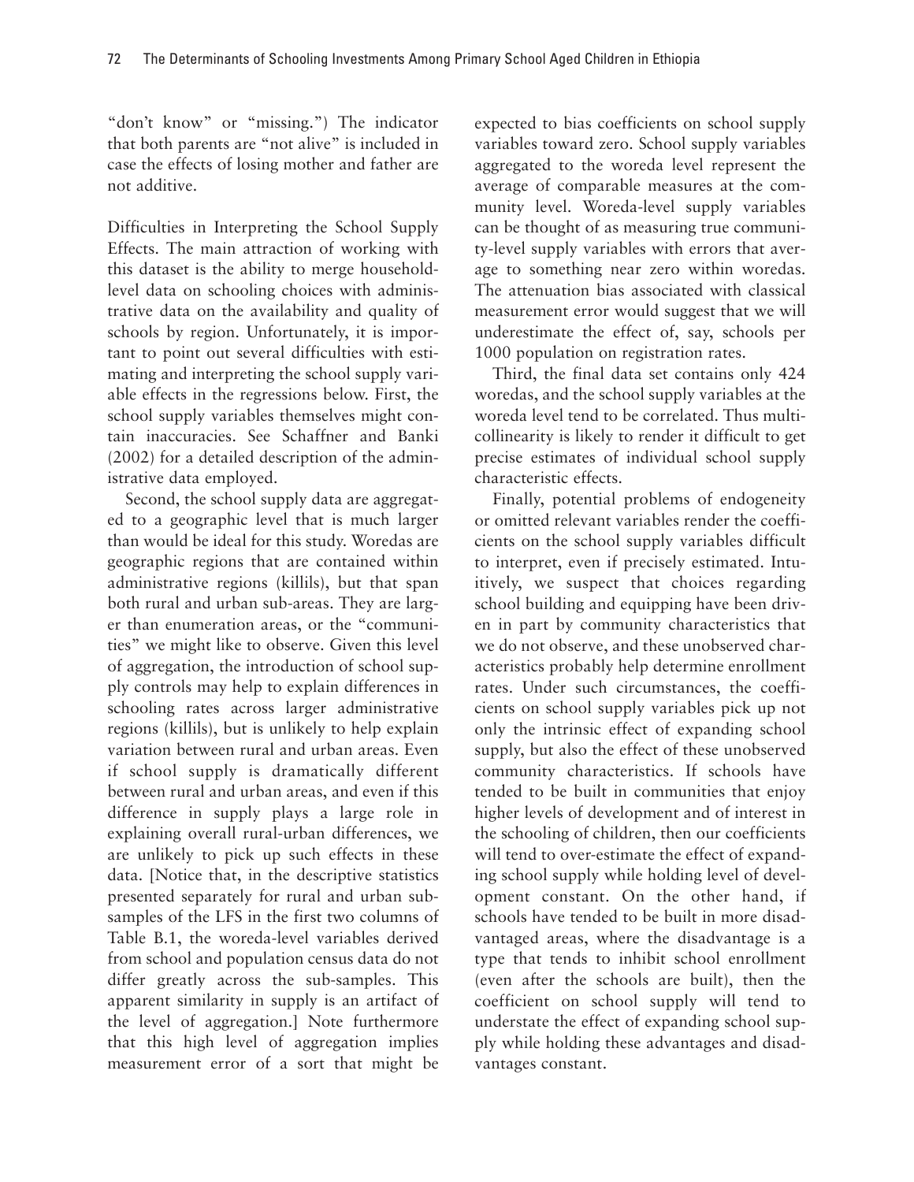"don't know" or "missing.") The indicator that both parents are "not alive" is included in case the effects of losing mother and father are not additive.

Difficulties in Interpreting the School Supply Effects. The main attraction of working with this dataset is the ability to merge household-level data on schooling choices with administrative data on the availability and quality of schools by region. Unfortunately, it is important to point out several difficulties with estimating and interpreting the school supply variable effects in the regressions below. First, the school supply variables themselves might contain inaccuracies. See Schaffner and Banki (2002) for a detailed description of the administrative data employed.

Second, the school supply data are aggregated to a geographic level that is much larger than would be ideal for this study. Woredas are geographic regions that are contained within administrative regions (killils), but that span both rural and urban sub-areas. They are larger than enumeration areas, or the "communities" we might like to observe. Given this level of aggregation, the introduction of school supply controls may help to explain differences in schooling rates across larger administrative regions (killils), but is unlikely to help explain variation between rural and urban areas. Even if school supply is dramatically different between rural and urban areas, and even if this difference in supply plays a large role in explaining overall rural-urban differences, we are unlikely to pick up such effects in these data. [Notice that, in the descriptive statistics presented separately for rural and urban sub-samples of the LFS in the first two columns of Table B.1, the woreda-level variables derived from school and population census data do not differ greatly across the sub-samples. This apparent similarity in supply is an artifact of the level of aggregation.] Note furthermore that this high level of aggregation implies measurement error of a sort that might be expected to bias coefficients on school supply variables toward zero. School supply variables aggregated to the woreda level represent the average of comparable measures at the community level. Woreda-level supply variables can be thought of as measuring true community-level supply variables with errors that average to something near zero within woredas. The attenuation bias associated with classical measurement error would suggest that we will underestimate the effect of, say, schools per 1000 population on registration rates.

Third, the final data set contains only 424 woredas, and the school supply variables at the woreda level tend to be correlated. Thus multicollinearity is likely to render it difficult to get precise estimates of individual school supply characteristic effects.

Finally, potential problems of endogeneity or omitted relevant variables render the coefficients on the school supply variables difficult to interpret, even if precisely estimated. Intuitively, we suspect that choices regarding school building and equipping have been driven in part by community characteristics that we do not observe, and these unobserved characteristics probably help determine enrollment rates. Under such circumstances, the coefficients on school supply variables pick up not only the intrinsic effect of expanding school supply, but also the effect of these unobserved community characteristics. If schools have tended to be built in communities that enjoy higher levels of development and of interest in the schooling of children, then our coefficients will tend to over-estimate the effect of expanding school supply while holding level of development constant. On the other hand, if schools have tended to be built in more disadvantaged areas, where the disadvantage is a type that tends to inhibit school enrollment (even after the schools are built), then the coefficient on school supply will tend to understate the effect of expanding school supply while holding these advantages and disadvantages constant.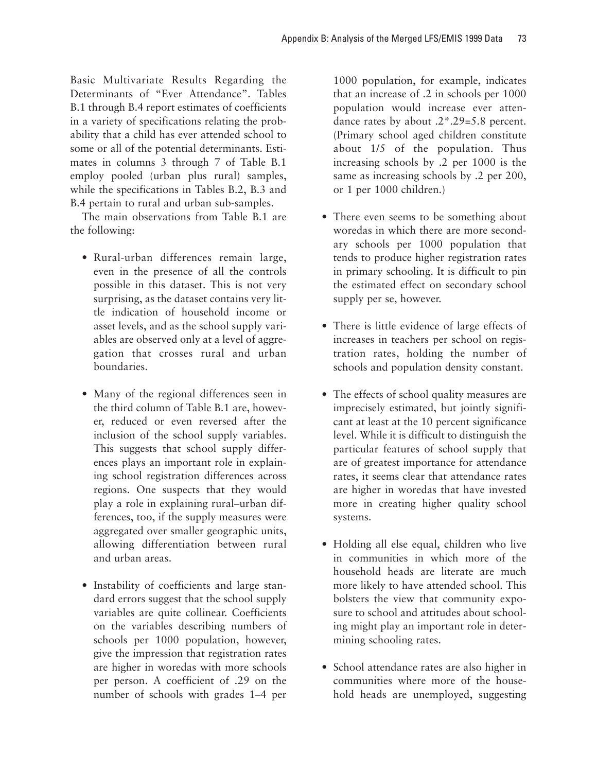Basic Multivariate Results Regarding the Determinants of "Ever Attendance". Tables B.1 through B.4 report estimates of coefficients in a variety of specifications relating the probability that a child has ever attended school to some or all of the potential determinants. Estimates in columns 3 through 7 of Table B.1 employ pooled (urban plus rural) samples, while the specifications in Tables B.2, B.3 and B.4 pertain to rural and urban sub-samples.

The main observations from Table B.1 are the following:

- Rural-urban differences remain large, even in the presence of all the controls possible in this dataset. This is not very surprising, as the dataset contains very little indication of household income or asset levels, and as the school supply variables are observed only at a level of aggregation that crosses rural and urban boundaries.

- Many of the regional differences seen in the third column of Table B.1 are, however, reduced or even reversed after the inclusion of the school supply variables. This suggests that school supply differences plays an important role in explaining school registration differences across regions. One suspects that they would play a role in explaining rural–urban differences, too, if the supply measures were aggregated over smaller geographic units, allowing differentiation between rural and urban areas.

- Instability of coefficients and large standard errors suggest that the school supply variables are quite collinear. Coefficients on the variables describing numbers of schools per 1000 population, however, give the impression that registration rates are higher in woredas with more schools per person. A coefficient of .29 on the number of schools with grades 1–4 per 1000 population, for example, indicates that an increase of .2 in schools per 1000 population would increase ever attendance rates by about .2*.29=5.8 percent. (Primary school aged children constitute about 1/5 of the population. Thus increasing schools by .2 per 1000 is the same as increasing schools by .2 per 200, or 1 per 1000 children.)

- There even seems to be something about woredas in which there are more secondary schools per 1000 population that tends to produce higher registration rates in primary schooling. It is difficult to pin the estimated effect on secondary school supply per se, however.

- There is little evidence of large effects of increases in teachers per school on registration rates, holding the number of schools and population density constant.

- The effects of school quality measures are imprecisely estimated, but jointly significant at least at the 10 percent significance level. While it is difficult to distinguish the particular features of school supply that are of greatest importance for attendance rates, it seems clear that attendance rates are higher in woredas that have invested more in creating higher quality school systems.

- Holding all else equal, children who live in communities in which more of the household heads are literate are much more likely to have attended school. This bolsters the view that community exposure to school and attitudes about schooling might play an important role in determining schooling rates.

- School attendance rates are also higher in communities where more of the household heads are unemployed, suggesting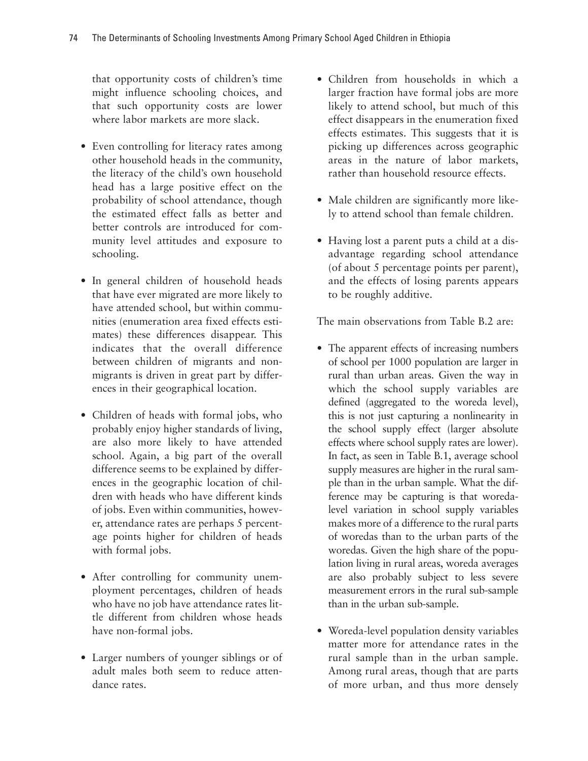that opportunity costs of children's time might influence schooling choices, and that such opportunity costs are lower where labor markets are more slack.

- Even controlling for literacy rates among other household heads in the community, the literacy of the child's own household head has a large positive effect on the probability of school attendance, though the estimated effect falls as better and better controls are introduced for community level attitudes and exposure to schooling.

- In general children of household heads that have ever migrated are more likely to have attended school, but within communities (enumeration area fixed effects estimates) these differences disappear. This indicates that the overall difference between children of migrants and non-migrants is driven in great part by differences in their geographical location.

- Children of heads with formal jobs, who probably enjoy higher standards of living, are also more likely to have attended school. Again, a big part of the overall difference seems to be explained by differences in the geographic location of children with heads who have different kinds of jobs. Even within communities, however, attendance rates are perhaps 5 percentage points higher for children of heads with formal jobs.

- After controlling for community unemployment percentages, children of heads who have no job have attendance rates little different from children whose heads have non-formal jobs.

- Larger numbers of younger siblings or of adult males both seem to reduce attendance rates.

- Children from households in which a larger fraction have formal jobs are more likely to attend school, but much of this effect disappears in the enumeration fixed effects estimates. This suggests that it is picking up differences across geographic areas in the nature of labor markets, rather than household resource effects.

- Male children are significantly more likely to attend school than female children.

- Having lost a parent puts a child at a disadvantage regarding school attendance (of about 5 percentage points per parent), and the effects of losing parents appears to be roughly additive.

The main observations from Table B.2 are:

- The apparent effects of increasing numbers of school per 1000 population are larger in rural than urban areas. Given the way in which the school supply variables are defined (aggregated to the woreda level), this is not just capturing a nonlinearity in the school supply effect (larger absolute effects where school supply rates are lower). In fact, as seen in Table B.1, average school supply measures are higher in the rural sample than in the urban sample. What the difference may be capturing is that woreda-level variation in school supply variables makes more of a difference to the rural parts of woredas than to the urban parts of the woredas. Given the high share of the population living in rural areas, woreda averages are also probably subject to less severe measurement errors in the rural sub-sample than in the urban sub-sample.

- Woreda-level population density variables matter more for attendance rates in the rural sample than in the urban sample. Among rural areas, though that are parts of more urban, and thus more densely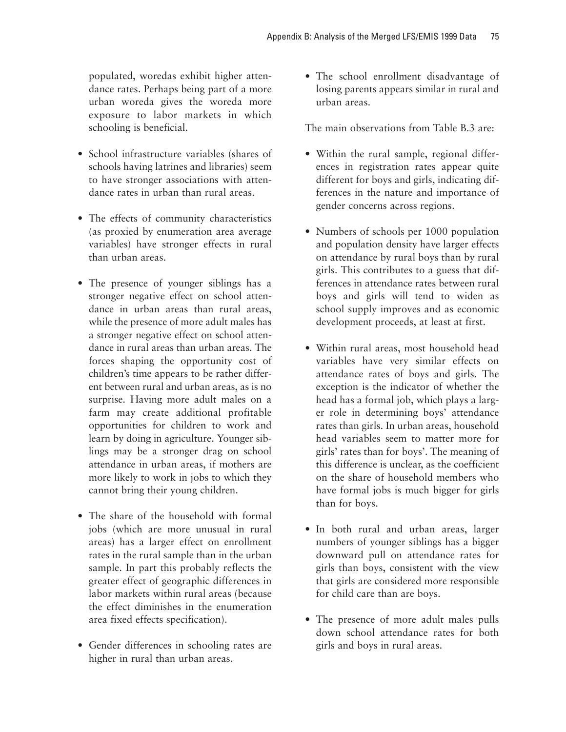populated, woredas exhibit higher attendance rates. Perhaps being part of a more urban woreda gives the woreda more exposure to labor markets in which schooling is beneficial.

- School infrastructure variables (shares of schools having latrines and libraries) seem to have stronger associations with attendance rates in urban than rural areas.

- The effects of community characteristics (as proxied by enumeration area average variables) have stronger effects in rural than urban areas.

- The presence of younger siblings has a stronger negative effect on school attendance in urban areas than rural areas, while the presence of more adult males has a stronger negative effect on school attendance in rural areas than urban areas. The forces shaping the opportunity cost of children's time appears to be rather different between rural and urban areas, as is no surprise. Having more adult males on a farm may create additional profitable opportunities for children to work and learn by doing in agriculture. Younger siblings may be a stronger drag on school attendance in urban areas, if mothers are more likely to work in jobs to which they cannot bring their young children.

- The share of the household with formal jobs (which are more unusual in rural areas) has a larger effect on enrollment rates in the rural sample than in the urban sample. In part this probably reflects the greater effect of geographic differences in labor markets within rural areas (because the effect diminishes in the enumeration area fixed effects specification).

- Gender differences in schooling rates are higher in rural than urban areas.

- The school enrollment disadvantage of losing parents appears similar in rural and urban areas.

The main observations from Table B.3 are:

- Within the rural sample, regional differences in registration rates appear quite different for boys and girls, indicating differences in the nature and importance of gender concerns across regions.

- Numbers of schools per 1000 population and population density have larger effects on attendance by rural boys than by rural girls. This contributes to a guess that differences in attendance rates between rural boys and girls will tend to widen as school supply improves and as economic development proceeds, at least at first.

- Within rural areas, most household head variables have very similar effects on attendance rates of boys and girls. The exception is the indicator of whether the head has a formal job, which plays a larger role in determining boys' attendance rates than girls. In urban areas, household head variables seem to matter more for girls' rates than for boys'. The meaning of this difference is unclear, as the coefficient on the share of household members who have formal jobs is much bigger for girls than for boys.

- In both rural and urban areas, larger numbers of younger siblings has a bigger downward pull on attendance rates for girls than boys, consistent with the view that girls are considered more responsible for child care than are boys.

- The presence of more adult males pulls down school attendance rates for both girls and boys in rural areas.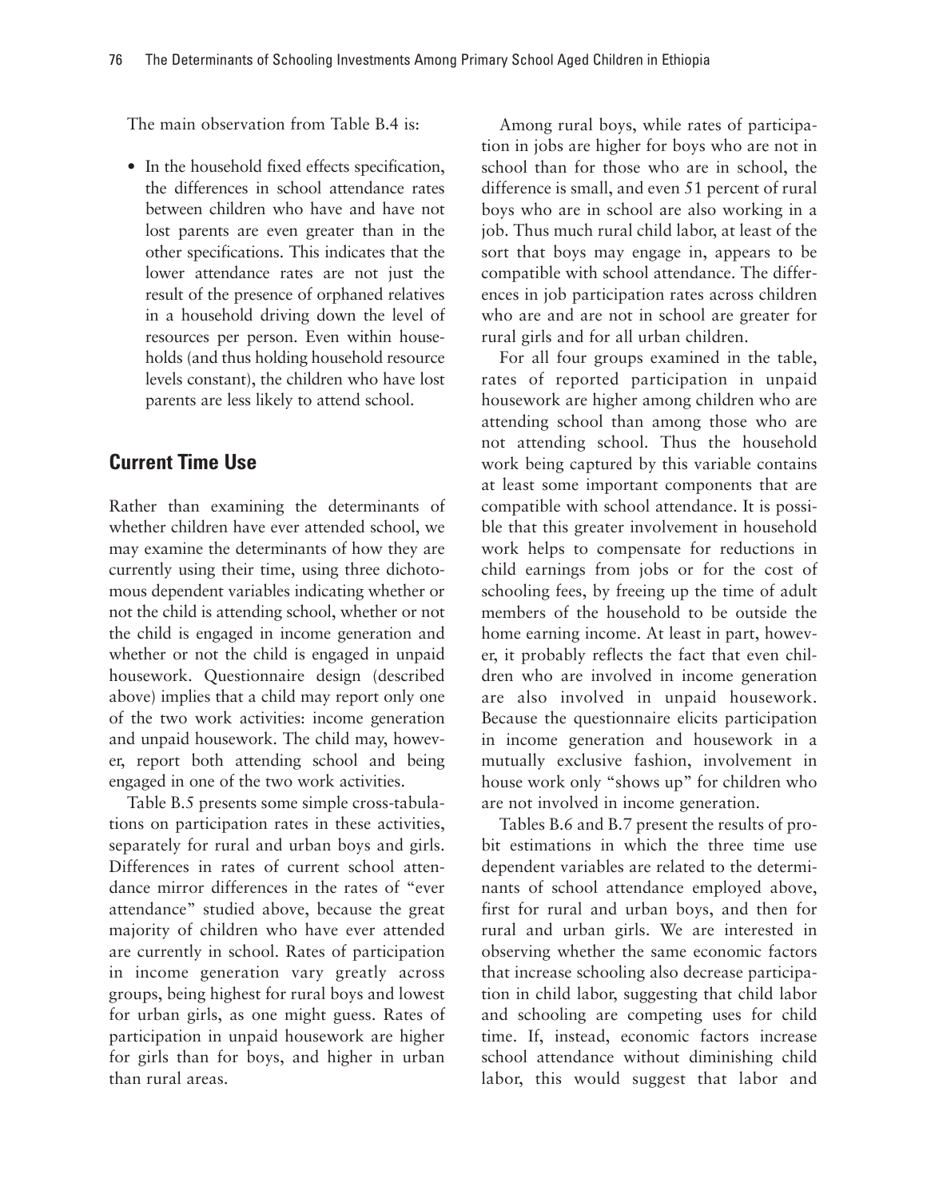The main observation from Table B.4 is:

- In the household fixed effects specification, the differences in school attendance rates between children who have and have not lost parents are even greater than in the other specifications. This indicates that the lower attendance rates are not just the result of the presence of orphaned relatives in a household driving down the level of resources per person. Even within households (and thus holding household resource levels constant), the children who have lost parents are less likely to attend school.

## Current Time Use

Rather than examining the determinants of whether children have ever attended school, we may examine the determinants of how they are currently using their time, using three dichotomous dependent variables indicating whether or not the child is attending school, whether or not the child is engaged in income generation and whether or not the child is engaged in unpaid housework. Questionnaire design (described above) implies that a child may report only one of the two work activities: income generation and unpaid housework. The child may, however, report both attending school and being engaged in one of the two work activities.

Table B.5 presents some simple cross-tabulations on participation rates in these activities, separately for rural and urban boys and girls. Differences in rates of current school attendance mirror differences in the rates of "ever attendance" studied above, because the great majority of children who have ever attended are currently in school. Rates of participation in income generation vary greatly across groups, being highest for rural boys and lowest for urban girls, as one might guess. Rates of participation in unpaid housework are higher for girls than for boys, and higher in urban than rural areas.

Among rural boys, while rates of participation in jobs are higher for boys who are not in school than for those who are in school, the difference is small, and even 51 percent of rural boys who are in school are also working in a job. Thus much rural child labor, at least of the sort that boys may engage in, appears to be compatible with school attendance. The differences in job participation rates across children who are and are not in school are greater for rural girls and for all urban children.

For all four groups examined in the table, rates of reported participation in unpaid housework are higher among children who are attending school than among those who are not attending school. Thus the household work being captured by this variable contains at least some important components that are compatible with school attendance. It is possible that this greater involvement in household work helps to compensate for reductions in child earnings from jobs or for the cost of schooling fees, by freeing up the time of adult members of the household to be outside the home earning income. At least in part, however, it probably reflects the fact that even children who are involved in income generation are also involved in unpaid housework. Because the questionnaire elicits participation in income generation and housework in a mutually exclusive fashion, involvement in house work only "shows up" for children who are not involved in income generation.

Tables B.6 and B.7 present the results of probit estimations in which the three time use dependent variables are related to the determinants of school attendance employed above, first for rural and urban boys, and then for rural and urban girls. We are interested in observing whether the same economic factors that increase schooling also decrease participation in child labor, suggesting that child labor and schooling are competing uses for child time. If, instead, economic factors increase school attendance without diminishing child labor, this would suggest that labor and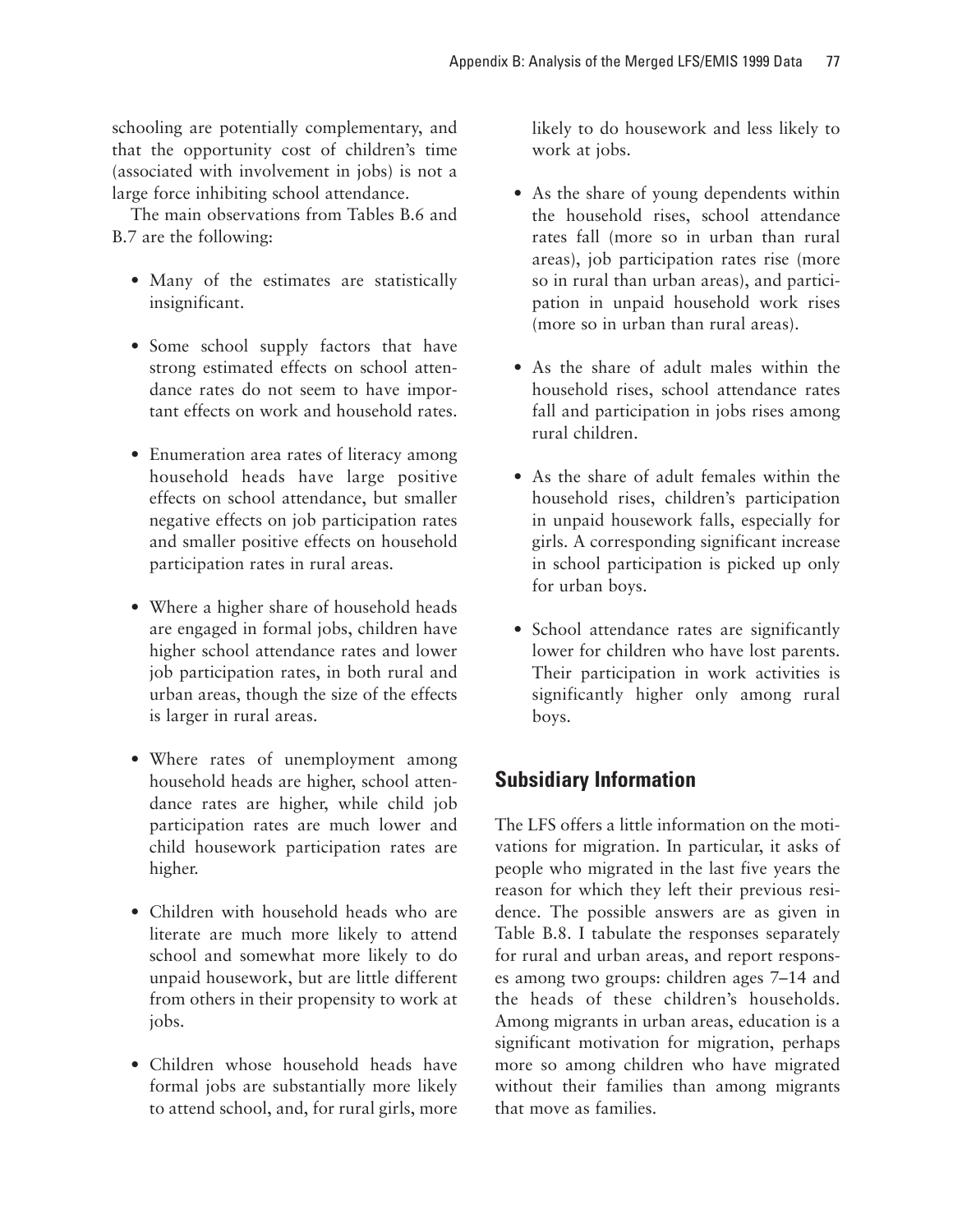schooling are potentially complementary, and that the opportunity cost of children's time (associated with involvement in jobs) is not a large force inhibiting school attendance.

The main observations from Tables B.6 and B.7 are the following:

- Many of the estimates are statistically insignificant.
- Some school supply factors that have strong estimated effects on school attendance rates do not seem to have important effects on work and household rates.
- Enumeration area rates of literacy among household heads have large positive effects on school attendance, but smaller negative effects on job participation rates and smaller positive effects on household participation rates in rural areas.
- Where a higher share of household heads are engaged in formal jobs, children have higher school attendance rates and lower job participation rates, in both rural and urban areas, though the size of the effects is larger in rural areas.
- Where rates of unemployment among household heads are higher, school attendance rates are higher, while child job participation rates are much lower and child housework participation rates are higher.
- Children with household heads who are literate are much more likely to attend school and somewhat more likely to do unpaid housework, but are little different from others in their propensity to work at jobs.
- Children whose household heads have formal jobs are substantially more likely to attend school, and, for rural girls, more likely to do housework and less likely to work at jobs.
- As the share of young dependents within the household rises, school attendance rates fall (more so in urban than rural areas), job participation rates rise (more so in rural than urban areas), and participation in unpaid household work rises (more so in urban than rural areas).
- As the share of adult males within the household rises, school attendance rates fall and participation in jobs rises among rural children.
- As the share of adult females within the household rises, children's participation in unpaid housework falls, especially for girls. A corresponding significant increase in school participation is picked up only for urban boys.
- School attendance rates are significantly lower for children who have lost parents. Their participation in work activities is significantly higher only among rural boys.

## Subsidiary Information

The LFS offers a little information on the motivations for migration. In particular, it asks of people who migrated in the last five years the reason for which they left their previous residence. The possible answers are as given in Table B.8. I tabulate the responses separately for rural and urban areas, and report responses among two groups: children ages 7–14 and the heads of these children's households. Among migrants in urban areas, education is a significant motivation for migration, perhaps more so among children who have migrated without their families than among migrants that move as families.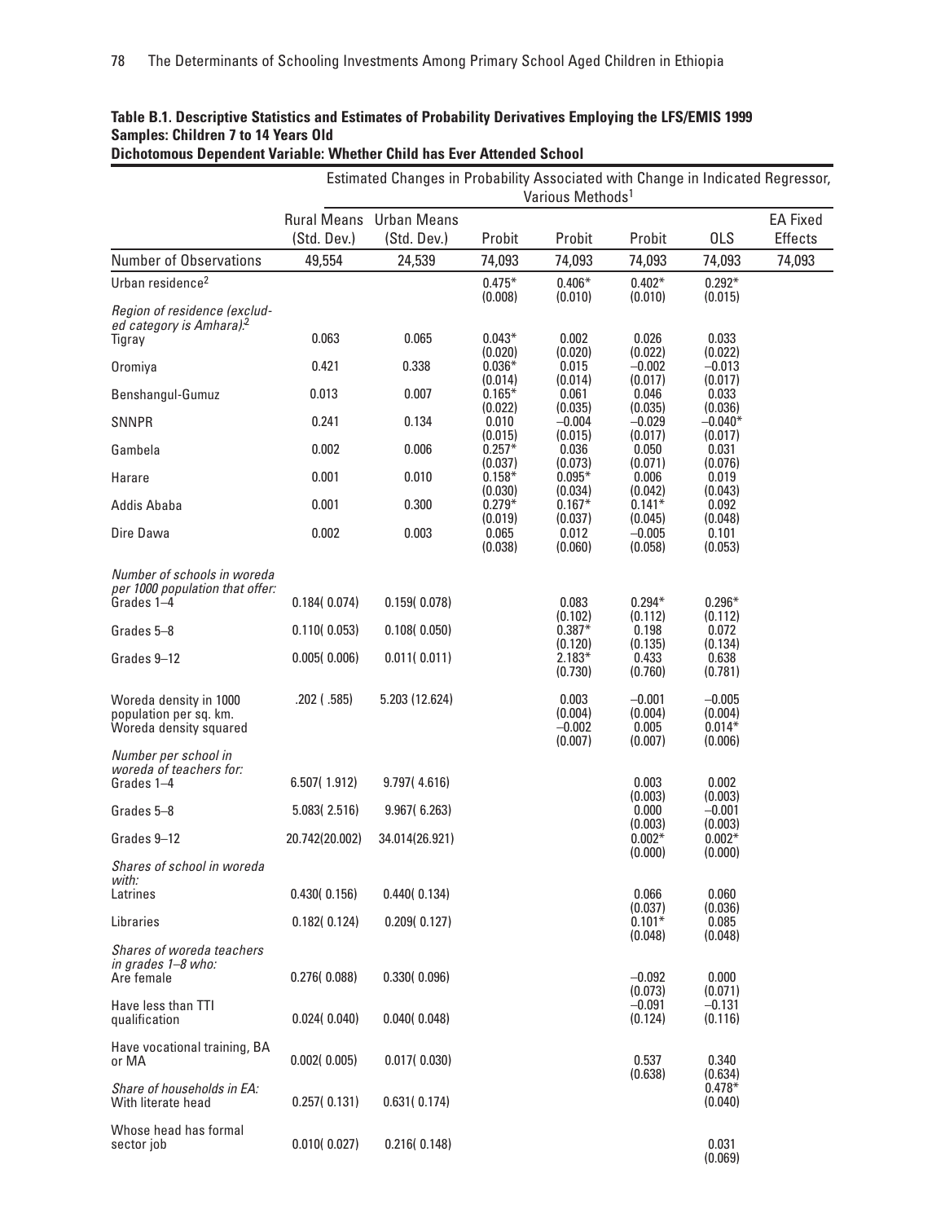**Table B.1. Descriptive Statistics and Estimates of Probability Derivatives Employing the LFS/EMIS 1999 Samples: Children 7 to 14 Years Old**

**Dichotomous Dependent Variable: Whether Child has Ever Attended School**

| | Rural Means (Std. Dev.) | Urban Means (Std. Dev.) | Estimated Changes in Probability Associated with Change in Indicated Regressor, Various Methods[1] Probit | Probit | Probit | OLS | EA Fixed Effects |
|---|---|---|---|---|---|---|---|
| Number of Observations | 49,554 | 24,539 | 74,093 | 74,093 | 74,093 | 74,093 | 74,093 |
| Urban residence[2] | | | 0.475* (0.008) | 0.406* (0.010) | 0.402* (0.010) | 0.292* (0.015) | |
| *Region of residence (excluded category is Amhara)*:[2] | | | | | | | |
| Tigray | 0.063 | 0.065 | 0.043* (0.020) | 0.002 (0.020) | 0.026 (0.022) | 0.033 (0.022) | |
| Oromiya | 0.421 | 0.338 | 0.036* (0.014) | 0.015 (0.014) | −0.002 (0.017) | −0.013 (0.017) | |
| Benshangul-Gumuz | 0.013 | 0.007 | 0.165* (0.022) | 0.061 (0.035) | 0.046 (0.035) | 0.033 (0.036) | |
| SNNPR | 0.241 | 0.134 | 0.010 (0.015) | −0.004 (0.015) | −0.029 (0.017) | −0.040* (0.017) | |
| Gambela | 0.002 | 0.006 | 0.257* (0.037) | 0.036 (0.073) | 0.050 (0.071) | 0.031 (0.076) | |
| Harare | 0.001 | 0.010 | 0.158* (0.030) | 0.095* (0.034) | 0.006 (0.042) | 0.019 (0.043) | |
| Addis Ababa | 0.001 | 0.300 | 0.279* (0.019) | 0.167* (0.037) | 0.141* (0.045) | 0.092 (0.048) | |
| Dire Dawa | 0.002 | 0.003 | 0.065 (0.038) | 0.012 (0.060) | −0.005 (0.058) | 0.101 (0.053) | |
| *Number of schools in woreda per 1000 population that offer:* | | | | | | | |
| Grades 1–4 | 0.184( 0.074) | 0.159( 0.078) | | 0.083 (0.102) | 0.294* (0.112) | 0.296* (0.112) | |
| Grades 5–8 | 0.110( 0.053) | 0.108( 0.050) | | 0.387* (0.120) | 0.198 (0.135) | 0.072 (0.134) | |
| Grades 9–12 | 0.005( 0.006) | 0.011( 0.011) | | 2.183* (0.730) | 0.433 (0.760) | 0.638 (0.781) | |
| Woreda density in 1000 population per sq. km. | .202 ( .585) | 5.203 (12.624) | | 0.003 (0.004) | −0.001 (0.004) | −0.005 (0.004) | |
| Woreda density squared | | | | −0.002 (0.007) | 0.005 (0.007) | 0.014* (0.006) | |
| *Number per school in woreda of teachers for:* | | | | | | | |
| Grades 1–4 | 6.507( 1.912) | 9.797( 4.616) | | | 0.003 (0.003) | 0.002 (0.003) | |
| Grades 5–8 | 5.083( 2.516) | 9.967( 6.263) | | | 0.000 (0.003) | −0.001 (0.003) | |
| Grades 9–12 | 20.742(20.002) | 34.014(26.921) | | | 0.002* (0.000) | 0.002* (0.000) | |
| *Shares of school in woreda with:* | | | | | | | |
| Latrines | 0.430( 0.156) | 0.440( 0.134) | | | 0.066 (0.037) | 0.060 (0.036) | |
| Libraries | 0.182( 0.124) | 0.209( 0.127) | | | 0.101* (0.048) | 0.085 (0.048) | |
| *Shares of woreda teachers in grades 1–8 who:* | | | | | | | |
| Are female | 0.276( 0.088) | 0.330( 0.096) | | | −0.092 (0.073) | 0.000 (0.071) | |
| Have less than TTI qualification | 0.024( 0.040) | 0.040( 0.048) | | | −0.091 (0.124) | −0.131 (0.116) | |
| Have vocational training, BA or MA | 0.002( 0.005) | 0.017( 0.030) | | | 0.537 (0.638) | 0.340 (0.634) | |
| *Share of households in EA:* | | | | | | | |
| With literate head | 0.257( 0.131) | 0.631( 0.174) | | | | 0.478* (0.040) | |
| Whose head has formal sector job | 0.010( 0.027) | 0.216( 0.148) | | | | 0.031 (0.069) | |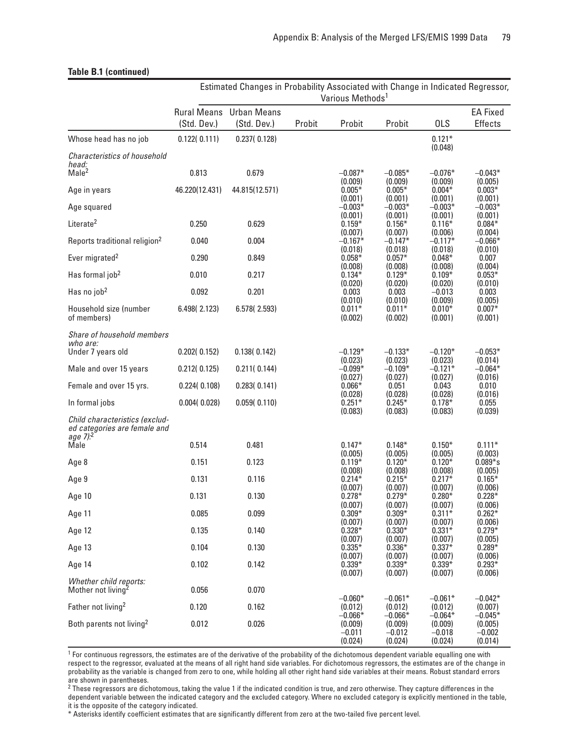**Table B.1 (continued)**

| | Rural Means (Std. Dev.) | Urban Means (Std. Dev.) | Estimated Changes in Probability Associated with Change in Indicated Regressor, Various Methods[1] | | | | |
|---|---|---|---|---|---|---|---|
| | | | Probit | Probit | Probit | OLS | EA Fixed Effects |
| Whose head has no job | 0.122( 0.111) | 0.237( 0.128) | | | | 0.121* (0.048) | |
| *Characteristics of household head:* | | | | | | | |
| Male[2] | 0.813 | 0.679 | | –0.087* (0.009) | –0.085* (0.009) | –0.076* (0.009) | –0.043* (0.005) |
| Age in years | 46.220(12.431) | 44.815(12.571) | | 0.005* (0.001) | 0.005* (0.001) | 0.004* (0.001) | 0.003* (0.001) |
| Age squared | | | | –0.003* (0.001) | –0.003* (0.001) | –0.003* (0.001) | –0.003* (0.001) |
| Literate[2] | 0.250 | 0.629 | | 0.159* (0.007) | 0.156* (0.007) | 0.116* (0.006) | 0.084* (0.004) |
| Reports traditional religion[2] | 0.040 | 0.004 | | –0.167* (0.018) | –0.147* (0.018) | –0.117* (0.018) | –0.066* (0.010) |
| Ever migrated[2] | 0.290 | 0.849 | | 0.058* (0.008) | 0.057* (0.008) | 0.048* (0.008) | 0.007 (0.004) |
| Has formal job[2] | 0.010 | 0.217 | | 0.134* (0.020) | 0.129* (0.020) | 0.109* (0.020) | 0.053* (0.010) |
| Has no job[2] | 0.092 | 0.201 | | 0.003 (0.010) | 0.003 (0.010) | –0.013 (0.009) | 0.003 (0.005) |
| Household size (number of members) | 6.498( 2.123) | 6.578( 2.593) | | 0.011* (0.002) | 0.011* (0.002) | 0.010* (0.001) | 0.007* (0.001) |
| *Share of household members who are:* | | | | | | | |
| Under 7 years old | 0.202( 0.152) | 0.138( 0.142) | | –0.129* (0.023) | –0.133* (0.023) | –0.120* (0.023) | –0.053* (0.014) |
| Male and over 15 years | 0.212( 0.125) | 0.211( 0.144) | | –0.099* (0.027) | –0.109* (0.027) | –0.121* (0.027) | –0.064* (0.016) |
| Female and over 15 yrs. | 0.224( 0.108) | 0.283( 0.141) | | 0.066* (0.028) | 0.051 (0.028) | 0.043 (0.028) | 0.010 (0.016) |
| In formal jobs | 0.004( 0.028) | 0.059( 0.110) | | 0.251* (0.083) | 0.245* (0.083) | 0.178* (0.083) | 0.055 (0.039) |
| *Child characteristics (excluded categories are female and age 7):*[2] | | | | | | | |
| Male | 0.514 | 0.481 | | 0.147* (0.005) | 0.148* (0.005) | 0.150* (0.005) | 0.111* (0.003) |
| Age 8 | 0.151 | 0.123 | | 0.119* (0.008) | 0.120* (0.008) | 0.120* (0.008) | 0.089*s (0.005) |
| Age 9 | 0.131 | 0.116 | | 0.214* (0.007) | 0.215* (0.007) | 0.217* (0.007) | 0.165* (0.006) |
| Age 10 | 0.131 | 0.130 | | 0.278* (0.007) | 0.279* (0.007) | 0.280* (0.007) | 0.228* (0.006) |
| Age 11 | 0.085 | 0.099 | | 0.309* (0.007) | 0.309* (0.007) | 0.311* (0.007) | 0.262* (0.006) |
| Age 12 | 0.135 | 0.140 | | 0.328* (0.007) | 0.330* (0.007) | 0.331* (0.007) | 0.279* (0.005) |
| Age 13 | 0.104 | 0.130 | | 0.335* (0.007) | 0.336* (0.007) | 0.337* (0.007) | 0.289* (0.006) |
| Age 14 | 0.102 | 0.142 | | 0.339* (0.007) | 0.339* (0.007) | 0.339* (0.007) | 0.293* (0.006) |
| *Whether child reports:* | | | | | | | |
| Mother not living[2] | 0.056 | 0.070 | | –0.060* (0.012) | –0.061* (0.012) | –0.061* (0.012) | –0.042* (0.007) |
| Father not living[2] | 0.120 | 0.162 | | –0.066* (0.009) | –0.066* (0.009) | –0.064* (0.009) | –0.045* (0.005) |
| Both parents not living[2] | 0.012 | 0.026 | | –0.011 (0.024) | –0.012 (0.024) | –0.018 (0.024) | –0.002 (0.014) |

[1] For continuous regressors, the estimates are of the derivative of the probability of the dichotomous dependent variable equalling one with respect to the regressor, evaluated at the means of all right hand side variables. For dichotomous regressors, the estimates are of the change in probability as the variable is changed from zero to one, while holding all other right hand side variables at their means. Robust standard errors are shown in parentheses.

[2] These regressors are dichotomous, taking the value 1 if the indicated condition is true, and zero otherwise. They capture differences in the dependent variable between the indicated category and the excluded category. Where no excluded category is explicitly mentioned in the table, it is the opposite of the category indicated.

* Asterisks identify coefficient estimates that are significantly different from zero at the two-tailed five percent level.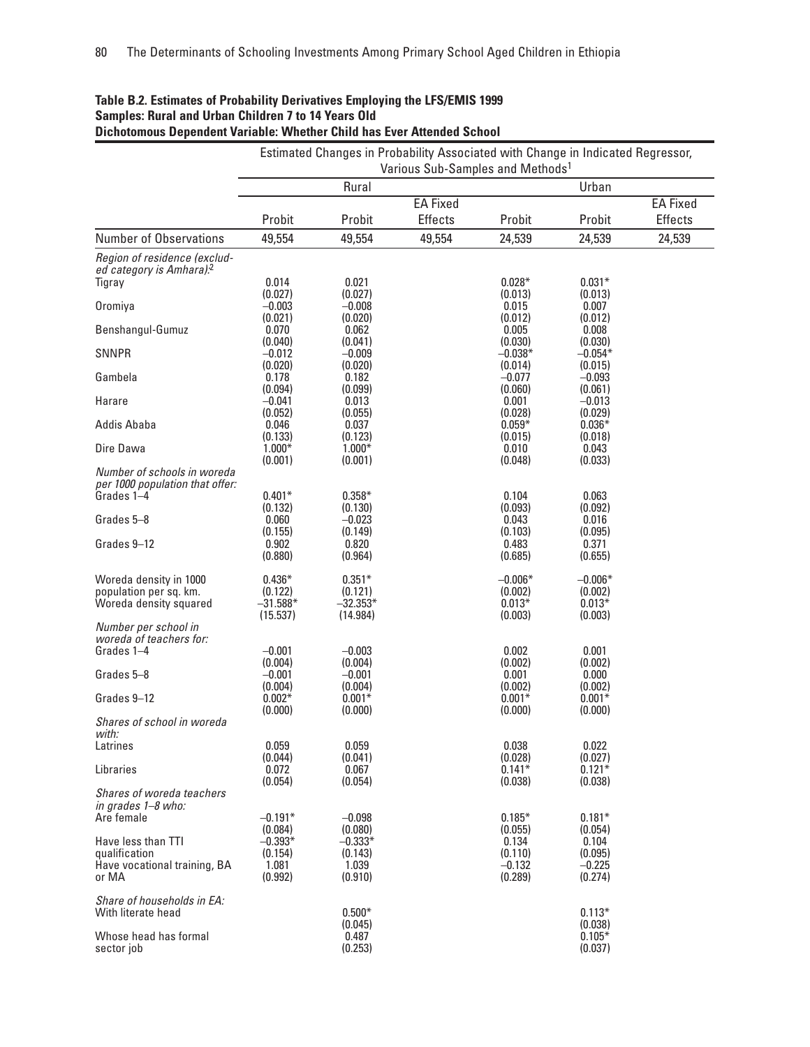**Table B.2. Estimates of Probability Derivatives Employing the LFS/EMIS 1999**
**Samples: Rural and Urban Children 7 to 14 Years Old**
**Dichotomous Dependent Variable: Whether Child has Ever Attended School**

| | Estimated Changes in Probability Associated with Change in Indicated Regressor, Various Sub-Samples and Methods[1] | | | | | |
|---|---|---|---|---|---|---|
| | Rural | | | Urban | | |
| | Probit | Probit | EA Fixed Effects | Probit | Probit | EA Fixed Effects |
| Number of Observations | 49,554 | 49,554 | 49,554 | 24,539 | 24,539 | 24,539 |
| *Region of residence (excluded category is Amhara):*[2] | | | | | | |
| Tigray | 0.014 | 0.021 | | 0.028* | 0.031* | |
| | (0.027) | (0.027) | | (0.013) | (0.013) | |
| Oromiya | −0.003 | −0.008 | | 0.015 | 0.007 | |
| | (0.021) | (0.020) | | (0.012) | (0.012) | |
| Benshangul-Gumuz | 0.070 | 0.062 | | 0.005 | 0.008 | |
| | (0.040) | (0.041) | | (0.030) | (0.030) | |
| SNNPR | −0.012 | −0.009 | | −0.038* | −0.054* | |
| | (0.020) | (0.020) | | (0.014) | (0.015) | |
| Gambela | 0.178 | 0.182 | | −0.077 | −0.093 | |
| | (0.094) | (0.099) | | (0.060) | (0.061) | |
| Harare | −0.041 | 0.013 | | 0.001 | −0.013 | |
| | (0.052) | (0.055) | | (0.028) | (0.029) | |
| Addis Ababa | 0.046 | 0.037 | | 0.059* | 0.036* | |
| | (0.133) | (0.123) | | (0.015) | (0.018) | |
| Dire Dawa | 1.000* | 1.000* | | 0.010 | 0.043 | |
| | (0.001) | (0.001) | | (0.048) | (0.033) | |
| *Number of schools in woreda per 1000 population that offer:* | | | | | | |
| Grades 1–4 | 0.401* | 0.358* | | 0.104 | 0.063 | |
| | (0.132) | (0.130) | | (0.093) | (0.092) | |
| Grades 5–8 | 0.060 | −0.023 | | 0.043 | 0.016 | |
| | (0.155) | (0.149) | | (0.103) | (0.095) | |
| Grades 9–12 | 0.902 | 0.820 | | 0.483 | 0.371 | |
| | (0.880) | (0.964) | | (0.685) | (0.655) | |
| Woreda density in 1000 population per sq. km. | 0.436* | 0.351* | | −0.006* | −0.006* | |
| | (0.122) | (0.121) | | (0.002) | (0.002) | |
| Woreda density squared | −31.588* | −32.353* | | 0.013* | 0.013* | |
| | (15.537) | (14.984) | | (0.003) | (0.003) | |
| *Number per school in woreda of teachers for:* | | | | | | |
| Grades 1–4 | −0.001 | −0.003 | | 0.002 | 0.001 | |
| | (0.004) | (0.004) | | (0.002) | (0.002) | |
| Grades 5–8 | −0.001 | −0.001 | | 0.001 | 0.000 | |
| | (0.004) | (0.004) | | (0.002) | (0.002) | |
| Grades 9–12 | 0.002* | 0.001* | | 0.001* | 0.001* | |
| | (0.000) | (0.000) | | (0.000) | (0.000) | |
| *Shares of school in woreda with:* | | | | | | |
| Latrines | 0.059 | 0.059 | | 0.038 | 0.022 | |
| | (0.044) | (0.041) | | (0.028) | (0.027) | |
| Libraries | 0.072 | 0.067 | | 0.141* | 0.121* | |
| | (0.054) | (0.054) | | (0.038) | (0.038) | |
| *Shares of woreda teachers in grades 1–8 who:* | | | | | | |
| Are female | −0.191* | −0.098 | | 0.185* | 0.181* | |
| | (0.084) | (0.080) | | (0.055) | (0.054) | |
| Have less than TTI qualification | −0.393* | −0.333* | | 0.134 | 0.104 | |
| | (0.154) | (0.143) | | (0.110) | (0.095) | |
| Have vocational training, BA or MA | 1.081 | 1.039 | | −0.132 | −0.225 | |
| | (0.992) | (0.910) | | (0.289) | (0.274) | |
| *Share of households in EA:* | | | | | | |
| With literate head | | 0.500* | | | 0.113* | |
| | | (0.045) | | | (0.038) | |
| Whose head has formal sector job | | 0.487 | | | 0.105* | |
| | | (0.253) | | | (0.037) | |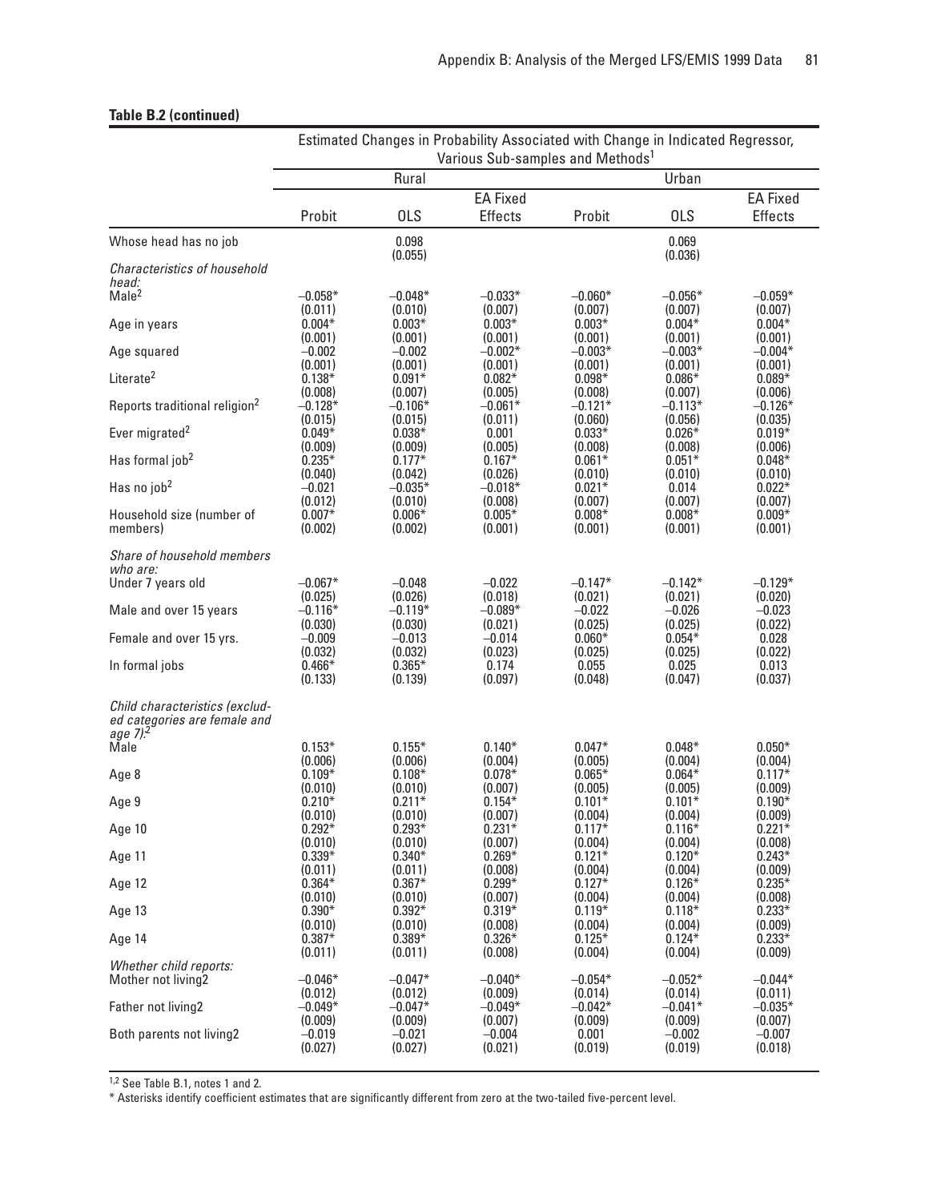**Table B.2 (continued)**

| | Estimated Changes in Probability Associated with Change in Indicated Regressor, Various Sub-samples and Methods[1] | | | | | |
|---|---|---|---|---|---|---|
| | Rural | | | Urban | | |
| | Probit | OLS | EA Fixed Effects | Probit | OLS | EA Fixed Effects |
| Whose head has no job | | 0.098 (0.055) | | | 0.069 (0.036) | |
| *Characteristics of household head:* | | | | | | |
| Male[2] | −0.058* (0.011) | −0.048* (0.010) | −0.033* (0.007) | −0.060* (0.007) | −0.056* (0.007) | −0.059* (0.007) |
| Age in years | 0.004* (0.001) | 0.003* (0.001) | 0.003* (0.001) | 0.003* (0.001) | 0.004* (0.001) | 0.004* (0.001) |
| Age squared | −0.002 (0.001) | −0.002 (0.001) | −0.002* (0.001) | −0.003* (0.001) | −0.003* (0.001) | −0.004* (0.001) |
| Literate[2] | 0.138* (0.008) | 0.091* (0.007) | 0.082* (0.005) | 0.098* (0.008) | 0.086* (0.007) | 0.089* (0.006) |
| Reports traditional religion[2] | −0.128* (0.015) | −0.106* (0.015) | −0.061* (0.011) | −0.121* (0.060) | −0.113* (0.056) | −0.126* (0.035) |
| Ever migrated[2] | 0.049* (0.009) | 0.038* (0.009) | 0.001 (0.005) | 0.033* (0.008) | 0.026* (0.008) | 0.019* (0.006) |
| Has formal job[2] | 0.235* (0.040) | 0.177* (0.042) | 0.167* (0.026) | 0.061* (0.010) | 0.051* (0.010) | 0.048* (0.010) |
| Has no job[2] | −0.021 (0.012) | −0.035* (0.010) | −0.018* (0.008) | 0.021* (0.007) | 0.014 (0.007) | 0.022* (0.007) |
| Household size (number of members) | 0.007* (0.002) | 0.006* (0.002) | 0.005* (0.001) | 0.008* (0.001) | 0.008* (0.001) | 0.009* (0.001) |
| *Share of household members who are:* | | | | | | |
| Under 7 years old | −0.067* (0.025) | −0.048 (0.026) | −0.022 (0.018) | −0.147* (0.021) | −0.142* (0.021) | −0.129* (0.020) |
| Male and over 15 years | −0.116* (0.030) | −0.119* (0.030) | −0.089* (0.021) | −0.022 (0.025) | −0.026 (0.025) | −0.023 (0.022) |
| Female and over 15 yrs. | −0.009 (0.032) | −0.013 (0.032) | −0.014 (0.023) | 0.060* (0.025) | 0.054* (0.025) | 0.028 (0.022) |
| In formal jobs | 0.466* (0.133) | 0.365* (0.139) | 0.174 (0.097) | 0.055 (0.048) | 0.025 (0.047) | 0.013 (0.037) |
| *Child characteristics (excluded categories are female and age 7):*[2] | | | | | | |
| Male | 0.153* (0.006) | 0.155* (0.006) | 0.140* (0.004) | 0.047* (0.005) | 0.048* (0.004) | 0.050* (0.004) |
| Age 8 | 0.109* (0.010) | 0.108* (0.010) | 0.078* (0.007) | 0.065* (0.005) | 0.064* (0.005) | 0.117* (0.009) |
| Age 9 | 0.210* (0.010) | 0.211* (0.010) | 0.154* (0.007) | 0.101* (0.004) | 0.101* (0.004) | 0.190* (0.009) |
| Age 10 | 0.292* (0.010) | 0.293* (0.010) | 0.231* (0.007) | 0.117* (0.004) | 0.116* (0.004) | 0.221* (0.008) |
| Age 11 | 0.339* (0.011) | 0.340* (0.011) | 0.269* (0.008) | 0.121* (0.004) | 0.120* (0.004) | 0.243* (0.009) |
| Age 12 | 0.364* (0.010) | 0.367* (0.010) | 0.299* (0.007) | 0.127* (0.004) | 0.126* (0.004) | 0.235* (0.008) |
| Age 13 | 0.390* (0.010) | 0.392* (0.010) | 0.319* (0.008) | 0.119* (0.004) | 0.118* (0.004) | 0.233* (0.009) |
| Age 14 | 0.387* (0.011) | 0.389* (0.011) | 0.326* (0.008) | 0.125* (0.004) | 0.124* (0.004) | 0.233* (0.009) |
| *Whether child reports:* | | | | | | |
| Mother not living2 | −0.046* (0.012) | −0.047* (0.012) | −0.040* (0.009) | −0.054* (0.014) | −0.052* (0.014) | −0.044* (0.011) |
| Father not living2 | −0.049* (0.009) | −0.047* (0.009) | −0.049* (0.007) | −0.042* (0.009) | −0.041* (0.009) | −0.035* (0.007) |
| Both parents not living2 | −0.019 (0.027) | −0.021 (0.027) | −0.004 (0.021) | 0.001 (0.019) | −0.002 (0.019) | −0.007 (0.018) |

[1,2] See Table B.1, notes 1 and 2.

* Asterisks identify coefficient estimates that are significantly different from zero at the two-tailed five-percent level.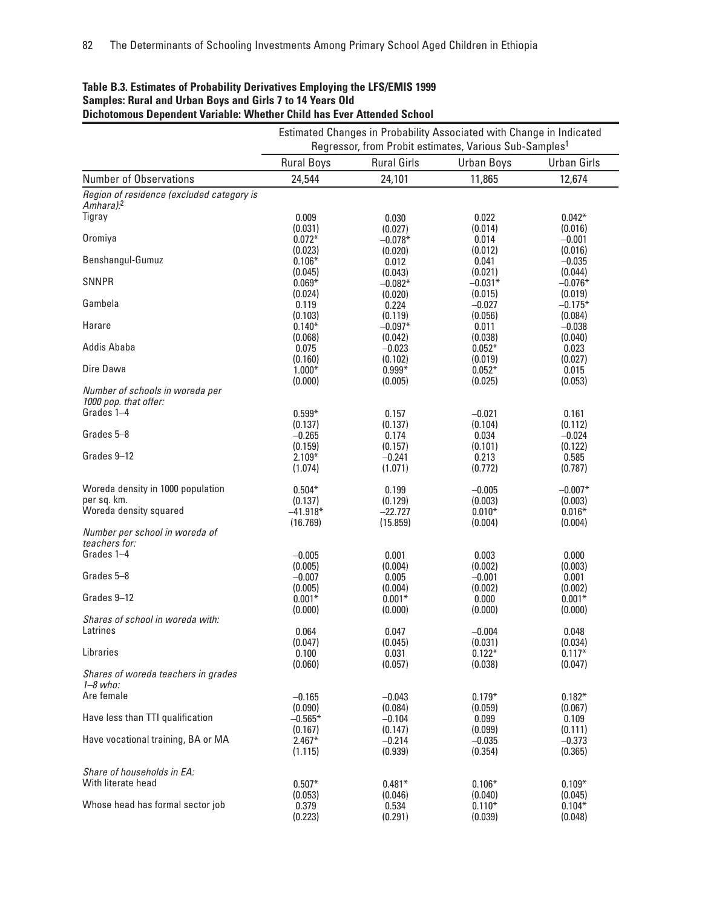**Table B.3. Estimates of Probability Derivatives Employing the LFS/EMIS 1999**
**Samples: Rural and Urban Boys and Girls 7 to 14 Years Old**
**Dichotomous Dependent Variable: Whether Child has Ever Attended School**

| | Estimated Changes in Probability Associated with Change in Indicated Regressor, from Probit estimates, Various Sub-Samples[1] | | | |
|---|---|---|---|---|
| | Rural Boys | Rural Girls | Urban Boys | Urban Girls |
| Number of Observations | 24,544 | 24,101 | 11,865 | 12,674 |
| *Region of residence (excluded category is Amhara):*[2] | | | | |
| Tigray | 0.009 | 0.030 | 0.022 | 0.042* |
| | (0.031) | (0.027) | (0.014) | (0.016) |
| Oromiya | 0.072* | −0.078* | 0.014 | −0.001 |
| | (0.023) | (0.020) | (0.012) | (0.016) |
| Benshangul-Gumuz | 0.106* | 0.012 | 0.041 | −0.035 |
| | (0.045) | (0.043) | (0.021) | (0.044) |
| SNNPR | 0.069* | −0.082* | −0.031* | −0.076* |
| | (0.024) | (0.020) | (0.015) | (0.019) |
| Gambela | 0.119 | 0.224 | −0.027 | −0.175* |
| | (0.103) | (0.119) | (0.056) | (0.084) |
| Harare | 0.140* | −0.097* | 0.011 | −0.038 |
| | (0.068) | (0.042) | (0.038) | (0.040) |
| Addis Ababa | 0.075 | −0.023 | 0.052* | 0.023 |
| | (0.160) | (0.102) | (0.019) | (0.027) |
| Dire Dawa | 1.000* | 0.999* | 0.052* | 0.015 |
| | (0.000) | (0.005) | (0.025) | (0.053) |
| *Number of schools in woreda per 1000 pop. that offer:* | | | | |
| Grades 1–4 | 0.599* | 0.157 | −0.021 | 0.161 |
| | (0.137) | (0.137) | (0.104) | (0.112) |
| Grades 5–8 | −0.265 | 0.174 | 0.034 | −0.024 |
| | (0.159) | (0.157) | (0.101) | (0.122) |
| Grades 9–12 | 2.109* | −0.241 | 0.213 | 0.585 |
| | (1.074) | (1.071) | (0.772) | (0.787) |
| Woreda density in 1000 population per sq. km. | 0.504* | 0.199 | −0.005 | −0.007* |
| | (0.137) | (0.129) | (0.003) | (0.003) |
| Woreda density squared | −41.918* | −22.727 | 0.010* | 0.016* |
| | (16.769) | (15.859) | (0.004) | (0.004) |
| *Number per school in woreda of teachers for:* | | | | |
| Grades 1–4 | −0.005 | 0.001 | 0.003 | 0.000 |
| | (0.005) | (0.004) | (0.002) | (0.003) |
| Grades 5–8 | −0.007 | 0.005 | −0.001 | 0.001 |
| | (0.005) | (0.004) | (0.002) | (0.002) |
| Grades 9–12 | 0.001* | 0.001* | 0.000 | 0.001* |
| | (0.000) | (0.000) | (0.000) | (0.000) |
| *Shares of school in woreda with:* | | | | |
| Latrines | 0.064 | 0.047 | −0.004 | 0.048 |
| | (0.047) | (0.045) | (0.031) | (0.034) |
| Libraries | 0.100 | 0.031 | 0.122* | 0.117* |
| | (0.060) | (0.057) | (0.038) | (0.047) |
| *Shares of woreda teachers in grades 1–8 who:* | | | | |
| Are female | −0.165 | −0.043 | 0.179* | 0.182* |
| | (0.090) | (0.084) | (0.059) | (0.067) |
| Have less than TTI qualification | −0.565* | −0.104 | 0.099 | 0.109 |
| | (0.167) | (0.147) | (0.099) | (0.111) |
| Have vocational training, BA or MA | 2.467* | −0.214 | −0.035 | −0.373 |
| | (1.115) | (0.939) | (0.354) | (0.365) |
| *Share of households in EA:* | | | | |
| With literate head | 0.507* | 0.481* | 0.106* | 0.109* |
| | (0.053) | (0.046) | (0.040) | (0.045) |
| Whose head has formal sector job | 0.379 | 0.534 | 0.110* | 0.104* |
| | (0.223) | (0.291) | (0.039) | (0.048) |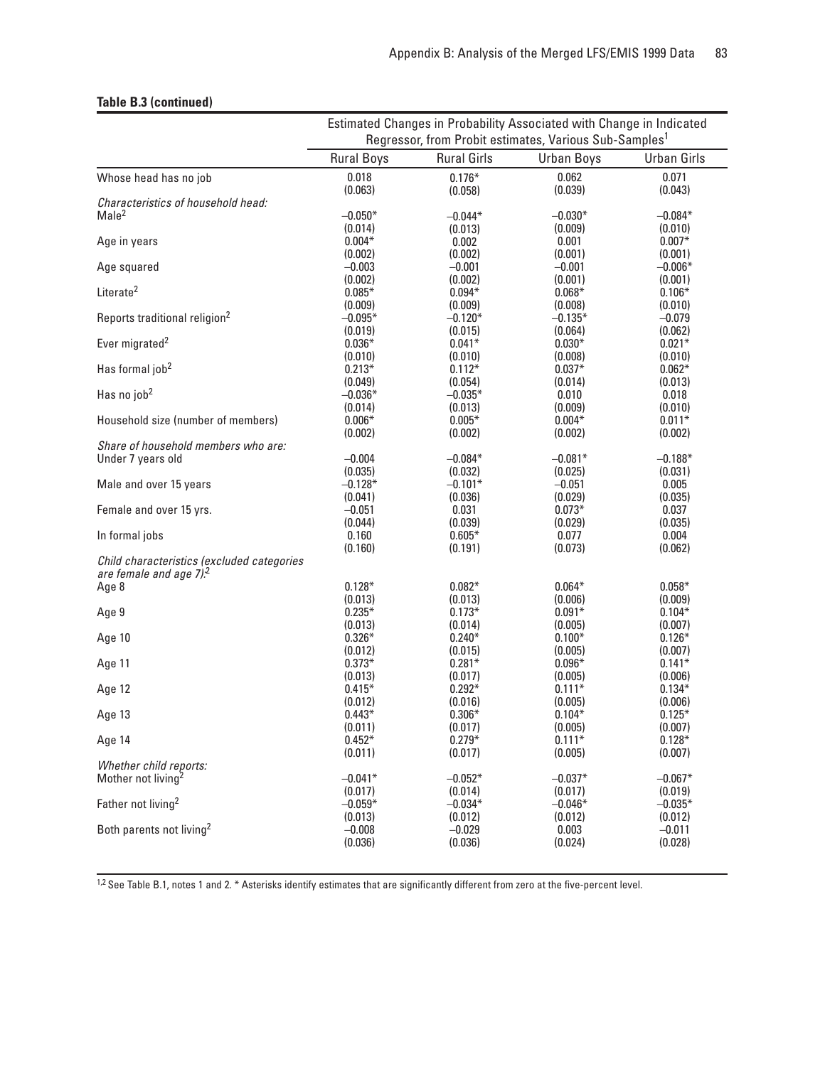**Table B.3 (continued)**

| | Estimated Changes in Probability Associated with Change in Indicated Regressor, from Probit estimates, Various Sub-Samples[1] | | | |
|---|---|---|---|---|
| | Rural Boys | Rural Girls | Urban Boys | Urban Girls |
| Whose head has no job | 0.018 | 0.176* | 0.062 | 0.071 |
| | (0.063) | (0.058) | (0.039) | (0.043) |
| *Characteristics of household head:* | | | | |
| Male[2] | –0.050* | –0.044* | –0.030* | –0.084* |
| | (0.014) | (0.013) | (0.009) | (0.010) |
| Age in years | 0.004* | 0.002 | 0.001 | 0.007* |
| | (0.002) | (0.002) | (0.001) | (0.001) |
| Age squared | –0.003 | –0.001 | –0.001 | –0.006* |
| | (0.002) | (0.002) | (0.001) | (0.001) |
| Literate[2] | 0.085* | 0.094* | 0.068* | 0.106* |
| | (0.009) | (0.009) | (0.008) | (0.010) |
| Reports traditional religion[2] | –0.095* | –0.120* | –0.135* | –0.079 |
| | (0.019) | (0.015) | (0.064) | (0.062) |
| Ever migrated[2] | 0.036* | 0.041* | 0.030* | 0.021* |
| | (0.010) | (0.010) | (0.008) | (0.010) |
| Has formal job[2] | 0.213* | 0.112* | 0.037* | 0.062* |
| | (0.049) | (0.054) | (0.014) | (0.013) |
| Has no job[2] | –0.036* | –0.035* | 0.010 | 0.018 |
| | (0.014) | (0.013) | (0.009) | (0.010) |
| Household size (number of members) | 0.006* | 0.005* | 0.004* | 0.011* |
| | (0.002) | (0.002) | (0.002) | (0.002) |
| *Share of household members who are:* | | | | |
| Under 7 years old | –0.004 | –0.084* | –0.081* | –0.188* |
| | (0.035) | (0.032) | (0.025) | (0.031) |
| Male and over 15 years | –0.128* | –0.101* | –0.051 | 0.005 |
| | (0.041) | (0.036) | (0.029) | (0.035) |
| Female and over 15 yrs. | –0.051 | 0.031 | 0.073* | 0.037 |
| | (0.044) | (0.039) | (0.029) | (0.035) |
| In formal jobs | 0.160 | 0.605* | 0.077 | 0.004 |
| | (0.160) | (0.191) | (0.073) | (0.062) |
| *Child characteristics (excluded categories are female and age 7):*[2] | | | | |
| Age 8 | 0.128* | 0.082* | 0.064* | 0.058* |
| | (0.013) | (0.013) | (0.006) | (0.009) |
| Age 9 | 0.235* | 0.173* | 0.091* | 0.104* |
| | (0.013) | (0.014) | (0.005) | (0.007) |
| Age 10 | 0.326* | 0.240* | 0.100* | 0.126* |
| | (0.012) | (0.015) | (0.005) | (0.007) |
| Age 11 | 0.373* | 0.281* | 0.096* | 0.141* |
| | (0.013) | (0.017) | (0.005) | (0.006) |
| Age 12 | 0.415* | 0.292* | 0.111* | 0.134* |
| | (0.012) | (0.016) | (0.005) | (0.006) |
| Age 13 | 0.443* | 0.306* | 0.104* | 0.125* |
| | (0.011) | (0.017) | (0.005) | (0.007) |
| Age 14 | 0.452* | 0.279* | 0.111* | 0.128* |
| | (0.011) | (0.017) | (0.005) | (0.007) |
| *Whether child reports:* | | | | |
| Mother not living[2] | –0.041* | –0.052* | –0.037* | –0.067* |
| | (0.017) | (0.014) | (0.017) | (0.019) |
| Father not living[2] | –0.059* | –0.034* | –0.046* | –0.035* |
| | (0.013) | (0.012) | (0.012) | (0.012) |
| Both parents not living[2] | –0.008 | –0.029 | 0.003 | –0.011 |
| | (0.036) | (0.036) | (0.024) | (0.028) |

[1,2] See Table B.1, notes 1 and 2. * Asterisks identify estimates that are significantly different from zero at the five-percent level.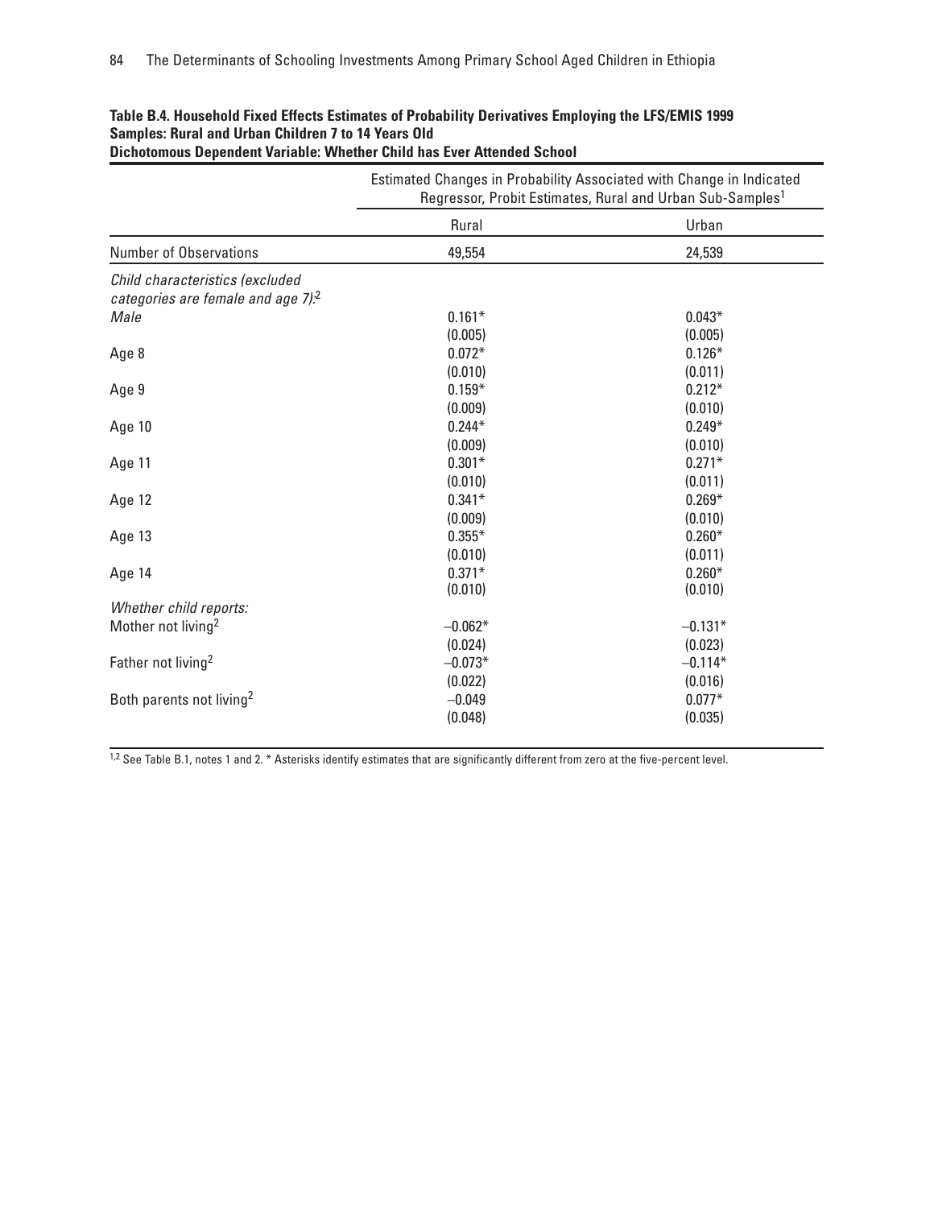**Table B.4. Household Fixed Effects Estimates of Probability Derivatives Employing the LFS/EMIS 1999 Samples: Rural and Urban Children 7 to 14 Years Old**
**Dichotomous Dependent Variable: Whether Child has Ever Attended School**

| | Estimated Changes in Probability Associated with Change in Indicated Regressor, Probit Estimates, Rural and Urban Sub-Samples[1] | |
|---|---|---|
| | Rural | Urban |
| Number of Observations | 49,554 | 24,539 |
| *Child characteristics (excluded categories are female and age 7):*[2] | | |
| *Male* | 0.161* | 0.043* |
| | (0.005) | (0.005) |
| Age 8 | 0.072* | 0.126* |
| | (0.010) | (0.011) |
| Age 9 | 0.159* | 0.212* |
| | (0.009) | (0.010) |
| Age 10 | 0.244* | 0.249* |
| | (0.009) | (0.010) |
| Age 11 | 0.301* | 0.271* |
| | (0.010) | (0.011) |
| Age 12 | 0.341* | 0.269* |
| | (0.009) | (0.010) |
| Age 13 | 0.355* | 0.260* |
| | (0.010) | (0.011) |
| Age 14 | 0.371* | 0.260* |
| | (0.010) | (0.010) |
| *Whether child reports:* | | |
| Mother not living[2] | −0.062* | −0.131* |
| | (0.024) | (0.023) |
| Father not living[2] | −0.073* | −0.114* |
| | (0.022) | (0.016) |
| Both parents not living[2] | −0.049 | 0.077* |
| | (0.048) | (0.035) |

[1,2] See Table B.1, notes 1 and 2. * Asterisks identify estimates that are significantly different from zero at the five-percent level.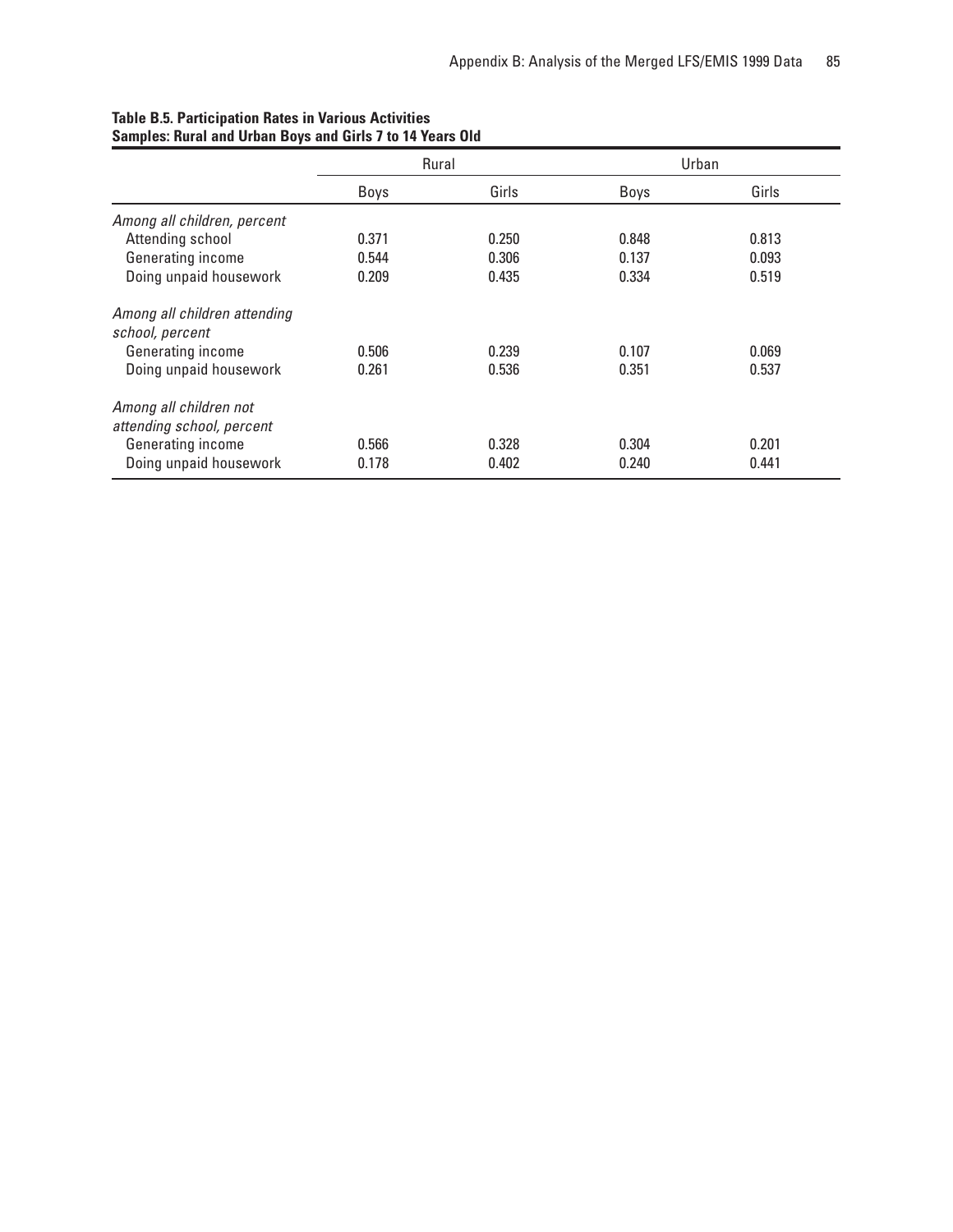**Table B.5. Participation Rates in Various Activities**
**Samples: Rural and Urban Boys and Girls 7 to 14 Years Old**

| | Rural | | Urban | |
|---|---|---|---|---|
| | Boys | Girls | Boys | Girls |
| *Among all children, percent* | | | | |
| Attending school | 0.371 | 0.250 | 0.848 | 0.813 |
| Generating income | 0.544 | 0.306 | 0.137 | 0.093 |
| Doing unpaid housework | 0.209 | 0.435 | 0.334 | 0.519 |
| *Among all children attending school, percent* | | | | |
| Generating income | 0.506 | 0.239 | 0.107 | 0.069 |
| Doing unpaid housework | 0.261 | 0.536 | 0.351 | 0.537 |
| *Among all children not attending school, percent* | | | | |
| Generating income | 0.566 | 0.328 | 0.304 | 0.201 |
| Doing unpaid housework | 0.178 | 0.402 | 0.240 | 0.441 |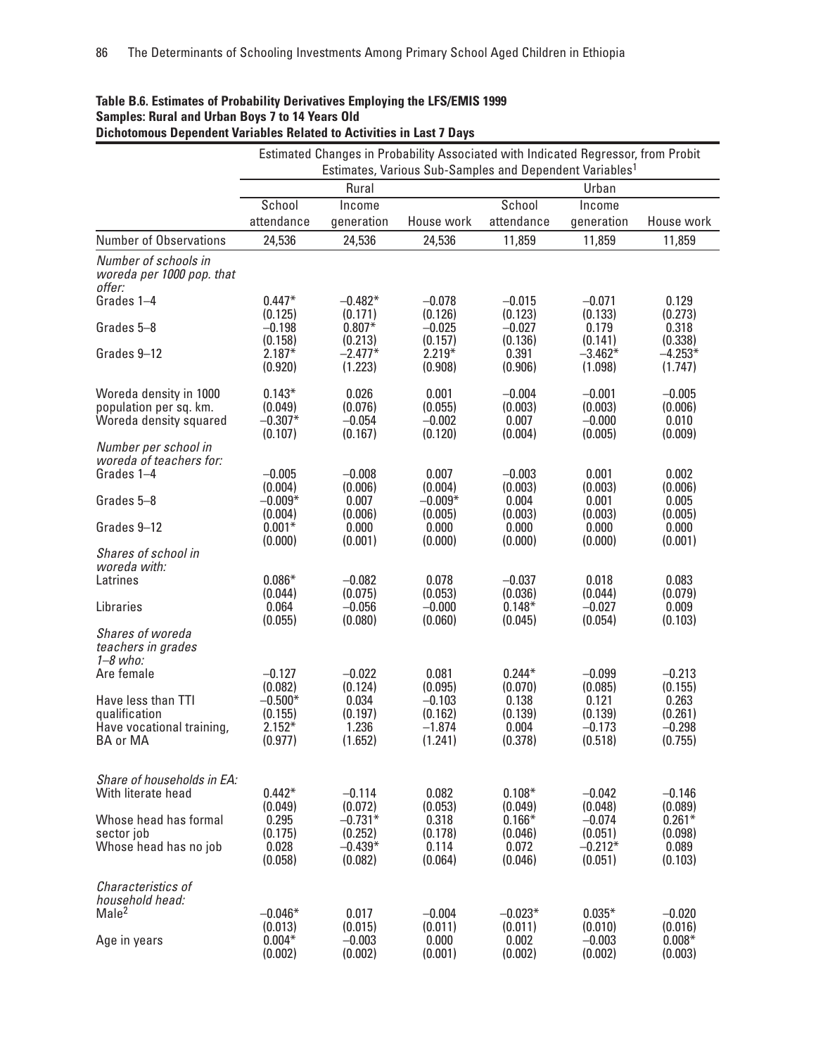**Table B.6. Estimates of Probability Derivatives Employing the LFS/EMIS 1999**
**Samples: Rural and Urban Boys 7 to 14 Years Old**
**Dichotomous Dependent Variables Related to Activities in Last 7 Days**

| | Estimated Changes in Probability Associated with Indicated Regressor, from Probit Estimates, Various Sub-Samples and Dependent Variables[1] | | | | | |
|---|---|---|---|---|---|---|
| | Rural | | | Urban | | |
| | School attendance | Income generation | House work | School attendance | Income generation | House work |
| Number of Observations | 24,536 | 24,536 | 24,536 | 11,859 | 11,859 | 11,859 |
| *Number of schools in woreda per 1000 pop. that offer:* | | | | | | |
| Grades 1–4 | 0.447* | −0.482* | −0.078 | −0.015 | −0.071 | 0.129 |
| | (0.125) | (0.171) | (0.126) | (0.123) | (0.133) | (0.273) |
| Grades 5–8 | −0.198 | 0.807* | −0.025 | −0.027 | 0.179 | 0.318 |
| | (0.158) | (0.213) | (0.157) | (0.136) | (0.141) | (0.338) |
| Grades 9–12 | 2.187* | −2.477* | 2.219* | 0.391 | −3.462* | −4.253* |
| | (0.920) | (1.223) | (0.908) | (0.906) | (1.098) | (1.747) |
| Woreda density in 1000 population per sq. km. | 0.143* | 0.026 | 0.001 | −0.004 | −0.001 | −0.005 |
| | (0.049) | (0.076) | (0.055) | (0.003) | (0.003) | (0.006) |
| Woreda density squared | −0.307* | −0.054 | −0.002 | 0.007 | −0.000 | 0.010 |
| | (0.107) | (0.167) | (0.120) | (0.004) | (0.005) | (0.009) |
| *Number per school in woreda of teachers for:* | | | | | | |
| Grades 1–4 | −0.005 | −0.008 | 0.007 | −0.003 | 0.001 | 0.002 |
| | (0.004) | (0.006) | (0.004) | (0.003) | (0.003) | (0.006) |
| Grades 5–8 | −0.009* | 0.007 | −0.009* | 0.004 | 0.001 | 0.005 |
| | (0.004) | (0.006) | (0.005) | (0.003) | (0.003) | (0.005) |
| Grades 9–12 | 0.001* | 0.000 | 0.000 | 0.000 | 0.000 | 0.000 |
| | (0.000) | (0.001) | (0.000) | (0.000) | (0.000) | (0.001) |
| *Shares of school in woreda with:* | | | | | | |
| Latrines | 0.086* | −0.082 | 0.078 | −0.037 | 0.018 | 0.083 |
| | (0.044) | (0.075) | (0.053) | (0.036) | (0.044) | (0.079) |
| Libraries | 0.064 | −0.056 | −0.000 | 0.148* | −0.027 | 0.009 |
| | (0.055) | (0.080) | (0.060) | (0.045) | (0.054) | (0.103) |
| *Shares of woreda teachers in grades 1–8 who:* | | | | | | |
| Are female | −0.127 | −0.022 | 0.081 | 0.244* | −0.099 | −0.213 |
| | (0.082) | (0.124) | (0.095) | (0.070) | (0.085) | (0.155) |
| Have less than TTI qualification | −0.500* | 0.034 | −0.103 | 0.138 | 0.121 | 0.263 |
| | (0.155) | (0.197) | (0.162) | (0.139) | (0.139) | (0.261) |
| Have vocational training, BA or MA | 2.152* | 1.236 | −1.874 | 0.004 | −0.173 | −0.298 |
| | (0.977) | (1.652) | (1.241) | (0.378) | (0.518) | (0.755) |
| *Share of households in EA:* | | | | | | |
| With literate head | 0.442* | −0.114 | 0.082 | 0.108* | −0.042 | −0.146 |
| | (0.049) | (0.072) | (0.053) | (0.049) | (0.048) | (0.089) |
| Whose head has formal sector job | 0.295 | −0.731* | 0.318 | 0.166* | −0.074 | 0.261* |
| | (0.175) | (0.252) | (0.178) | (0.046) | (0.051) | (0.098) |
| Whose head has no job | 0.028 | −0.439* | 0.114 | 0.072 | −0.212* | 0.089 |
| | (0.058) | (0.082) | (0.064) | (0.046) | (0.051) | (0.103) |
| *Characteristics of household head:* | | | | | | |
| Male[2] | −0.046* | 0.017 | −0.004 | −0.023* | 0.035* | −0.020 |
| | (0.013) | (0.015) | (0.011) | (0.011) | (0.010) | (0.016) |
| Age in years | 0.004* | −0.003 | 0.000 | 0.002 | −0.003 | 0.008* |
| | (0.002) | (0.002) | (0.001) | (0.002) | (0.002) | (0.003) |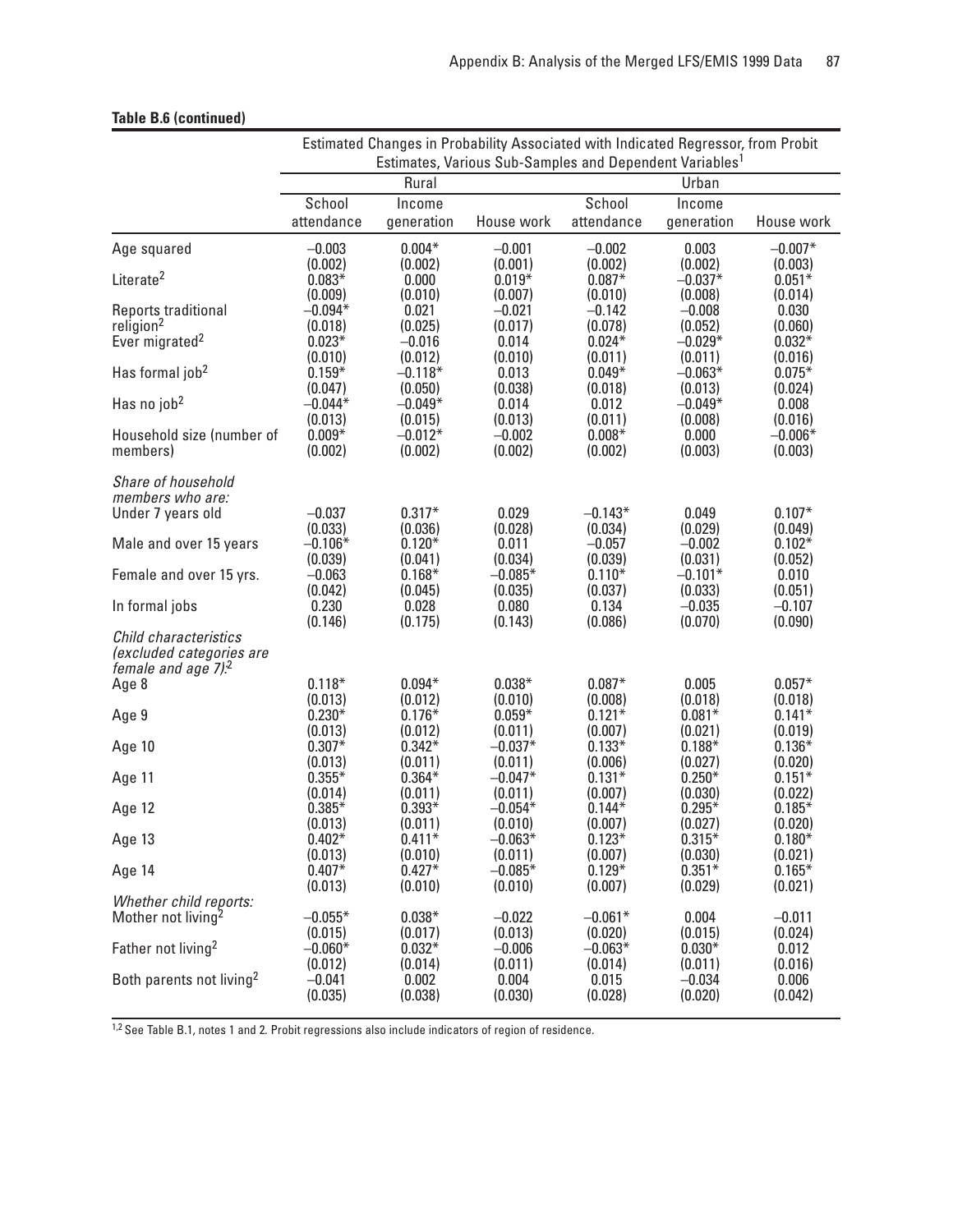**Table B.6 (continued)**

| | Estimated Changes in Probability Associated with Indicated Regressor, from Probit Estimates, Various Sub-Samples and Dependent Variables[1] | | | | | |
|---|---|---|---|---|---|---|
| | Rural | | | Urban | | |
| | School attendance | Income generation | House work | School attendance | Income generation | House work |
| Age squared | −0.003 | 0.004* | −0.001 | −0.002 | 0.003 | −0.007* |
| | (0.002) | (0.002) | (0.001) | (0.002) | (0.002) | (0.003) |
| Literate[2] | 0.083* | 0.000 | 0.019* | 0.087* | −0.037* | 0.051* |
| | (0.009) | (0.010) | (0.007) | (0.010) | (0.008) | (0.014) |
| Reports traditional religion[2] | −0.094* | 0.021 | −0.021 | −0.142 | −0.008 | 0.030 |
| | (0.018) | (0.025) | (0.017) | (0.078) | (0.052) | (0.060) |
| Ever migrated[2] | 0.023* | −0.016 | 0.014 | 0.024* | −0.029* | 0.032* |
| | (0.010) | (0.012) | (0.010) | (0.011) | (0.011) | (0.016) |
| Has formal job[2] | 0.159* | −0.118* | 0.013 | 0.049* | −0.063* | 0.075* |
| | (0.047) | (0.050) | (0.038) | (0.018) | (0.013) | (0.024) |
| Has no job[2] | −0.044* | −0.049* | 0.014 | 0.012 | −0.049* | 0.008 |
| | (0.013) | (0.015) | (0.013) | (0.011) | (0.008) | (0.016) |
| Household size (number of members) | 0.009* | −0.012* | −0.002 | 0.008* | 0.000 | −0.006* |
| | (0.002) | (0.002) | (0.002) | (0.002) | (0.003) | (0.003) |
| *Share of household members who are:* | | | | | | |
| Under 7 years old | −0.037 | 0.317* | 0.029 | −0.143* | 0.049 | 0.107* |
| | (0.033) | (0.036) | (0.028) | (0.034) | (0.029) | (0.049) |
| Male and over 15 years | −0.106* | 0.120* | 0.011 | −0.057 | −0.002 | 0.102* |
| | (0.039) | (0.041) | (0.034) | (0.039) | (0.031) | (0.052) |
| Female and over 15 yrs. | −0.063 | 0.168* | −0.085* | 0.110* | −0.101* | 0.010 |
| | (0.042) | (0.045) | (0.035) | (0.037) | (0.033) | (0.051) |
| In formal jobs | 0.230 | 0.028 | 0.080 | 0.134 | −0.035 | −0.107 |
| | (0.146) | (0.175) | (0.143) | (0.086) | (0.070) | (0.090) |
| *Child characteristics (excluded categories are female and age 7):*[2] | | | | | | |
| Age 8 | 0.118* | 0.094* | 0.038* | 0.087* | 0.005 | 0.057* |
| | (0.013) | (0.012) | (0.010) | (0.008) | (0.018) | (0.018) |
| Age 9 | 0.230* | 0.176* | 0.059* | 0.121* | 0.081* | 0.141* |
| | (0.013) | (0.012) | (0.011) | (0.007) | (0.021) | (0.019) |
| Age 10 | 0.307* | 0.342* | −0.037* | 0.133* | 0.188* | 0.136* |
| | (0.013) | (0.011) | (0.011) | (0.006) | (0.027) | (0.020) |
| Age 11 | 0.355* | 0.364* | −0.047* | 0.131* | 0.250* | 0.151* |
| | (0.014) | (0.011) | (0.011) | (0.007) | (0.030) | (0.022) |
| Age 12 | 0.385* | 0.393* | −0.054* | 0.144* | 0.295* | 0.185* |
| | (0.013) | (0.011) | (0.010) | (0.007) | (0.027) | (0.020) |
| Age 13 | 0.402* | 0.411* | −0.063* | 0.123* | 0.315* | 0.180* |
| | (0.013) | (0.010) | (0.011) | (0.007) | (0.030) | (0.021) |
| Age 14 | 0.407* | 0.427* | −0.085* | 0.129* | 0.351* | 0.165* |
| | (0.013) | (0.010) | (0.010) | (0.007) | (0.029) | (0.021) |
| *Whether child reports:* | | | | | | |
| Mother not living[2] | −0.055* | 0.038* | −0.022 | −0.061* | 0.004 | −0.011 |
| | (0.015) | (0.017) | (0.013) | (0.020) | (0.015) | (0.024) |
| Father not living[2] | −0.060* | 0.032* | −0.006 | −0.063* | 0.030* | 0.012 |
| | (0.012) | (0.014) | (0.011) | (0.014) | (0.011) | (0.016) |
| Both parents not living[2] | −0.041 | 0.002 | 0.004 | 0.015 | −0.034 | 0.006 |
| | (0.035) | (0.038) | (0.030) | (0.028) | (0.020) | (0.042) |

[1,2] See Table B.1, notes 1 and 2. Probit regressions also include indicators of region of residence.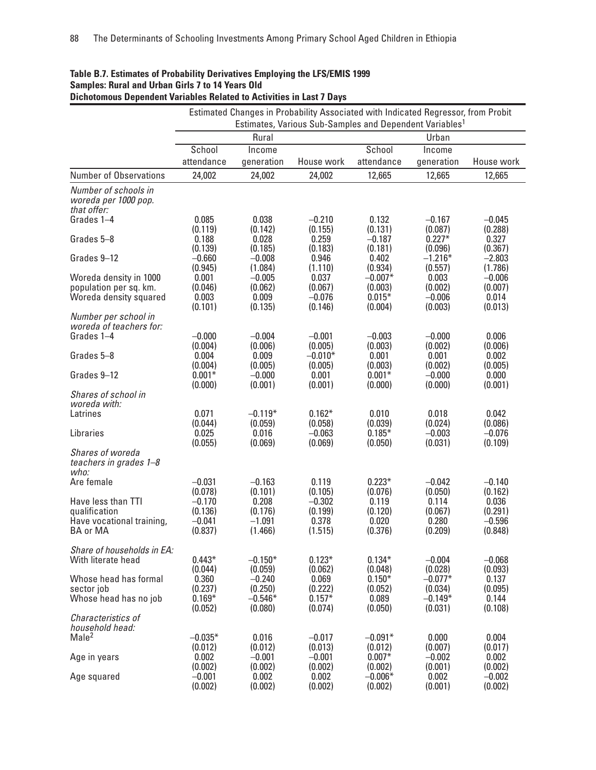**Table B.7. Estimates of Probability Derivatives Employing the LFS/EMIS 1999**
**Samples: Rural and Urban Girls 7 to 14 Years Old**
**Dichotomous Dependent Variables Related to Activities in Last 7 Days**

| | Estimated Changes in Probability Associated with Indicated Regressor, from Probit Estimates, Various Sub-Samples and Dependent Variables[1] | | | | | |
|---|---|---|---|---|---|---|
| | Rural | | | Urban | | |
| | School attendance | Income generation | House work | School attendance | Income generation | House work |
| Number of Observations | 24,002 | 24,002 | 24,002 | 12,665 | 12,665 | 12,665 |
| *Number of schools in woreda per 1000 pop. that offer:* | | | | | | |
| Grades 1–4 | 0.085 | 0.038 | −0.210 | 0.132 | −0.167 | −0.045 |
| | (0.119) | (0.142) | (0.155) | (0.131) | (0.087) | (0.288) |
| Grades 5–8 | 0.188 | 0.028 | 0.259 | −0.187 | 0.227* | 0.327 |
| | (0.139) | (0.185) | (0.183) | (0.181) | (0.096) | (0.367) |
| Grades 9–12 | −0.660 | −0.008 | 0.946 | 0.402 | −1.216* | −2.803 |
| | (0.945) | (1.084) | (1.110) | (0.934) | (0.557) | (1.786) |
| Woreda density in 1000 population per sq. km. | 0.001 | −0.005 | 0.037 | −0.007* | 0.003 | −0.006 |
| | (0.046) | (0.062) | (0.067) | (0.003) | (0.002) | (0.007) |
| Woreda density squared | 0.003 | 0.009 | −0.076 | 0.015* | −0.006 | 0.014 |
| | (0.101) | (0.135) | (0.146) | (0.004) | (0.003) | (0.013) |
| *Number per school in woreda of teachers for:* | | | | | | |
| Grades 1–4 | −0.000 | −0.004 | −0.001 | −0.003 | −0.000 | 0.006 |
| | (0.004) | (0.006) | (0.005) | (0.003) | (0.002) | (0.006) |
| Grades 5–8 | 0.004 | 0.009 | −0.010* | 0.001 | 0.001 | 0.002 |
| | (0.004) | (0.005) | (0.005) | (0.003) | (0.002) | (0.005) |
| Grades 9–12 | 0.001* | −0.000 | 0.001 | 0.001* | −0.000 | 0.000 |
| | (0.000) | (0.001) | (0.001) | (0.000) | (0.000) | (0.001) |
| *Shares of school in woreda with:* | | | | | | |
| Latrines | 0.071 | −0.119* | 0.162* | 0.010 | 0.018 | 0.042 |
| | (0.044) | (0.059) | (0.058) | (0.039) | (0.024) | (0.086) |
| Libraries | 0.025 | 0.016 | −0.063 | 0.185* | −0.003 | −0.076 |
| | (0.055) | (0.069) | (0.069) | (0.050) | (0.031) | (0.109) |
| *Shares of woreda teachers in grades 1–8 who:* | | | | | | |
| Are female | −0.031 | −0.163 | 0.119 | 0.223* | −0.042 | −0.140 |
| | (0.078) | (0.101) | (0.105) | (0.076) | (0.050) | (0.162) |
| Have less than TTI qualification | −0.170 | 0.208 | −0.302 | 0.119 | 0.114 | 0.036 |
| | (0.136) | (0.176) | (0.199) | (0.120) | (0.067) | (0.291) |
| Have vocational training, BA or MA | −0.041 | −1.091 | 0.378 | 0.020 | 0.280 | −0.596 |
| | (0.837) | (1.466) | (1.515) | (0.376) | (0.209) | (0.848) |
| *Share of households in EA:* | | | | | | |
| With literate head | 0.443* | −0.150* | 0.123* | 0.134* | −0.004 | −0.068 |
| | (0.044) | (0.059) | (0.062) | (0.048) | (0.028) | (0.093) |
| Whose head has formal sector job | 0.360 | −0.240 | 0.069 | 0.150* | −0.077* | 0.137 |
| | (0.237) | (0.250) | (0.222) | (0.052) | (0.034) | (0.095) |
| Whose head has no job | 0.169* | −0.546* | 0.157* | 0.089 | −0.149* | 0.144 |
| | (0.052) | (0.080) | (0.074) | (0.050) | (0.031) | (0.108) |
| *Characteristics of household head:* | | | | | | |
| Male[2] | −0.035* | 0.016 | −0.017 | −0.091* | 0.000 | 0.004 |
| | (0.012) | (0.012) | (0.013) | (0.012) | (0.007) | (0.017) |
| Age in years | 0.002 | −0.001 | −0.001 | 0.007* | −0.002 | 0.002 |
| | (0.002) | (0.002) | (0.002) | (0.002) | (0.001) | (0.002) |
| Age squared | −0.001 | 0.002 | 0.002 | −0.006* | 0.002 | −0.002 |
| | (0.002) | (0.002) | (0.002) | (0.002) | (0.001) | (0.002) |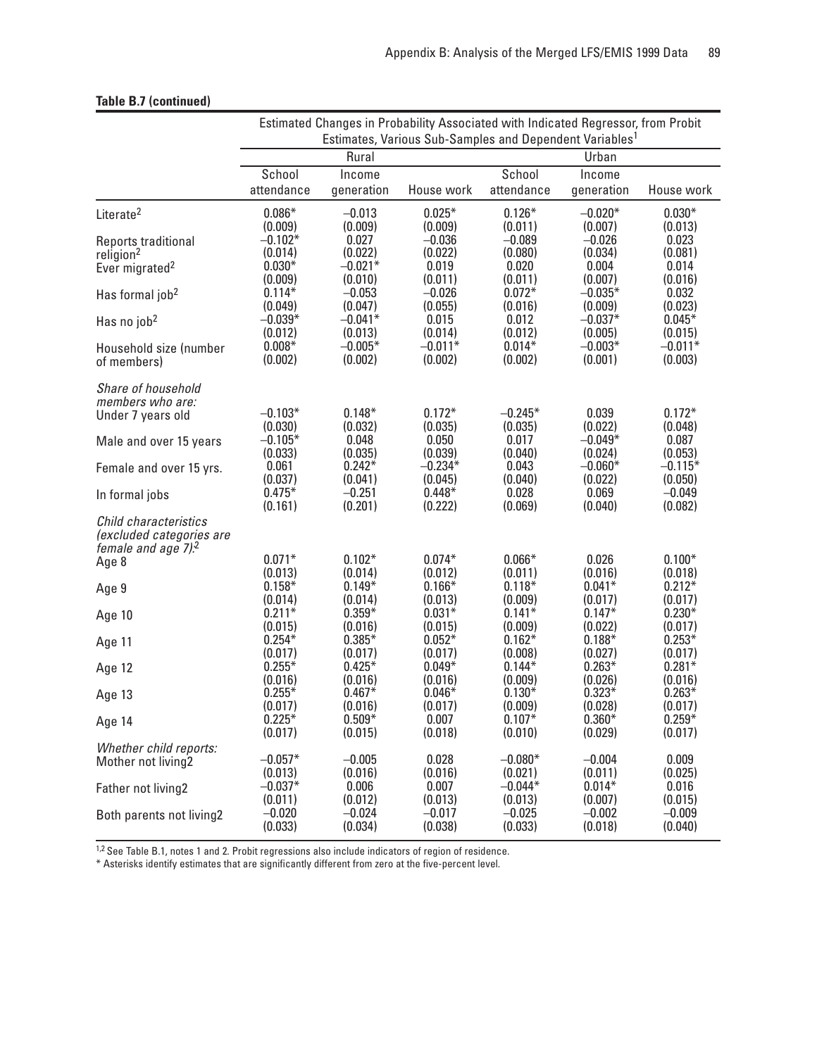**Table B.7 (continued)**

| | Estimated Changes in Probability Associated with Indicated Regressor, from Probit Estimates, Various Sub-Samples and Dependent Variables[1] | | | | | |
|---|---|---|---|---|---|---|
| | Rural | | | Urban | | |
| | School attendance | Income generation | House work | School attendance | Income generation | House work |
| Literate[2] | 0.086* | −0.013 | 0.025* | 0.126* | −0.020* | 0.030* |
| | (0.009) | (0.009) | (0.009) | (0.011) | (0.007) | (0.013) |
| Reports traditional religion[2] | −0.102* | 0.027 | −0.036 | −0.089 | −0.026 | 0.023 |
| | (0.014) | (0.022) | (0.022) | (0.080) | (0.034) | (0.081) |
| Ever migrated[2] | 0.030* | −0.021* | 0.019 | 0.020 | 0.004 | 0.014 |
| | (0.009) | (0.010) | (0.011) | (0.011) | (0.007) | (0.016) |
| Has formal job[2] | 0.114* | −0.053 | −0.026 | 0.072* | −0.035* | 0.032 |
| | (0.049) | (0.047) | (0.055) | (0.016) | (0.009) | (0.023) |
| Has no job[2] | −0.039* | −0.041* | 0.015 | 0.012 | −0.037* | 0.045* |
| | (0.012) | (0.013) | (0.014) | (0.012) | (0.005) | (0.015) |
| Household size (number of members) | 0.008* | −0.005* | −0.011* | 0.014* | −0.003* | −0.011* |
| | (0.002) | (0.002) | (0.002) | (0.002) | (0.001) | (0.003) |
| *Share of household members who are:* | | | | | | |
| Under 7 years old | −0.103* | 0.148* | 0.172* | −0.245* | 0.039 | 0.172* |
| | (0.030) | (0.032) | (0.035) | (0.035) | (0.022) | (0.048) |
| Male and over 15 years | −0.105* | 0.048 | 0.050 | 0.017 | −0.049* | 0.087 |
| | (0.033) | (0.035) | (0.039) | (0.040) | (0.024) | (0.053) |
| Female and over 15 yrs. | 0.061 | 0.242* | −0.234* | 0.043 | −0.060* | −0.115* |
| | (0.037) | (0.041) | (0.045) | (0.040) | (0.022) | (0.050) |
| In formal jobs | 0.475* | −0.251 | 0.448* | 0.028 | 0.069 | −0.049 |
| | (0.161) | (0.201) | (0.222) | (0.069) | (0.040) | (0.082) |
| *Child characteristics (excluded categories are female and age 7).*[2] | | | | | | |
| Age 8 | 0.071* | 0.102* | 0.074* | 0.066* | 0.026 | 0.100* |
| | (0.013) | (0.014) | (0.012) | (0.011) | (0.016) | (0.018) |
| Age 9 | 0.158* | 0.149* | 0.166* | 0.118* | 0.041* | 0.212* |
| | (0.014) | (0.014) | (0.013) | (0.009) | (0.017) | (0.017) |
| Age 10 | 0.211* | 0.359* | 0.031* | 0.141* | 0.147* | 0.230* |
| | (0.015) | (0.016) | (0.015) | (0.009) | (0.022) | (0.017) |
| Age 11 | 0.254* | 0.385* | 0.052* | 0.162* | 0.188* | 0.253* |
| | (0.017) | (0.017) | (0.017) | (0.008) | (0.027) | (0.017) |
| Age 12 | 0.255* | 0.425* | 0.049* | 0.144* | 0.263* | 0.281* |
| | (0.016) | (0.016) | (0.016) | (0.009) | (0.026) | (0.016) |
| Age 13 | 0.255* | 0.467* | 0.046* | 0.130* | 0.323* | 0.263* |
| | (0.017) | (0.016) | (0.017) | (0.009) | (0.028) | (0.017) |
| Age 14 | 0.225* | 0.509* | 0.007 | 0.107* | 0.360* | 0.259* |
| | (0.017) | (0.015) | (0.018) | (0.010) | (0.029) | (0.017) |
| *Whether child reports:* | | | | | | |
| Mother not living2 | −0.057* | −0.005 | 0.028 | −0.080* | −0.004 | 0.009 |
| | (0.013) | (0.016) | (0.016) | (0.021) | (0.011) | (0.025) |
| Father not living2 | −0.037* | 0.006 | 0.007 | −0.044* | 0.014* | 0.016 |
| | (0.011) | (0.012) | (0.013) | (0.013) | (0.007) | (0.015) |
| Both parents not living2 | −0.020 | −0.024 | −0.017 | −0.025 | −0.002 | −0.009 |
| | (0.033) | (0.034) | (0.038) | (0.033) | (0.018) | (0.040) |

[1,2] See Table B.1, notes 1 and 2. Probit regressions also include indicators of region of residence.

* Asterisks identify estimates that are significantly different from zero at the five-percent level.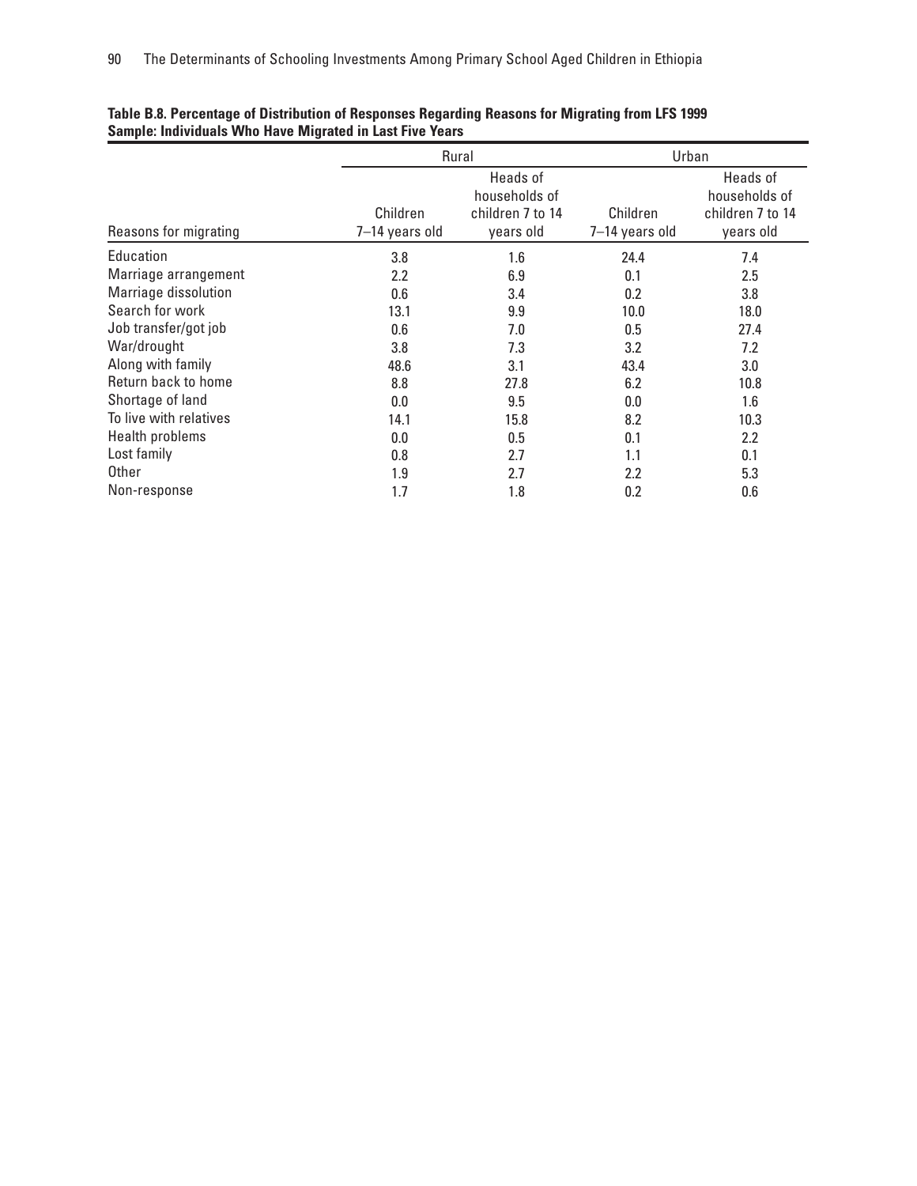**Table B.8. Percentage of Distribution of Responses Regarding Reasons for Migrating from LFS 1999**
**Sample: Individuals Who Have Migrated in Last Five Years**

| | Rural | | Urban | |
|---|---|---|---|---|
| Reasons for migrating | Children 7–14 years old | Heads of households of children 7 to 14 years old | Children 7–14 years old | Heads of households of children 7 to 14 years old |
| Education | 3.8 | 1.6 | 24.4 | 7.4 |
| Marriage arrangement | 2.2 | 6.9 | 0.1 | 2.5 |
| Marriage dissolution | 0.6 | 3.4 | 0.2 | 3.8 |
| Search for work | 13.1 | 9.9 | 10.0 | 18.0 |
| Job transfer/got job | 0.6 | 7.0 | 0.5 | 27.4 |
| War/drought | 3.8 | 7.3 | 3.2 | 7.2 |
| Along with family | 48.6 | 3.1 | 43.4 | 3.0 |
| Return back to home | 8.8 | 27.8 | 6.2 | 10.8 |
| Shortage of land | 0.0 | 9.5 | 0.0 | 1.6 |
| To live with relatives | 14.1 | 15.8 | 8.2 | 10.3 |
| Health problems | 0.0 | 0.5 | 0.1 | 2.2 |
| Lost family | 0.8 | 2.7 | 1.1 | 0.1 |
| Other | 1.9 | 2.7 | 2.2 | 5.3 |
| Non-response | 1.7 | 1.8 | 0.2 | 0.6 |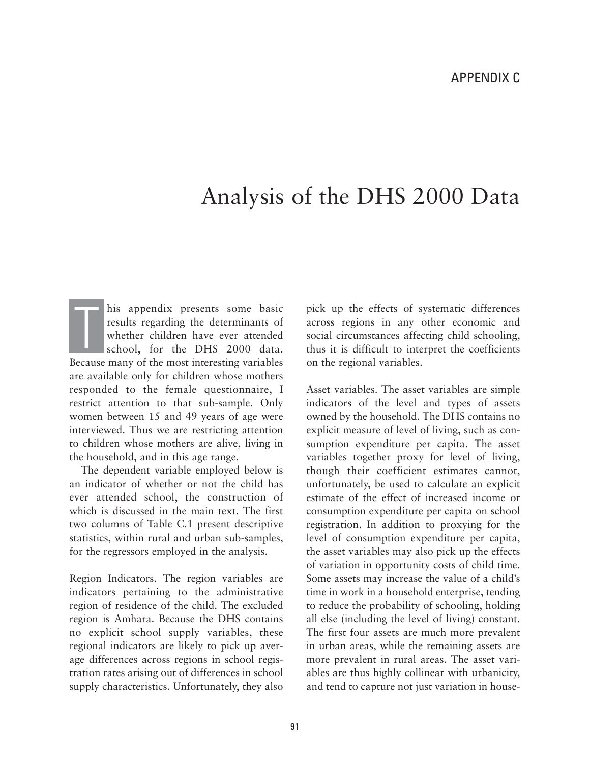## APPENDIX C

# Analysis of the DHS 2000 Data

This appendix presents some basic results regarding the determinants of whether children have ever attended school, for the DHS 2000 data. Because many of the most interesting variables are available only for children whose mothers responded to the female questionnaire, I restrict attention to that sub-sample. Only women between 15 and 49 years of age were interviewed. Thus we are restricting attention to children whose mothers are alive, living in the household, and in this age range.

The dependent variable employed below is an indicator of whether or not the child has ever attended school, the construction of which is discussed in the main text. The first two columns of Table C.1 present descriptive statistics, within rural and urban sub-samples, for the regressors employed in the analysis.

Region Indicators. The region variables are indicators pertaining to the administrative region of residence of the child. The excluded region is Amhara. Because the DHS contains no explicit school supply variables, these regional indicators are likely to pick up average differences across regions in school registration rates arising out of differences in school supply characteristics. Unfortunately, they also pick up the effects of systematic differences across regions in any other economic and social circumstances affecting child schooling, thus it is difficult to interpret the coefficients on the regional variables.

Asset variables. The asset variables are simple indicators of the level and types of assets owned by the household. The DHS contains no explicit measure of level of living, such as consumption expenditure per capita. The asset variables together proxy for level of living, though their coefficient estimates cannot, unfortunately, be used to calculate an explicit estimate of the effect of increased income or consumption expenditure per capita on school registration. In addition to proxying for the level of consumption expenditure per capita, the asset variables may also pick up the effects of variation in opportunity costs of child time. Some assets may increase the value of a child's time in work in a household enterprise, tending to reduce the probability of schooling, holding all else (including the level of living) constant. The first four assets are much more prevalent in urban areas, while the remaining assets are more prevalent in rural areas. The asset variables are thus highly collinear with urbanicity, and tend to capture not just variation in house-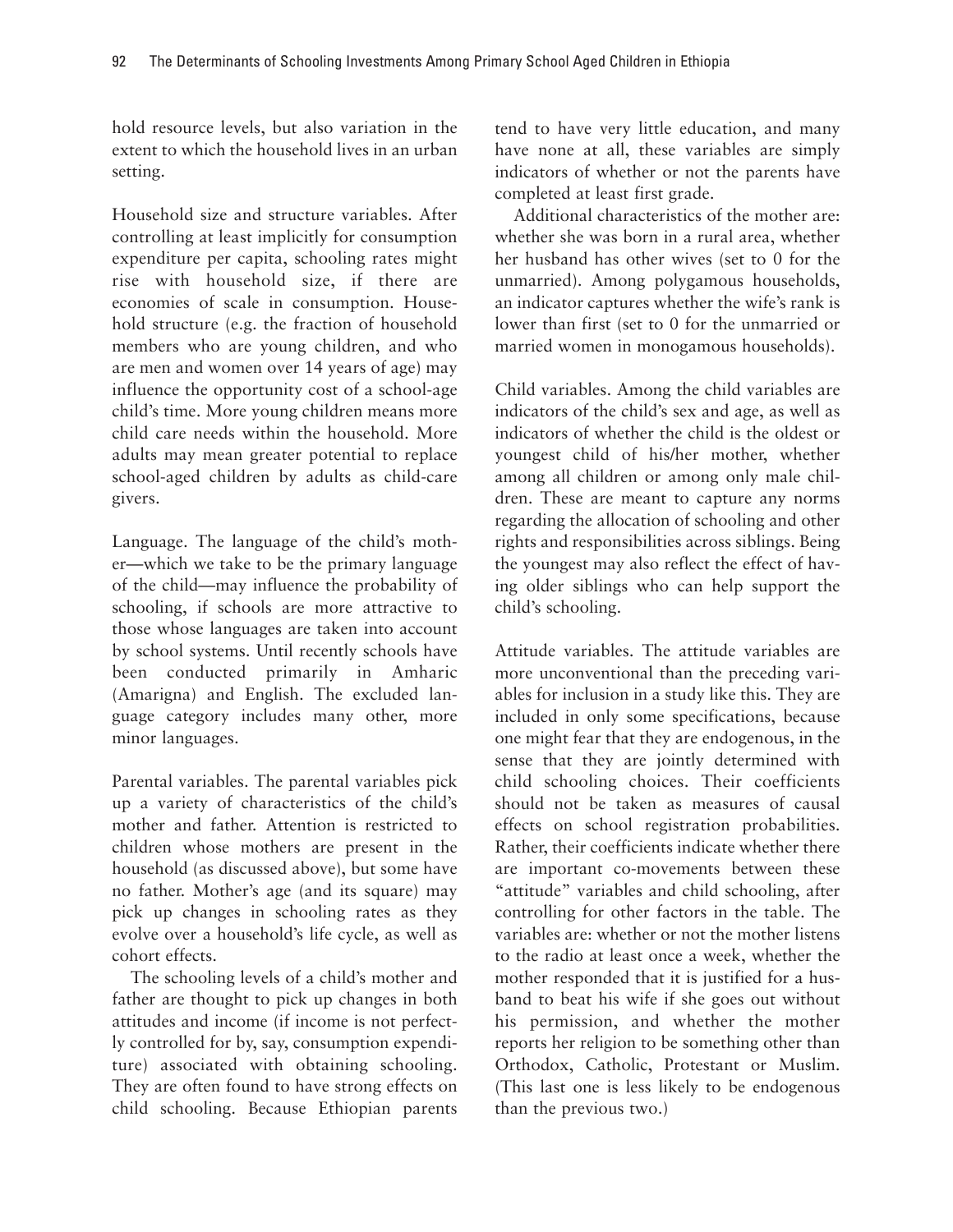hold resource levels, but also variation in the extent to which the household lives in an urban setting.

Household size and structure variables. After controlling at least implicitly for consumption expenditure per capita, schooling rates might rise with household size, if there are economies of scale in consumption. Household structure (e.g. the fraction of household members who are young children, and who are men and women over 14 years of age) may influence the opportunity cost of a school-age child's time. More young children means more child care needs within the household. More adults may mean greater potential to replace school-aged children by adults as child-care givers.

Language. The language of the child's mother—which we take to be the primary language of the child—may influence the probability of schooling, if schools are more attractive to those whose languages are taken into account by school systems. Until recently schools have been conducted primarily in Amharic (Amarigna) and English. The excluded language category includes many other, more minor languages.

Parental variables. The parental variables pick up a variety of characteristics of the child's mother and father. Attention is restricted to children whose mothers are present in the household (as discussed above), but some have no father. Mother's age (and its square) may pick up changes in schooling rates as they evolve over a household's life cycle, as well as cohort effects.

The schooling levels of a child's mother and father are thought to pick up changes in both attitudes and income (if income is not perfectly controlled for by, say, consumption expenditure) associated with obtaining schooling. They are often found to have strong effects on child schooling. Because Ethiopian parents tend to have very little education, and many have none at all, these variables are simply indicators of whether or not the parents have completed at least first grade.

Additional characteristics of the mother are: whether she was born in a rural area, whether her husband has other wives (set to 0 for the unmarried). Among polygamous households, an indicator captures whether the wife's rank is lower than first (set to 0 for the unmarried or married women in monogamous households).

Child variables. Among the child variables are indicators of the child's sex and age, as well as indicators of whether the child is the oldest or youngest child of his/her mother, whether among all children or among only male children. These are meant to capture any norms regarding the allocation of schooling and other rights and responsibilities across siblings. Being the youngest may also reflect the effect of having older siblings who can help support the child's schooling.

Attitude variables. The attitude variables are more unconventional than the preceding variables for inclusion in a study like this. They are included in only some specifications, because one might fear that they are endogenous, in the sense that they are jointly determined with child schooling choices. Their coefficients should not be taken as measures of causal effects on school registration probabilities. Rather, their coefficients indicate whether there are important co-movements between these "attitude" variables and child schooling, after controlling for other factors in the table. The variables are: whether or not the mother listens to the radio at least once a week, whether the mother responded that it is justified for a husband to beat his wife if she goes out without his permission, and whether the mother reports her religion to be something other than Orthodox, Catholic, Protestant or Muslim. (This last one is less likely to be endogenous than the previous two.)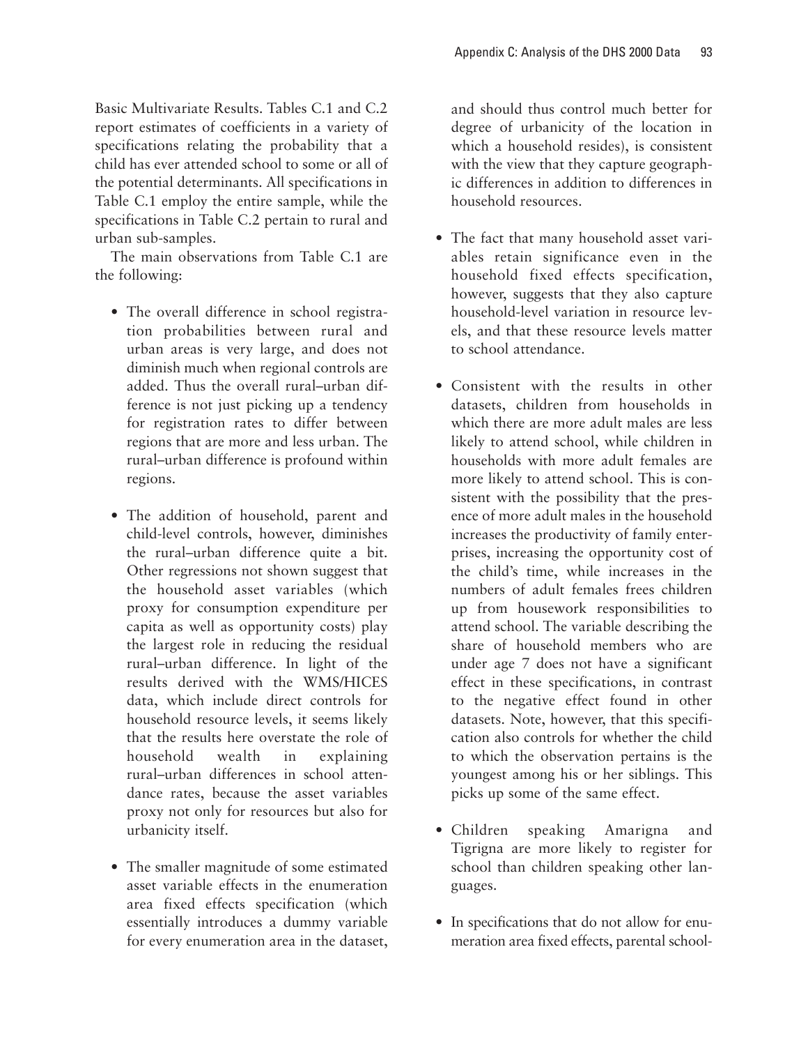Basic Multivariate Results. Tables C.1 and C.2 report estimates of coefficients in a variety of specifications relating the probability that a child has ever attended school to some or all of the potential determinants. All specifications in Table C.1 employ the entire sample, while the specifications in Table C.2 pertain to rural and urban sub-samples.

The main observations from Table C.1 are the following:

- The overall difference in school registration probabilities between rural and urban areas is very large, and does not diminish much when regional controls are added. Thus the overall rural–urban difference is not just picking up a tendency for registration rates to differ between regions that are more and less urban. The rural–urban difference is profound within regions.
- The addition of household, parent and child-level controls, however, diminishes the rural–urban difference quite a bit. Other regressions not shown suggest that the household asset variables (which proxy for consumption expenditure per capita as well as opportunity costs) play the largest role in reducing the residual rural–urban difference. In light of the results derived with the WMS/HICES data, which include direct controls for household resource levels, it seems likely that the results here overstate the role of household wealth in explaining rural–urban differences in school attendance rates, because the asset variables proxy not only for resources but also for urbanicity itself.
- The smaller magnitude of some estimated asset variable effects in the enumeration area fixed effects specification (which essentially introduces a dummy variable for every enumeration area in the dataset, and should thus control much better for degree of urbanicity of the location in which a household resides), is consistent with the view that they capture geographic differences in addition to differences in household resources.
- The fact that many household asset variables retain significance even in the household fixed effects specification, however, suggests that they also capture household-level variation in resource levels, and that these resource levels matter to school attendance.
- Consistent with the results in other datasets, children from households in which there are more adult males are less likely to attend school, while children in households with more adult females are more likely to attend school. This is consistent with the possibility that the presence of more adult males in the household increases the productivity of family enterprises, increasing the opportunity cost of the child's time, while increases in the numbers of adult females frees children up from housework responsibilities to attend school. The variable describing the share of household members who are under age 7 does not have a significant effect in these specifications, in contrast to the negative effect found in other datasets. Note, however, that this specification also controls for whether the child to which the observation pertains is the youngest among his or her siblings. This picks up some of the same effect.
- Children speaking Amarigna and Tigrigna are more likely to register for school than children speaking other languages.
- In specifications that do not allow for enumeration area fixed effects, parental school-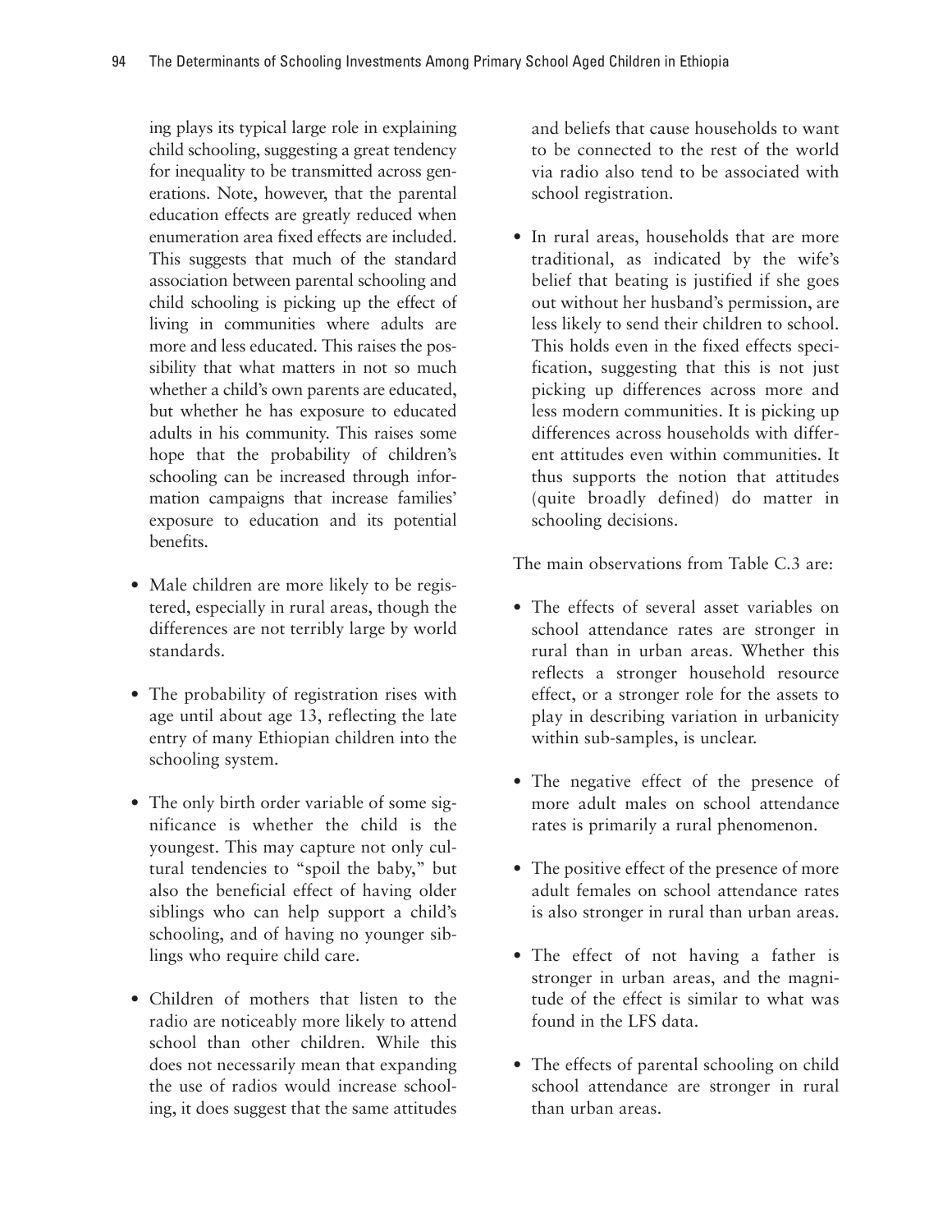ing plays its typical large role in explaining child schooling, suggesting a great tendency for inequality to be transmitted across generations. Note, however, that the parental education effects are greatly reduced when enumeration area fixed effects are included. This suggests that much of the standard association between parental schooling and child schooling is picking up the effect of living in communities where adults are more and less educated. This raises the possibility that what matters in not so much whether a child's own parents are educated, but whether he has exposure to educated adults in his community. This raises some hope that the probability of children's schooling can be increased through information campaigns that increase families' exposure to education and its potential benefits.

- Male children are more likely to be registered, especially in rural areas, though the differences are not terribly large by world standards.
- The probability of registration rises with age until about age 13, reflecting the late entry of many Ethiopian children into the schooling system.
- The only birth order variable of some significance is whether the child is the youngest. This may capture not only cultural tendencies to "spoil the baby," but also the beneficial effect of having older siblings who can help support a child's schooling, and of having no younger siblings who require child care.
- Children of mothers that listen to the radio are noticeably more likely to attend school than other children. While this does not necessarily mean that expanding the use of radios would increase schooling, it does suggest that the same attitudes and beliefs that cause households to want to be connected to the rest of the world via radio also tend to be associated with school registration.
- In rural areas, households that are more traditional, as indicated by the wife's belief that beating is justified if she goes out without her husband's permission, are less likely to send their children to school. This holds even in the fixed effects specification, suggesting that this is not just picking up differences across more and less modern communities. It is picking up differences across households with different attitudes even within communities. It thus supports the notion that attitudes (quite broadly defined) do matter in schooling decisions.

The main observations from Table C.3 are:

- The effects of several asset variables on school attendance rates are stronger in rural than in urban areas. Whether this reflects a stronger household resource effect, or a stronger role for the assets to play in describing variation in urbanicity within sub-samples, is unclear.
- The negative effect of the presence of more adult males on school attendance rates is primarily a rural phenomenon.
- The positive effect of the presence of more adult females on school attendance rates is also stronger in rural than urban areas.
- The effect of not having a father is stronger in urban areas, and the magnitude of the effect is similar to what was found in the LFS data.
- The effects of parental schooling on child school attendance are stronger in rural than urban areas.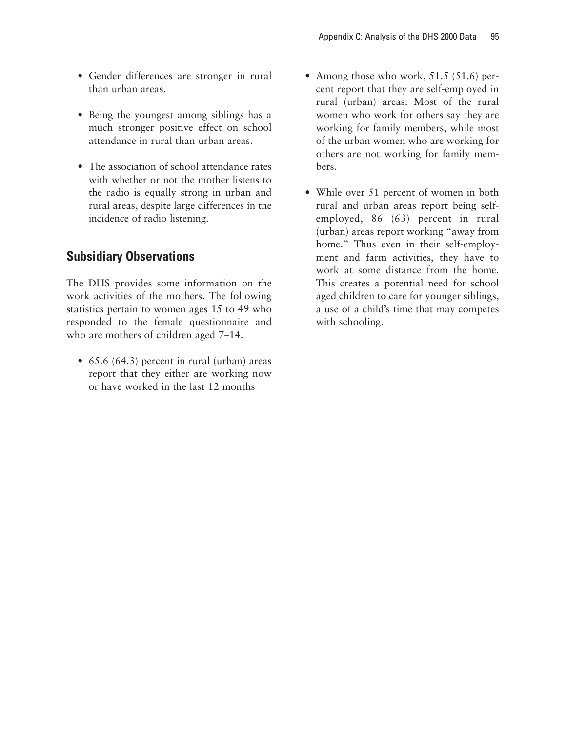- Gender differences are stronger in rural than urban areas.
- Being the youngest among siblings has a much stronger positive effect on school attendance in rural than urban areas.
- The association of school attendance rates with whether or not the mother listens to the radio is equally strong in urban and rural areas, despite large differences in the incidence of radio listening.

## Subsidiary Observations

The DHS provides some information on the work activities of the mothers. The following statistics pertain to women ages 15 to 49 who responded to the female questionnaire and who are mothers of children aged 7–14.

- 65.6 (64.3) percent in rural (urban) areas report that they either are working now or have worked in the last 12 months
- Among those who work, 51.5 (51.6) percent report that they are self-employed in rural (urban) areas. Most of the rural women who work for others say they are working for family members, while most of the urban women who are working for others are not working for family members.
- While over 51 percent of women in both rural and urban areas report being self-employed, 86 (63) percent in rural (urban) areas report working "away from home." Thus even in their self-employment and farm activities, they have to work at some distance from the home. This creates a potential need for school aged children to care for younger siblings, a use of a child's time that may competes with schooling.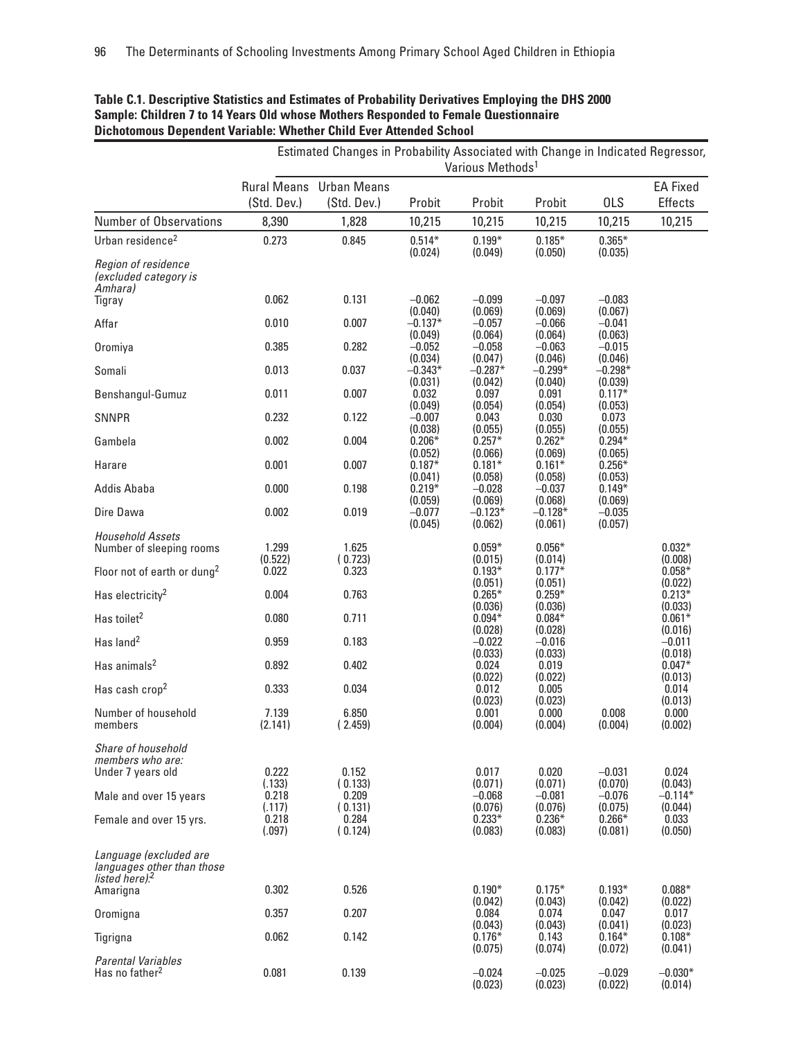**Table C.1. Descriptive Statistics and Estimates of Probability Derivatives Employing the DHS 2000 Sample: Children 7 to 14 Years Old whose Mothers Responded to Female Questionnaire Dichotomous Dependent Variable: Whether Child Ever Attended School**

| | | | Estimated Changes in Probability Associated with Change in Indicated Regressor, Various Methods[1] | | | | |
|---|---|---|---|---|---|---|---|
| | Rural Means (Std. Dev.) | Urban Means (Std. Dev.) | Probit | Probit | Probit | OLS | EA Fixed Effects |
| Number of Observations | 8,390 | 1,828 | 10,215 | 10,215 | 10,215 | 10,215 | 10,215 |
| Urban residence[2] | 0.273 | 0.845 | 0.514* (0.024) | 0.199* (0.049) | 0.185* (0.050) | 0.365* (0.035) | |
| *Region of residence (excluded category is Amhara)* | | | | | | | |
| Tigray | 0.062 | 0.131 | −0.062 (0.040) | −0.099 (0.069) | −0.097 (0.069) | −0.083 (0.067) | |
| Affar | 0.010 | 0.007 | −0.137* (0.049) | −0.057 (0.064) | −0.066 (0.064) | −0.041 (0.063) | |
| Oromiya | 0.385 | 0.282 | −0.052 (0.034) | −0.058 (0.047) | −0.063 (0.046) | −0.015 (0.046) | |
| Somali | 0.013 | 0.037 | −0.343* (0.031) | −0.287* (0.042) | −0.299* (0.040) | −0.298* (0.039) | |
| Benshangul-Gumuz | 0.011 | 0.007 | 0.032 (0.049) | 0.097 (0.054) | 0.091 (0.054) | 0.117* (0.053) | |
| SNNPR | 0.232 | 0.122 | −0.007 (0.038) | 0.043 (0.055) | 0.030 (0.055) | 0.073 (0.055) | |
| Gambela | 0.002 | 0.004 | 0.206* (0.052) | 0.257* (0.066) | 0.262* (0.069) | 0.294* (0.065) | |
| Harare | 0.001 | 0.007 | 0.187* (0.041) | 0.181* (0.058) | 0.161* (0.058) | 0.256* (0.053) | |
| Addis Ababa | 0.000 | 0.198 | 0.219* (0.059) | −0.028 (0.069) | −0.037 (0.068) | 0.149* (0.069) | |
| Dire Dawa | 0.002 | 0.019 | −0.077 (0.045) | −0.123* (0.062) | −0.128* (0.061) | −0.035 (0.057) | |
| *Household Assets* | | | | | | | |
| Number of sleeping rooms | 1.299 (0.522) | 1.625 (0.723) | | 0.059* (0.015) | 0.056* (0.014) | | 0.032* (0.008) |
| Floor not of earth or dung[2] | 0.022 | 0.323 | | 0.193* (0.051) | 0.177* (0.051) | | 0.058* (0.022) |
| Has electricity[2] | 0.004 | 0.763 | | 0.265* (0.036) | 0.259* (0.036) | | 0.213* (0.033) |
| Has toilet[2] | 0.080 | 0.711 | | 0.094* (0.028) | 0.084* (0.028) | | 0.061* (0.016) |
| Has land[2] | 0.959 | 0.183 | | −0.022 (0.033) | −0.016 (0.033) | | −0.011 (0.018) |
| Has animals[2] | 0.892 | 0.402 | | 0.024 (0.022) | 0.019 (0.022) | | 0.047* (0.013) |
| Has cash crop[2] | 0.333 | 0.034 | | 0.012 (0.023) | 0.005 (0.023) | | 0.014 (0.013) |
| Number of household members | 7.139 (2.141) | 6.850 (2.459) | | 0.001 (0.004) | 0.000 (0.004) | 0.008 (0.004) | 0.000 (0.002) |
| *Share of household members who are:* | | | | | | | |
| Under 7 years old | 0.222 (.133) | 0.152 (0.133) | | 0.017 (0.071) | 0.020 (0.071) | −0.031 (0.070) | 0.024 (0.043) |
| Male and over 15 years | 0.218 (.117) | 0.209 (0.131) | | −0.068 (0.076) | −0.081 (0.076) | −0.076 (0.075) | −0.114* (0.044) |
| Female and over 15 yrs. | 0.218 (.097) | 0.284 (0.124) | | 0.233* (0.083) | 0.236* (0.083) | 0.266* (0.081) | 0.033 (0.050) |
| *Language (excluded are languages other than those listed here):*[2] | | | | | | | |
| Amarigna | 0.302 | 0.526 | | 0.190* (0.042) | 0.175* (0.043) | 0.193* (0.042) | 0.088* (0.022) |
| Oromigna | 0.357 | 0.207 | | 0.084 (0.043) | 0.074 (0.043) | 0.047 (0.041) | 0.017 (0.023) |
| Tigrigna | 0.062 | 0.142 | | 0.176* (0.075) | 0.143 (0.074) | 0.164* (0.072) | 0.108* (0.041) |
| *Parental Variables* | | | | | | | |
| Has no father[2] | 0.081 | 0.139 | | −0.024 (0.023) | −0.025 (0.023) | −0.029 (0.022) | −0.030* (0.014) |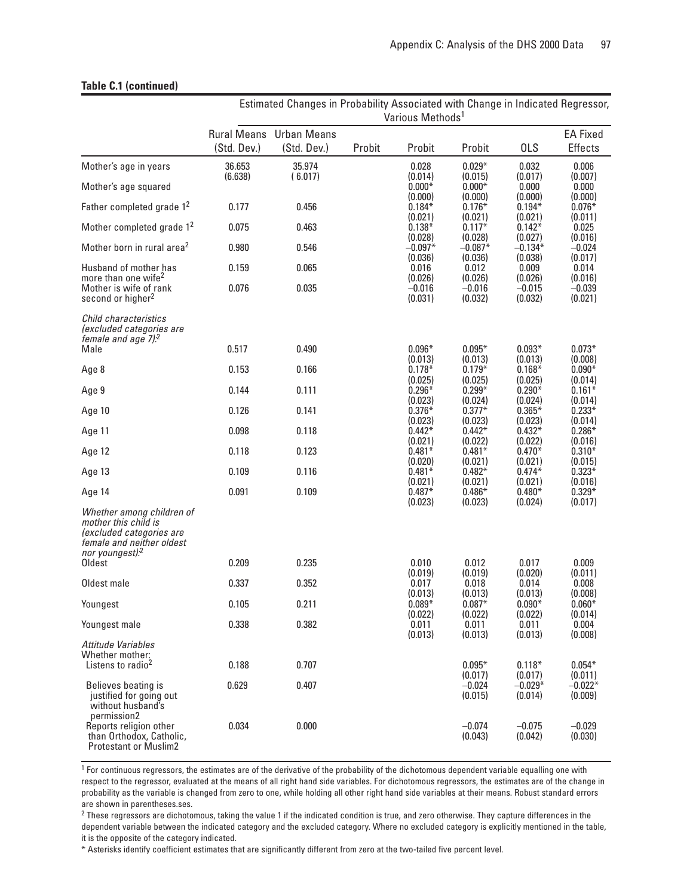**Table C.1 (continued)**

| | Estimated Changes in Probability Associated with Change in Indicated Regressor, Various Methods[1] | | | | | | |
|---|---|---|---|---|---|---|---|
| | Rural Means (Std. Dev.) | Urban Means (Std. Dev.) | Probit | Probit | Probit | OLS | EA Fixed Effects |
| Mother's age in years | 36.653 (6.638) | 35.974 ( 6.017) | | 0.028 (0.014) | 0.029* (0.015) | 0.032 (0.017) | 0.006 (0.007) |
| Mother's age squared | | | | 0.000* (0.000) | 0.000* (0.000) | 0.000 (0.000) | 0.000 (0.000) |
| Father completed grade 1[2] | 0.177 | 0.456 | | 0.184* (0.021) | 0.176* (0.021) | 0.194* (0.021) | 0.076* (0.011) |
| Mother completed grade 1[2] | 0.075 | 0.463 | | 0.138* (0.028) | 0.117* (0.028) | 0.142* (0.027) | 0.025 (0.016) |
| Mother born in rural area[2] | 0.980 | 0.546 | | −0.097* (0.036) | −0.087* (0.036) | −0.134* (0.038) | −0.024 (0.017) |
| Husband of mother has more than one wife[2] | 0.159 | 0.065 | | 0.016 (0.026) | 0.012 (0.026) | 0.009 (0.026) | 0.014 (0.016) |
| Mother is wife of rank second or higher[2] | 0.076 | 0.035 | | −0.016 (0.031) | −0.016 (0.032) | −0.015 (0.032) | −0.039 (0.021) |
| *Child characteristics (excluded categories are female and age 7)*:[2] | | | | | | | |
| Male | 0.517 | 0.490 | | 0.096* (0.013) | 0.095* (0.013) | 0.093* (0.013) | 0.073* (0.008) |
| Age 8 | 0.153 | 0.166 | | 0.178* (0.025) | 0.179* (0.025) | 0.168* (0.025) | 0.090* (0.014) |
| Age 9 | 0.144 | 0.111 | | 0.296* (0.023) | 0.299* (0.024) | 0.290* (0.024) | 0.161* (0.014) |
| Age 10 | 0.126 | 0.141 | | 0.376* (0.023) | 0.377* (0.023) | 0.365* (0.023) | 0.233* (0.014) |
| Age 11 | 0.098 | 0.118 | | 0.442* (0.021) | 0.442* (0.022) | 0.432* (0.022) | 0.286* (0.016) |
| Age 12 | 0.118 | 0.123 | | 0.481* (0.020) | 0.481* (0.021) | 0.470* (0.021) | 0.310* (0.015) |
| Age 13 | 0.109 | 0.116 | | 0.481* (0.021) | 0.482* (0.021) | 0.474* (0.021) | 0.323* (0.016) |
| Age 14 | 0.091 | 0.109 | | 0.487* (0.023) | 0.486* (0.023) | 0.480* (0.024) | 0.329* (0.017) |
| *Whether among children of mother this child is (excluded categories are female and neither oldest nor youngest)*:[2] | | | | | | | |
| Oldest | 0.209 | 0.235 | | 0.010 (0.019) | 0.012 (0.019) | 0.017 (0.020) | 0.009 (0.011) |
| Oldest male | 0.337 | 0.352 | | 0.017 (0.013) | 0.018 (0.013) | 0.014 (0.013) | 0.008 (0.008) |
| Youngest | 0.105 | 0.211 | | 0.089* (0.022) | 0.087* (0.022) | 0.090* (0.022) | 0.060* (0.014) |
| Youngest male | 0.338 | 0.382 | | 0.011 (0.013) | 0.011 (0.013) | 0.011 (0.013) | 0.004 (0.008) |
| *Attitude Variables* Whether mother: | | | | | | | |
| Listens to radio[2] | 0.188 | 0.707 | | | 0.095* (0.017) | 0.118* (0.017) | 0.054* (0.011) |
| Believes beating is justified for going out without husband's permission2 | 0.629 | 0.407 | | | −0.024 (0.015) | −0.029* (0.014) | −0.022* (0.009) |
| Reports religion other than Orthodox, Catholic, Protestant or Muslim2 | 0.034 | 0.000 | | | −0.074 (0.043) | −0.075 (0.042) | −0.029 (0.030) |

[1] For continuous regressors, the estimates are of the derivative of the probability of the dichotomous dependent variable equalling one with respect to the regressor, evaluated at the means of all right hand side variables. For dichotomous regressors, the estimates are of the change in probability as the variable is changed from zero to one, while holding all other right hand side variables at their means. Robust standard errors are shown in parentheses.ses.

[2] These regressors are dichotomous, taking the value 1 if the indicated condition is true, and zero otherwise. They capture differences in the dependent variable between the indicated category and the excluded category. Where no excluded category is explicitly mentioned in the table, it is the opposite of the category indicated.

\* Asterisks identify coefficient estimates that are significantly different from zero at the two-tailed five percent level.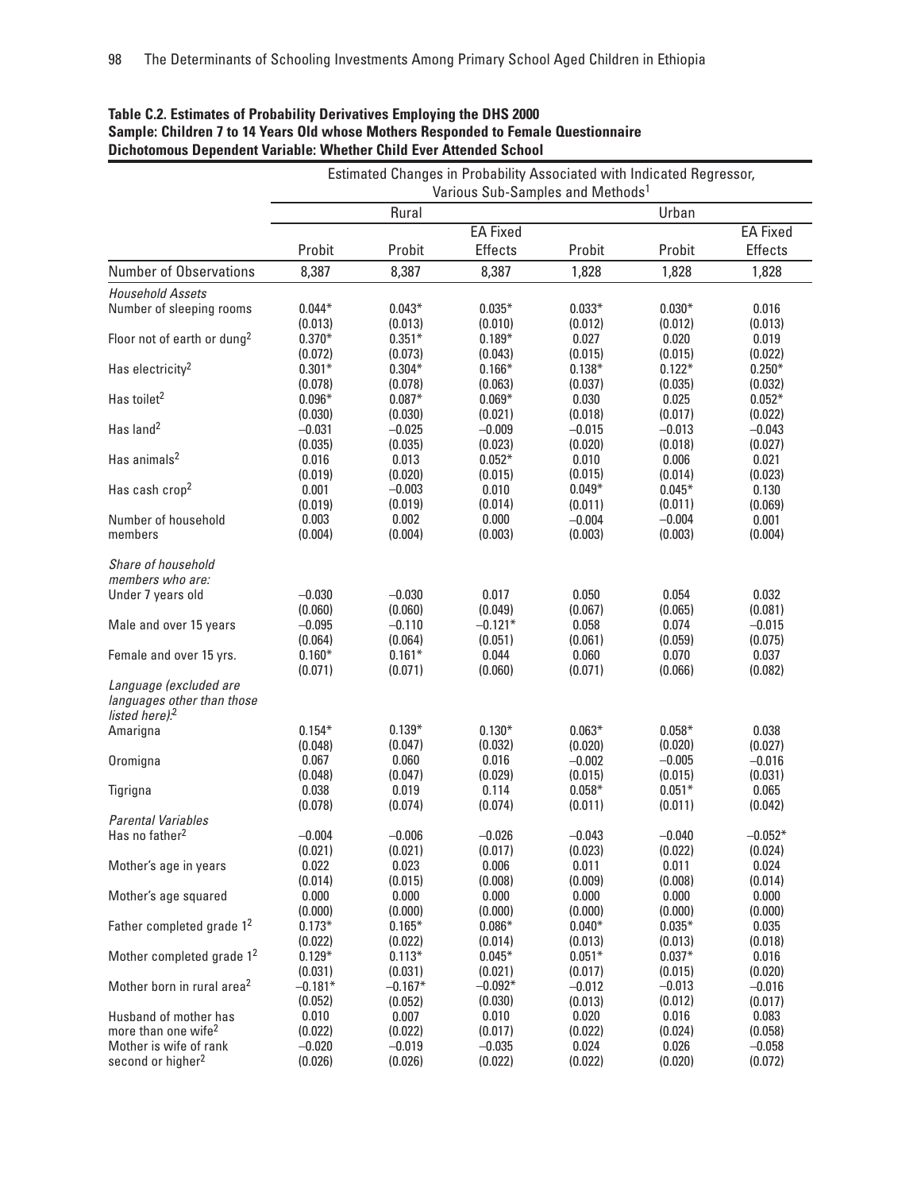**Table C.2. Estimates of Probability Derivatives Employing the DHS 2000**
**Sample: Children 7 to 14 Years Old whose Mothers Responded to Female Questionnaire**
**Dichotomous Dependent Variable: Whether Child Ever Attended School**

| | Estimated Changes in Probability Associated with Indicated Regressor, Various Sub-Samples and Methods[1] | | | | | |
|---|---|---|---|---|---|---|
| | Rural | | | Urban | | |
| | Probit | Probit | EA Fixed Effects | Probit | Probit | EA Fixed Effects |
| Number of Observations | 8,387 | 8,387 | 8,387 | 1,828 | 1,828 | 1,828 |
| *Household Assets* | | | | | | |
| Number of sleeping rooms | 0.044* | 0.043* | 0.035* | 0.033* | 0.030* | 0.016 |
| | (0.013) | (0.013) | (0.010) | (0.012) | (0.012) | (0.013) |
| Floor not of earth or dung[2] | 0.370* | 0.351* | 0.189* | 0.027 | 0.020 | 0.019 |
| | (0.072) | (0.073) | (0.043) | (0.015) | (0.015) | (0.022) |
| Has electricity[2] | 0.301* | 0.304* | 0.166* | 0.138* | 0.122* | 0.250* |
| | (0.078) | (0.078) | (0.063) | (0.037) | (0.035) | (0.032) |
| Has toilet[2] | 0.096* | 0.087* | 0.069* | 0.030 | 0.025 | 0.052* |
| | (0.030) | (0.030) | (0.021) | (0.018) | (0.017) | (0.022) |
| Has land[2] | −0.031 | −0.025 | −0.009 | −0.015 | −0.013 | −0.043 |
| | (0.035) | (0.035) | (0.023) | (0.020) | (0.018) | (0.027) |
| Has animals[2] | 0.016 | 0.013 | 0.052* | 0.010 | 0.006 | 0.021 |
| | (0.019) | (0.020) | (0.015) | (0.015) | (0.014) | (0.023) |
| Has cash crop[2] | 0.001 | −0.003 | 0.010 | 0.049* | 0.045* | 0.130 |
| | (0.019) | (0.019) | (0.014) | (0.011) | (0.011) | (0.069) |
| Number of household members | 0.003 | 0.002 | 0.000 | −0.004 | −0.004 | 0.001 |
| | (0.004) | (0.004) | (0.003) | (0.003) | (0.003) | (0.004) |
| *Share of household members who are:* | | | | | | |
| Under 7 years old | −0.030 | −0.030 | 0.017 | 0.050 | 0.054 | 0.032 |
| | (0.060) | (0.060) | (0.049) | (0.067) | (0.065) | (0.081) |
| Male and over 15 years | −0.095 | −0.110 | −0.121* | 0.058 | 0.074 | −0.015 |
| | (0.064) | (0.064) | (0.051) | (0.061) | (0.059) | (0.075) |
| Female and over 15 yrs. | 0.160* | 0.161* | 0.044 | 0.060 | 0.070 | 0.037 |
| | (0.071) | (0.071) | (0.060) | (0.071) | (0.066) | (0.082) |
| *Language (excluded are languages other than those listed here):*[2] | | | | | | |
| Amarigna | 0.154* | 0.139* | 0.130* | 0.063* | 0.058* | 0.038 |
| | (0.048) | (0.047) | (0.032) | (0.020) | (0.020) | (0.027) |
| Oromigna | 0.067 | 0.060 | 0.016 | −0.002 | −0.005 | −0.016 |
| | (0.048) | (0.047) | (0.029) | (0.015) | (0.015) | (0.031) |
| Tigrigna | 0.038 | 0.019 | 0.114 | 0.058* | 0.051* | 0.065 |
| | (0.078) | (0.074) | (0.074) | (0.011) | (0.011) | (0.042) |
| *Parental Variables* | | | | | | |
| Has no father[2] | −0.004 | −0.006 | −0.026 | −0.043 | −0.040 | −0.052* |
| | (0.021) | (0.021) | (0.017) | (0.023) | (0.022) | (0.024) |
| Mother's age in years | 0.022 | 0.023 | 0.006 | 0.011 | 0.011 | 0.024 |
| | (0.014) | (0.015) | (0.008) | (0.009) | (0.008) | (0.014) |
| Mother's age squared | 0.000 | 0.000 | 0.000 | 0.000 | 0.000 | 0.000 |
| | (0.000) | (0.000) | (0.000) | (0.000) | (0.000) | (0.000) |
| Father completed grade 1[2] | 0.173* | 0.165* | 0.086* | 0.040* | 0.035* | 0.035 |
| | (0.022) | (0.022) | (0.014) | (0.013) | (0.013) | (0.018) |
| Mother completed grade 1[2] | 0.129* | 0.113* | 0.045* | 0.051* | 0.037* | 0.016 |
| | (0.031) | (0.031) | (0.021) | (0.017) | (0.015) | (0.020) |
| Mother born in rural area[2] | −0.181* | −0.167* | −0.092* | −0.012 | −0.013 | −0.016 |
| | (0.052) | (0.052) | (0.030) | (0.013) | (0.012) | (0.017) |
| Husband of mother has more than one wife[2] | 0.010 | 0.007 | 0.010 | 0.020 | 0.016 | 0.083 |
| | (0.022) | (0.022) | (0.017) | (0.022) | (0.024) | (0.058) |
| Mother is wife of rank second or higher[2] | −0.020 | −0.019 | −0.035 | 0.024 | 0.026 | −0.058 |
| | (0.026) | (0.026) | (0.022) | (0.022) | (0.020) | (0.072) |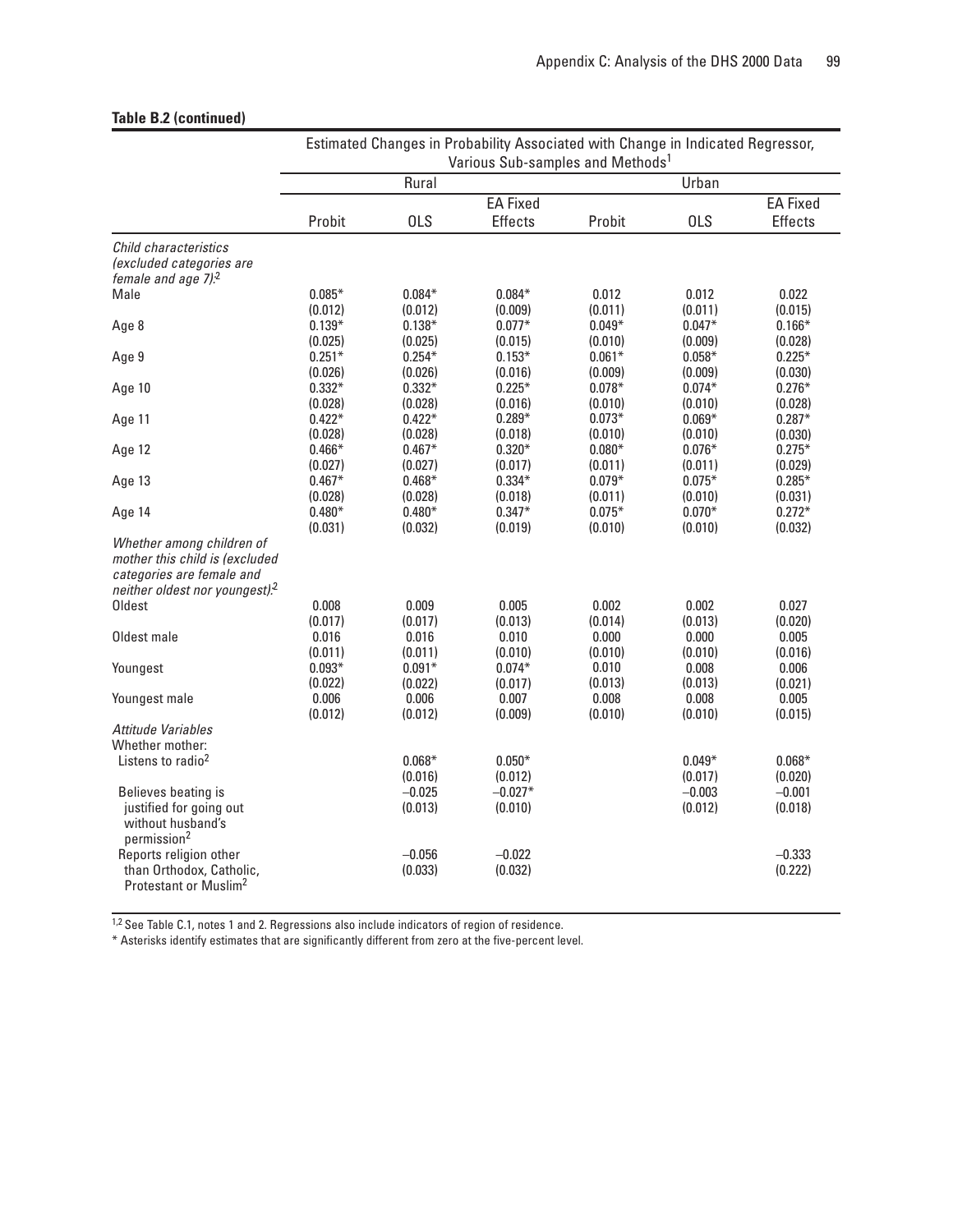**Table B.2 (continued)**

| | Estimated Changes in Probability Associated with Change in Indicated Regressor, Various Sub-samples and Methods[1] | | | | | |
|---|---|---|---|---|---|---|
| | Rural | | | Urban | | |
| | Probit | OLS | EA Fixed Effects | Probit | OLS | EA Fixed Effects |
| *Child characteristics (excluded categories are female and age 7)*:[2] | | | | | | |
| Male | 0.085* | 0.084* | 0.084* | 0.012 | 0.012 | 0.022 |
| | (0.012) | (0.012) | (0.009) | (0.011) | (0.011) | (0.015) |
| Age 8 | 0.139* | 0.138* | 0.077* | 0.049* | 0.047* | 0.166* |
| | (0.025) | (0.025) | (0.015) | (0.010) | (0.009) | (0.028) |
| Age 9 | 0.251* | 0.254* | 0.153* | 0.061* | 0.058* | 0.225* |
| | (0.026) | (0.026) | (0.016) | (0.009) | (0.009) | (0.030) |
| Age 10 | 0.332* | 0.332* | 0.225* | 0.078* | 0.074* | 0.276* |
| | (0.028) | (0.028) | (0.016) | (0.010) | (0.010) | (0.028) |
| Age 11 | 0.422* | 0.422* | 0.289* | 0.073* | 0.069* | 0.287* |
| | (0.028) | (0.028) | (0.018) | (0.010) | (0.010) | (0.030) |
| Age 12 | 0.466* | 0.467* | 0.320* | 0.080* | 0.076* | 0.275* |
| | (0.027) | (0.027) | (0.017) | (0.011) | (0.011) | (0.029) |
| Age 13 | 0.467* | 0.468* | 0.334* | 0.079* | 0.075* | 0.285* |
| | (0.028) | (0.028) | (0.018) | (0.011) | (0.010) | (0.031) |
| Age 14 | 0.480* | 0.480* | 0.347* | 0.075* | 0.070* | 0.272* |
| | (0.031) | (0.032) | (0.019) | (0.010) | (0.010) | (0.032) |
| *Whether among children of mother this child is (excluded categories are female and neither oldest nor youngest)*:[2] | | | | | | |
| Oldest | 0.008 | 0.009 | 0.005 | 0.002 | 0.002 | 0.027 |
| | (0.017) | (0.017) | (0.013) | (0.014) | (0.013) | (0.020) |
| Oldest male | 0.016 | 0.016 | 0.010 | 0.000 | 0.000 | 0.005 |
| | (0.011) | (0.011) | (0.010) | (0.010) | (0.010) | (0.016) |
| Youngest | 0.093* | 0.091* | 0.074* | 0.010 | 0.008 | 0.006 |
| | (0.022) | (0.022) | (0.017) | (0.013) | (0.013) | (0.021) |
| Youngest male | 0.006 | 0.006 | 0.007 | 0.008 | 0.008 | 0.005 |
| | (0.012) | (0.012) | (0.009) | (0.010) | (0.010) | (0.015) |
| *Attitude Variables* | | | | | | |
| Whether mother: | | | | | | |
| Listens to radio[2] | | 0.068* | 0.050* | | 0.049* | 0.068* |
| | | (0.016) | (0.012) | | (0.017) | (0.020) |
| Believes beating is justified for going out without husband's permission[2] | | –0.025 | –0.027* | | –0.003 | –0.001 |
| | | (0.013) | (0.010) | | (0.012) | (0.018) |
| Reports religion other than Orthodox, Catholic, Protestant or Muslim[2] | | –0.056 | –0.022 | | | –0.333 |
| | | (0.033) | (0.032) | | | (0.222) |

[1,2] See Table C.1, notes 1 and 2. Regressions also include indicators of region of residence.

\* Asterisks identify estimates that are significantly different from zero at the five-percent level.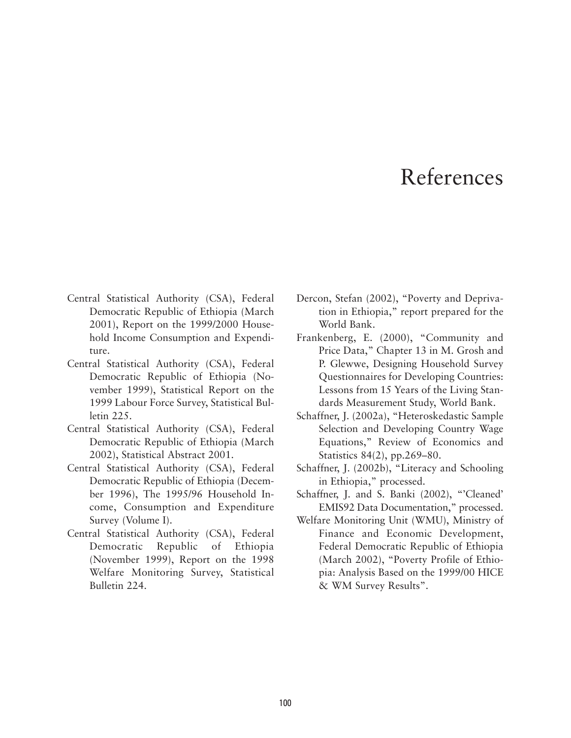# References

Central Statistical Authority (CSA), Federal Democratic Republic of Ethiopia (March 2001), Report on the 1999/2000 Household Income Consumption and Expenditure.

Central Statistical Authority (CSA), Federal Democratic Republic of Ethiopia (November 1999), Statistical Report on the 1999 Labour Force Survey, Statistical Bulletin 225.

Central Statistical Authority (CSA), Federal Democratic Republic of Ethiopia (March 2002), Statistical Abstract 2001.

Central Statistical Authority (CSA), Federal Democratic Republic of Ethiopia (December 1996), The 1995/96 Household Income, Consumption and Expenditure Survey (Volume I).

Central Statistical Authority (CSA), Federal Democratic Republic of Ethiopia (November 1999), Report on the 1998 Welfare Monitoring Survey, Statistical Bulletin 224.

Dercon, Stefan (2002), "Poverty and Deprivation in Ethiopia," report prepared for the World Bank.

Frankenberg, E. (2000), "Community and Price Data," Chapter 13 in M. Grosh and P. Glewwe, Designing Household Survey Questionnaires for Developing Countries: Lessons from 15 Years of the Living Standards Measurement Study, World Bank.

Schaffner, J. (2002a), "Heteroskedastic Sample Selection and Developing Country Wage Equations," Review of Economics and Statistics 84(2), pp.269–80.

Schaffner, J. (2002b), "Literacy and Schooling in Ethiopia," processed.

Schaffner, J. and S. Banki (2002), "'Cleaned' EMIS92 Data Documentation," processed.

Welfare Monitoring Unit (WMU), Ministry of Finance and Economic Development, Federal Democratic Republic of Ethiopia (March 2002), "Poverty Profile of Ethiopia: Analysis Based on the 1999/00 HICE & WM Survey Results".